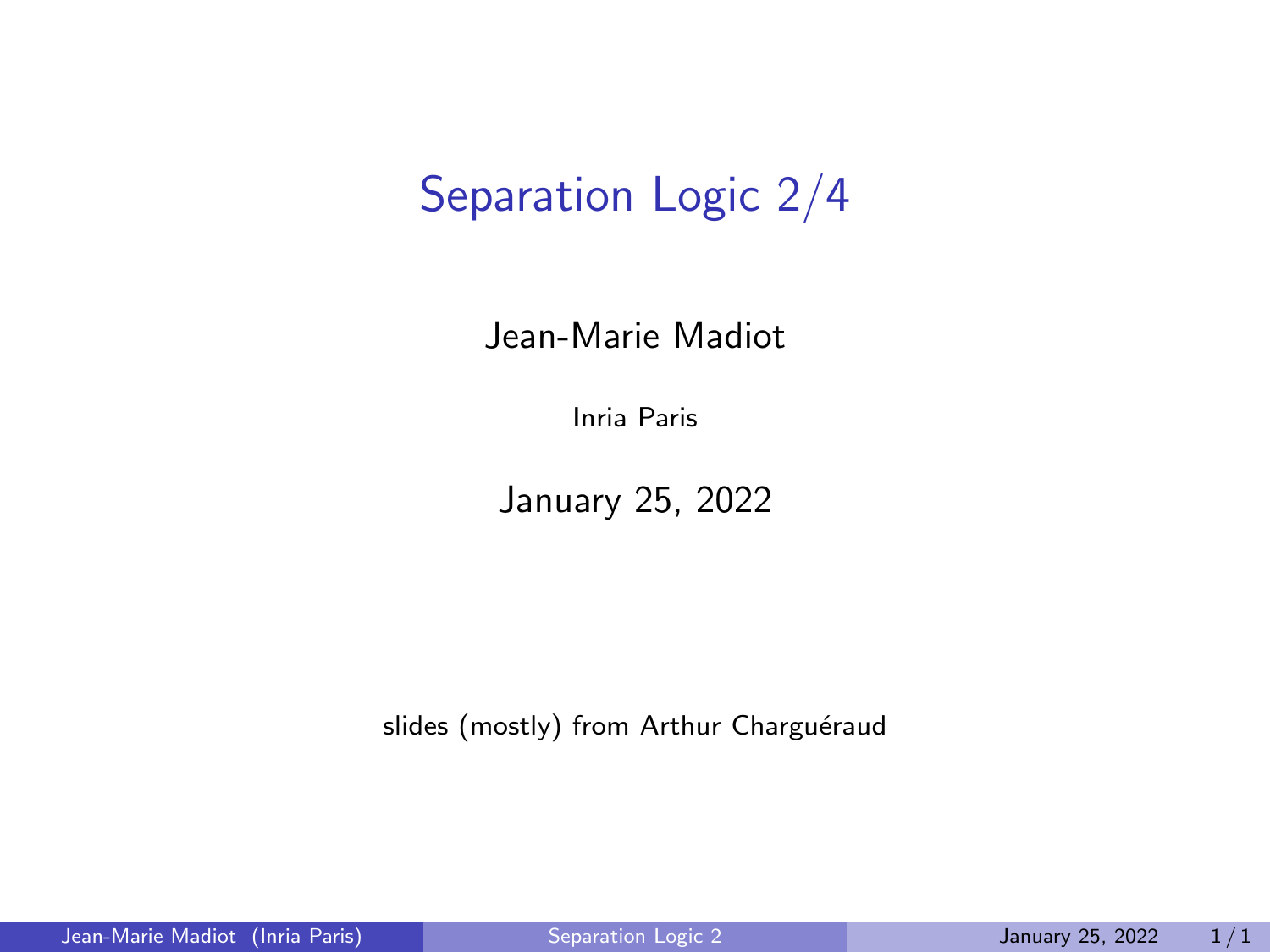# Separation Logic 2/4

Jean-Marie Madiot

Inria Paris

January 25, 2022

slides (mostly) from Arthur Charguéraud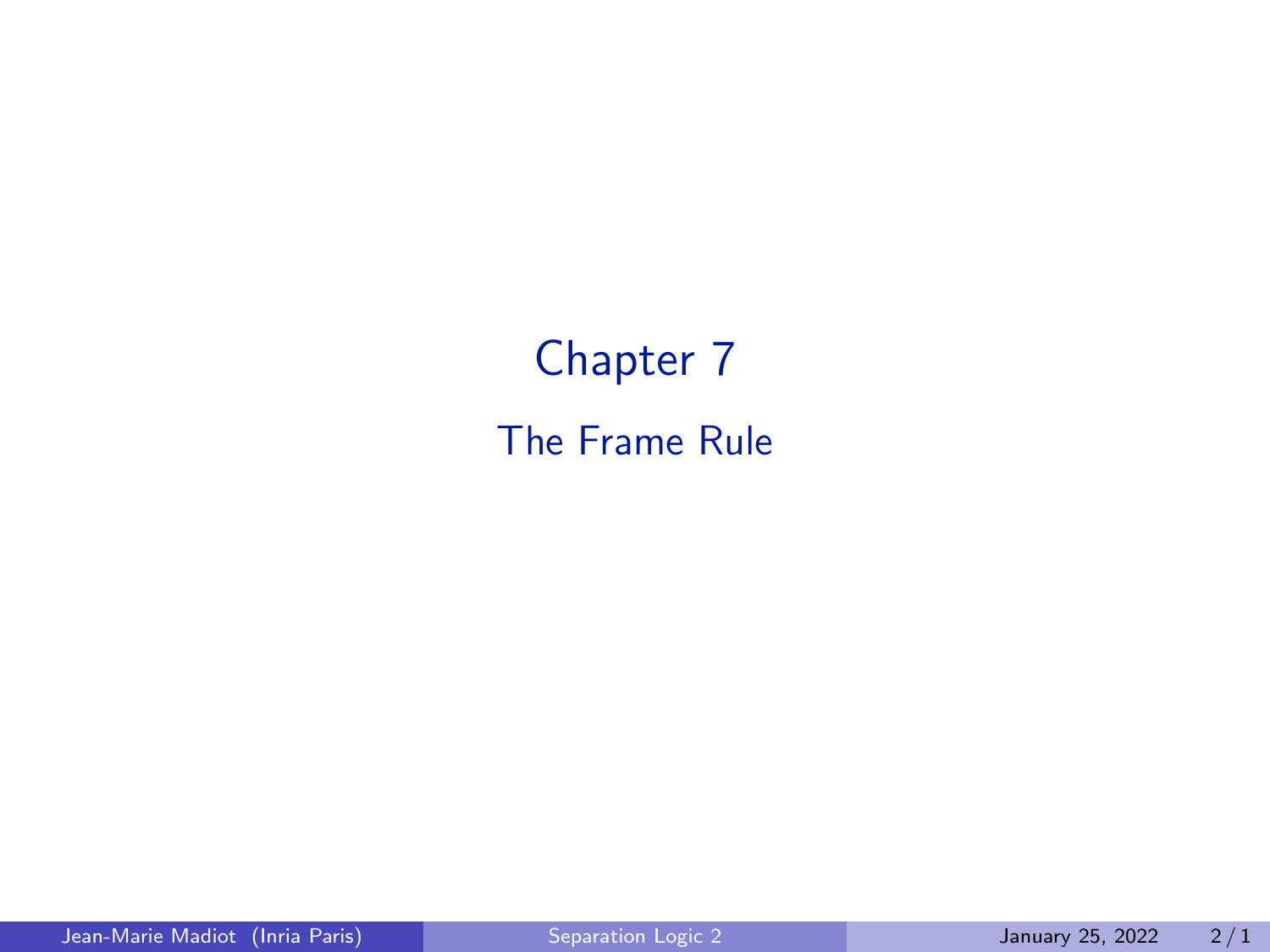# Chapter 7

## The Frame Rule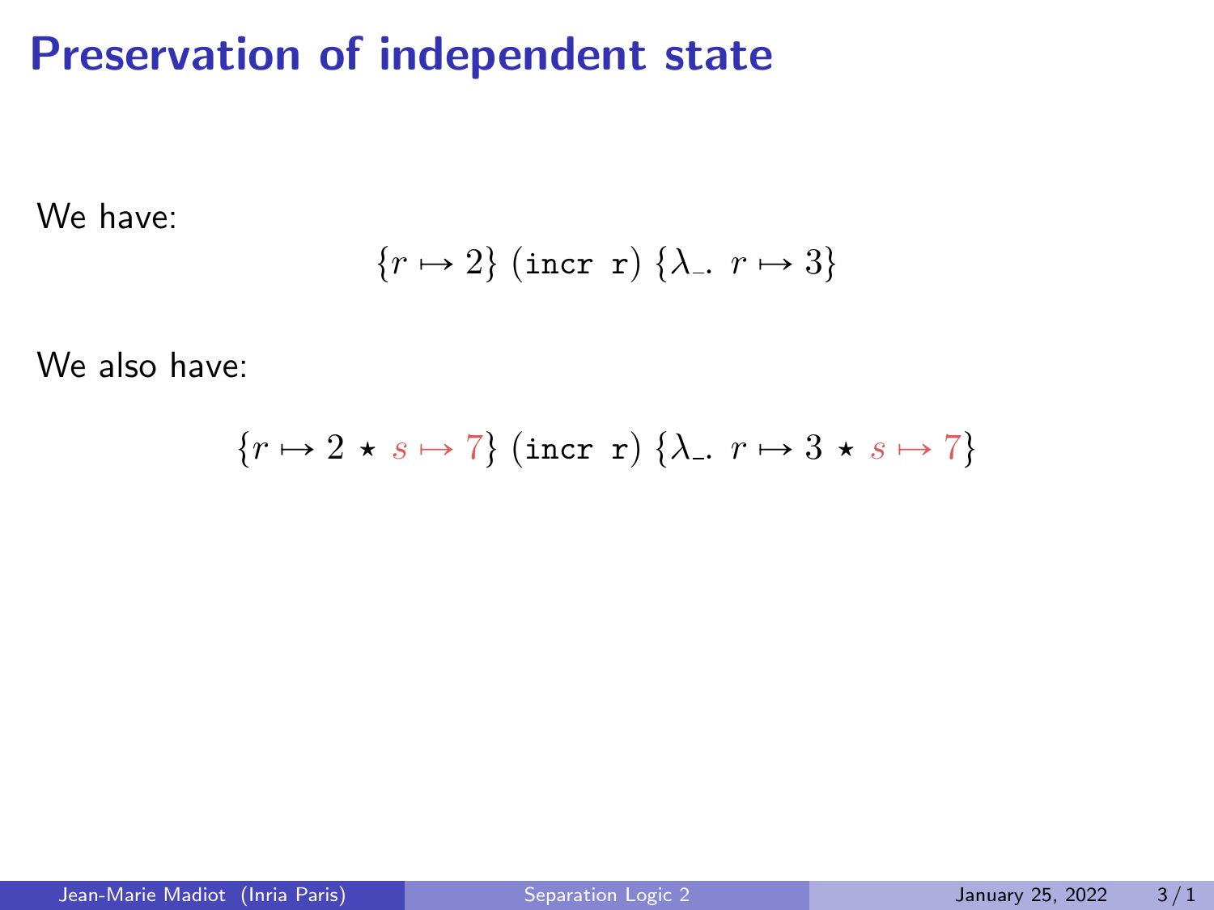# Preservation of independent state

We have:

$$\{r \mapsto 2\}\ (\texttt{incr r})\ \{\lambda\_.\ r \mapsto 3\}$$

We also have:

$$\{r \mapsto 2 \star s \mapsto 7\}\ (\texttt{incr r})\ \{\lambda\_.\ r \mapsto 3 \star s \mapsto 7\}$$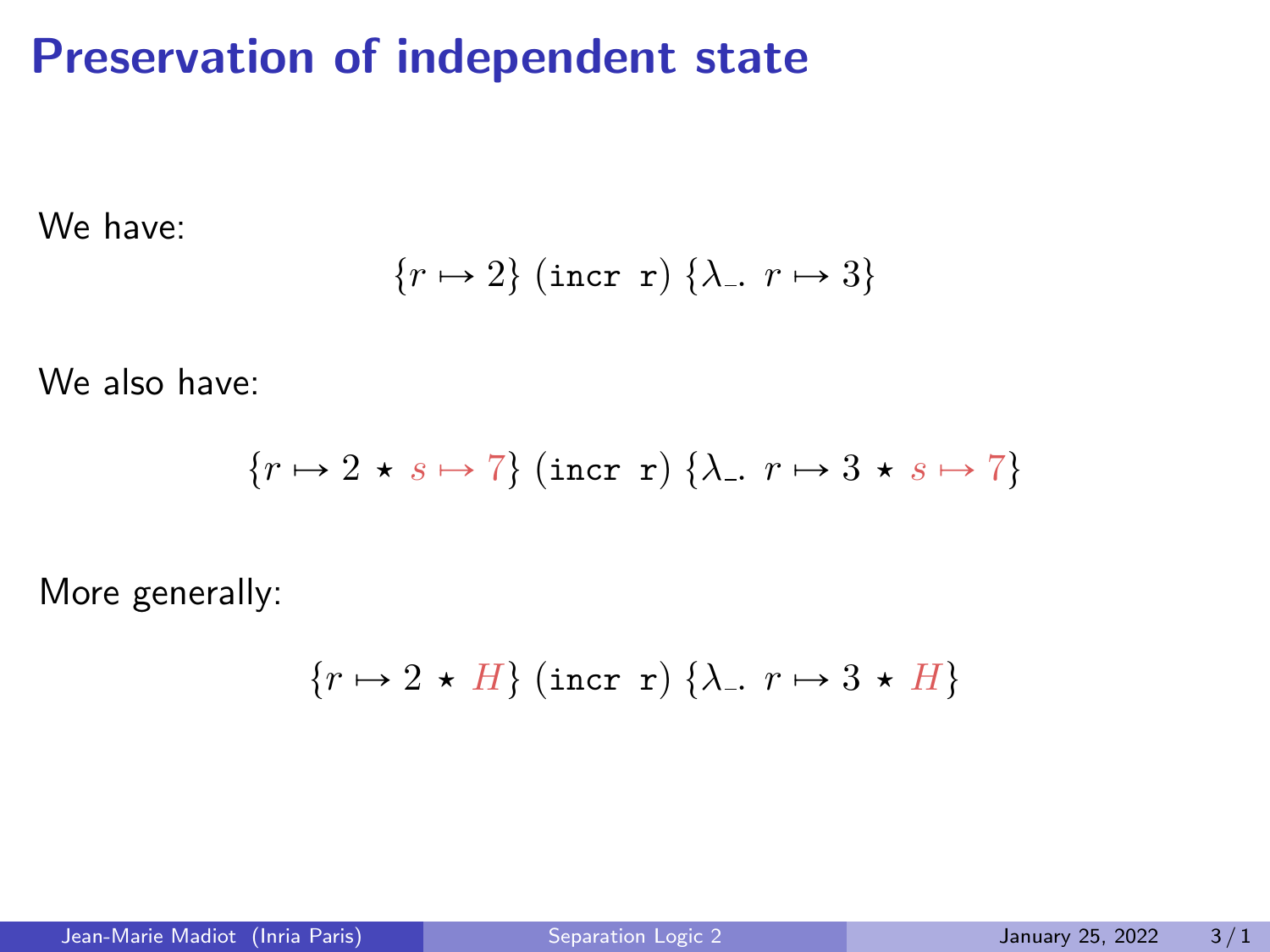# Preservation of independent state

We have:

$$\{r \mapsto 2\}\ (\texttt{incr r})\ \{\lambda\_.\ r \mapsto 3\}$$

We also have:

$$\{r \mapsto 2 \star s \mapsto 7\}\ (\texttt{incr r})\ \{\lambda\_.\ r \mapsto 3 \star s \mapsto 7\}$$

More generally:

$$\{r \mapsto 2 \star H\}\ (\texttt{incr r})\ \{\lambda\_.\ r \mapsto 3 \star H\}$$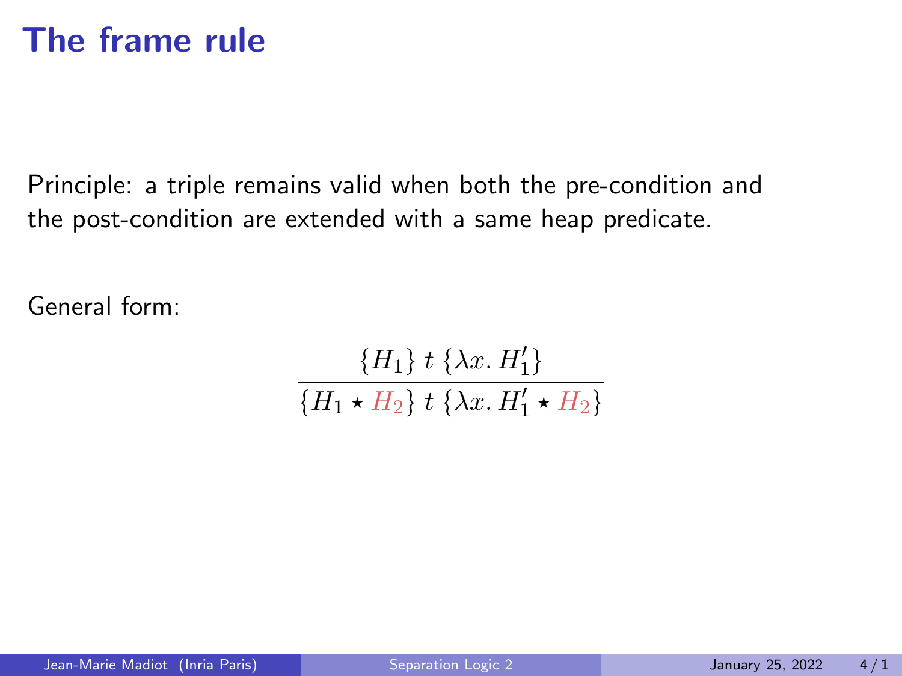# The frame rule

Principle: a triple remains valid when both the pre-condition and the post-condition are extended with a same heap predicate.

General form:

$$\frac{\{H_1\}\ t\ \{\lambda x.\, H_1'\}}{\{H_1 \star H_2\}\ t\ \{\lambda x.\, H_1' \star H_2\}}$$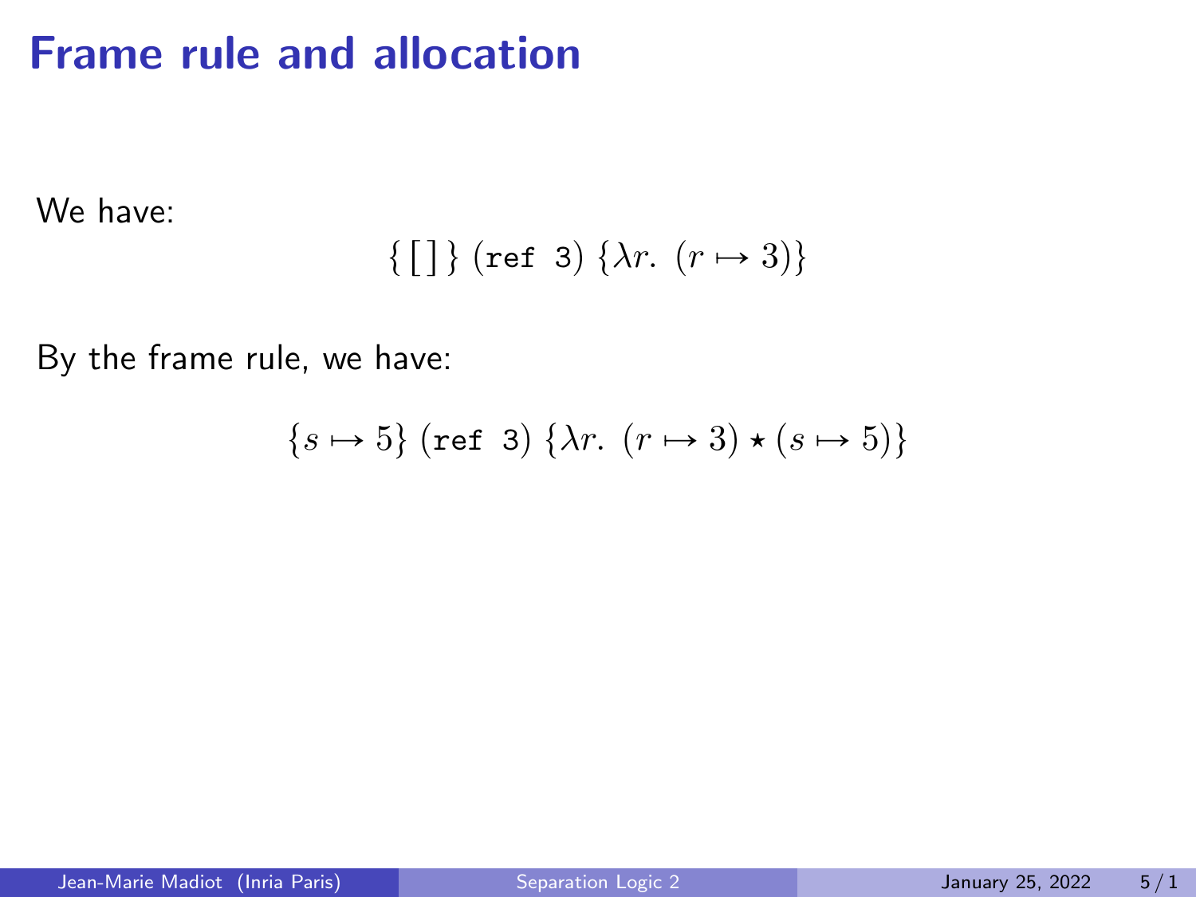# Frame rule and allocation

We have:

$$\{\,[\,]\,\}\ (\texttt{ref 3})\ \{\lambda r.\ (r \mapsto 3)\}$$

By the frame rule, we have:

$$\{s \mapsto 5\}\ (\texttt{ref 3})\ \{\lambda r.\ (r \mapsto 3) \star (s \mapsto 5)\}$$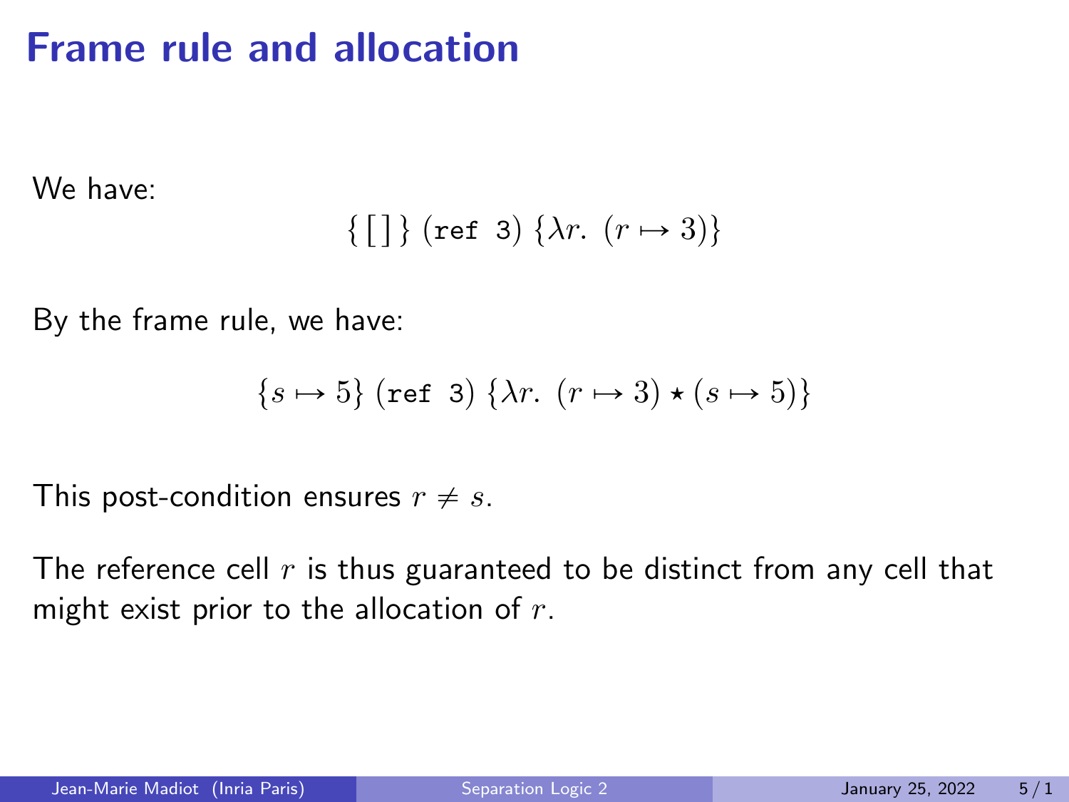# Frame rule and allocation

We have:

$$\{\,[\,]\,\}\;(\texttt{ref 3})\;\{\lambda r.\;(r \mapsto 3)\}$$

By the frame rule, we have:

$$\{s \mapsto 5\}\;(\texttt{ref 3})\;\{\lambda r.\;(r \mapsto 3) \star (s \mapsto 5)\}$$

This post-condition ensures $r \neq s$.

The reference cell $r$ is thus guaranteed to be distinct from any cell that might exist prior to the allocation of $r$.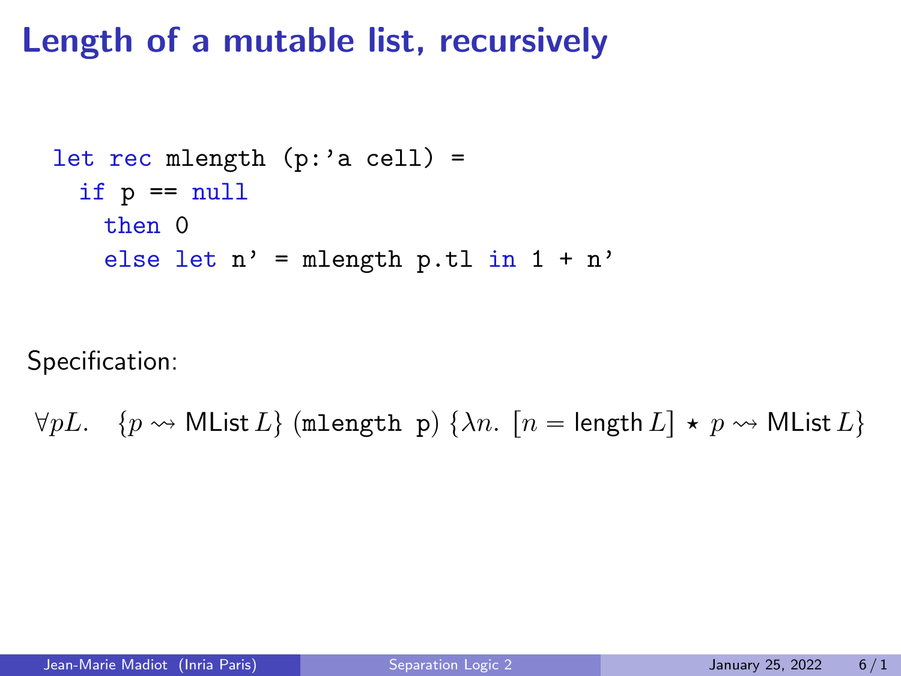# Length of a mutable list, recursively

```
let rec mlength (p:'a cell) =
  if p == null
    then 0
    else let n' = mlength p.tl in 1 + n'
```

Specification:

$$\forall p L. \quad \{p \rightsquigarrow \mathsf{MList}\, L\}\ (\texttt{mlength p})\ \{\lambda n.\ [n = \mathsf{length}\, L] \star p \rightsquigarrow \mathsf{MList}\, L\}$$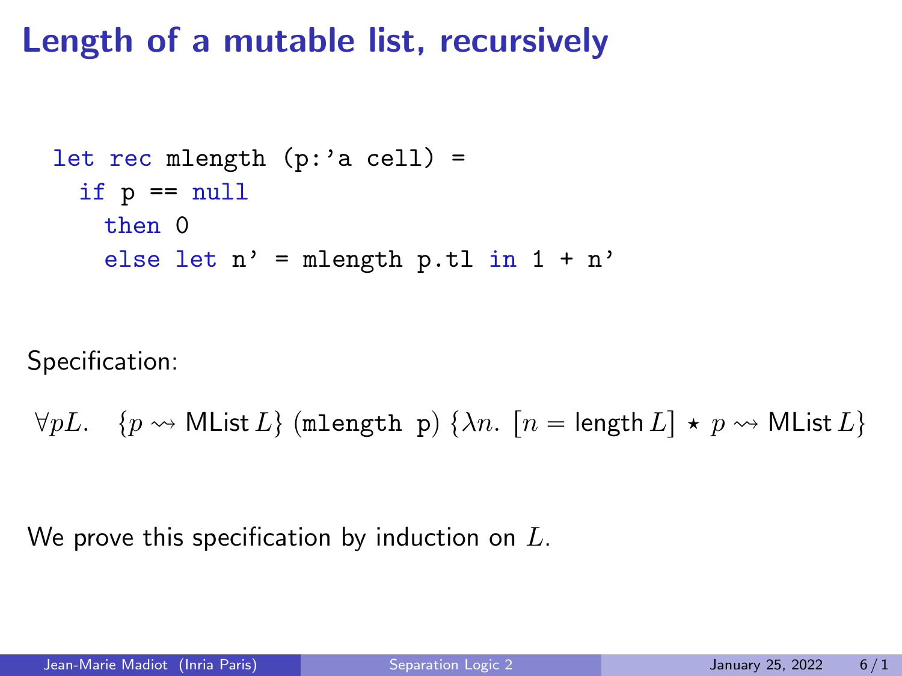# Length of a mutable list, recursively

```
let rec mlength (p:'a cell) =
  if p == null
    then 0
    else let n' = mlength p.tl in 1 + n'
```

Specification:

$$\forall pL. \quad \{p \rightsquigarrow \mathsf{MList}\, L\}\ (\texttt{mlength p})\ \{\lambda n.\ [n = \mathsf{length}\, L] \star p \rightsquigarrow \mathsf{MList}\, L\}$$

We prove this specification by induction on $L$.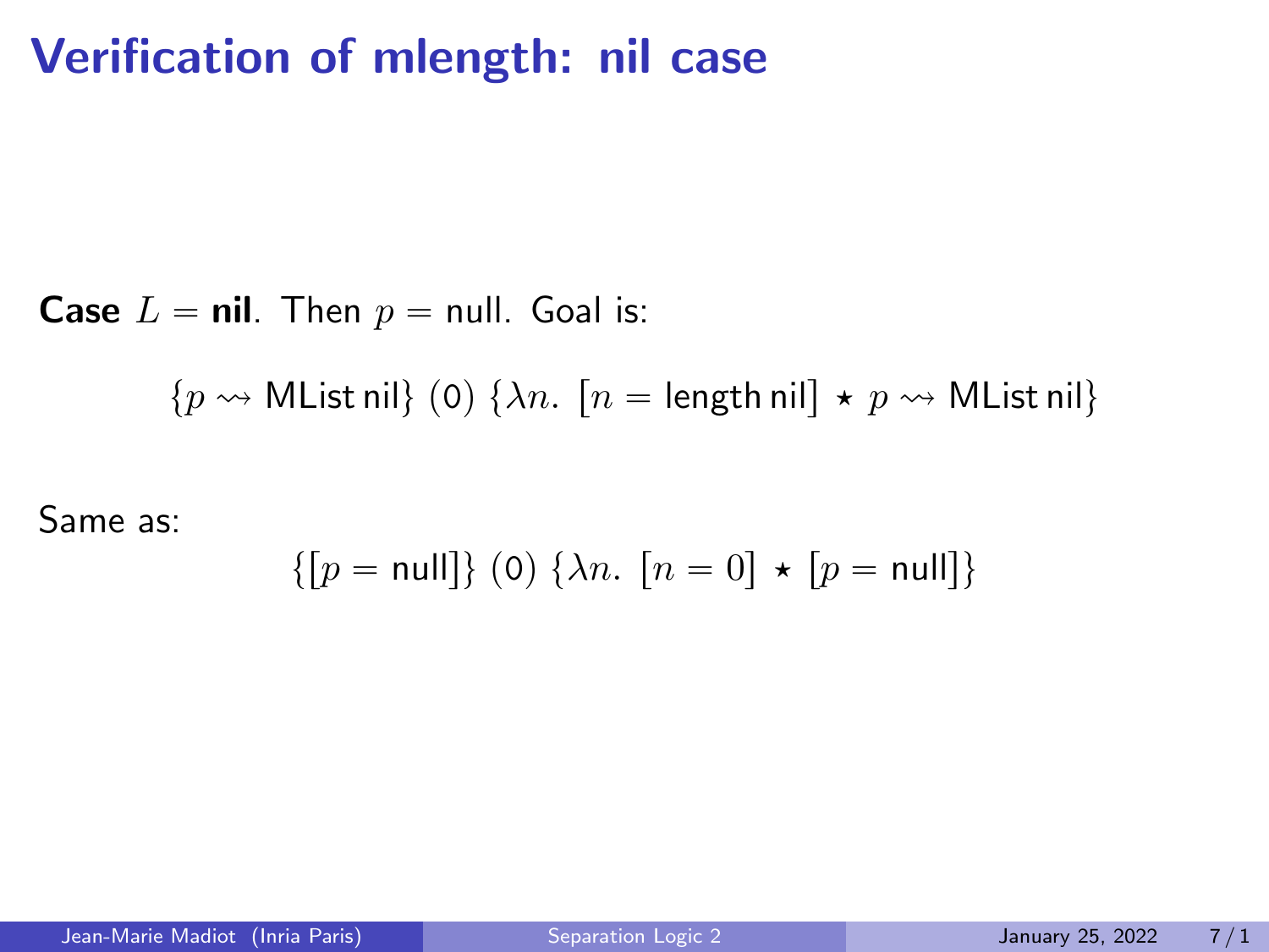# Verification of mlength: nil case

**Case** $L = \textbf{nil}$. Then $p = \text{null}$. Goal is:

$$\{p \rightsquigarrow \mathsf{MList}\,\mathsf{nil}\}\ (\mathtt{0})\ \{\lambda n.\ [n = \mathsf{length}\,\mathsf{nil}] \star p \rightsquigarrow \mathsf{MList}\,\mathsf{nil}\}$$

Same as:

$$\{[p = \mathsf{null}]\}\ (\mathtt{0})\ \{\lambda n.\ [n = 0] \star [p = \mathsf{null}]\}$$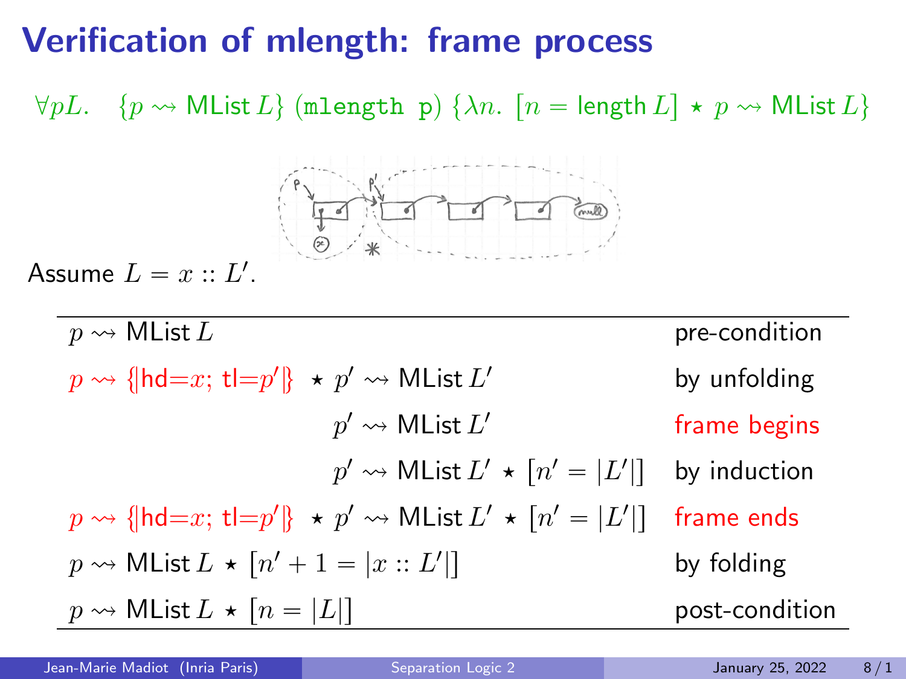# Verification of mlength: frame process

$\forall pL. \quad \{p \rightsquigarrow \mathsf{MList}\, L\}\ (\texttt{mlength p})\ \{\lambda n.\ [n = \mathsf{length}\, L] \star p \rightsquigarrow \mathsf{MList}\, L\}$

Assume $L = x :: L'$.

| | |
|---|---|
| $p \rightsquigarrow \mathsf{MList}\, L$ | pre-condition |
| $p \rightsquigarrow \{\!\|\mathsf{hd}{=}x;\ \mathsf{tl}{=}p'\|\!\} \star p' \rightsquigarrow \mathsf{MList}\, L'$ | by unfolding |
| $p' \rightsquigarrow \mathsf{MList}\, L'$ | frame begins |
| $p' \rightsquigarrow \mathsf{MList}\, L' \star [n' = \|L'\|]$ | by induction |
| $p \rightsquigarrow \{\!\|\mathsf{hd}{=}x;\ \mathsf{tl}{=}p'\|\!\} \star p' \rightsquigarrow \mathsf{MList}\, L' \star [n' = \|L'\|]$ | frame ends |
| $p \rightsquigarrow \mathsf{MList}\, L \star [n' + 1 = \|x :: L'\|]$ | by folding |
| $p \rightsquigarrow \mathsf{MList}\, L \star [n = \|L\|]$ | post-condition |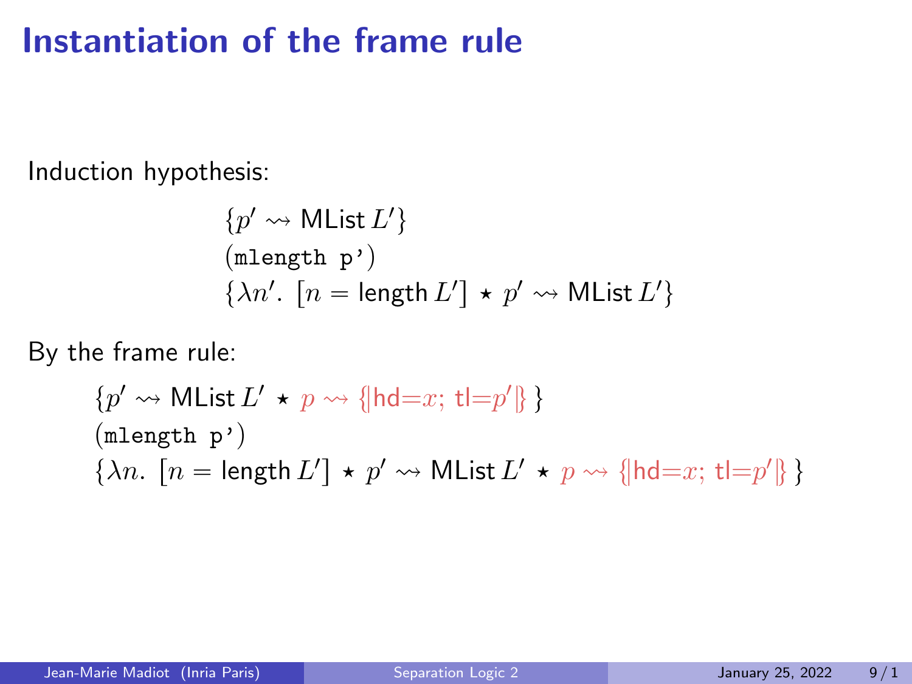# Instantiation of the frame rule

Induction hypothesis:

$$
\begin{array}{l}
\{p' \rightsquigarrow \mathsf{MList}\, L'\} \\
(\texttt{mlength p'}) \\
\{\lambda n'.\ [n = \mathsf{length}\, L'] \star p' \rightsquigarrow \mathsf{MList}\, L'\}
\end{array}
$$

By the frame rule:

$$
\begin{array}{l}
\{p' \rightsquigarrow \mathsf{MList}\, L' \star p \rightsquigarrow \{|\mathsf{hd}{=}x;\ \mathsf{tl}{=}p'|\}\} \\
(\texttt{mlength p'}) \\
\{\lambda n.\ [n = \mathsf{length}\, L'] \star p' \rightsquigarrow \mathsf{MList}\, L' \star p \rightsquigarrow \{|\mathsf{hd}{=}x;\ \mathsf{tl}{=}p'|\}\}
\end{array}
$$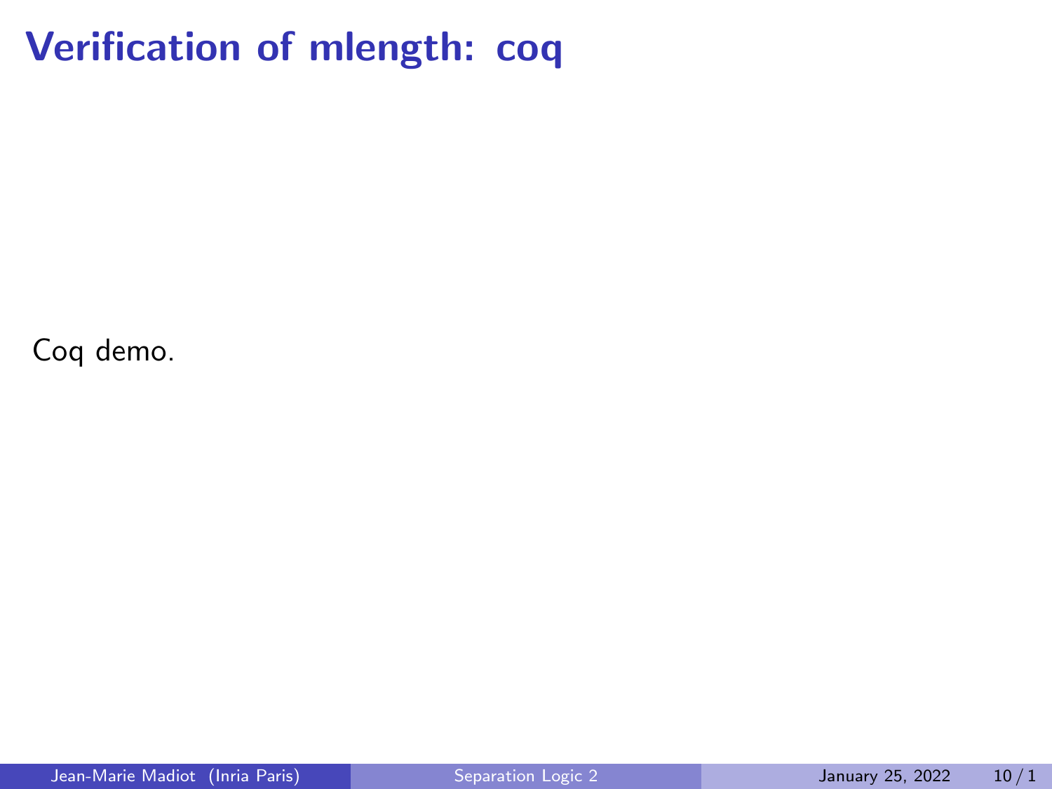# Verification of mlength: coq

Coq demo.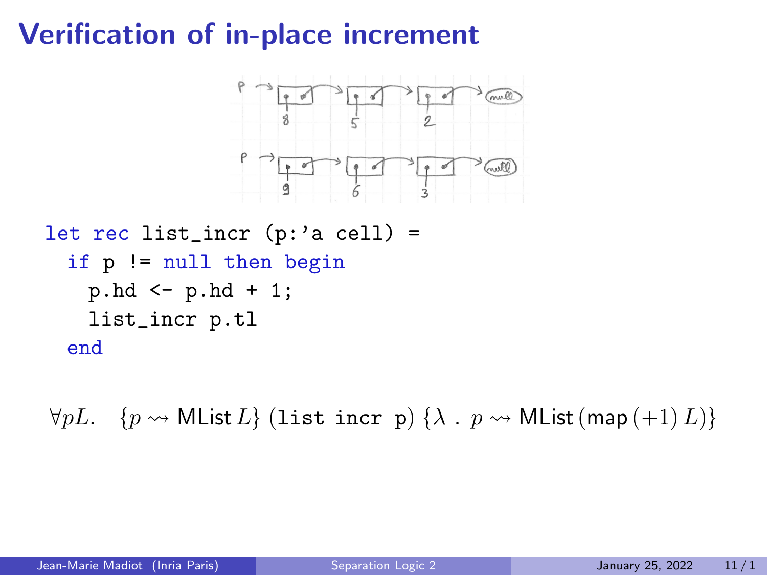# Verification of in-place increment

```
let rec list_incr (p:'a cell) =
  if p != null then begin
    p.hd <- p.hd + 1;
    list_incr p.tl
  end
```

$$\forall pL. \quad \{p \rightsquigarrow \mathsf{MList}\,L\}\ (\texttt{list\_incr p})\ \{\lambda\_.\ p \rightsquigarrow \mathsf{MList}\,(\mathsf{map}\,(+1)\,L)\}$$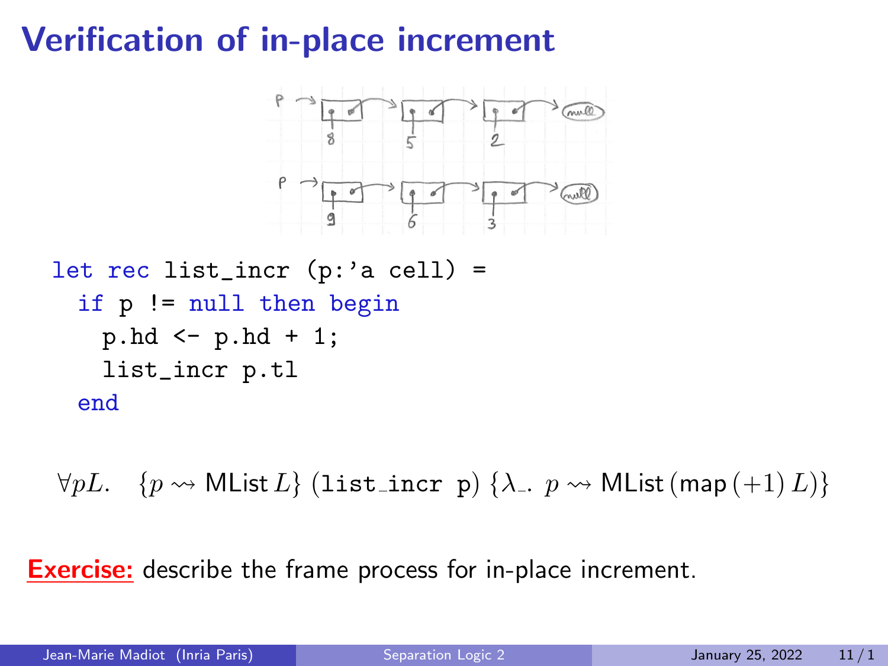# Verification of in-place increment

```
let rec list_incr (p:'a cell) =
  if p != null then begin
    p.hd <- p.hd + 1;
    list_incr p.tl
  end
```

$$\forall pL. \quad \{p \rightsquigarrow \mathsf{MList}\, L\}\ (\texttt{list\_incr p})\ \{\lambda\_.\ p \rightsquigarrow \mathsf{MList}\,(\mathsf{map}\,(+1)\,L)\}$$

**Exercise:** describe the frame process for in-place increment.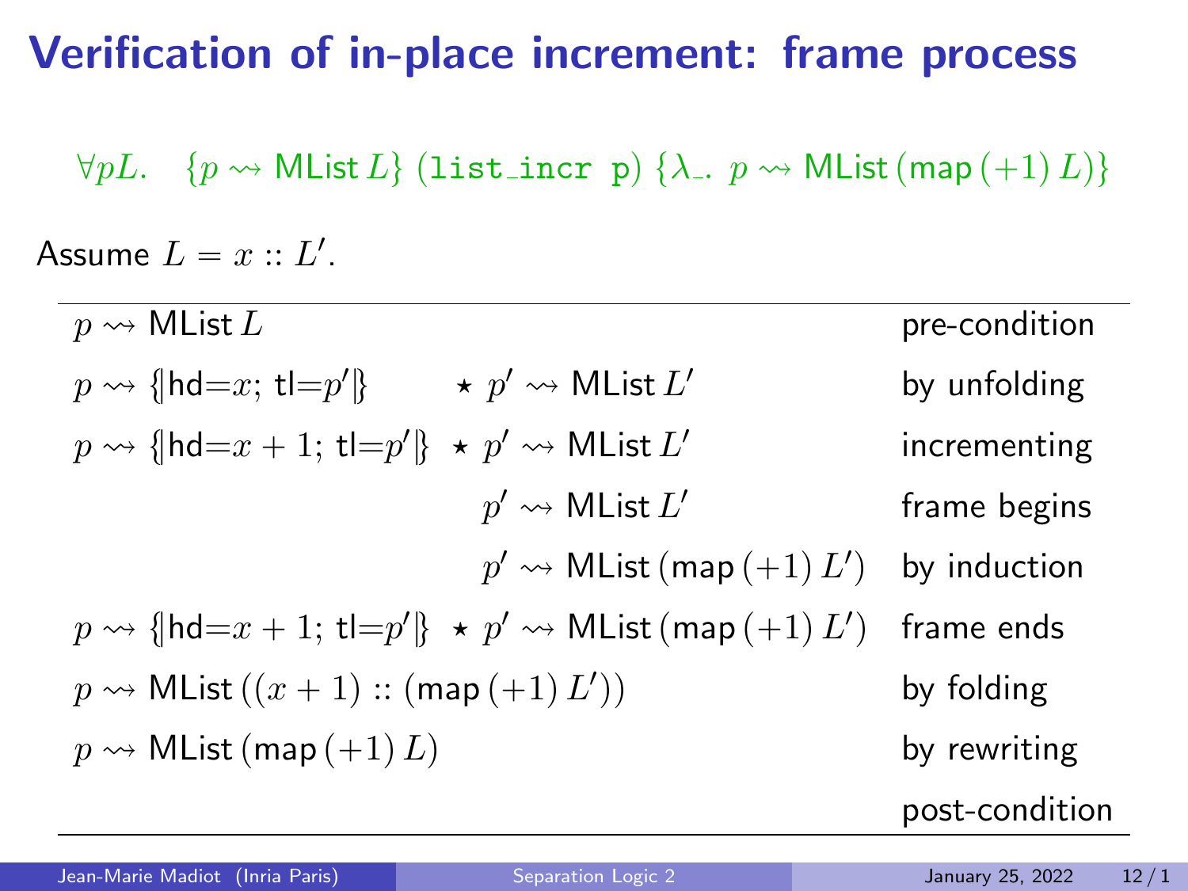# Verification of in-place increment: frame process

$$\forall pL. \quad \{p \rightsquigarrow \mathsf{MList}\, L\}\ (\texttt{list\_incr p})\ \{\lambda\_.\ p \rightsquigarrow \mathsf{MList}\,(\mathsf{map}\,(+1)\, L)\}$$

Assume $L = x :: L'$.

| | | |
|---|---|---|
| $p \rightsquigarrow \mathsf{MList}\, L$ | | pre-condition |
| $p \rightsquigarrow \{\!|\mathsf{hd}{=}x;\ \mathsf{tl}{=}p'|\!\}$ | $\star\ p' \rightsquigarrow \mathsf{MList}\, L'$ | by unfolding |
| $p \rightsquigarrow \{\!|\mathsf{hd}{=}x+1;\ \mathsf{tl}{=}p'|\!\}$ | $\star\ p' \rightsquigarrow \mathsf{MList}\, L'$ | incrementing |
| | $p' \rightsquigarrow \mathsf{MList}\, L'$ | frame begins |
| | $p' \rightsquigarrow \mathsf{MList}\,(\mathsf{map}\,(+1)\, L')$ | by induction |
| $p \rightsquigarrow \{\!|\mathsf{hd}{=}x+1;\ \mathsf{tl}{=}p'|\!\}$ | $\star\ p' \rightsquigarrow \mathsf{MList}\,(\mathsf{map}\,(+1)\, L')$ | frame ends |
| $p \rightsquigarrow \mathsf{MList}\,((x+1) :: (\mathsf{map}\,(+1)\, L'))$ | | by folding |
| $p \rightsquigarrow \mathsf{MList}\,(\mathsf{map}\,(+1)\, L)$ | | by rewriting |
| | | post-condition |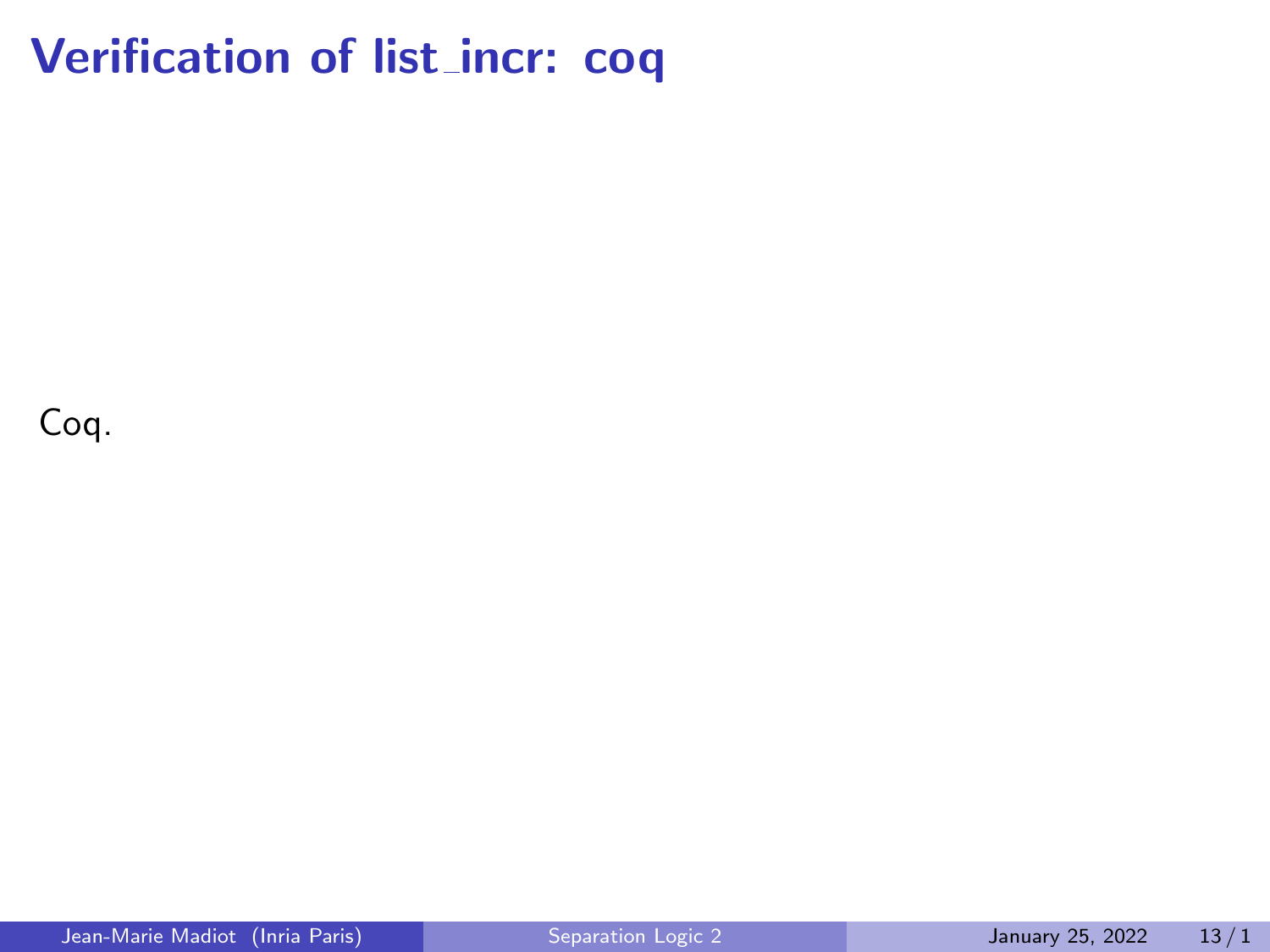# Verification of list_incr: coq

Coq.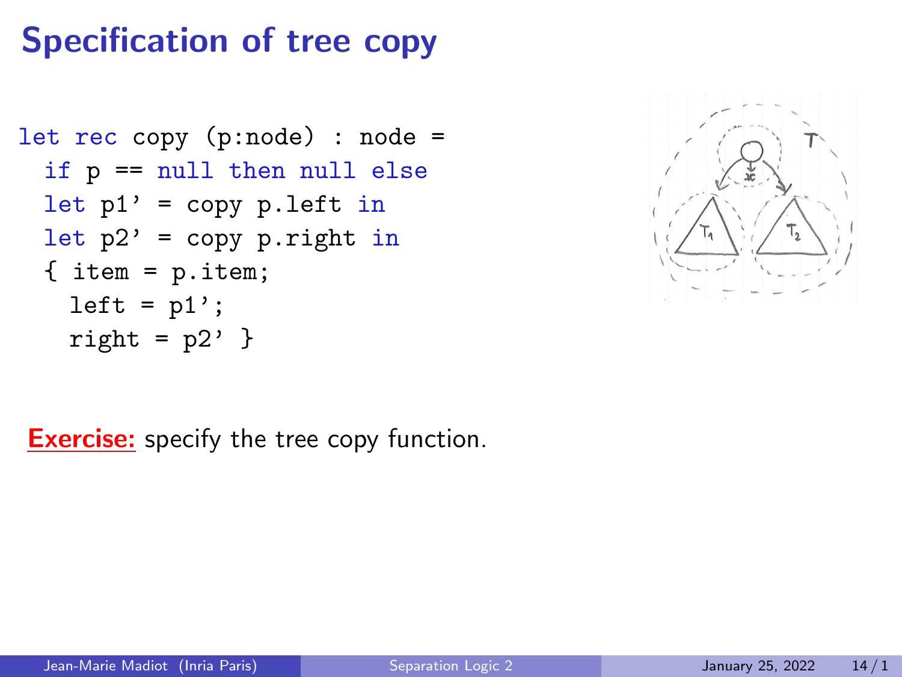# Specification of tree copy

```
let rec copy (p:node) : node =
  if p == null then null else
  let p1' = copy p.left in
  let p2' = copy p.right in
  { item = p.item;
    left = p1';
    right = p2' }
```

**Exercise:** specify the tree copy function.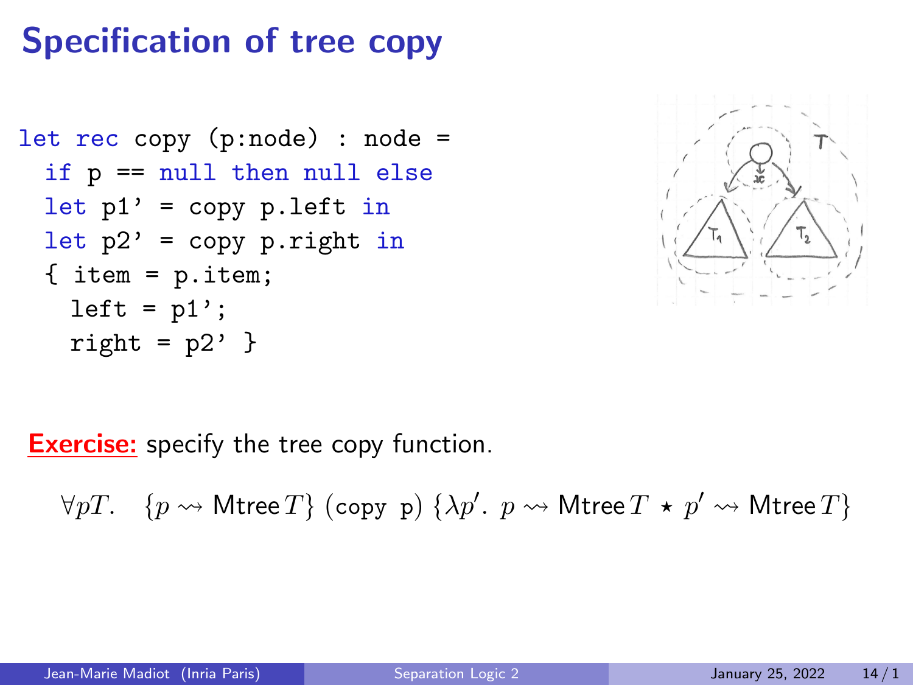# Specification of tree copy

```
let rec copy (p:node) : node =
  if p == null then null else
  let p1' = copy p.left in
  let p2' = copy p.right in
  { item = p.item;
    left = p1';
    right = p2' }
```

**Exercise:** specify the tree copy function.

$$\forall p T. \quad \{p \rightsquigarrow \mathsf{Mtree}\, T\}\ (\texttt{copy p})\ \{\lambda p'.\ p \rightsquigarrow \mathsf{Mtree}\, T \star p' \rightsquigarrow \mathsf{Mtree}\, T\}$$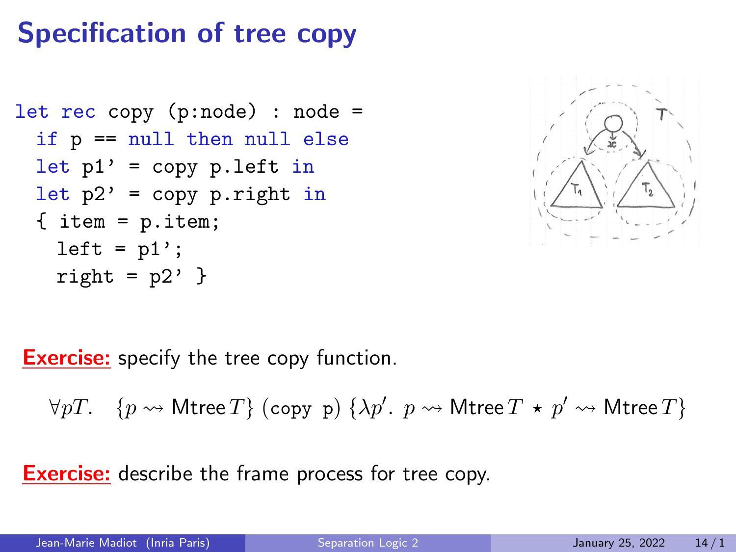# Specification of tree copy

```
let rec copy (p:node) : node =
  if p == null then null else
  let p1' = copy p.left in
  let p2' = copy p.right in
  { item = p.item;
    left = p1';
    right = p2' }
```

**Exercise:** specify the tree copy function.

$$\forall pT. \quad \{p \rightsquigarrow \mathsf{Mtree}\, T\}\ (\texttt{copy p})\ \{\lambda p'.\ p \rightsquigarrow \mathsf{Mtree}\, T \star p' \rightsquigarrow \mathsf{Mtree}\, T\}$$

**Exercise:** describe the frame process for tree copy.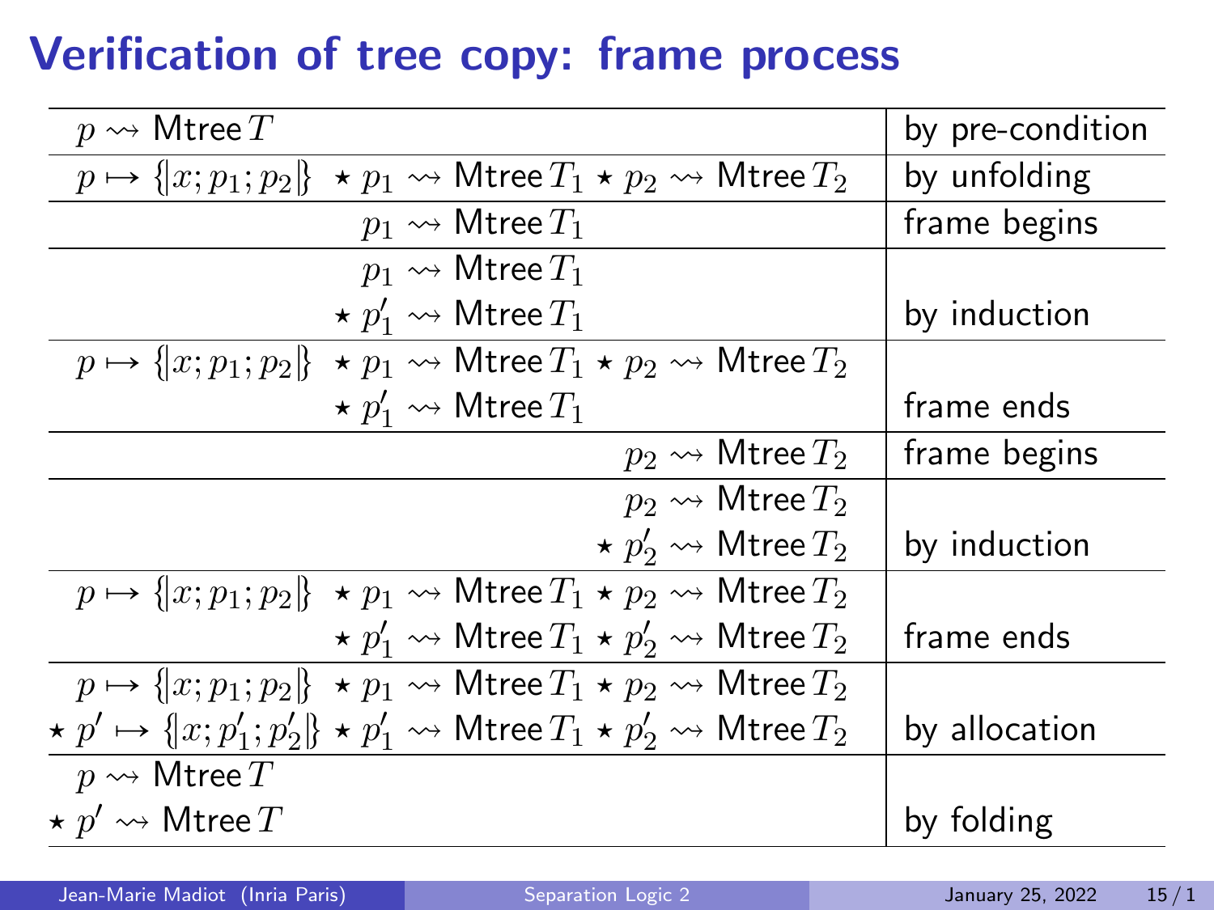# Verification of tree copy: frame process

| | |
|---|---|
| $p \rightsquigarrow \mathsf{Mtree}\, T$ | by pre-condition |
| $p \mapsto \{\!\|x; p_1; p_2\|\!\} \star p_1 \rightsquigarrow \mathsf{Mtree}\, T_1 \star p_2 \rightsquigarrow \mathsf{Mtree}\, T_2$ | by unfolding |
| $p_1 \rightsquigarrow \mathsf{Mtree}\, T_1$ | frame begins |
| $p_1 \rightsquigarrow \mathsf{Mtree}\, T_1$ $\star\, p'_1 \rightsquigarrow \mathsf{Mtree}\, T_1$ | by induction |
| $p \mapsto \{\!\|x; p_1; p_2\|\!\} \star p_1 \rightsquigarrow \mathsf{Mtree}\, T_1 \star p_2 \rightsquigarrow \mathsf{Mtree}\, T_2$ $\star\, p'_1 \rightsquigarrow \mathsf{Mtree}\, T_1$ | frame ends |
| $p_2 \rightsquigarrow \mathsf{Mtree}\, T_2$ | frame begins |
| $p_2 \rightsquigarrow \mathsf{Mtree}\, T_2$ $\star\, p'_2 \rightsquigarrow \mathsf{Mtree}\, T_2$ | by induction |
| $p \mapsto \{\!\|x; p_1; p_2\|\!\} \star p_1 \rightsquigarrow \mathsf{Mtree}\, T_1 \star p_2 \rightsquigarrow \mathsf{Mtree}\, T_2$ $\star\, p'_1 \rightsquigarrow \mathsf{Mtree}\, T_1 \star p'_2 \rightsquigarrow \mathsf{Mtree}\, T_2$ | frame ends |
| $p \mapsto \{\!\|x; p_1; p_2\|\!\} \star p_1 \rightsquigarrow \mathsf{Mtree}\, T_1 \star p_2 \rightsquigarrow \mathsf{Mtree}\, T_2$ $\star\, p' \mapsto \{\!\|x; p'_1; p'_2\|\!\} \star p'_1 \rightsquigarrow \mathsf{Mtree}\, T_1 \star p'_2 \rightsquigarrow \mathsf{Mtree}\, T_2$ | by allocation |
| $p \rightsquigarrow \mathsf{Mtree}\, T$ $\star\, p' \rightsquigarrow \mathsf{Mtree}\, T$ | by folding |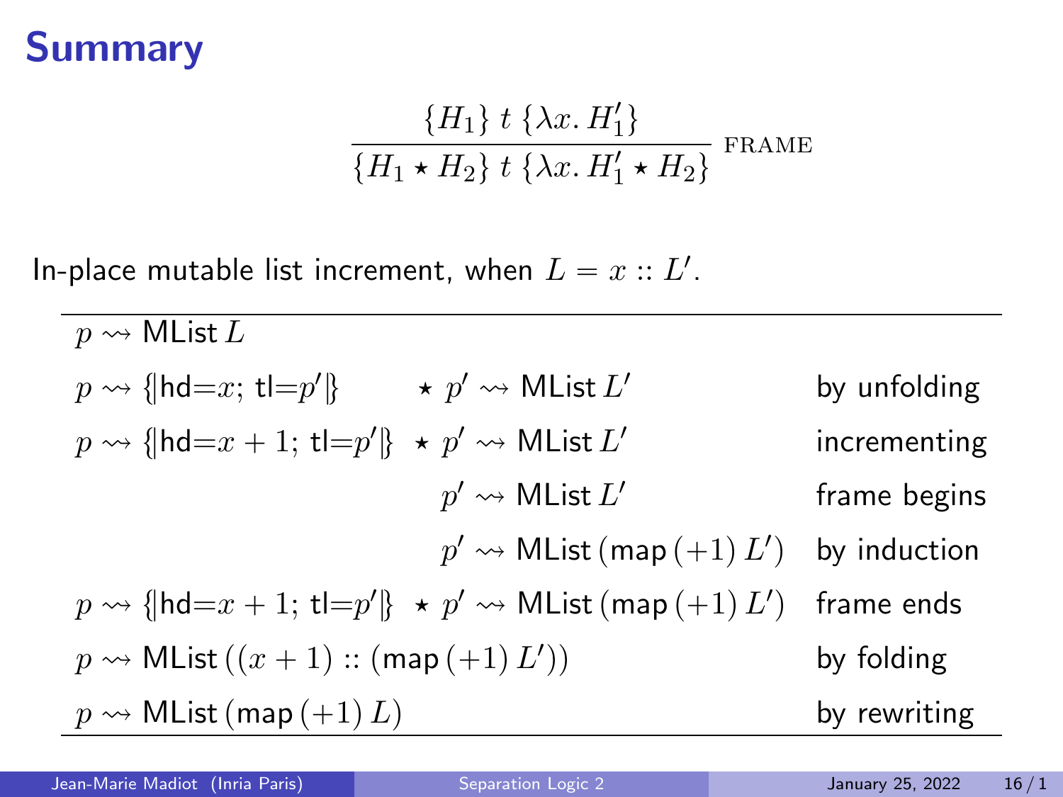# Summary

$$\frac{\{H_1\}\ t\ \{\lambda x.\ H_1'\}}{\{H_1 \star H_2\}\ t\ \{\lambda x.\ H_1' \star H_2\}}\ \text{FRAME}$$

In-place mutable list increment, when $L = x :: L'$.

| | | |
|---|---|---|
| $p \rightsquigarrow \mathsf{MList}\, L$ | | |
| $p \rightsquigarrow \{\!\mid \mathsf{hd}{=}x;\ \mathsf{tl}{=}p' \mid\!\}$ | $\star\ p' \rightsquigarrow \mathsf{MList}\, L'$ | by unfolding |
| $p \rightsquigarrow \{\!\mid \mathsf{hd}{=}x+1;\ \mathsf{tl}{=}p' \mid\!\}$ | $\star\ p' \rightsquigarrow \mathsf{MList}\, L'$ | incrementing |
| | $p' \rightsquigarrow \mathsf{MList}\, L'$ | frame begins |
| | $p' \rightsquigarrow \mathsf{MList}\, (\mathsf{map}\, (+1)\, L')$ | by induction |
| $p \rightsquigarrow \{\!\mid \mathsf{hd}{=}x+1;\ \mathsf{tl}{=}p' \mid\!\}$ | $\star\ p' \rightsquigarrow \mathsf{MList}\, (\mathsf{map}\, (+1)\, L')$ | frame ends |
| $p \rightsquigarrow \mathsf{MList}\, ((x+1) :: (\mathsf{map}\, (+1)\, L'))$ | | by folding |
| $p \rightsquigarrow \mathsf{MList}\, (\mathsf{map}\, (+1)\, L)$ | | by rewriting |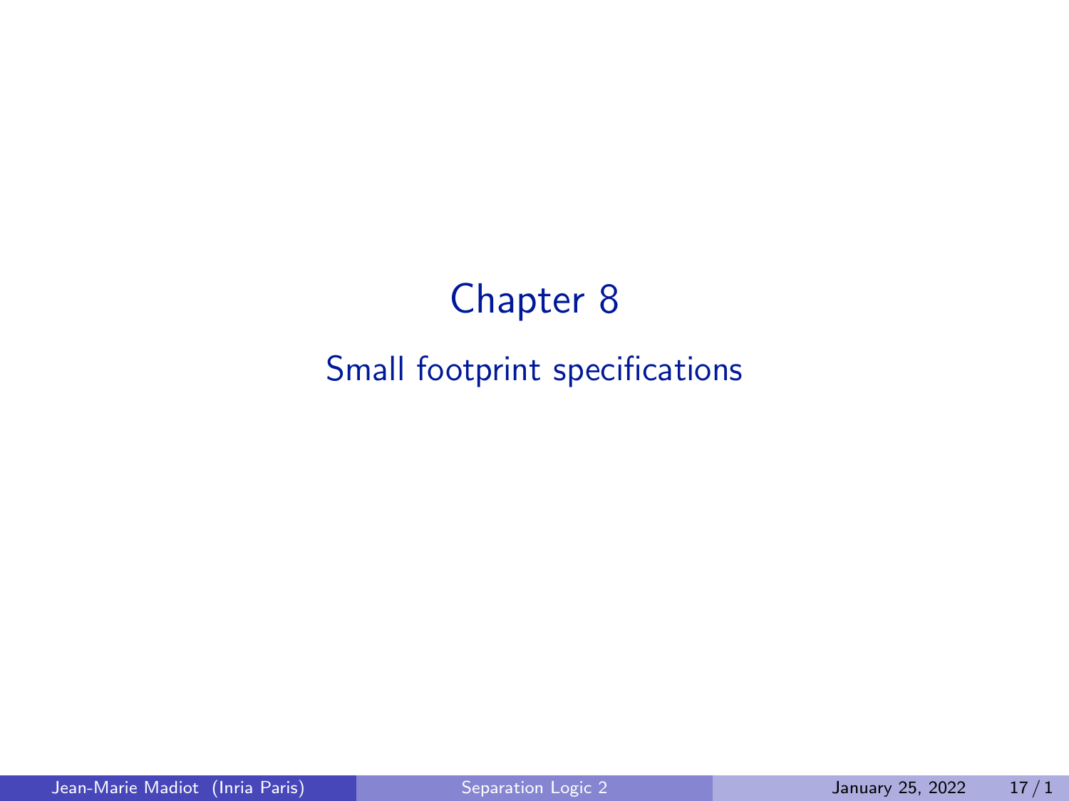# Chapter 8

## Small footprint specifications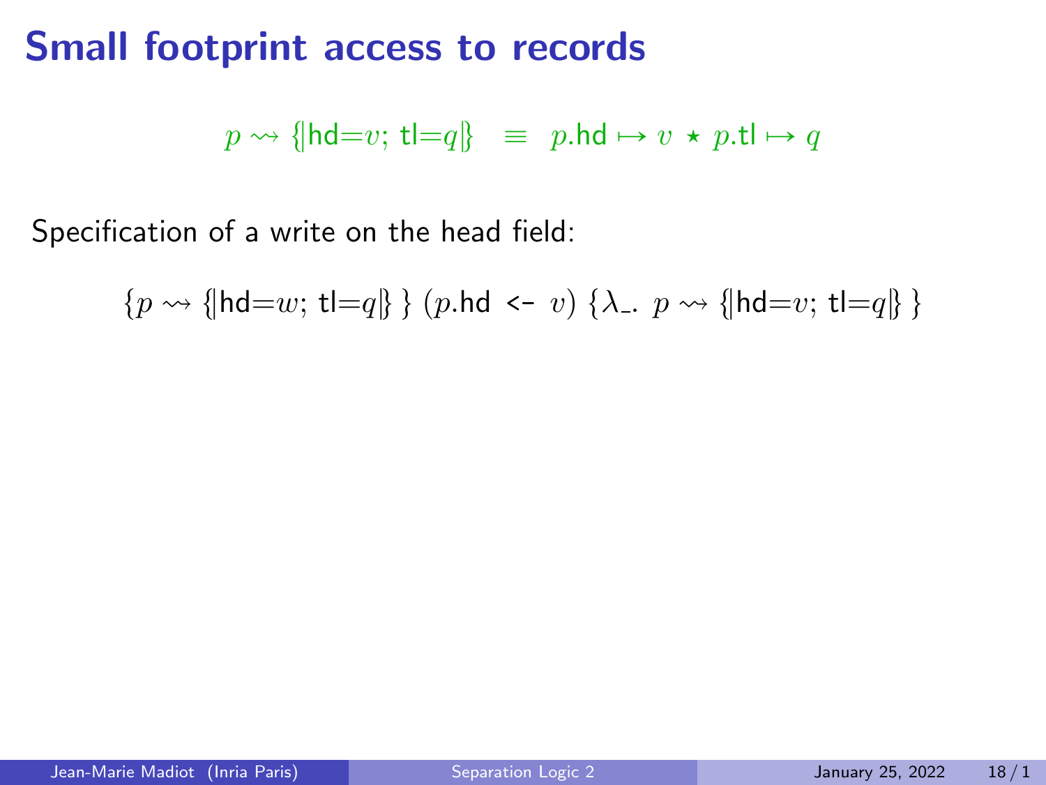# Small footprint access to records

$$p \rightsquigarrow \{\!|\mathsf{hd}{=}v;\ \mathsf{tl}{=}q|\!\} \ \equiv\ p.\mathsf{hd} \mapsto v \star p.\mathsf{tl} \mapsto q$$

Specification of a write on the head field:

$$\{p \rightsquigarrow \{\!|\mathsf{hd}{=}w;\ \mathsf{tl}{=}q|\!\}\}\ (p.\mathsf{hd}\ \texttt{<-}\ v)\ \{\lambda\_.\ p \rightsquigarrow \{\!|\mathsf{hd}{=}v;\ \mathsf{tl}{=}q|\!\}\}$$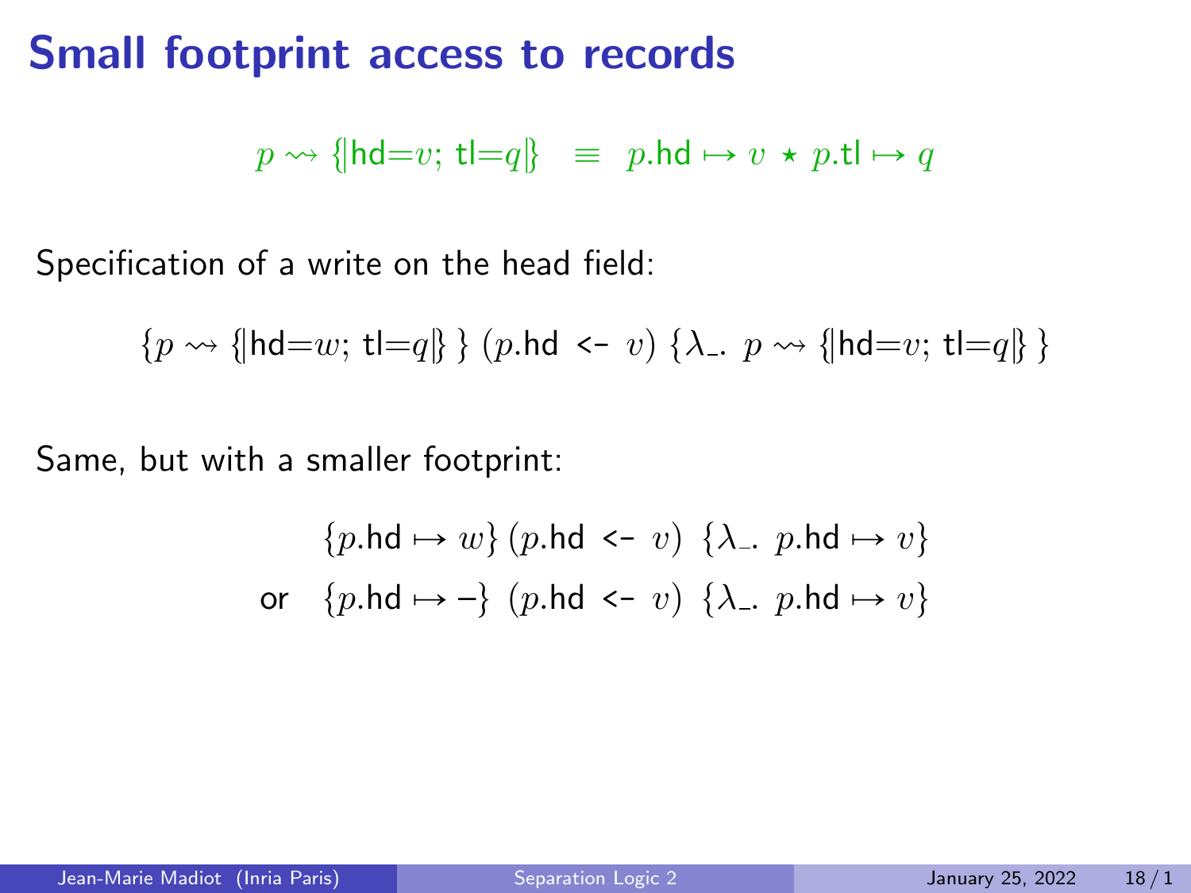# Small footprint access to records

$$p \rightsquigarrow \{\!|\mathsf{hd}{=}v;\ \mathsf{tl}{=}q|\!\} \quad \equiv \quad p.\mathsf{hd} \mapsto v \,\star\, p.\mathsf{tl} \mapsto q$$

Specification of a write on the head field:

$$\{p \rightsquigarrow \{\!|\mathsf{hd}{=}w;\ \mathsf{tl}{=}q|\!\}\}\ (p.\mathsf{hd}\ \texttt{<-}\ v)\ \{\lambda\_.\ p \rightsquigarrow \{\!|\mathsf{hd}{=}v;\ \mathsf{tl}{=}q|\!\}\}$$

Same, but with a smaller footprint:

$$\{p.\mathsf{hd} \mapsto w\}\ (p.\mathsf{hd}\ \texttt{<-}\ v)\ \ \{\lambda\_.\ p.\mathsf{hd} \mapsto v\}$$

$$\text{or} \quad \{p.\mathsf{hd} \mapsto -\}\ \ (p.\mathsf{hd}\ \texttt{<-}\ v)\ \ \{\lambda\_.\ p.\mathsf{hd} \mapsto v\}$$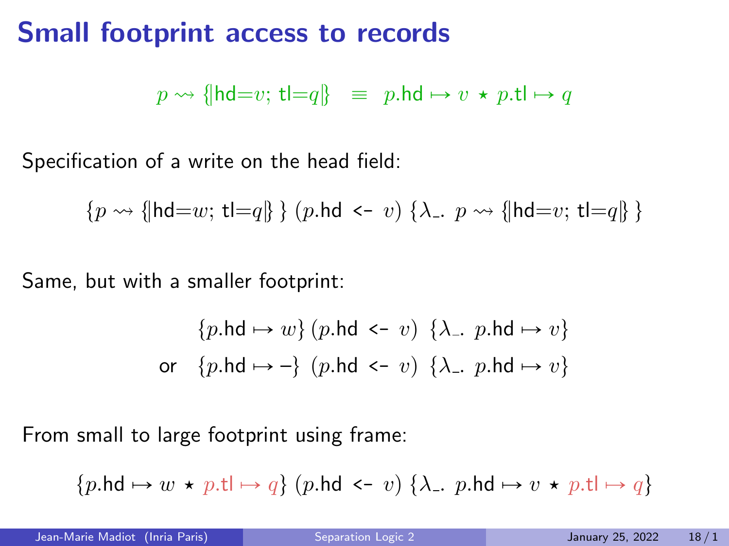# Small footprint access to records

$$p \rightsquigarrow \{|\mathsf{hd}{=}v;\ \mathsf{tl}{=}q|\} \quad \equiv \quad p.\mathsf{hd} \mapsto v \star p.\mathsf{tl} \mapsto q$$

Specification of a write on the head field:

$$\{p \rightsquigarrow \{|\mathsf{hd}{=}w;\ \mathsf{tl}{=}q|\}\}\ (p.\mathsf{hd}\ \texttt{<-}\ v)\ \{\lambda\_.\ p \rightsquigarrow \{|\mathsf{hd}{=}v;\ \mathsf{tl}{=}q|\}\}$$

Same, but with a smaller footprint:

$$\{p.\mathsf{hd} \mapsto w\}\ (p.\mathsf{hd}\ \texttt{<-}\ v)\ \{\lambda\_.\ p.\mathsf{hd} \mapsto v\}$$

or

$$\{p.\mathsf{hd} \mapsto -\}\ (p.\mathsf{hd}\ \texttt{<-}\ v)\ \{\lambda\_.\ p.\mathsf{hd} \mapsto v\}$$

From small to large footprint using frame:

$$\{p.\mathsf{hd} \mapsto w \star p.\mathsf{tl} \mapsto q\}\ (p.\mathsf{hd}\ \texttt{<-}\ v)\ \{\lambda\_.\ p.\mathsf{hd} \mapsto v \star p.\mathsf{tl} \mapsto q\}$$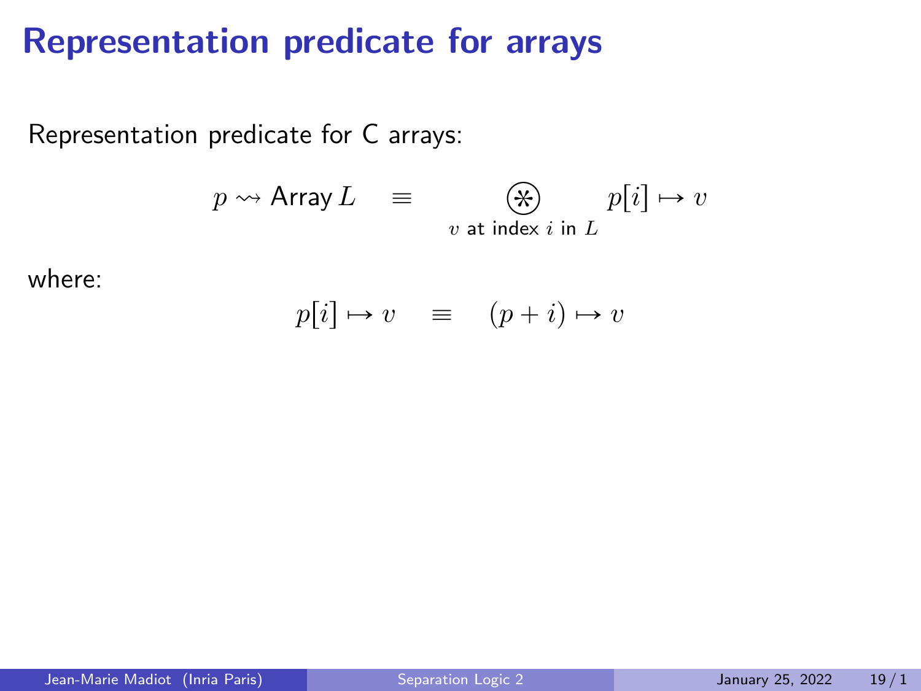# Representation predicate for arrays

Representation predicate for C arrays:

$$p \leadsto \mathsf{Array}\, L \quad \equiv \quad \underset{v \text{ at index } i \text{ in } L}{\circledast} \quad p[i] \mapsto v$$

where:

$$p[i] \mapsto v \quad \equiv \quad (p + i) \mapsto v$$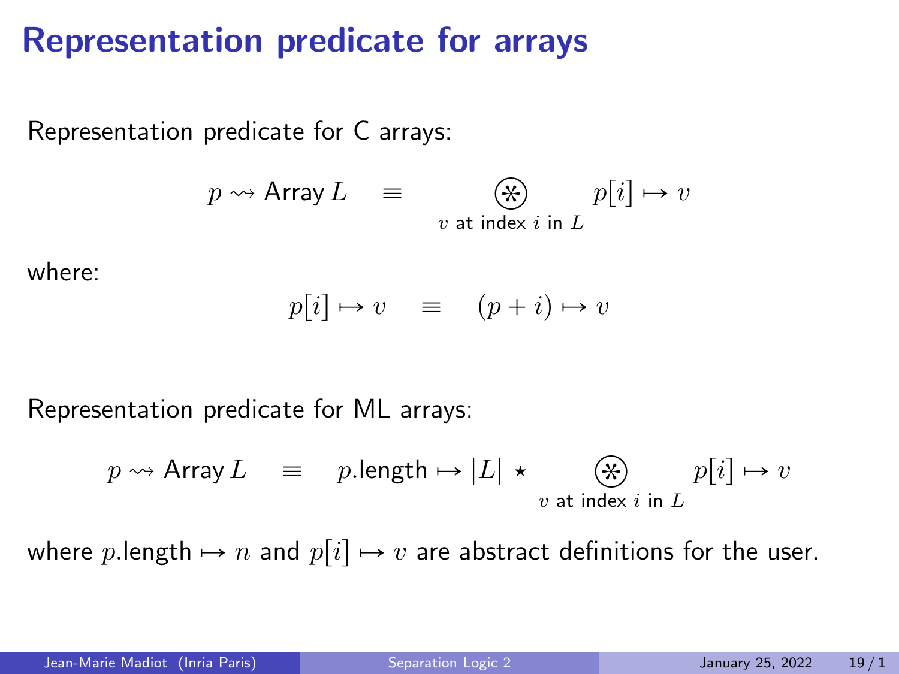# Representation predicate for arrays

Representation predicate for C arrays:

$$p \rightsquigarrow \mathsf{Array}\, L \quad \equiv \quad \underset{v \text{ at index } i \text{ in } L}{\circledast} \quad p[i] \mapsto v$$

where:

$$p[i] \mapsto v \quad \equiv \quad (p+i) \mapsto v$$

Representation predicate for ML arrays:

$$p \rightsquigarrow \mathsf{Array}\, L \quad \equiv \quad p.\mathsf{length} \mapsto |L| \star \underset{v \text{ at index } i \text{ in } L}{\circledast} \quad p[i] \mapsto v$$

where $p.\mathsf{length} \mapsto n$ and $p[i] \mapsto v$ are abstract definitions for the user.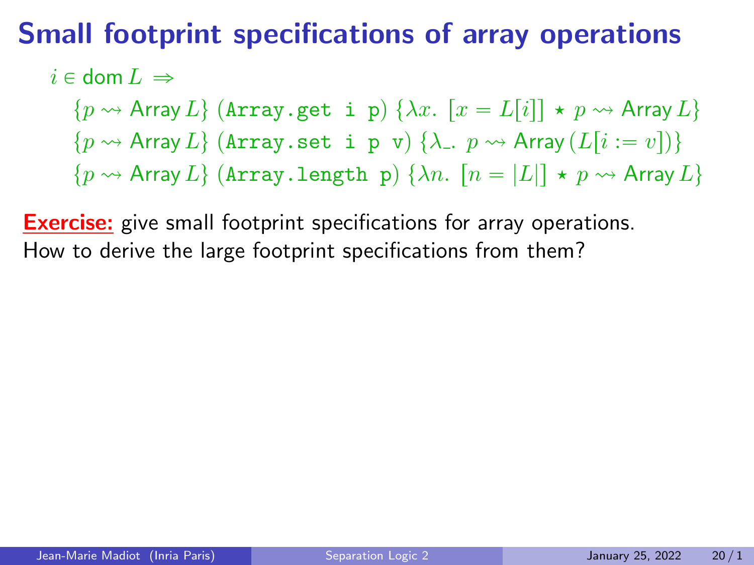# Small footprint specifications of array operations

$i \in \mathsf{dom}\, L \;\Rightarrow$

$\{p \rightsquigarrow \mathsf{Array}\, L\}$ (`Array.get i p`) $\{\lambda x.\ [x = L[i]] \star p \rightsquigarrow \mathsf{Array}\, L\}$

$\{p \rightsquigarrow \mathsf{Array}\, L\}$ (`Array.set i p v`) $\{\lambda\_.\ p \rightsquigarrow \mathsf{Array}\,(L[i := v])\}$

$\{p \rightsquigarrow \mathsf{Array}\, L\}$ (`Array.length p`) $\{\lambda n.\ [n = |L|] \star p \rightsquigarrow \mathsf{Array}\, L\}$

**Exercise:** give small footprint specifications for array operations. How to derive the large footprint specifications from them?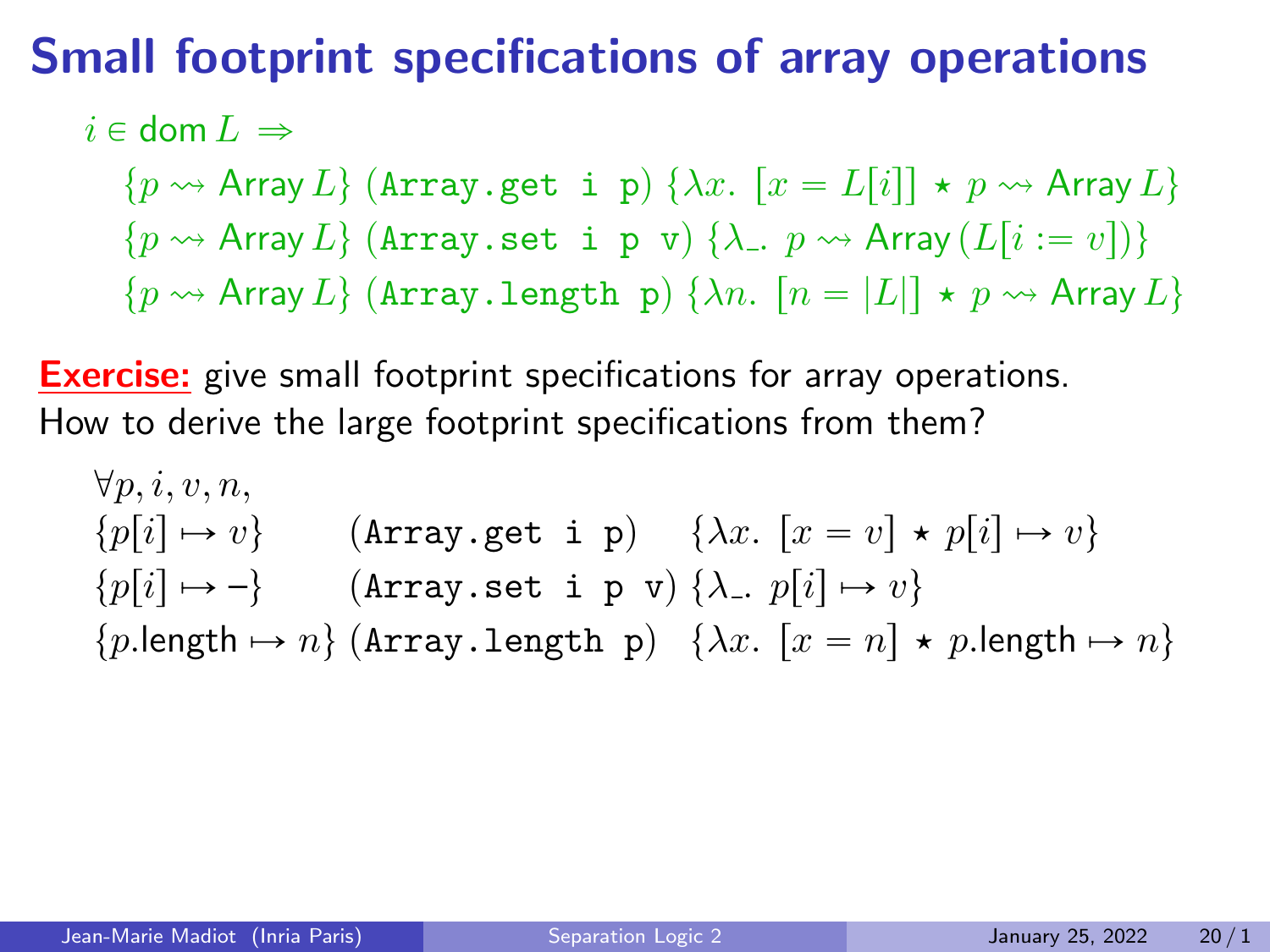# Small footprint specifications of array operations

$$i \in \mathsf{dom}\, L \Rightarrow$$

$$\{p \rightsquigarrow \mathsf{Array}\, L\}\ (\texttt{Array.get i p})\ \{\lambda x.\ [x = L[i]] \star p \rightsquigarrow \mathsf{Array}\, L\}$$

$$\{p \rightsquigarrow \mathsf{Array}\, L\}\ (\texttt{Array.set i p v})\ \{\lambda\_.\ p \rightsquigarrow \mathsf{Array}\,(L[i := v])\}$$

$$\{p \rightsquigarrow \mathsf{Array}\, L\}\ (\texttt{Array.length p})\ \{\lambda n.\ [n = |L|] \star p \rightsquigarrow \mathsf{Array}\, L\}$$

**Exercise:** give small footprint specifications for array operations. How to derive the large footprint specifications from them?

$$\forall p, i, v, n,$$

$$\{p[i] \mapsto v\}\ (\texttt{Array.get i p})\ \{\lambda x.\ [x = v] \star p[i] \mapsto v\}$$

$$\{p[i] \mapsto -\}\ (\texttt{Array.set i p v})\ \{\lambda\_.\ p[i] \mapsto v\}$$

$$\{p.\mathsf{length} \mapsto n\}\ (\texttt{Array.length p})\ \{\lambda x.\ [x = n] \star p.\mathsf{length} \mapsto n\}$$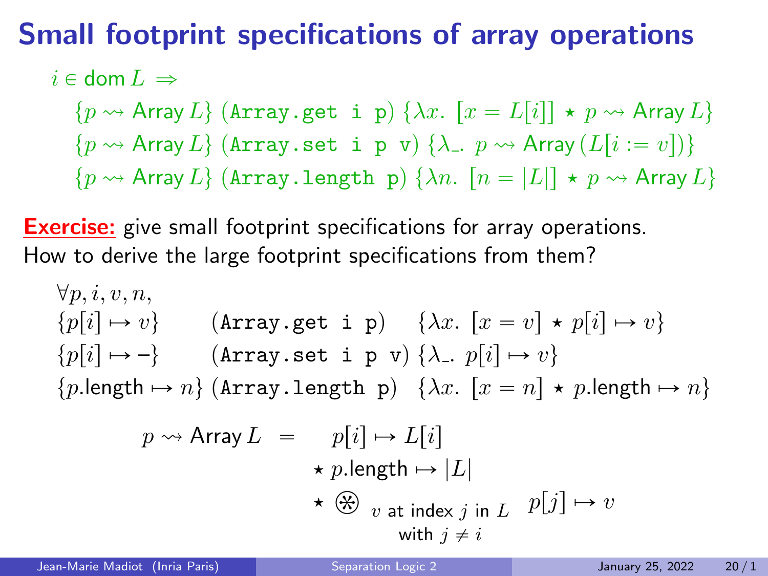# Small footprint specifications of array operations

$$i \in \mathsf{dom}\, L \Rightarrow$$

$$\{p \rightsquigarrow \mathsf{Array}\, L\}\ (\texttt{Array.get i p})\ \{\lambda x.\ [x = L[i]] \star p \rightsquigarrow \mathsf{Array}\, L\}$$

$$\{p \rightsquigarrow \mathsf{Array}\, L\}\ (\texttt{Array.set i p v})\ \{\lambda\_.\ p \rightsquigarrow \mathsf{Array}\, (L[i := v])\}$$

$$\{p \rightsquigarrow \mathsf{Array}\, L\}\ (\texttt{Array.length p})\ \{\lambda n.\ [n = |L|] \star p \rightsquigarrow \mathsf{Array}\, L\}$$

**Exercise:** give small footprint specifications for array operations.
How to derive the large footprint specifications from them?

$$\forall p, i, v, n,$$

$$\{p[i] \mapsto v\}\ (\texttt{Array.get i p})\ \{\lambda x.\ [x = v] \star p[i] \mapsto v\}$$

$$\{p[i] \mapsto -\}\ (\texttt{Array.set i p v})\ \{\lambda\_.\ p[i] \mapsto v\}$$

$$\{p.\mathsf{length} \mapsto n\}\ (\texttt{Array.length p})\ \{\lambda x.\ [x = n] \star p.\mathsf{length} \mapsto n\}$$

$$p \rightsquigarrow \mathsf{Array}\, L \;=\; p[i] \mapsto L[i] \star p.\mathsf{length} \mapsto |L| \star \mathop{\circledast}_{\substack{v \text{ at index } j \text{ in } L \\ \text{with } j \neq i}} p[j] \mapsto v$$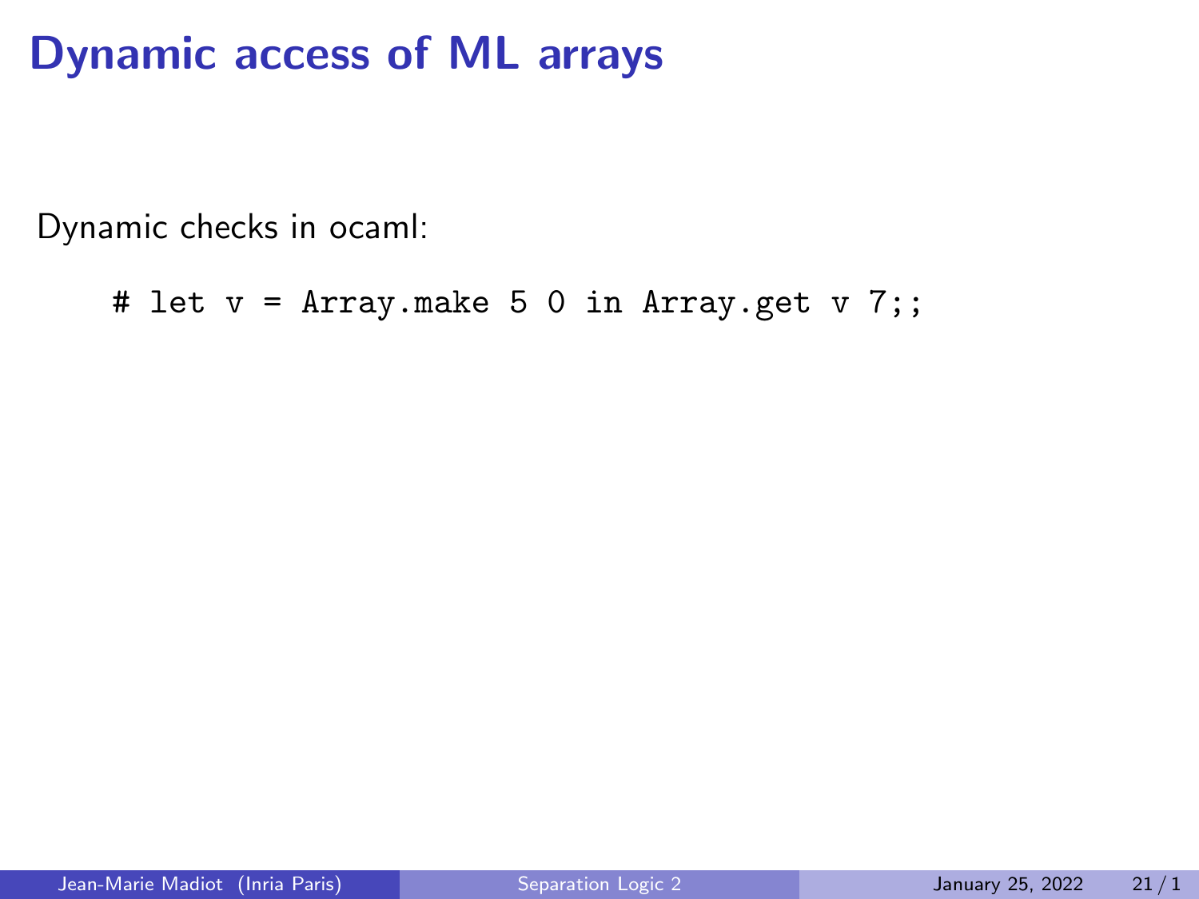# Dynamic access of ML arrays

Dynamic checks in ocaml:

```
# let v = Array.make 5 0 in Array.get v 7;;
```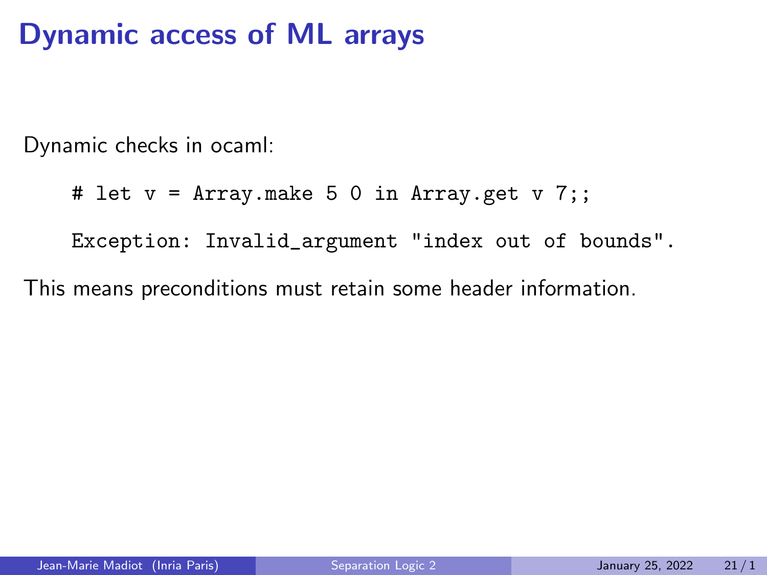# Dynamic access of ML arrays

Dynamic checks in ocaml:

```
# let v = Array.make 5 0 in Array.get v 7;;

Exception: Invalid_argument "index out of bounds".
```

This means preconditions must retain some header information.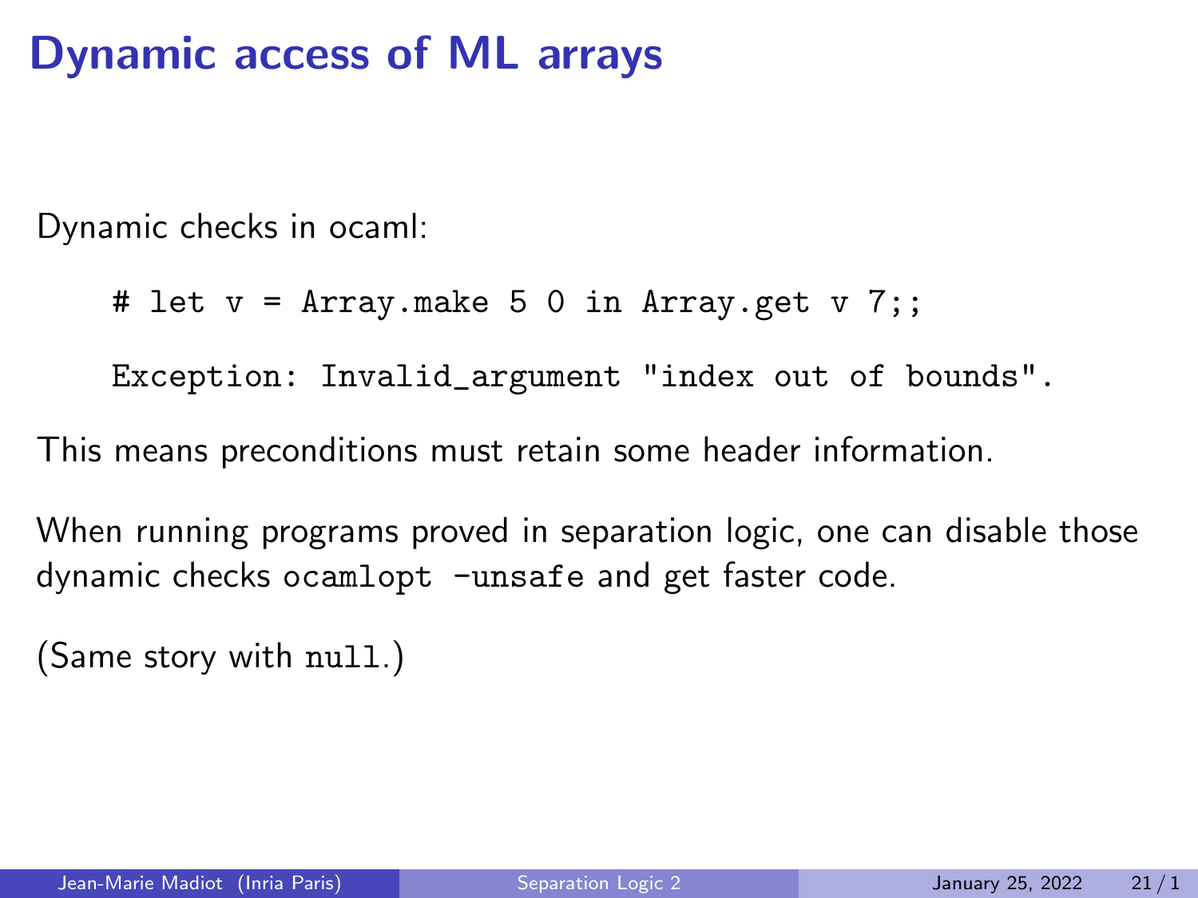# Dynamic access of ML arrays

Dynamic checks in ocaml:

```
# let v = Array.make 5 0 in Array.get v 7;;

Exception: Invalid_argument "index out of bounds".
```

This means preconditions must retain some header information.

When running programs proved in separation logic, one can disable those dynamic checks `ocamlopt -unsafe` and get faster code.

(Same story with `null`.)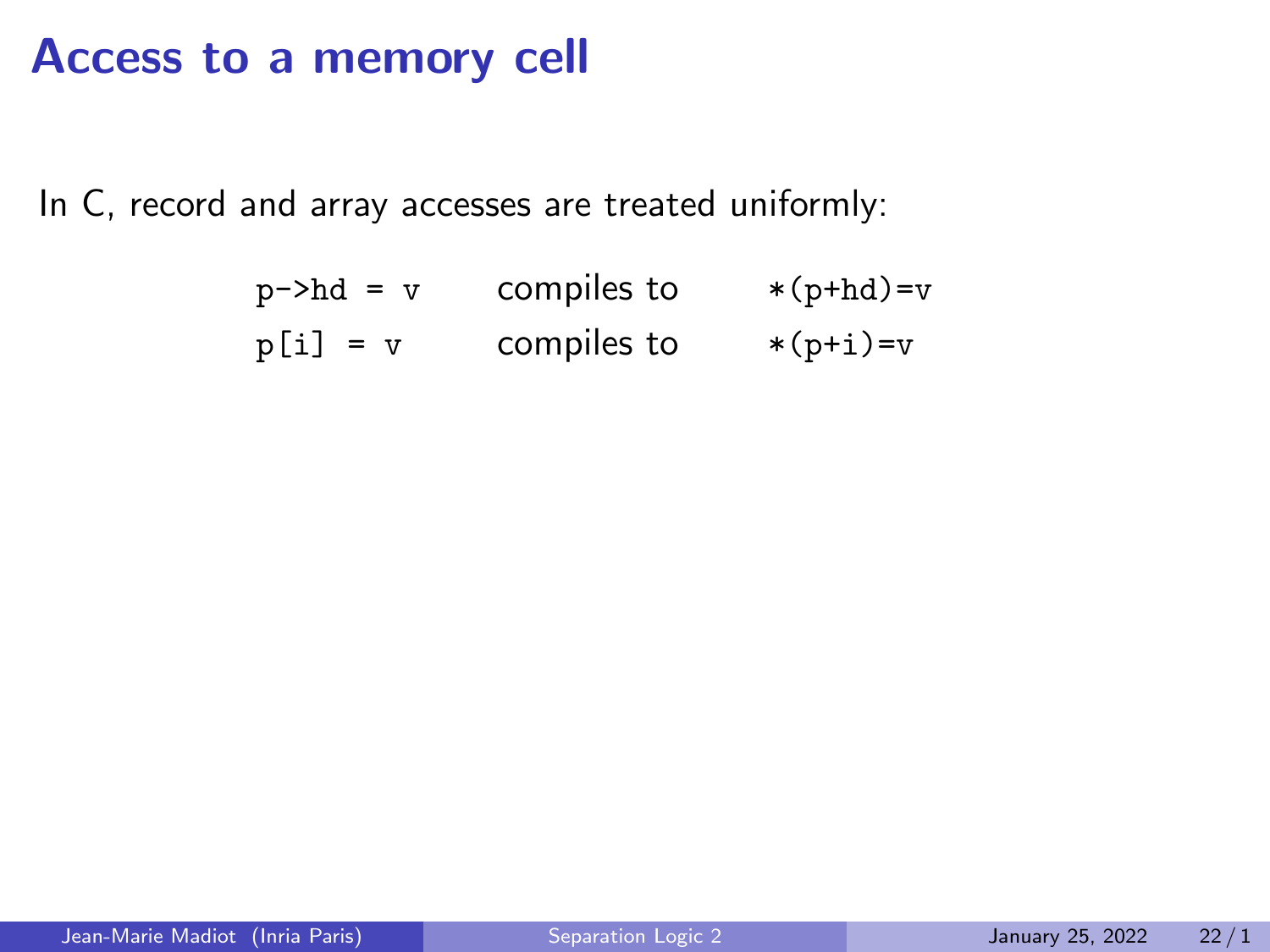# Access to a memory cell

In C, record and array accesses are treated uniformly:

| | | |
|---|---|---|
| `p->hd = v` | compiles to | `*(p+hd)=v` |
| `p[i] = v` | compiles to | `*(p+i)=v` |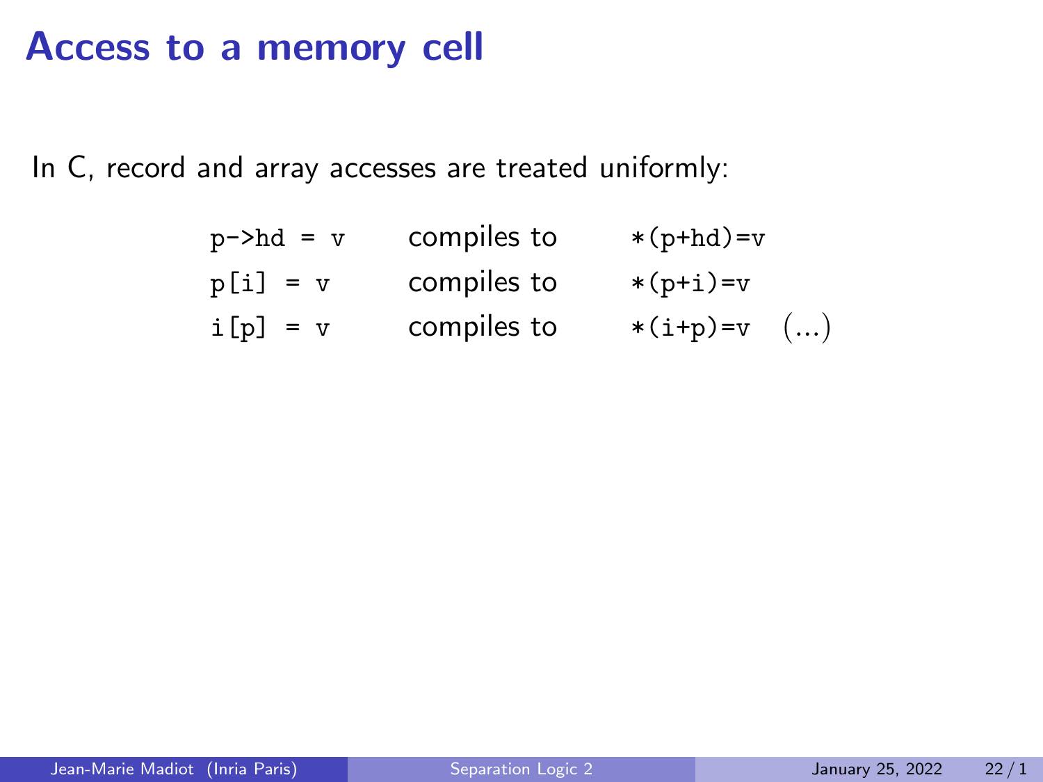# Access to a memory cell

In C, record and array accesses are treated uniformly:

| | | |
|---|---|---|
| `p->hd = v` | compiles to | `*(p+hd)=v` |
| `p[i] = v` | compiles to | `*(p+i)=v` |
| `i[p] = v` | compiles to | `*(i+p)=v` (...) |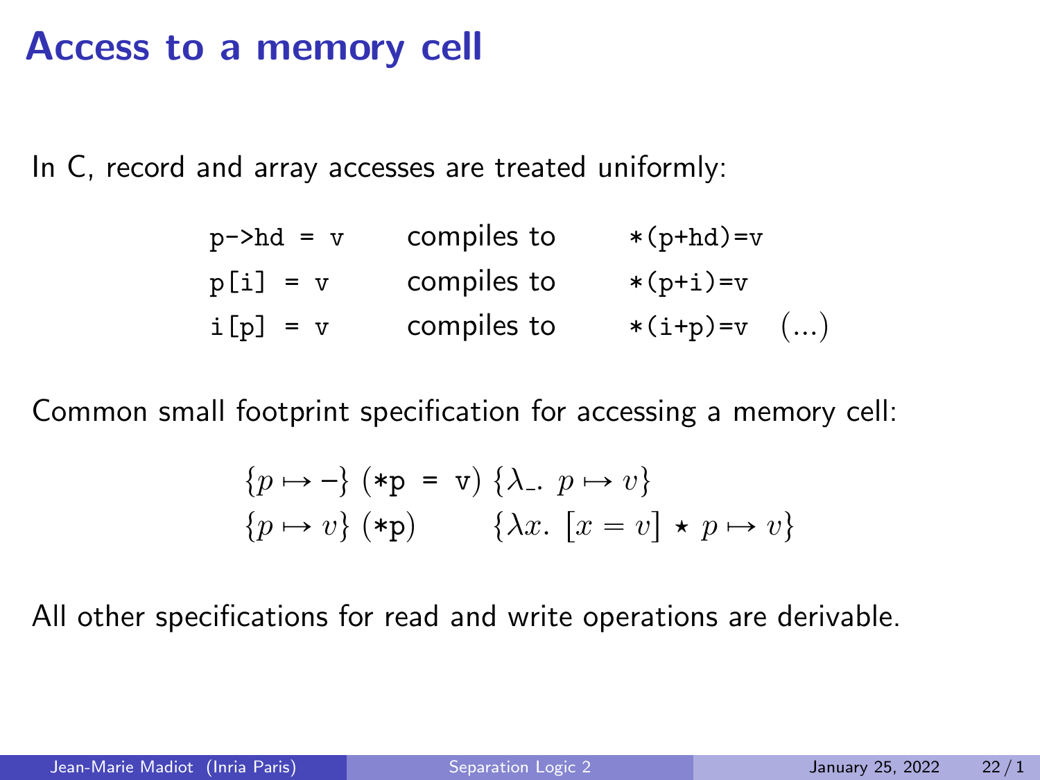# Access to a memory cell

In C, record and array accesses are treated uniformly:

| | | |
|---|---|---|
| `p->hd = v` | compiles to | `*(p+hd)=v` |
| `p[i] = v` | compiles to | `*(p+i)=v` |
| `i[p] = v` | compiles to | `*(i+p)=v` (...) |

Common small footprint specification for accessing a memory cell:

$$\{p \mapsto -\}\ (\texttt{*p = v})\ \{\lambda\_.\ p \mapsto v\}$$
$$\{p \mapsto v\}\ (\texttt{*p})\qquad \{\lambda x.\ [x = v] \star p \mapsto v\}$$

All other specifications for read and write operations are derivable.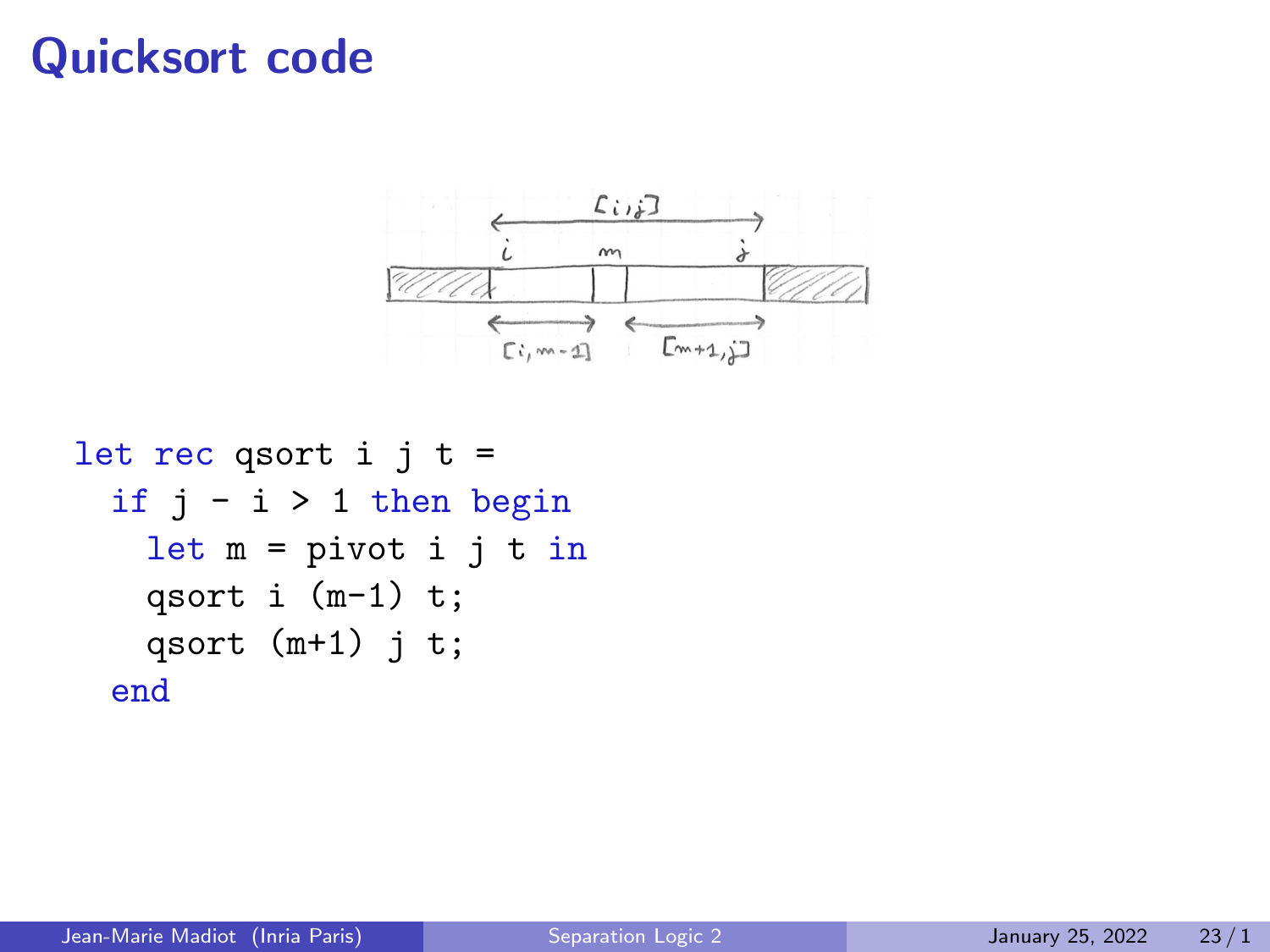# Quicksort code

```
let rec qsort i j t =
  if j - i > 1 then begin
    let m = pivot i j t in
    qsort i (m-1) t;
    qsort (m+1) j t;
  end
```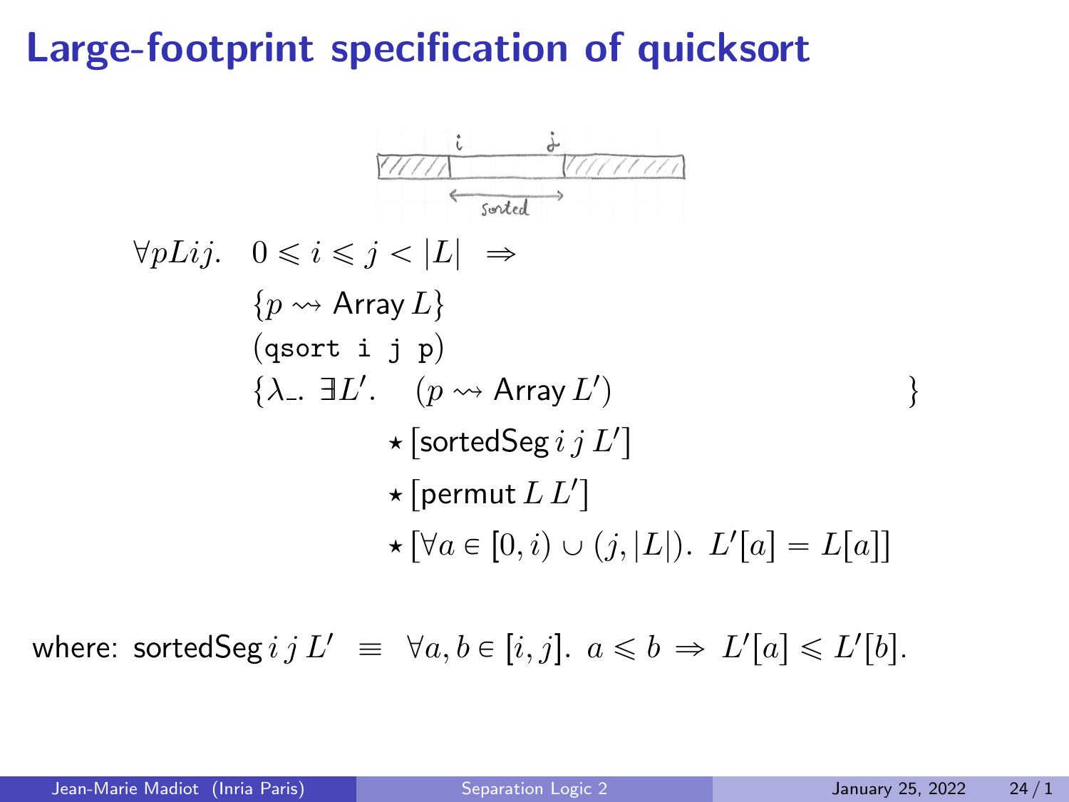# Large-footprint specification of quicksort

$$
\begin{array}{l}
\forall p L i j. \quad 0 \leqslant i \leqslant j < |L| \;\Rightarrow \\
\qquad \{p \rightsquigarrow \mathsf{Array}\, L\} \\
\qquad (\texttt{qsort i j p}) \\
\qquad \{\lambda\_.\ \exists L'. \quad (p \rightsquigarrow \mathsf{Array}\, L') \\
\qquad\qquad\qquad \star [\mathsf{sortedSeg}\, i\, j\, L'] \\
\qquad\qquad\qquad \star [\mathsf{permut}\, L\, L'] \\
\qquad\qquad\qquad \star [\forall a \in [0, i) \cup (j, |L|).\ L'[a] = L[a]] \quad \}
\end{array}
$$

where: $\mathsf{sortedSeg}\, i\, j\, L' \;\equiv\; \forall a, b \in [i, j].\ a \leqslant b \;\Rightarrow\; L'[a] \leqslant L'[b].$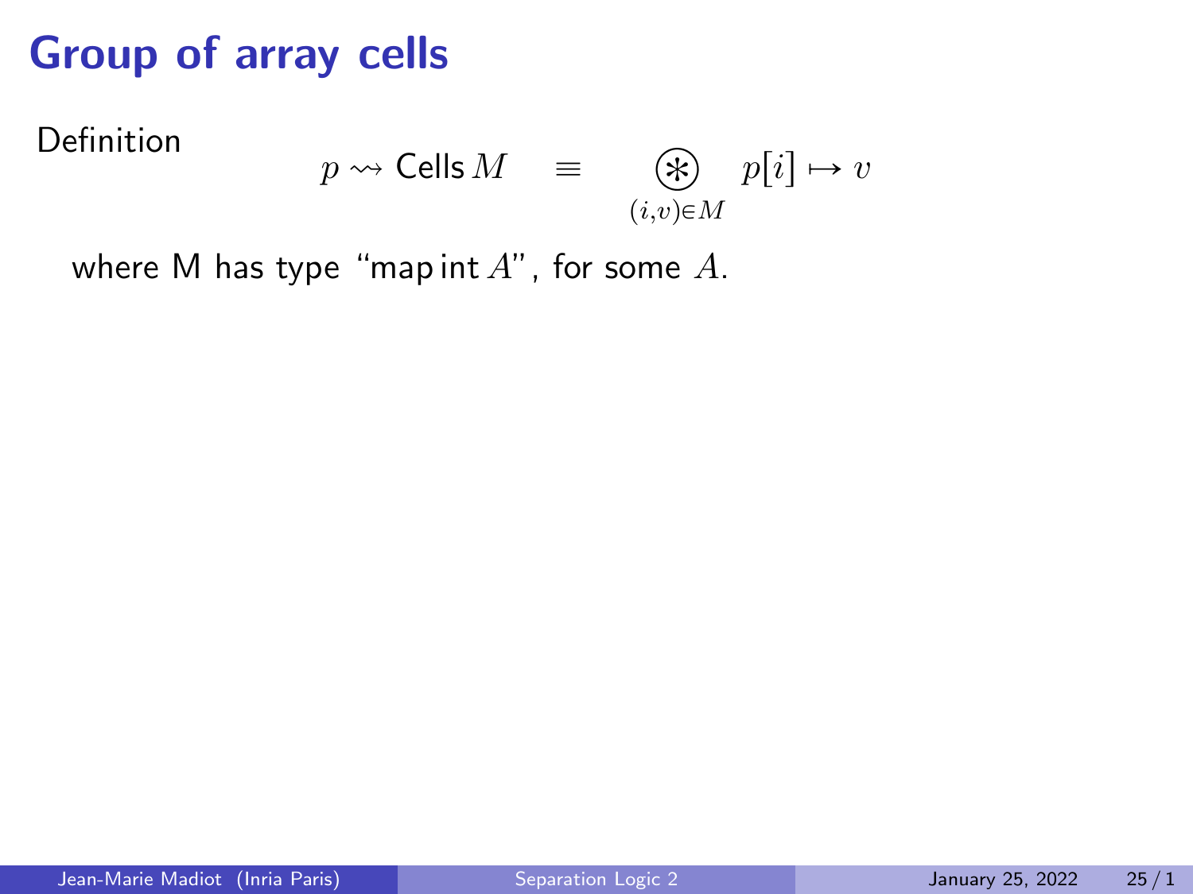# Group of array cells

Definition

$$p \rightsquigarrow \mathsf{Cells}\, M \quad \equiv \quad \underset{(i,v)\in M}{\circledast} \; p[i] \mapsto v$$

where M has type "map int $A$", for some $A$.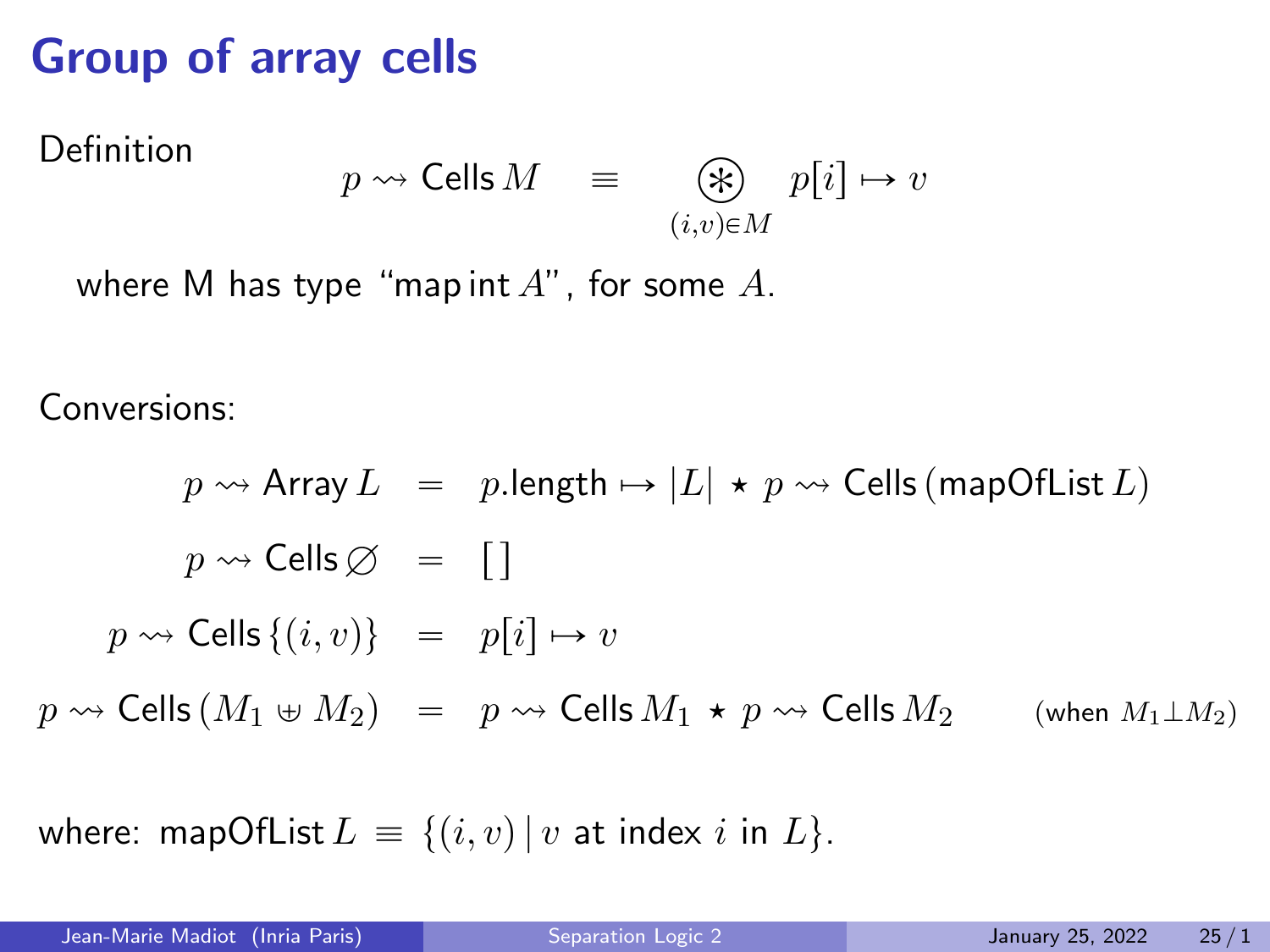# Group of array cells

Definition

$$p \rightsquigarrow \mathsf{Cells}\, M \quad \equiv \quad \underset{(i,v)\in M}{\circledast} \; p[i] \mapsto v$$

where M has type "$\mathsf{map\,int}\, A$", for some $A$.

Conversions:

$$\begin{aligned}
p \rightsquigarrow \mathsf{Array}\, L &= p.\mathsf{length} \mapsto |L| \star p \rightsquigarrow \mathsf{Cells}\,(\mathsf{mapOfList}\, L) \\
p \rightsquigarrow \mathsf{Cells}\, \varnothing &= [\,] \\
p \rightsquigarrow \mathsf{Cells}\, \{(i, v)\} &= p[i] \mapsto v \\
p \rightsquigarrow \mathsf{Cells}\,(M_1 \uplus M_2) &= p \rightsquigarrow \mathsf{Cells}\, M_1 \star p \rightsquigarrow \mathsf{Cells}\, M_2 \qquad (\text{when } M_1 \perp M_2)
\end{aligned}$$

where: $\mathsf{mapOfList}\, L \equiv \{(i, v) \,|\, v \text{ at index } i \text{ in } L\}$.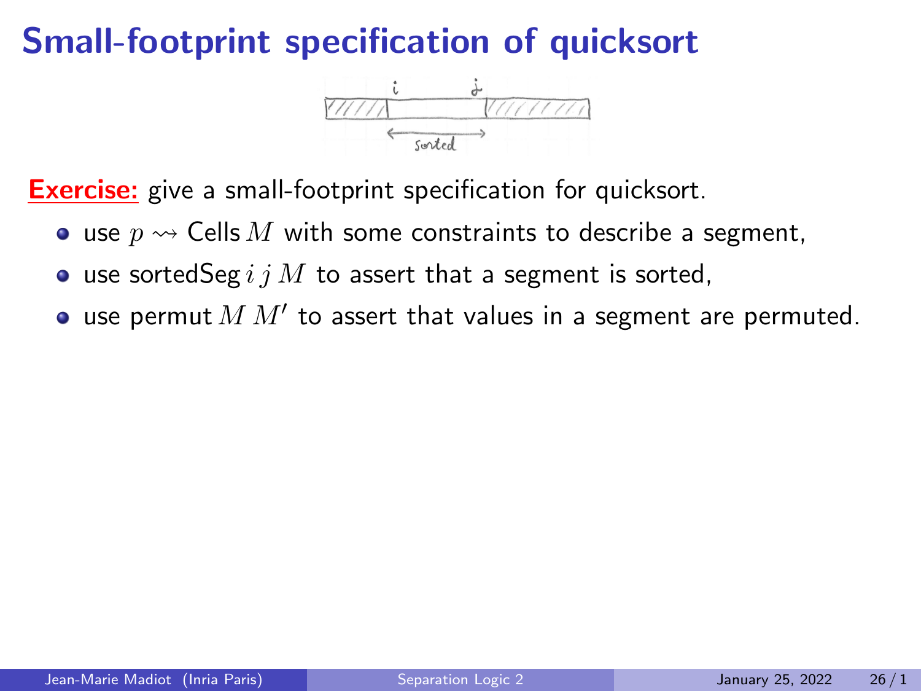# Small-footprint specification of quicksort

**Exercise:** give a small-footprint specification for quicksort.

- use $p \rightsquigarrow \text{Cells}\, M$ with some constraints to describe a segment,
- use $\text{sortedSeg}\, i\, j\, M$ to assert that a segment is sorted,
- use $\text{permut}\, M\, M'$ to assert that values in a segment are permuted.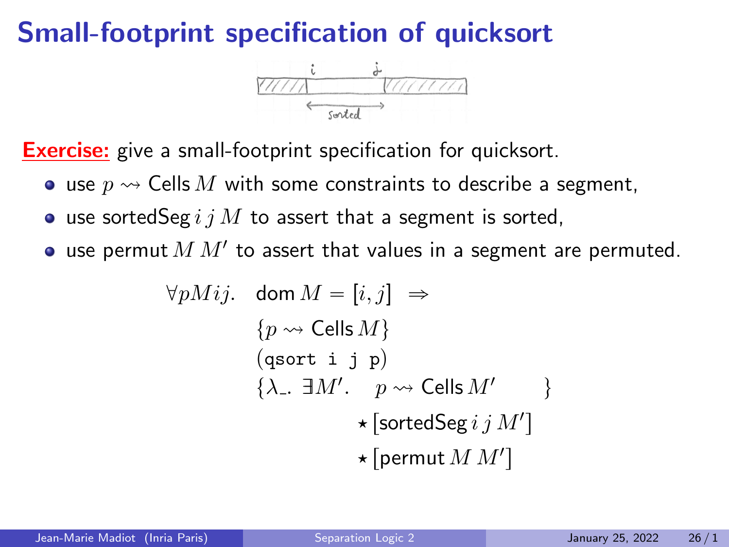# Small-footprint specification of quicksort

**Exercise:** give a small-footprint specification for quicksort.

- use $p \rightsquigarrow \mathsf{Cells}\, M$ with some constraints to describe a segment,
- use $\mathsf{sortedSeg}\, i\, j\, M$ to assert that a segment is sorted,
- use $\mathsf{permut}\, M\, M'$ to assert that values in a segment are permuted.

$$
\begin{array}{ll}
\forall p M i j. & \mathsf{dom}\, M = [i, j] \;\Rightarrow \\
& \{p \rightsquigarrow \mathsf{Cells}\, M\} \\
& (\texttt{qsort i j p}) \\
& \{\lambda\_.\; \exists M'.\quad p \rightsquigarrow \mathsf{Cells}\, M' \\
& \qquad\qquad \star\, [\mathsf{sortedSeg}\, i\, j\, M'] \\
& \qquad\qquad \star\, [\mathsf{permut}\, M\, M']\quad \}
\end{array}
$$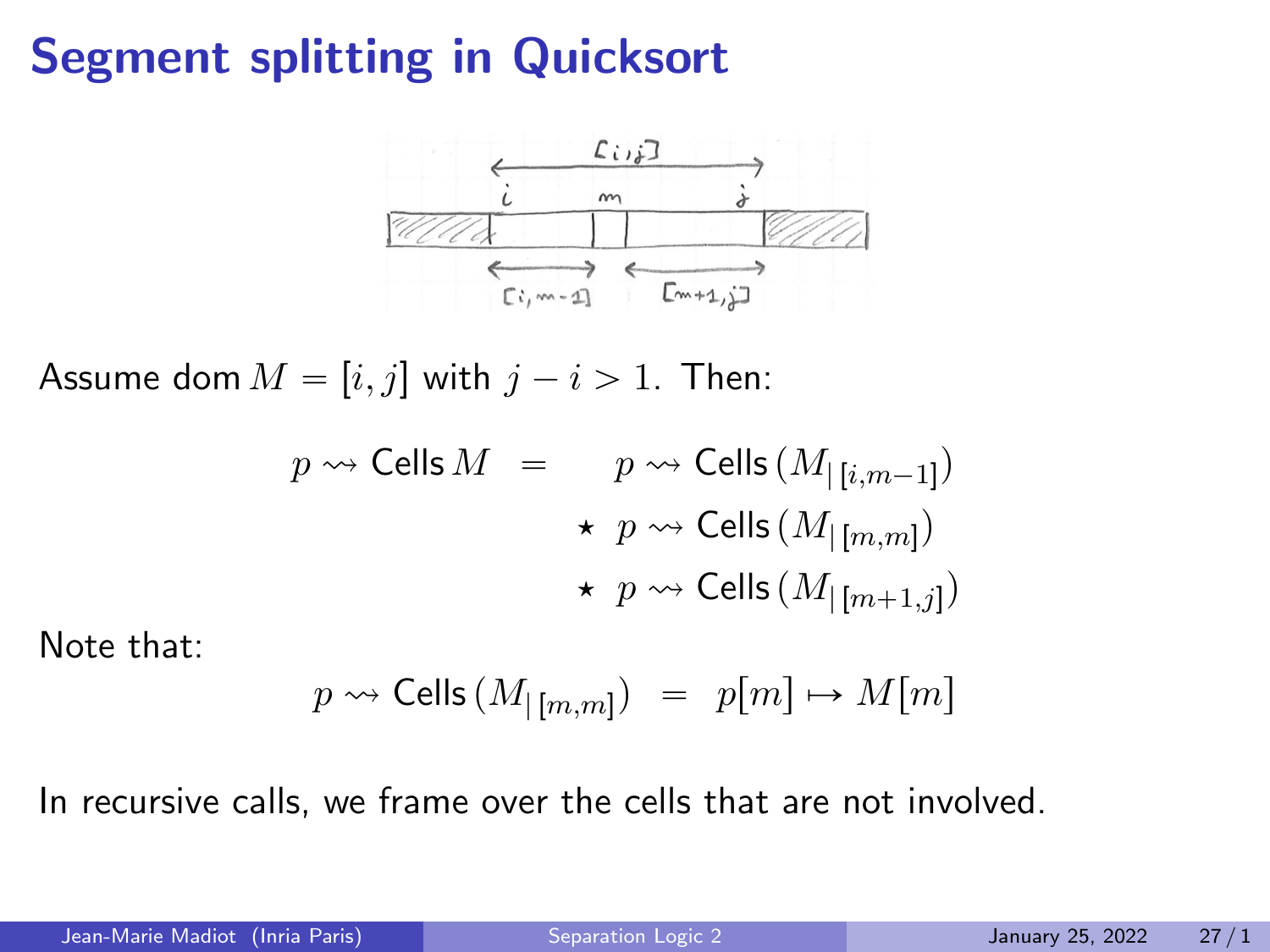# Segment splitting in Quicksort

Assume $\operatorname{dom} M = [i, j]$ with $j - i > 1$. Then:

$$
\begin{aligned}
p \rightsquigarrow \mathsf{Cells}\, M \;\; = \;\; & \;\; p \rightsquigarrow \mathsf{Cells}\,(M_{|\,[i,m-1]}) \\
& \star \;\; p \rightsquigarrow \mathsf{Cells}\,(M_{|\,[m,m]}) \\
& \star \;\; p \rightsquigarrow \mathsf{Cells}\,(M_{|\,[m+1,j]})
\end{aligned}
$$

Note that:

$$
p \rightsquigarrow \mathsf{Cells}\,(M_{|\,[m,m]}) \;\; = \;\; p[m] \mapsto M[m]
$$

In recursive calls, we frame over the cells that are not involved.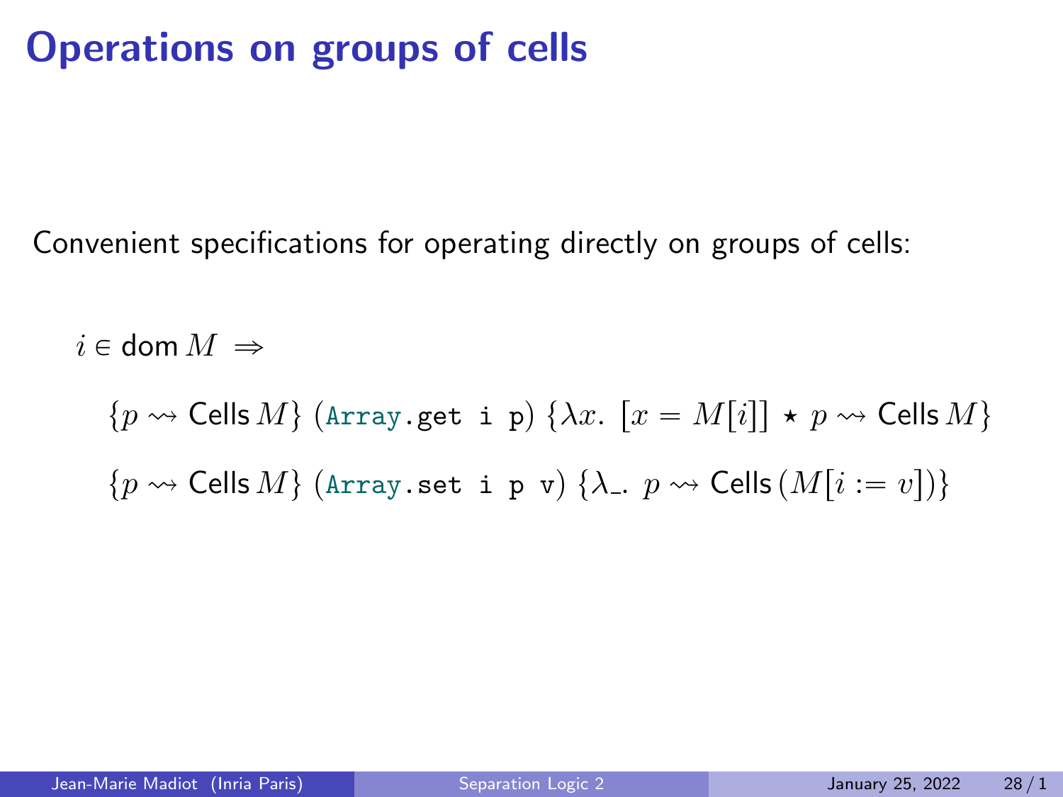# Operations on groups of cells

Convenient specifications for operating directly on groups of cells:

$$i \in \mathsf{dom}\, M \;\Rightarrow$$

$$\{p \rightsquigarrow \mathsf{Cells}\, M\}\ (\texttt{Array.get i p})\ \{\lambda x.\ [x = M[i]] \star p \rightsquigarrow \mathsf{Cells}\, M\}$$

$$\{p \rightsquigarrow \mathsf{Cells}\, M\}\ (\texttt{Array.set i p v})\ \{\lambda\_.\ p \rightsquigarrow \mathsf{Cells}\,(M[i := v])\}$$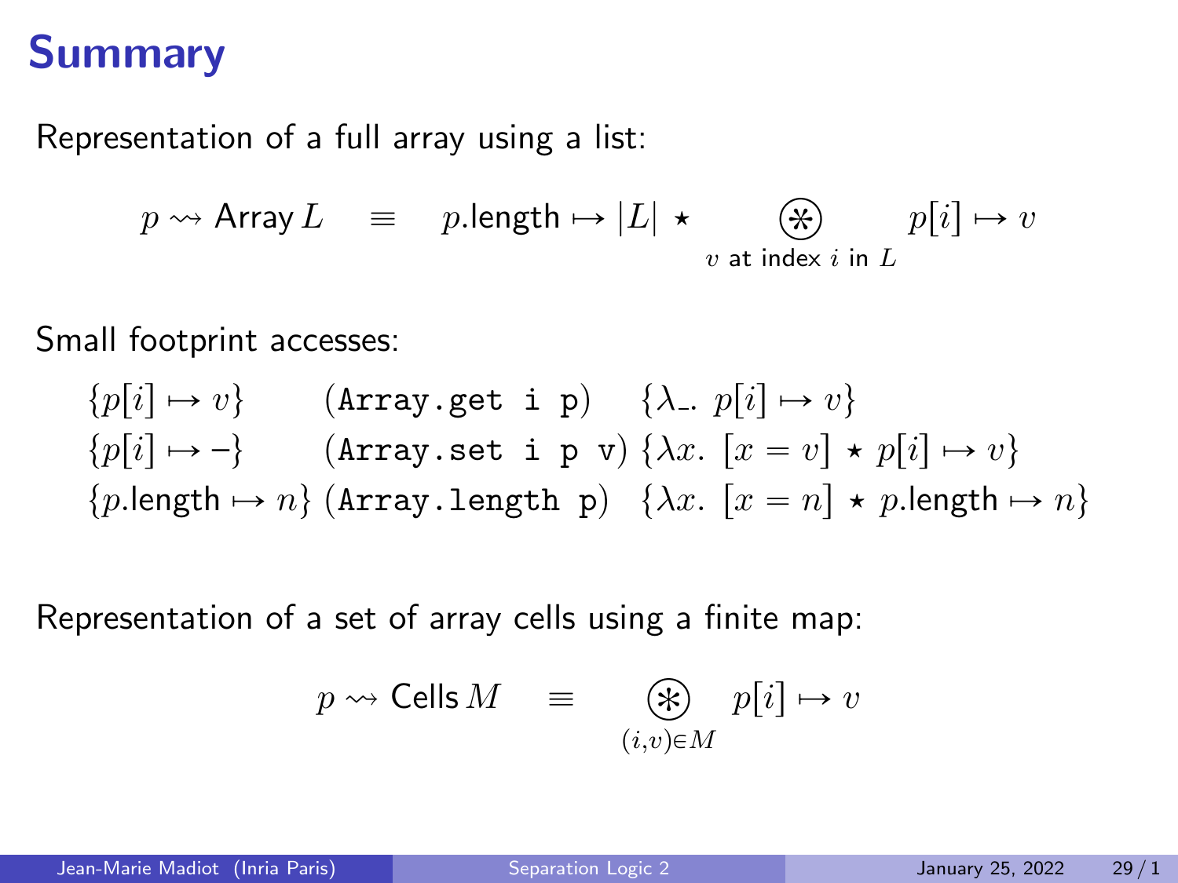# Summary

Representation of a full array using a list:

$$p \rightsquigarrow \mathsf{Array}\, L \quad \equiv \quad p.\mathsf{length} \mapsto |L| \star \bigcircledast_{v \text{ at index } i \text{ in } L} p[i] \mapsto v$$

Small footprint accesses:

$$\{p[i] \mapsto v\} \quad (\texttt{Array.get i p}) \quad \{\lambda\_.\ p[i] \mapsto v\}$$

$$\{p[i] \mapsto -\} \quad (\texttt{Array.set i p v}) \quad \{\lambda x.\ [x = v] \star p[i] \mapsto v\}$$

$$\{p.\mathsf{length} \mapsto n\} \quad (\texttt{Array.length p}) \quad \{\lambda x.\ [x = n] \star p.\mathsf{length} \mapsto n\}$$

Representation of a set of array cells using a finite map:

$$p \rightsquigarrow \mathsf{Cells}\, M \quad \equiv \quad \bigcircledast_{(i,v) \in M} p[i] \mapsto v$$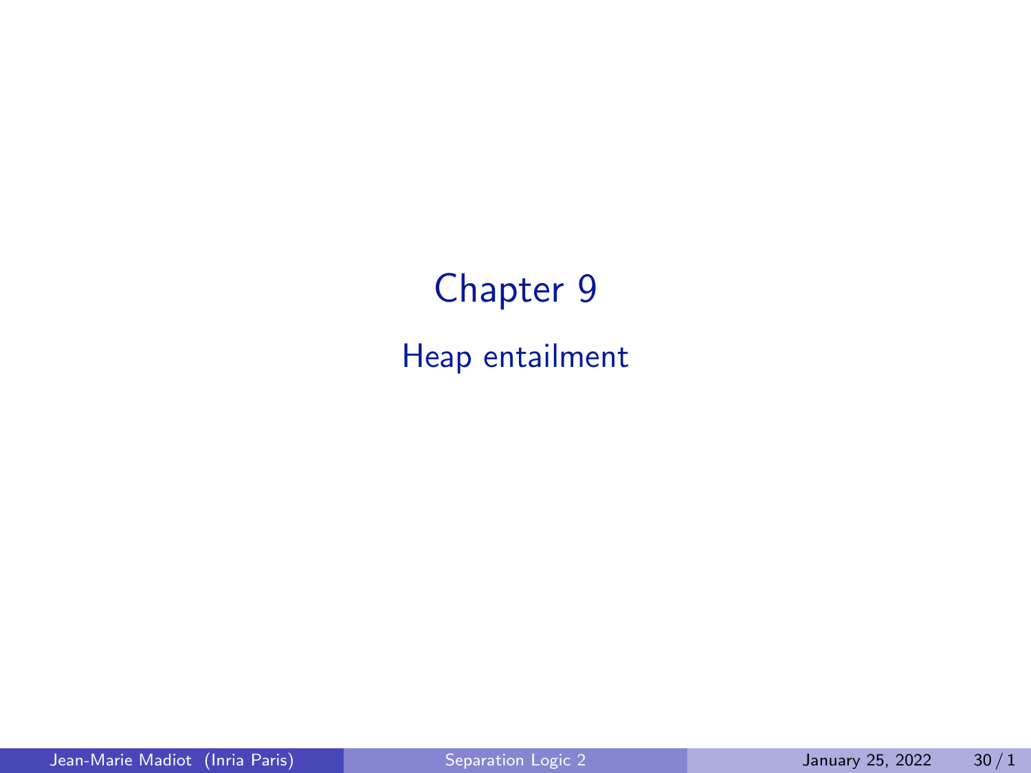# Chapter 9

## Heap entailment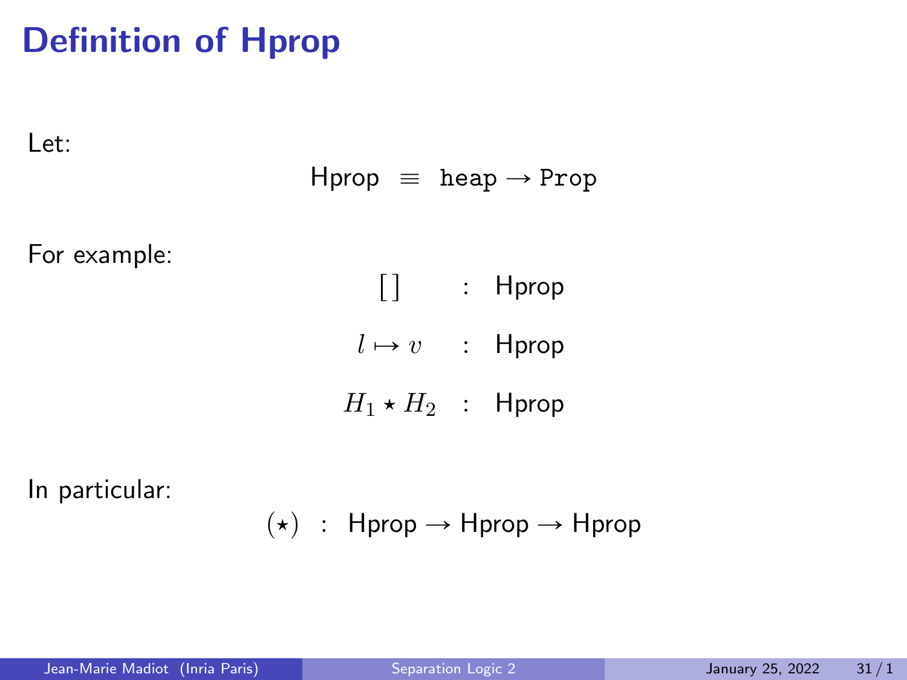# Definition of Hprop

Let:

$$\mathsf{Hprop} \;\equiv\; \texttt{heap} \rightarrow \texttt{Prop}$$

For example:

$$\begin{aligned}
[\,] \quad &: \quad \mathsf{Hprop} \\
l \mapsto v \quad &: \quad \mathsf{Hprop} \\
H_1 \star H_2 \quad &: \quad \mathsf{Hprop}
\end{aligned}$$

In particular:

$$(\star) \;:\; \mathsf{Hprop} \rightarrow \mathsf{Hprop} \rightarrow \mathsf{Hprop}$$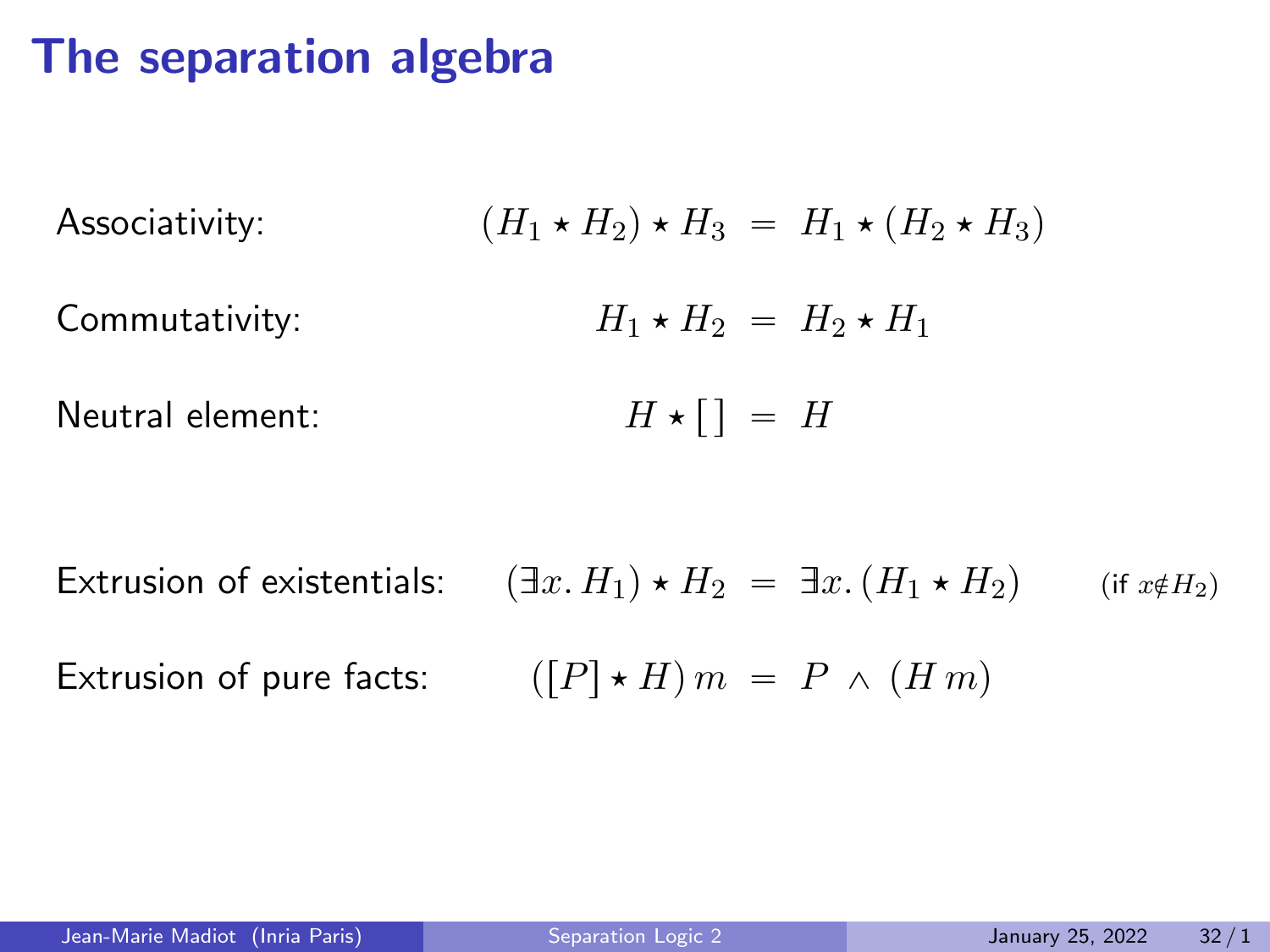# The separation algebra

Associativity: $(H_1 \star H_2) \star H_3 \ = \ H_1 \star (H_2 \star H_3)$

Commutativity: $H_1 \star H_2 \ = \ H_2 \star H_1$

Neutral element: $H \star [\,] \ = \ H$

Extrusion of existentials: $(\exists x.\, H_1) \star H_2 \ = \ \exists x.\, (H_1 \star H_2)$ (if $x \notin H_2$)

Extrusion of pure facts: $([P] \star H)\, m \ = \ P \ \wedge \ (H\, m)$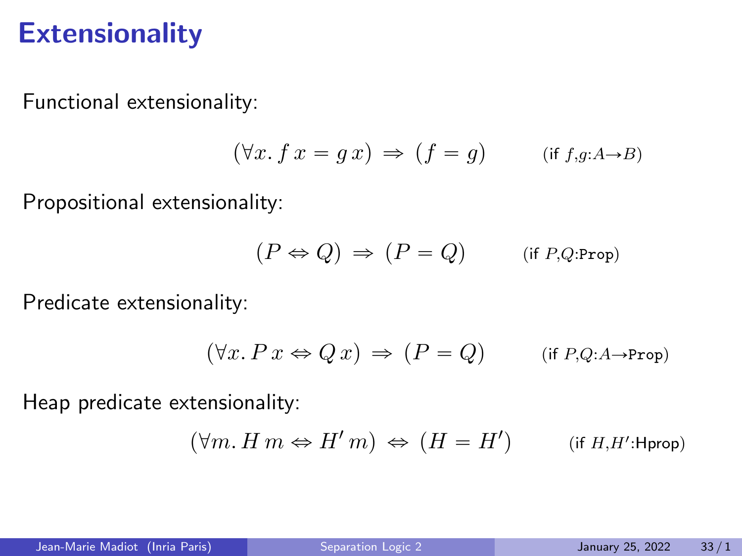# Extensionality

Functional extensionality:

$$(\forall x.\, f\, x = g\, x) \;\Rightarrow\; (f = g) \qquad \text{(if } f,g{:}A{\to}B\text{)}$$

Propositional extensionality:

$$(P \Leftrightarrow Q) \;\Rightarrow\; (P = Q) \qquad \text{(if } P,Q{:}\texttt{Prop}\text{)}$$

Predicate extensionality:

$$(\forall x.\, P\, x \Leftrightarrow Q\, x) \;\Rightarrow\; (P = Q) \qquad \text{(if } P,Q{:}A{\to}\texttt{Prop}\text{)}$$

Heap predicate extensionality:

$$(\forall m.\, H\, m \Leftrightarrow H'\, m) \;\Leftrightarrow\; (H = H') \qquad \text{(if } H,H'{:}\mathsf{Hprop}\text{)}$$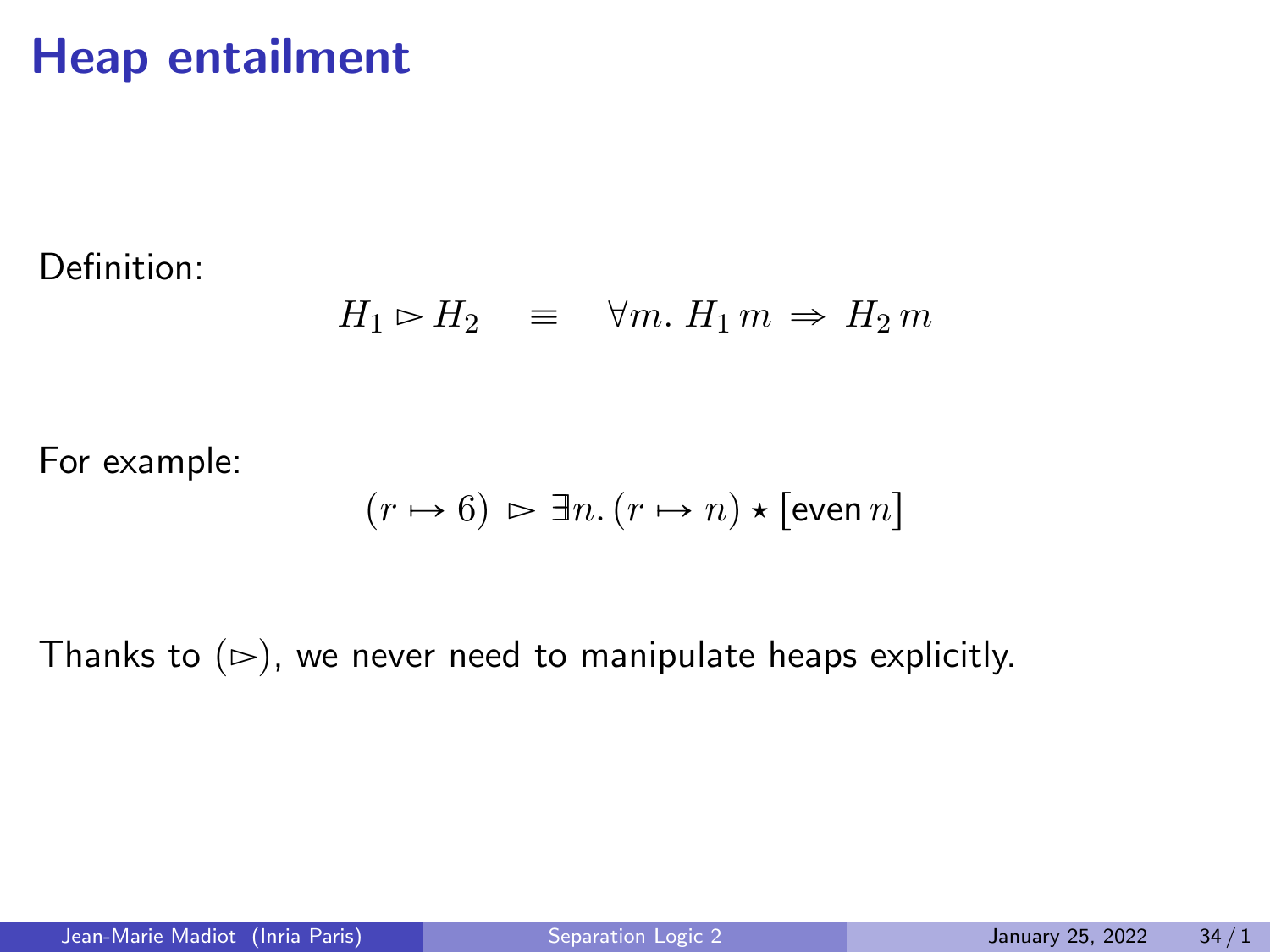# Heap entailment

Definition:

$$H_1 \rhd H_2 \quad \equiv \quad \forall m.\, H_1\, m \Rightarrow H_2\, m$$

For example:

$$(r \mapsto 6) \rhd \exists n.\, (r \mapsto n) \star [\mathsf{even}\, n]$$

Thanks to $(\rhd)$, we never need to manipulate heaps explicitly.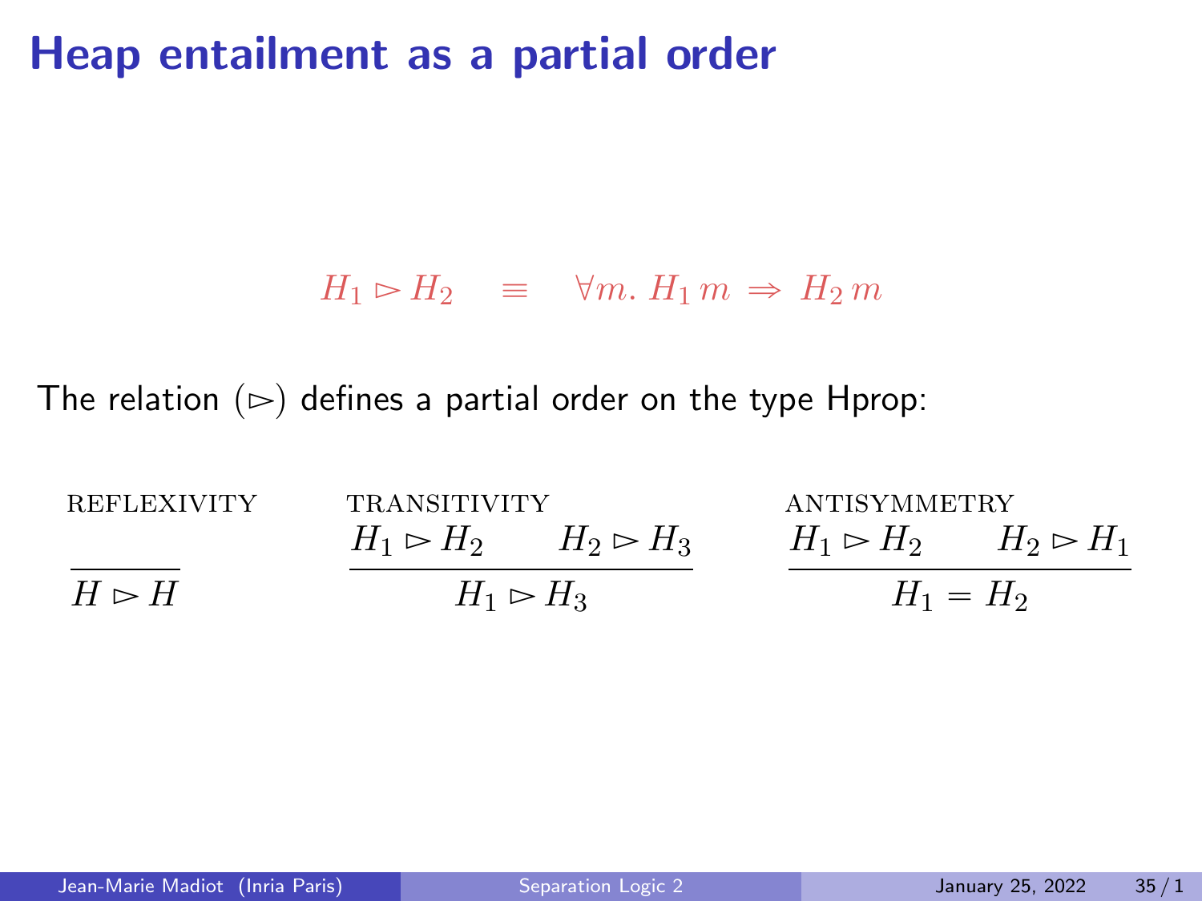# Heap entailment as a partial order

$$H_1 \rhd H_2 \quad \equiv \quad \forall m.\, H_1\, m \Rightarrow H_2\, m$$

The relation $(\rhd)$ defines a partial order on the type Hprop:

$$\text{REFLEXIVITY} \quad \frac{}{H \rhd H} \qquad \text{TRANSITIVITY} \quad \frac{H_1 \rhd H_2 \qquad H_2 \rhd H_3}{H_1 \rhd H_3} \qquad \text{ANTISYMMETRY} \quad \frac{H_1 \rhd H_2 \qquad H_2 \rhd H_1}{H_1 = H_2}$$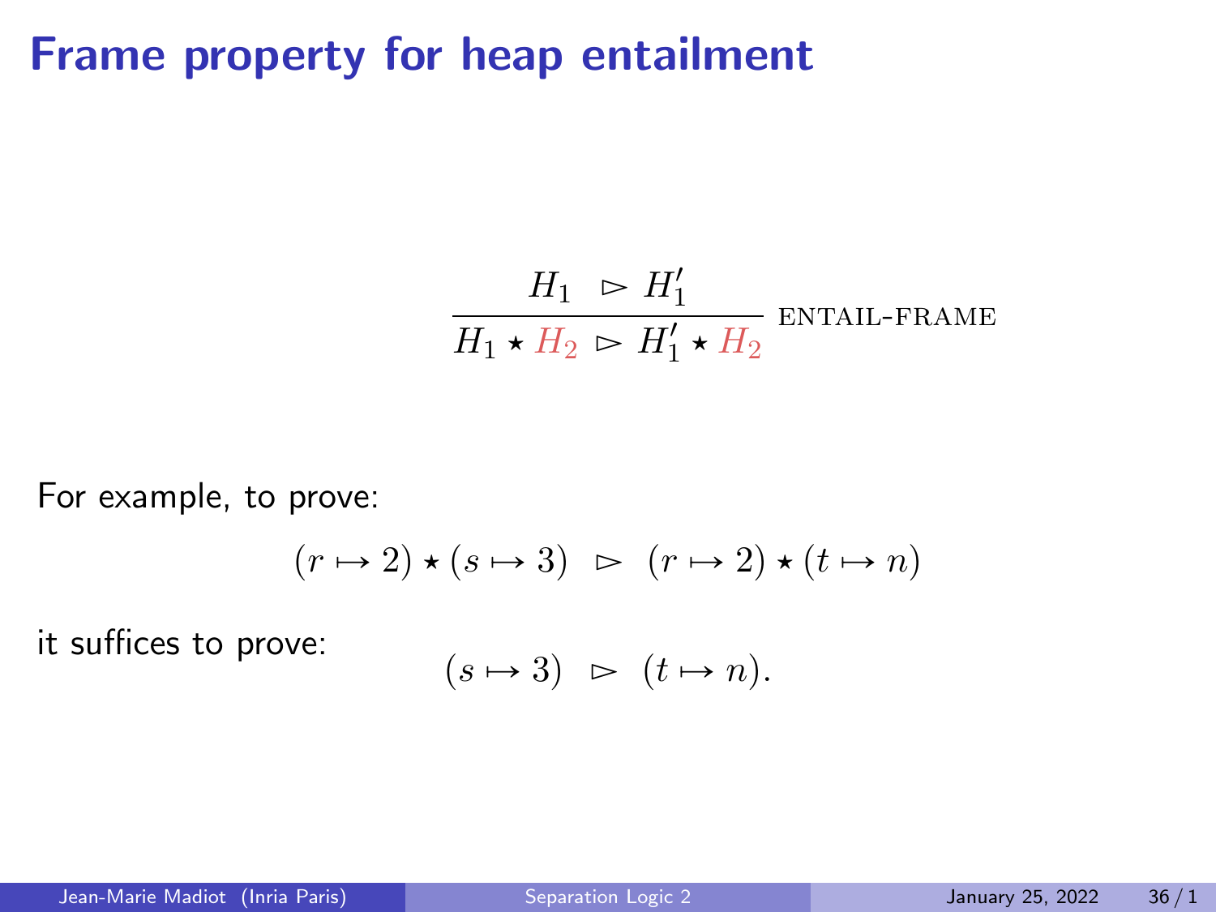# Frame property for heap entailment

$$\frac{H_1 \;\rhd\; H_1'}{H_1 \star H_2 \;\rhd\; H_1' \star H_2} \text{ ENTAIL-FRAME}$$

For example, to prove:

$$(r \mapsto 2) \star (s \mapsto 3) \;\;\rhd\;\; (r \mapsto 2) \star (t \mapsto n)$$

it suffices to prove:

$$(s \mapsto 3) \;\;\rhd\;\; (t \mapsto n).$$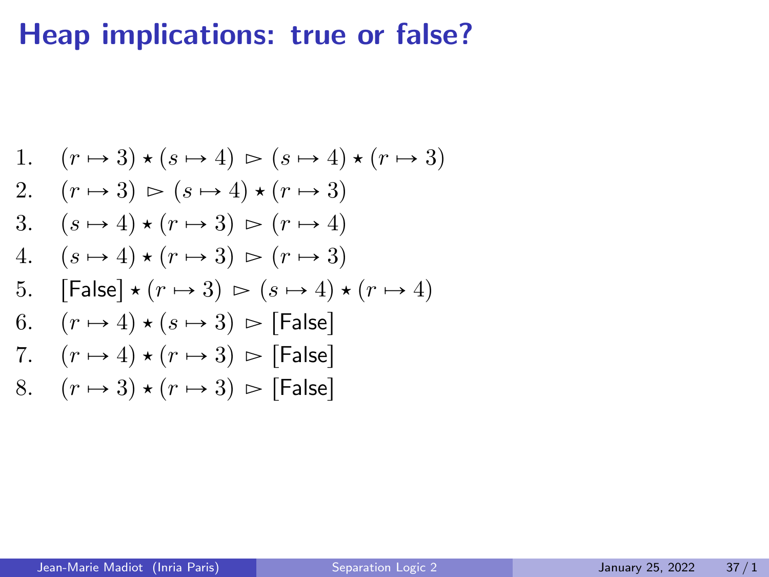# Heap implications: true or false?

1. $(r \mapsto 3) \star (s \mapsto 4) \rhd (s \mapsto 4) \star (r \mapsto 3)$
2. $(r \mapsto 3) \rhd (s \mapsto 4) \star (r \mapsto 3)$
3. $(s \mapsto 4) \star (r \mapsto 3) \rhd (r \mapsto 4)$
4. $(s \mapsto 4) \star (r \mapsto 3) \rhd (r \mapsto 3)$
5. $[\mathsf{False}] \star (r \mapsto 3) \rhd (s \mapsto 4) \star (r \mapsto 4)$
6. $(r \mapsto 4) \star (s \mapsto 3) \rhd [\mathsf{False}]$
7. $(r \mapsto 4) \star (r \mapsto 3) \rhd [\mathsf{False}]$
8. $(r \mapsto 3) \star (r \mapsto 3) \rhd [\mathsf{False}]$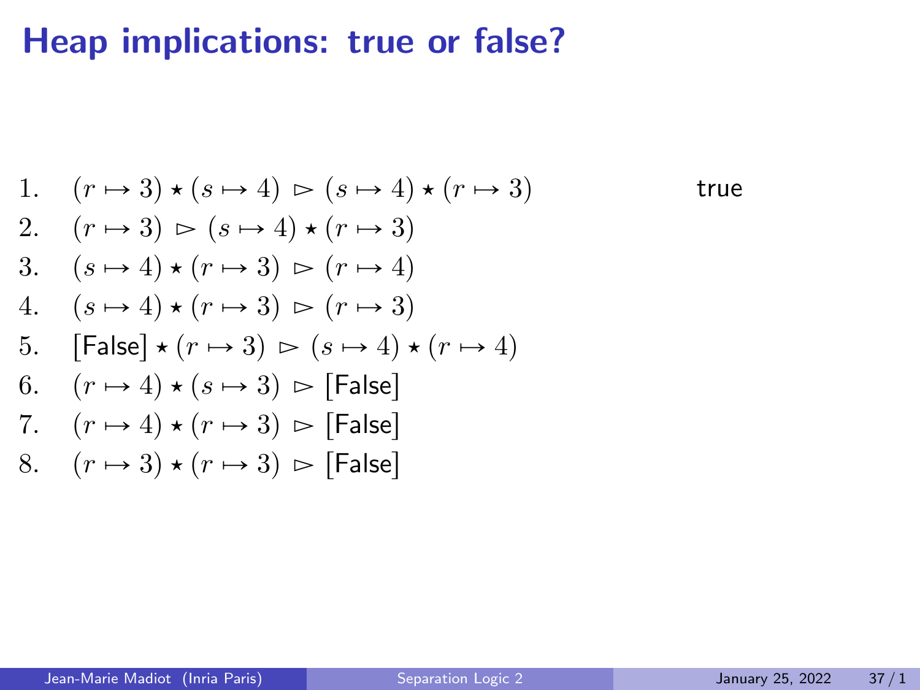# Heap implications: true or false?

1. $(r \mapsto 3) \star (s \mapsto 4) \rhd (s \mapsto 4) \star (r \mapsto 3)$ true
2. $(r \mapsto 3) \rhd (s \mapsto 4) \star (r \mapsto 3)$
3. $(s \mapsto 4) \star (r \mapsto 3) \rhd (r \mapsto 4)$
4. $(s \mapsto 4) \star (r \mapsto 3) \rhd (r \mapsto 3)$
5. $[\text{False}] \star (r \mapsto 3) \rhd (s \mapsto 4) \star (r \mapsto 4)$
6. $(r \mapsto 4) \star (s \mapsto 3) \rhd [\text{False}]$
7. $(r \mapsto 4) \star (r \mapsto 3) \rhd [\text{False}]$
8. $(r \mapsto 3) \star (r \mapsto 3) \rhd [\text{False}]$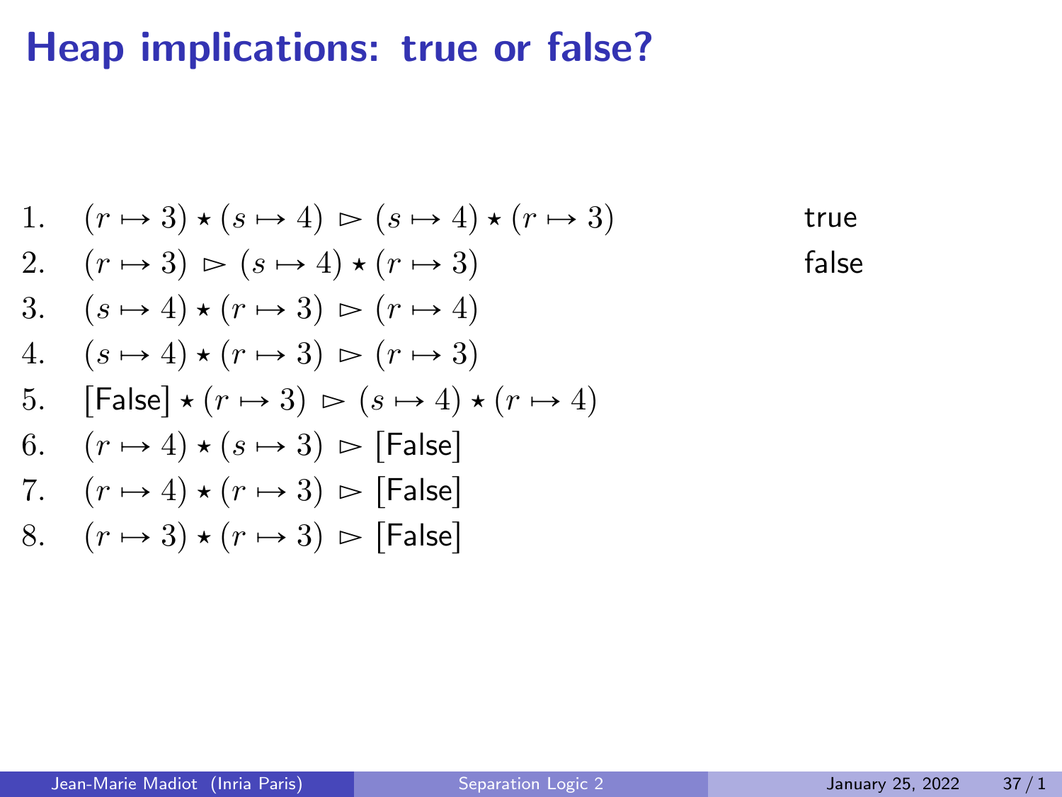# Heap implications: true or false?

1. $(r \mapsto 3) \star (s \mapsto 4) \rhd (s \mapsto 4) \star (r \mapsto 3)$ — true
2. $(r \mapsto 3) \rhd (s \mapsto 4) \star (r \mapsto 3)$ — false
3. $(s \mapsto 4) \star (r \mapsto 3) \rhd (r \mapsto 4)$
4. $(s \mapsto 4) \star (r \mapsto 3) \rhd (r \mapsto 3)$
5. $[\mathsf{False}] \star (r \mapsto 3) \rhd (s \mapsto 4) \star (r \mapsto 4)$
6. $(r \mapsto 4) \star (s \mapsto 3) \rhd [\mathsf{False}]$
7. $(r \mapsto 4) \star (r \mapsto 3) \rhd [\mathsf{False}]$
8. $(r \mapsto 3) \star (r \mapsto 3) \rhd [\mathsf{False}]$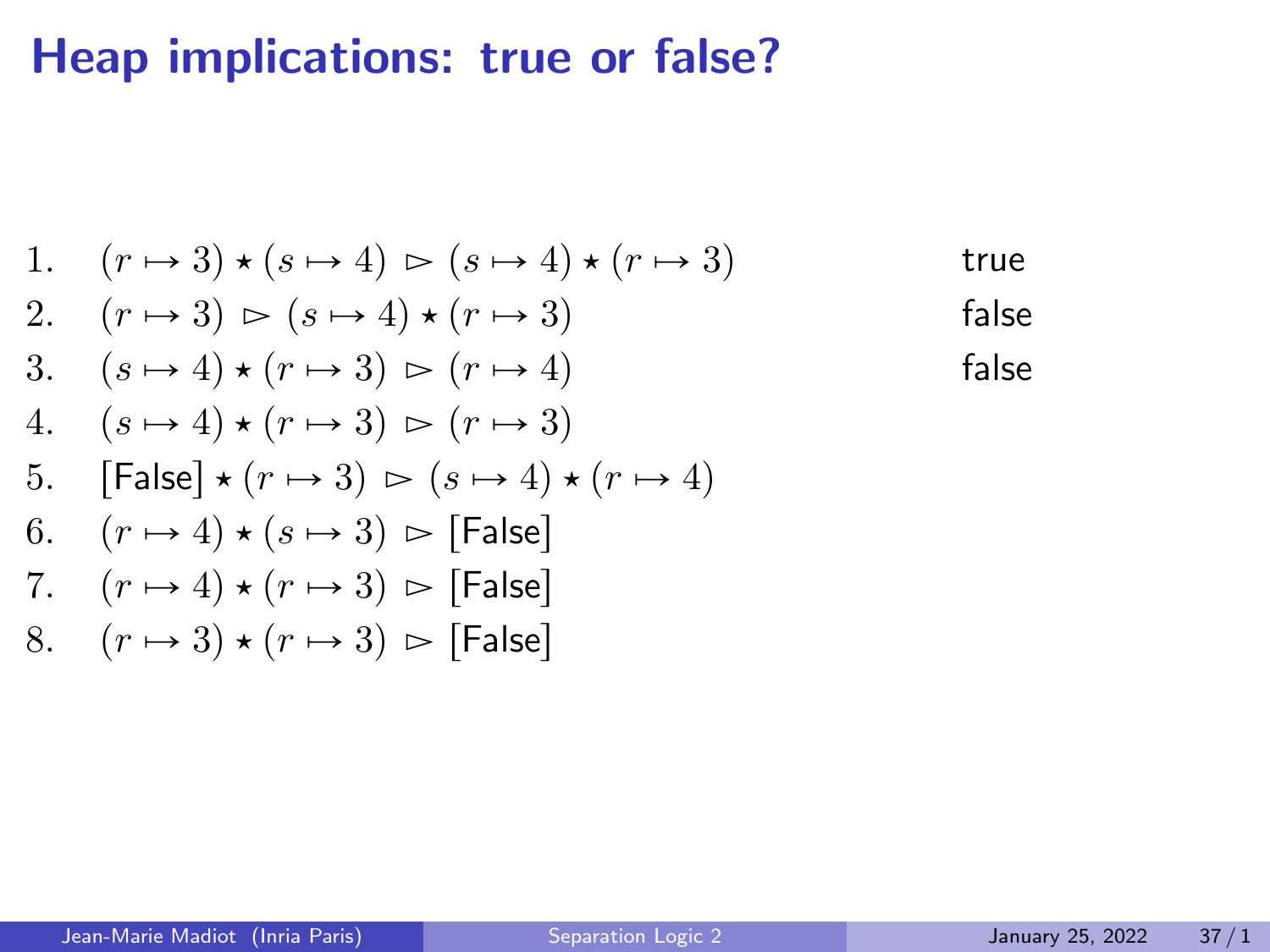# Heap implications: true or false?

1. $(r \mapsto 3) \star (s \mapsto 4) \rhd (s \mapsto 4) \star (r \mapsto 3)$ — true
2. $(r \mapsto 3) \rhd (s \mapsto 4) \star (r \mapsto 3)$ — false
3. $(s \mapsto 4) \star (r \mapsto 3) \rhd (r \mapsto 4)$ — false
4. $(s \mapsto 4) \star (r \mapsto 3) \rhd (r \mapsto 3)$
5. $[\mathsf{False}] \star (r \mapsto 3) \rhd (s \mapsto 4) \star (r \mapsto 4)$
6. $(r \mapsto 4) \star (s \mapsto 3) \rhd [\mathsf{False}]$
7. $(r \mapsto 4) \star (r \mapsto 3) \rhd [\mathsf{False}]$
8. $(r \mapsto 3) \star (r \mapsto 3) \rhd [\mathsf{False}]$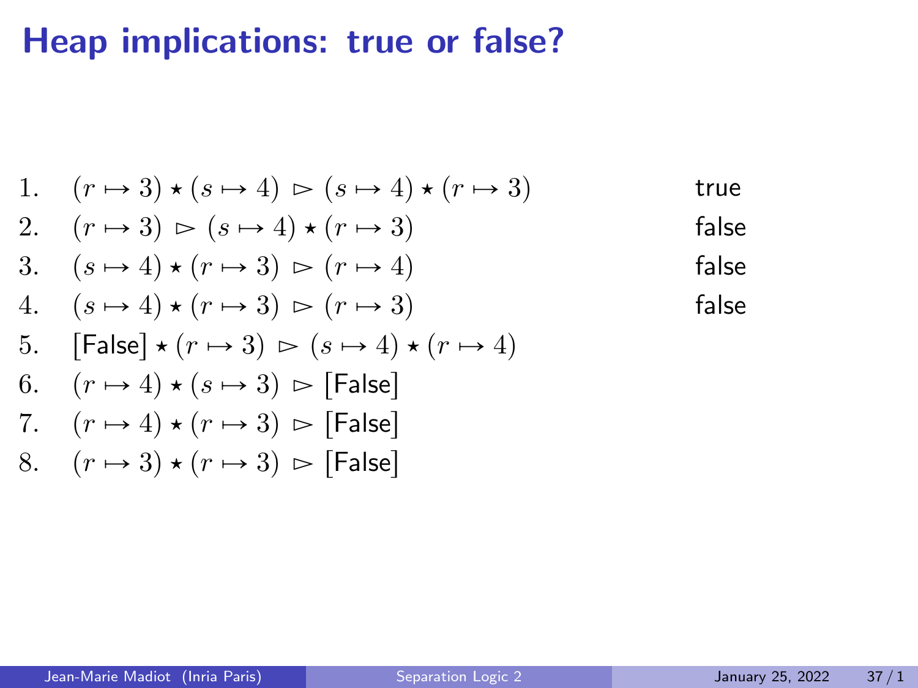# Heap implications: true or false?

| | | |
|---|---|---|
| 1. | $(r \mapsto 3) \star (s \mapsto 4) \rhd (s \mapsto 4) \star (r \mapsto 3)$ | true |
| 2. | $(r \mapsto 3) \rhd (s \mapsto 4) \star (r \mapsto 3)$ | false |
| 3. | $(s \mapsto 4) \star (r \mapsto 3) \rhd (r \mapsto 4)$ | false |
| 4. | $(s \mapsto 4) \star (r \mapsto 3) \rhd (r \mapsto 3)$ | false |
| 5. | $[\mathsf{False}] \star (r \mapsto 3) \rhd (s \mapsto 4) \star (r \mapsto 4)$ | |
| 6. | $(r \mapsto 4) \star (s \mapsto 3) \rhd [\mathsf{False}]$ | |
| 7. | $(r \mapsto 4) \star (r \mapsto 3) \rhd [\mathsf{False}]$ | |
| 8. | $(r \mapsto 3) \star (r \mapsto 3) \rhd [\mathsf{False}]$ | |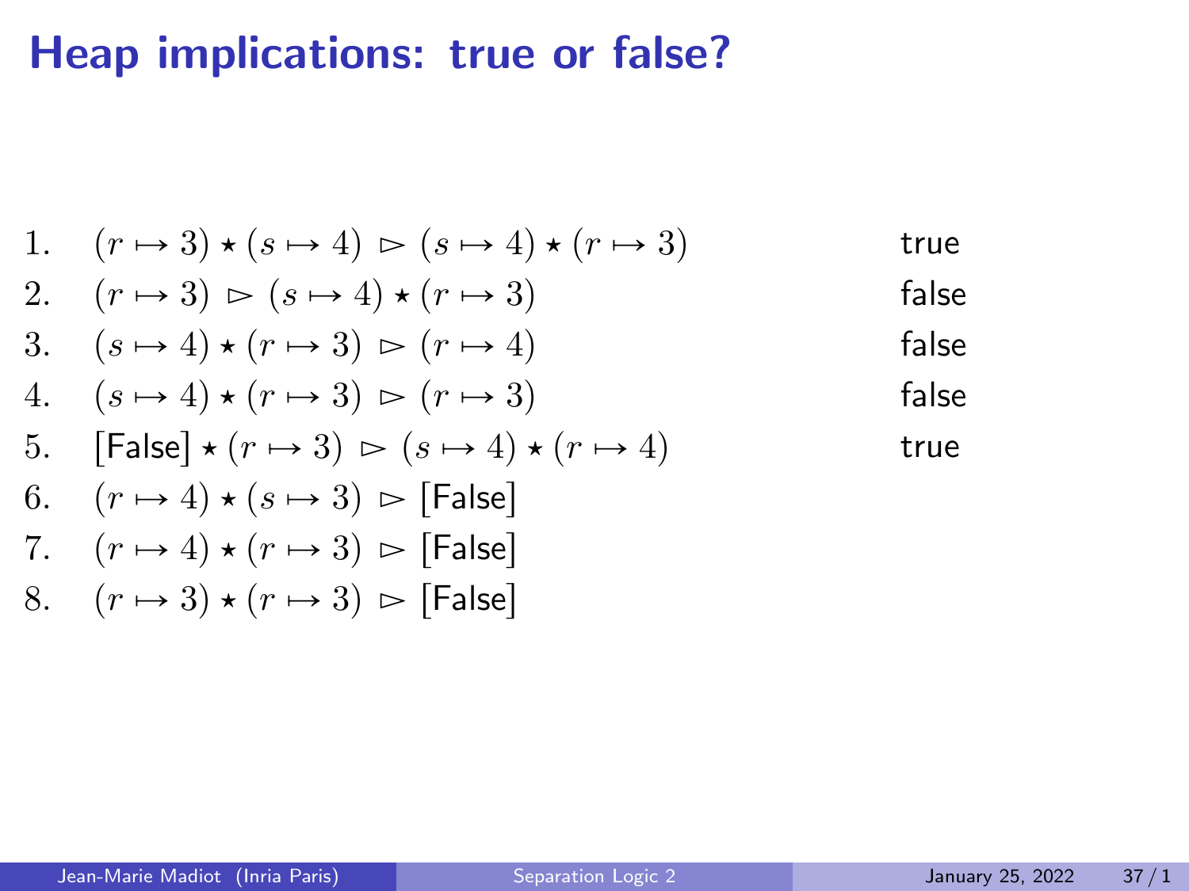# Heap implications: true or false?

| | | |
|---|---|---|
| 1. | $(r \mapsto 3) \star (s \mapsto 4) \rhd (s \mapsto 4) \star (r \mapsto 3)$ | true |
| 2. | $(r \mapsto 3) \rhd (s \mapsto 4) \star (r \mapsto 3)$ | false |
| 3. | $(s \mapsto 4) \star (r \mapsto 3) \rhd (r \mapsto 4)$ | false |
| 4. | $(s \mapsto 4) \star (r \mapsto 3) \rhd (r \mapsto 3)$ | false |
| 5. | $[\mathsf{False}] \star (r \mapsto 3) \rhd (s \mapsto 4) \star (r \mapsto 4)$ | true |
| 6. | $(r \mapsto 4) \star (s \mapsto 3) \rhd [\mathsf{False}]$ | |
| 7. | $(r \mapsto 4) \star (r \mapsto 3) \rhd [\mathsf{False}]$ | |
| 8. | $(r \mapsto 3) \star (r \mapsto 3) \rhd [\mathsf{False}]$ | |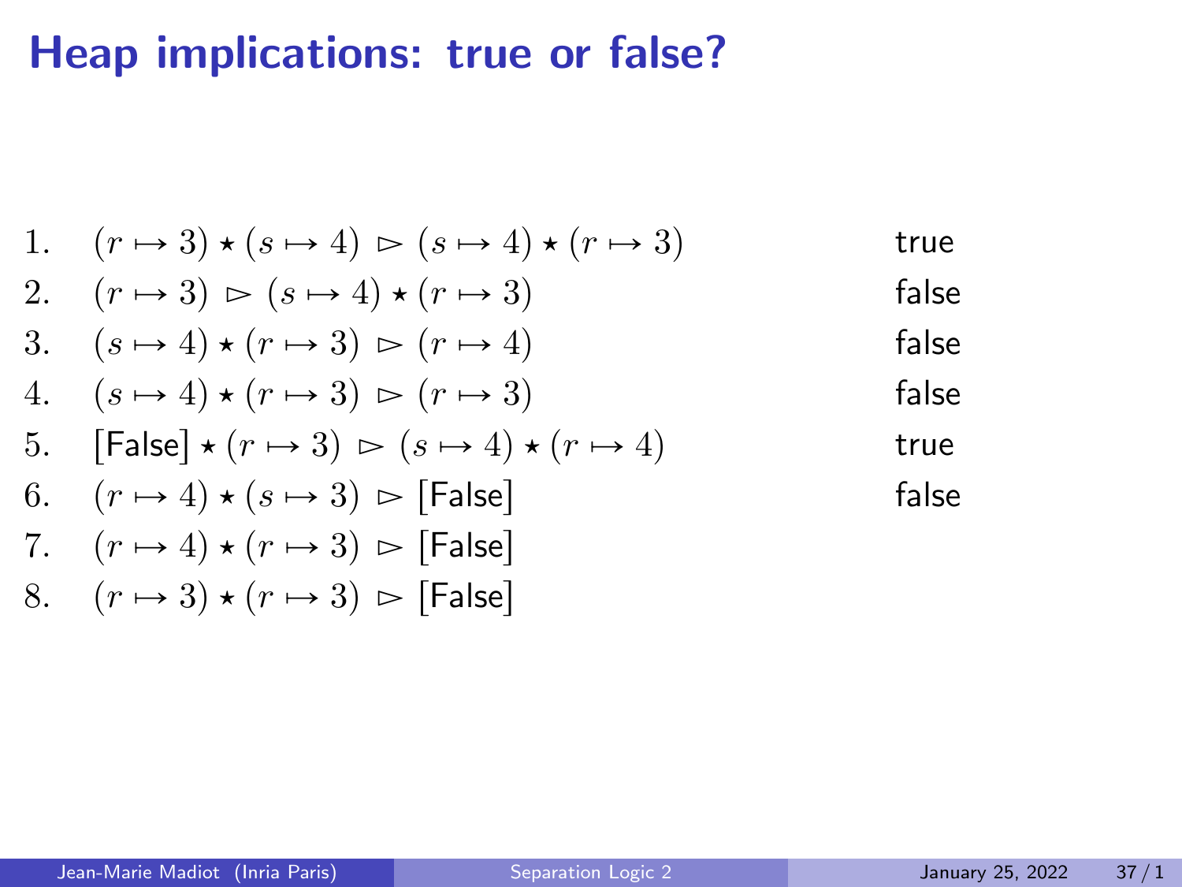# Heap implications: true or false?

1. $(r \mapsto 3) \star (s \mapsto 4) \rhd (s \mapsto 4) \star (r \mapsto 3)$ — true
2. $(r \mapsto 3) \rhd (s \mapsto 4) \star (r \mapsto 3)$ — false
3. $(s \mapsto 4) \star (r \mapsto 3) \rhd (r \mapsto 4)$ — false
4. $(s \mapsto 4) \star (r \mapsto 3) \rhd (r \mapsto 3)$ — false
5. $[\mathsf{False}] \star (r \mapsto 3) \rhd (s \mapsto 4) \star (r \mapsto 4)$ — true
6. $(r \mapsto 4) \star (s \mapsto 3) \rhd [\mathsf{False}]$ — false
7. $(r \mapsto 4) \star (r \mapsto 3) \rhd [\mathsf{False}]$
8. $(r \mapsto 3) \star (r \mapsto 3) \rhd [\mathsf{False}]$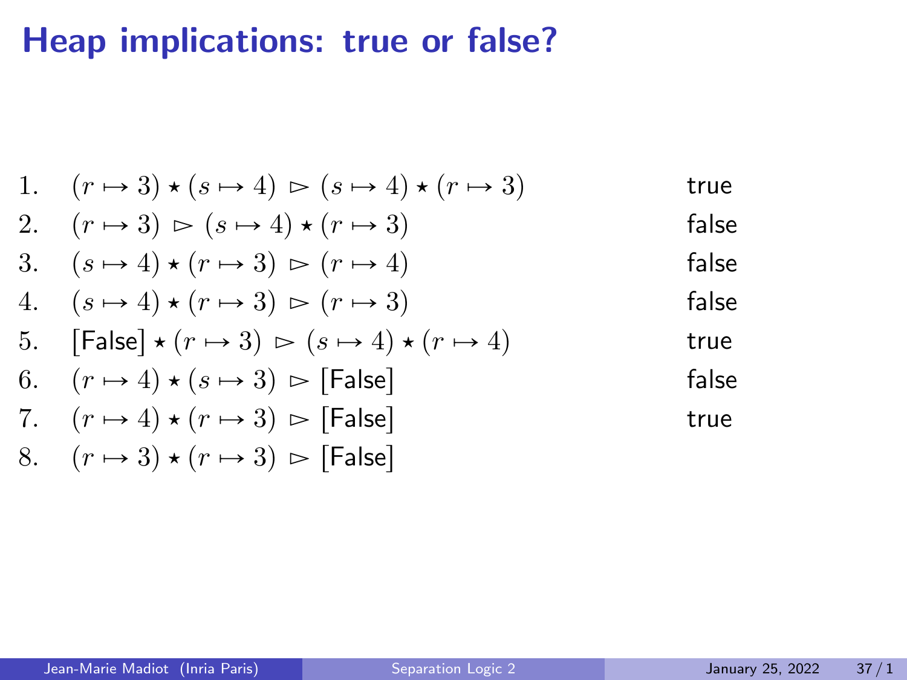# Heap implications: true or false?

| | | |
|---|---|---|
| 1. | $(r \mapsto 3) \star (s \mapsto 4) \rhd (s \mapsto 4) \star (r \mapsto 3)$ | true |
| 2. | $(r \mapsto 3) \rhd (s \mapsto 4) \star (r \mapsto 3)$ | false |
| 3. | $(s \mapsto 4) \star (r \mapsto 3) \rhd (r \mapsto 4)$ | false |
| 4. | $(s \mapsto 4) \star (r \mapsto 3) \rhd (r \mapsto 3)$ | false |
| 5. | $[\mathsf{False}] \star (r \mapsto 3) \rhd (s \mapsto 4) \star (r \mapsto 4)$ | true |
| 6. | $(r \mapsto 4) \star (s \mapsto 3) \rhd [\mathsf{False}]$ | false |
| 7. | $(r \mapsto 4) \star (r \mapsto 3) \rhd [\mathsf{False}]$ | true |
| 8. | $(r \mapsto 3) \star (r \mapsto 3) \rhd [\mathsf{False}]$ | |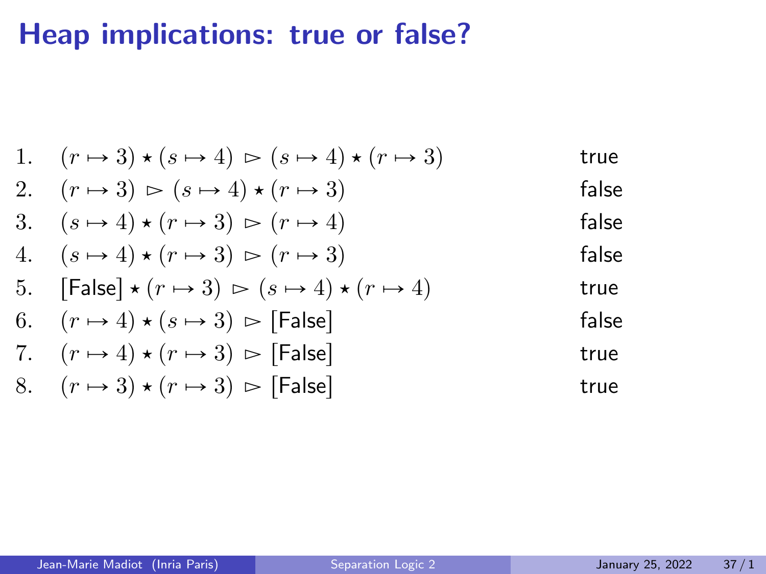# Heap implications: true or false?

1. $(r \mapsto 3) \star (s \mapsto 4) \rhd (s \mapsto 4) \star (r \mapsto 3)$ — true
2. $(r \mapsto 3) \rhd (s \mapsto 4) \star (r \mapsto 3)$ — false
3. $(s \mapsto 4) \star (r \mapsto 3) \rhd (r \mapsto 4)$ — false
4. $(s \mapsto 4) \star (r \mapsto 3) \rhd (r \mapsto 3)$ — false
5. $[\mathsf{False}] \star (r \mapsto 3) \rhd (s \mapsto 4) \star (r \mapsto 4)$ — true
6. $(r \mapsto 4) \star (s \mapsto 3) \rhd [\mathsf{False}]$ — false
7. $(r \mapsto 4) \star (r \mapsto 3) \rhd [\mathsf{False}]$ — true
8. $(r \mapsto 3) \star (r \mapsto 3) \rhd [\mathsf{False}]$ — true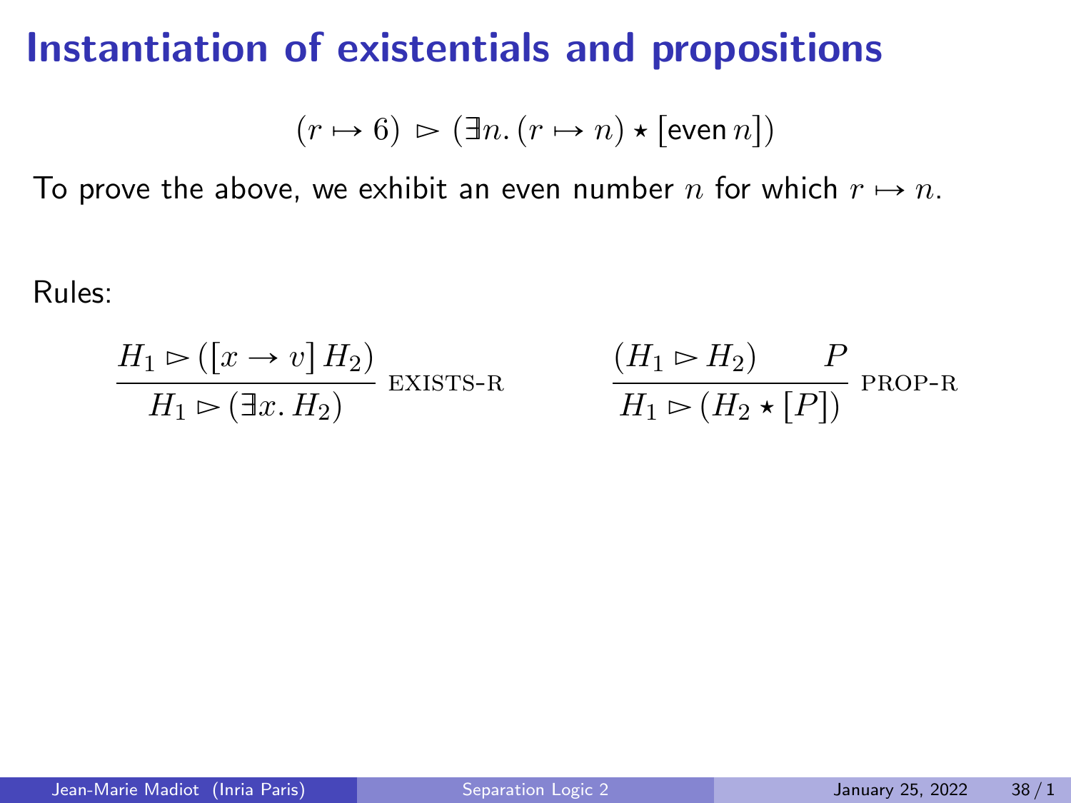# Instantiation of existentials and propositions

$$(r \mapsto 6) \rhd (\exists n. (r \mapsto n) \star [\mathsf{even}\, n])$$

To prove the above, we exhibit an even number $n$ for which $r \mapsto n$.

Rules:

$$\frac{H_1 \rhd ([x \to v]\, H_2)}{H_1 \rhd (\exists x.\, H_2)} \text{ EXISTS-R} \qquad \frac{(H_1 \rhd H_2) \qquad P}{H_1 \rhd (H_2 \star [P])} \text{ PROP-R}$$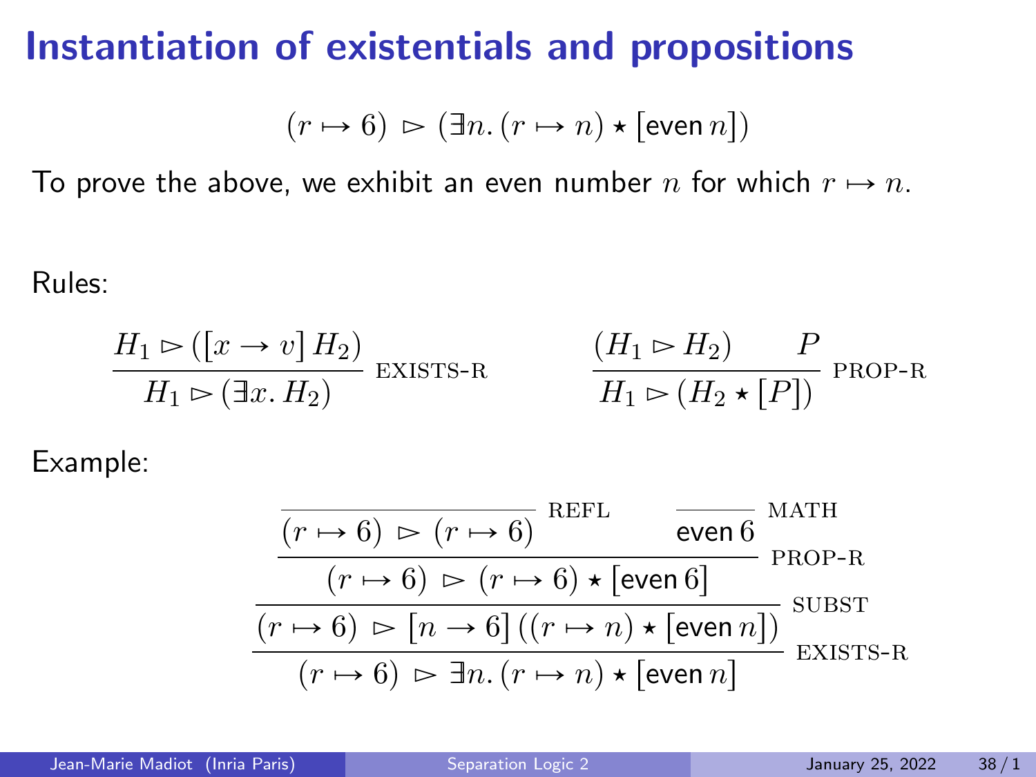# Instantiation of existentials and propositions

$$(r \mapsto 6) \rhd (\exists n. (r \mapsto n) \star [\mathsf{even}\, n])$$

To prove the above, we exhibit an even number $n$ for which $r \mapsto n$.

Rules:

$$\frac{H_1 \rhd ([x \to v]\, H_2)}{H_1 \rhd (\exists x.\, H_2)}\ \textsc{exists-r} \qquad\qquad \frac{(H_1 \rhd H_2) \qquad P}{H_1 \rhd (H_2 \star [P])}\ \textsc{prop-r}$$

Example:

$$\dfrac{\dfrac{\dfrac{\dfrac{}{(r \mapsto 6) \rhd (r \mapsto 6)}\ \textsc{refl} \qquad \dfrac{}{\mathsf{even}\, 6}\ \textsc{math}}{(r \mapsto 6) \rhd (r \mapsto 6) \star [\mathsf{even}\, 6]}\ \textsc{prop-r}}{(r \mapsto 6) \rhd [n \to 6]\, ((r \mapsto n) \star [\mathsf{even}\, n])}\ \textsc{subst}}{(r \mapsto 6) \rhd \exists n. (r \mapsto n) \star [\mathsf{even}\, n]}\ \textsc{exists-r}$$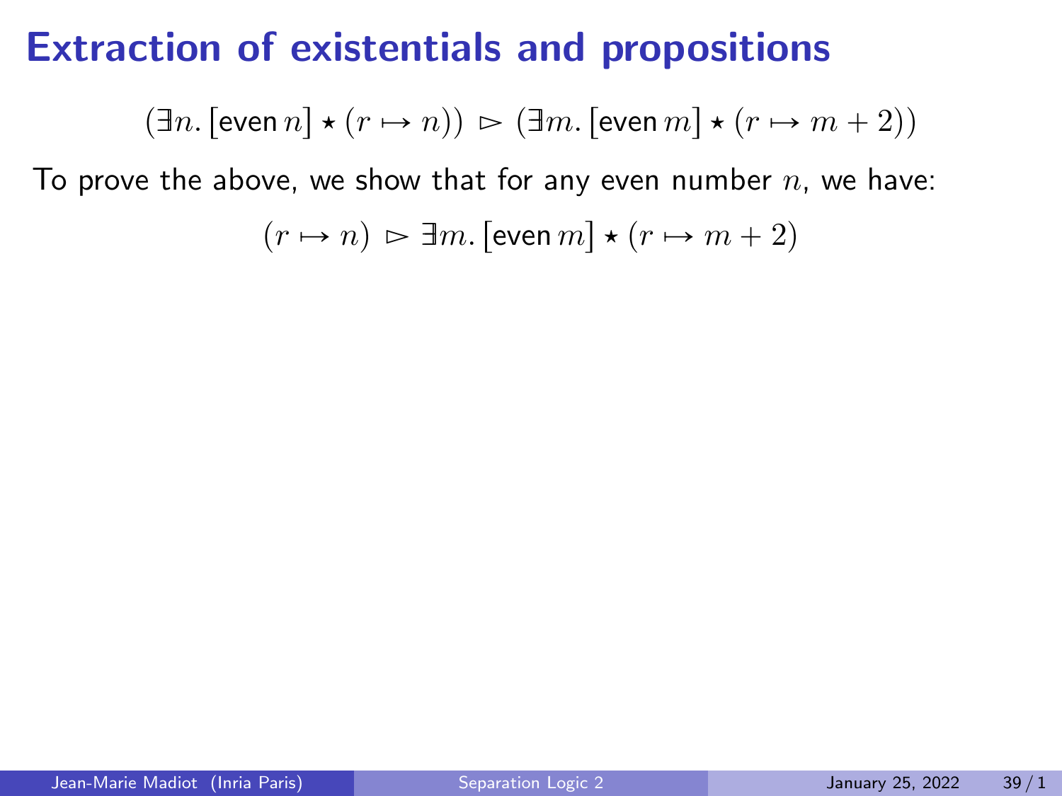# Extraction of existentials and propositions

$$(\exists n.\, [\mathsf{even}\, n] \star (r \mapsto n)) \;\rhd\; (\exists m.\, [\mathsf{even}\, m] \star (r \mapsto m + 2))$$

To prove the above, we show that for any even number $n$, we have:

$$(r \mapsto n) \;\rhd\; \exists m.\, [\mathsf{even}\, m] \star (r \mapsto m + 2)$$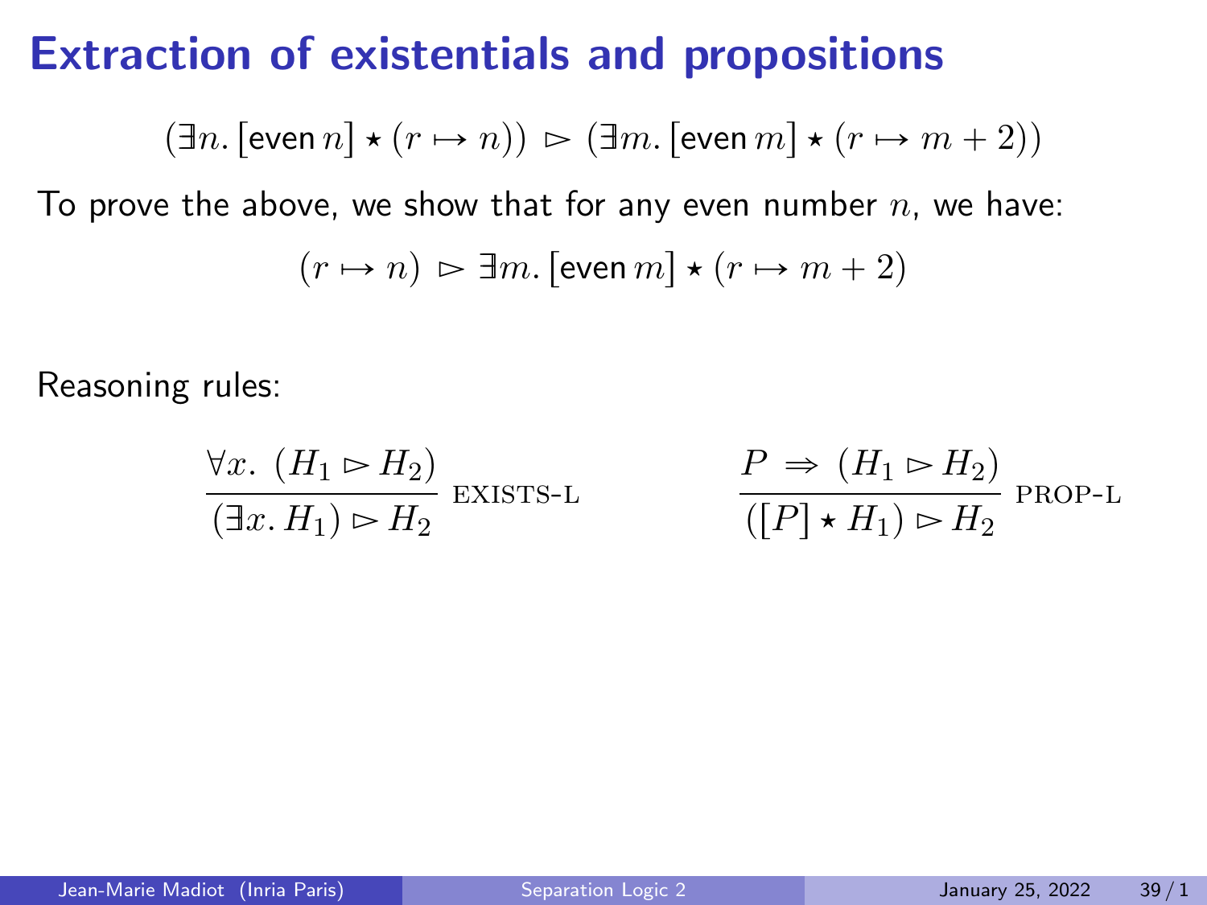# Extraction of existentials and propositions

$$(\exists n. [\mathsf{even}\, n] \star (r \mapsto n)) \rhd (\exists m. [\mathsf{even}\, m] \star (r \mapsto m + 2))$$

To prove the above, we show that for any even number $n$, we have:

$$(r \mapsto n) \rhd \exists m. [\mathsf{even}\, m] \star (r \mapsto m + 2)$$

Reasoning rules:

$$\frac{\forall x.\ (H_1 \rhd H_2)}{(\exists x. H_1) \rhd H_2}\ \text{EXISTS-L} \qquad\qquad \frac{P \Rightarrow (H_1 \rhd H_2)}{([P] \star H_1) \rhd H_2}\ \text{PROP-L}$$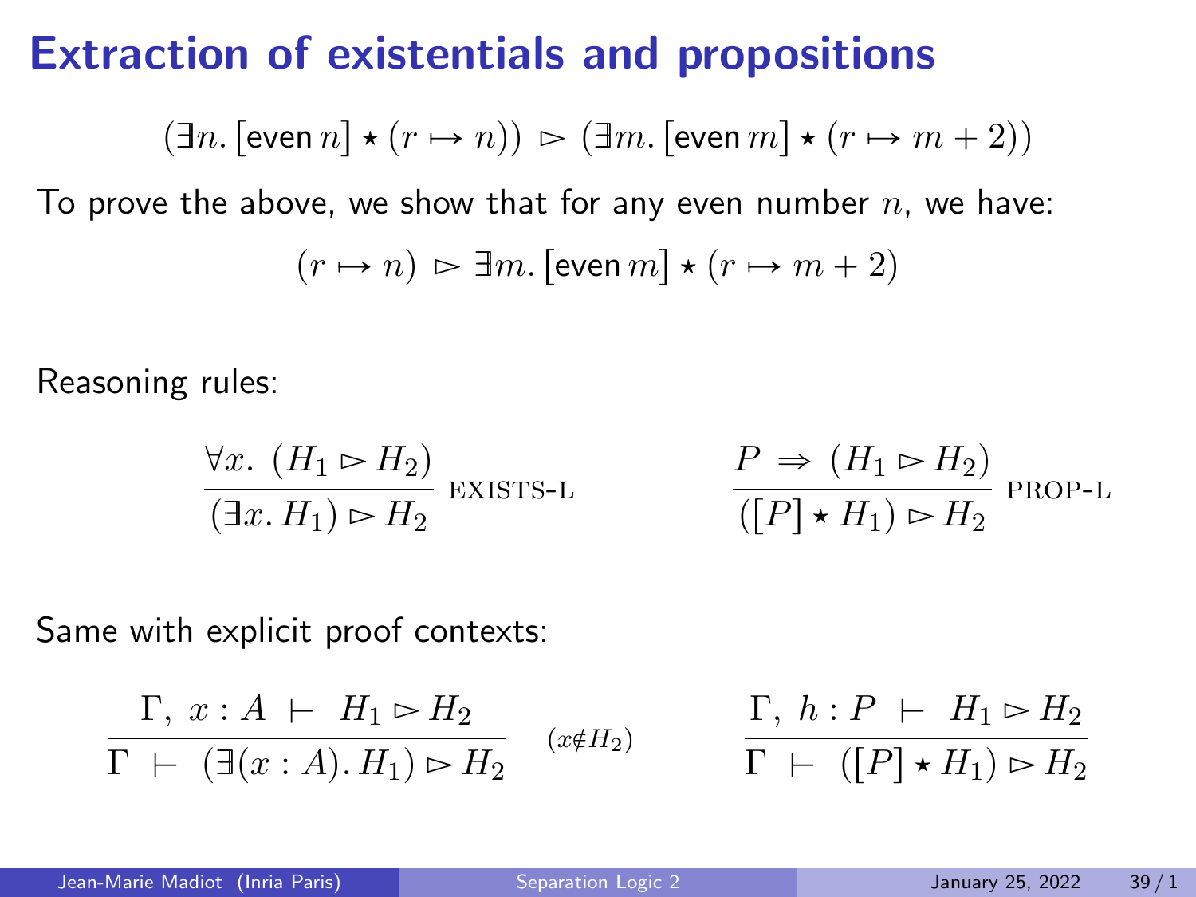# Extraction of existentials and propositions

$$(\exists n.\, [\mathsf{even}\, n] \star (r \mapsto n)) \;\rhd\; (\exists m.\, [\mathsf{even}\, m] \star (r \mapsto m + 2))$$

To prove the above, we show that for any even number $n$, we have:

$$(r \mapsto n) \;\rhd\; \exists m.\, [\mathsf{even}\, m] \star (r \mapsto m + 2)$$

Reasoning rules:

$$\frac{\forall x.\ (H_1 \rhd H_2)}{(\exists x.\, H_1) \rhd H_2}\ \text{EXISTS-L} \qquad\qquad \frac{P \;\Rightarrow\; (H_1 \rhd H_2)}{([P] \star H_1) \rhd H_2}\ \text{PROP-L}$$

Same with explicit proof contexts:

$$\frac{\Gamma,\ x : A\ \vdash\ H_1 \rhd H_2}{\Gamma\ \vdash\ (\exists (x : A).\, H_1) \rhd H_2}\ {\scriptstyle (x \notin H_2)} \qquad\qquad \frac{\Gamma,\ h : P\ \vdash\ H_1 \rhd H_2}{\Gamma\ \vdash\ ([P] \star H_1) \rhd H_2}$$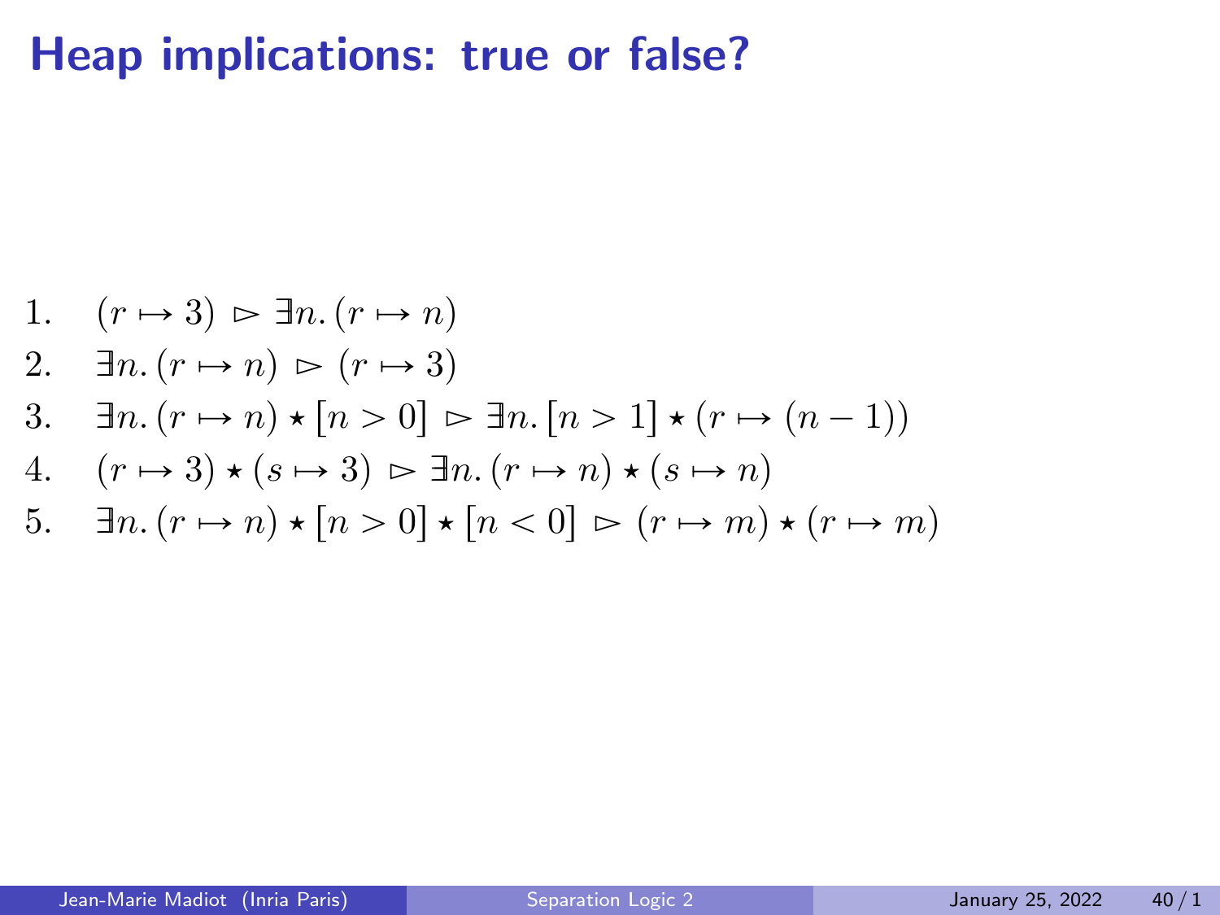# Heap implications: true or false?

1. $(r \mapsto 3) \rhd \exists n. (r \mapsto n)$
2. $\exists n. (r \mapsto n) \rhd (r \mapsto 3)$
3. $\exists n. (r \mapsto n) \star [n > 0] \rhd \exists n. [n > 1] \star (r \mapsto (n - 1))$
4. $(r \mapsto 3) \star (s \mapsto 3) \rhd \exists n. (r \mapsto n) \star (s \mapsto n)$
5. $\exists n. (r \mapsto n) \star [n > 0] \star [n < 0] \rhd (r \mapsto m) \star (r \mapsto m)$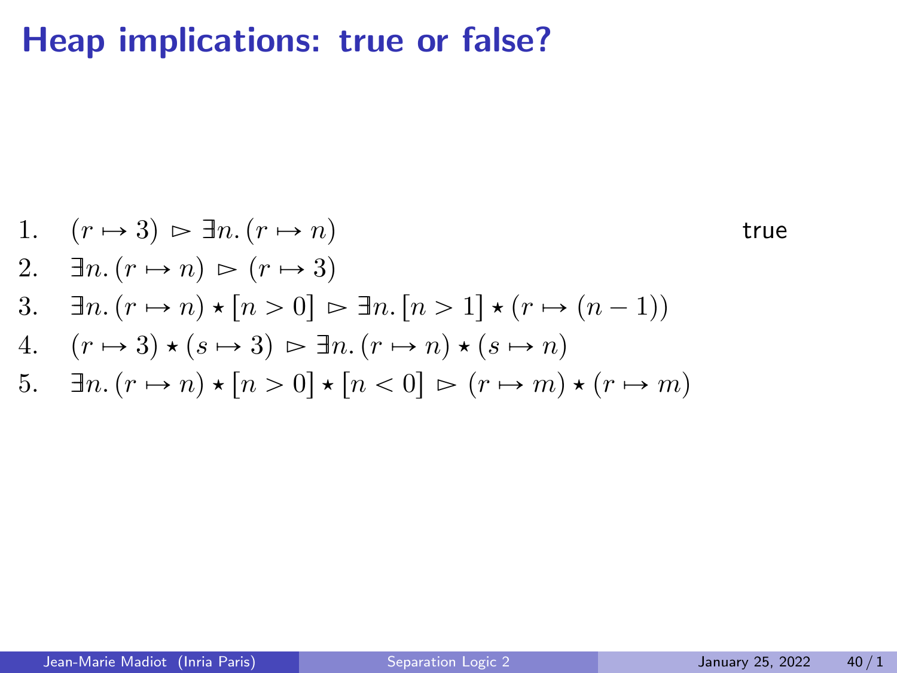# Heap implications: true or false?

1. $(r \mapsto 3) \rhd \exists n. (r \mapsto n)$ true
2. $\exists n. (r \mapsto n) \rhd (r \mapsto 3)$
3. $\exists n. (r \mapsto n) \star [n > 0] \rhd \exists n. [n > 1] \star (r \mapsto (n - 1))$
4. $(r \mapsto 3) \star (s \mapsto 3) \rhd \exists n. (r \mapsto n) \star (s \mapsto n)$
5. $\exists n. (r \mapsto n) \star [n > 0] \star [n < 0] \rhd (r \mapsto m) \star (r \mapsto m)$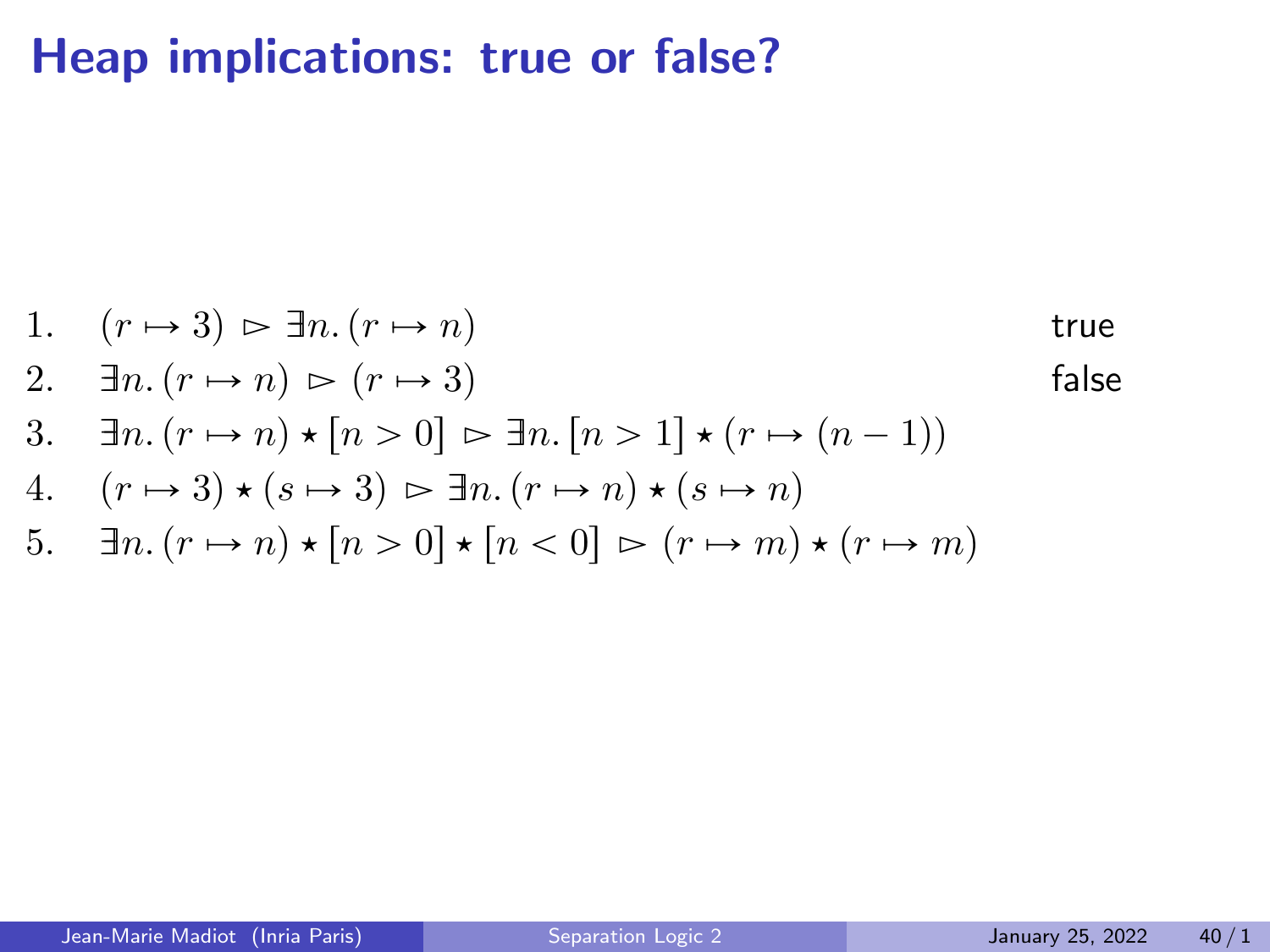# Heap implications: true or false?

1. $(r \mapsto 3) \rhd \exists n. (r \mapsto n)$ — true
2. $\exists n. (r \mapsto n) \rhd (r \mapsto 3)$ — false
3. $\exists n. (r \mapsto n) \star [n > 0] \rhd \exists n. [n > 1] \star (r \mapsto (n - 1))$
4. $(r \mapsto 3) \star (s \mapsto 3) \rhd \exists n. (r \mapsto n) \star (s \mapsto n)$
5. $\exists n. (r \mapsto n) \star [n > 0] \star [n < 0] \rhd (r \mapsto m) \star (r \mapsto m)$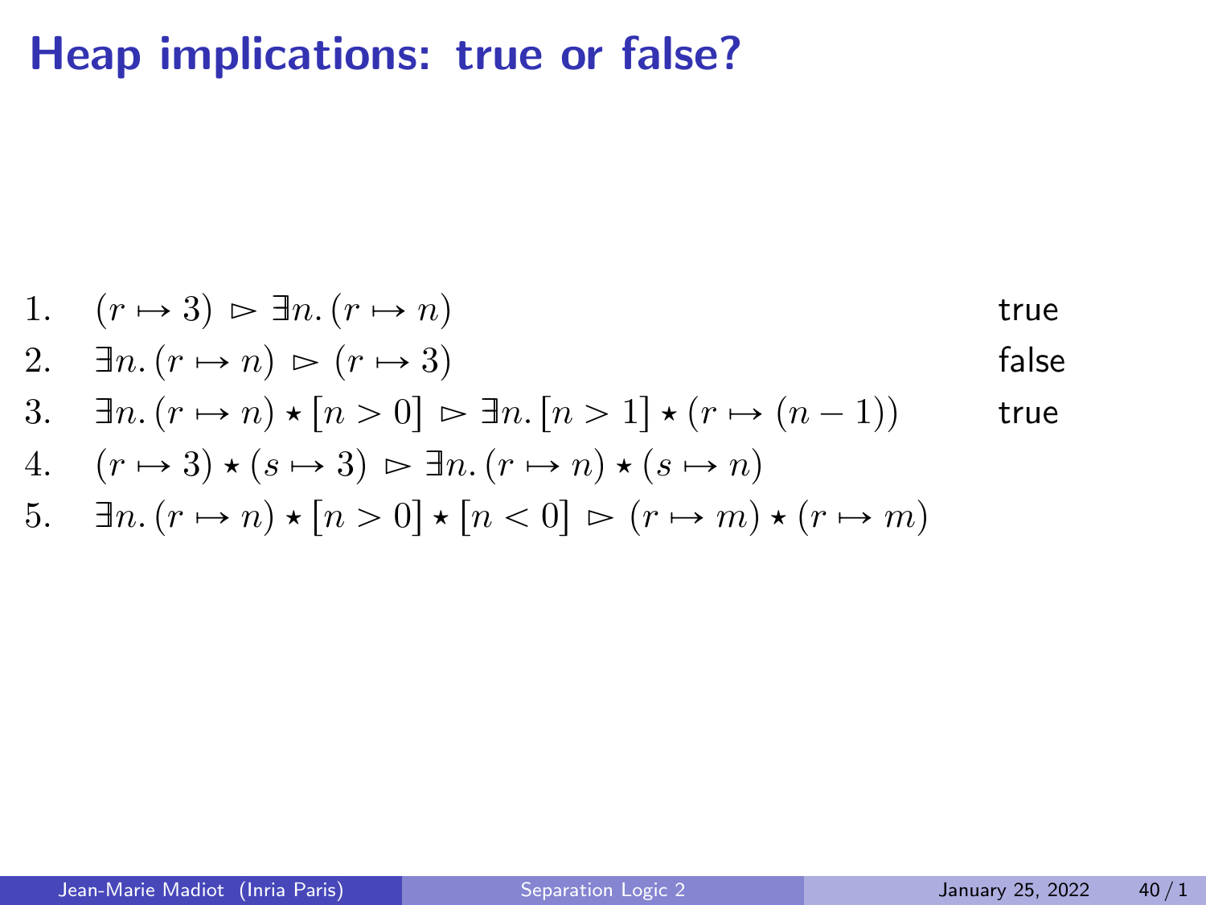# Heap implications: true or false?

1. $(r \mapsto 3) \rhd \exists n.\, (r \mapsto n)$ — true
2. $\exists n.\, (r \mapsto n) \rhd (r \mapsto 3)$ — false
3. $\exists n.\, (r \mapsto n) \star [n > 0] \rhd \exists n.\, [n > 1] \star (r \mapsto (n-1))$ — true
4. $(r \mapsto 3) \star (s \mapsto 3) \rhd \exists n.\, (r \mapsto n) \star (s \mapsto n)$
5. $\exists n.\, (r \mapsto n) \star [n > 0] \star [n < 0] \rhd (r \mapsto m) \star (r \mapsto m)$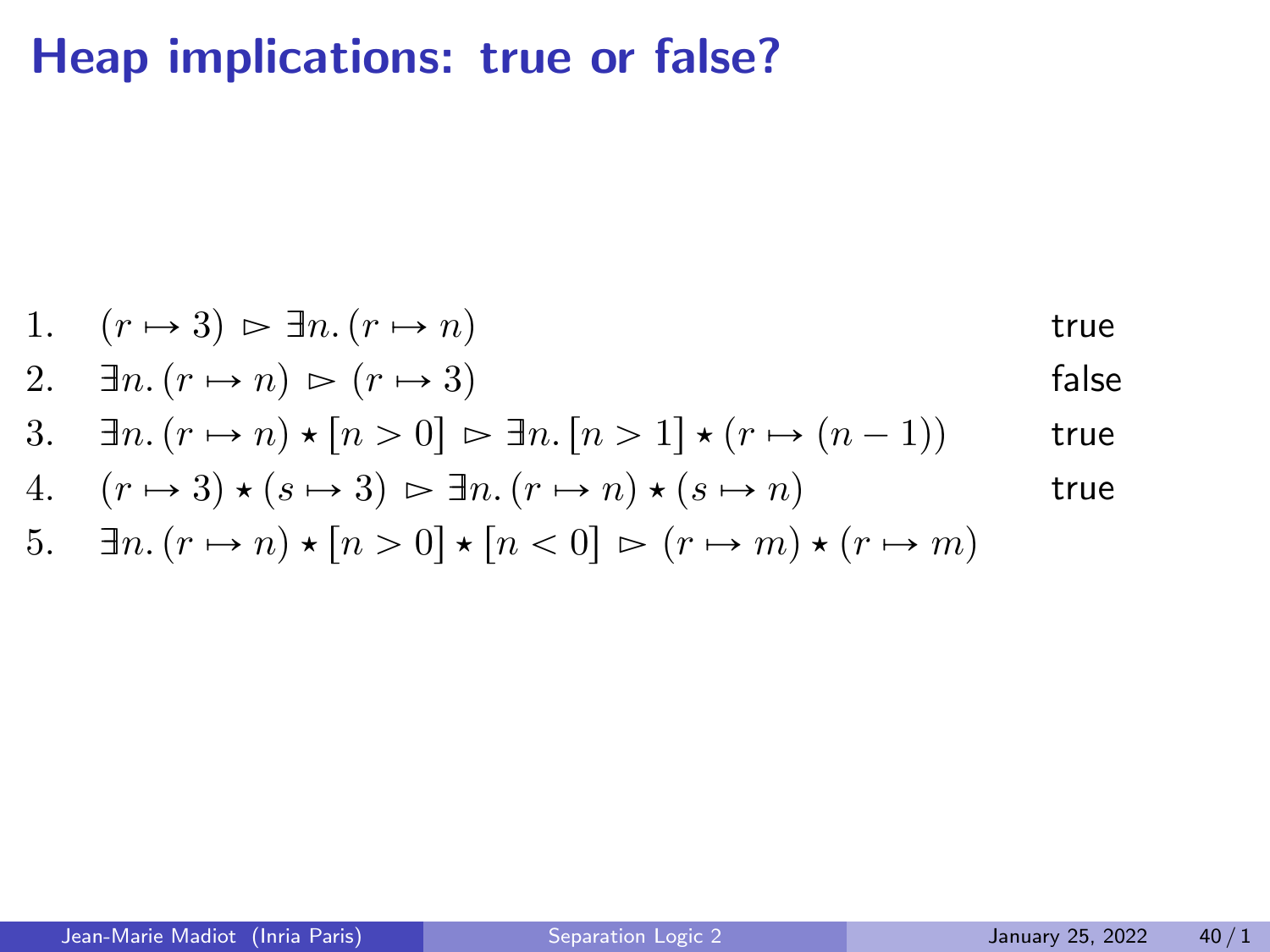# Heap implications: true or false?

1. $(r \mapsto 3) \rhd \exists n. (r \mapsto n)$ — true
2. $\exists n. (r \mapsto n) \rhd (r \mapsto 3)$ — false
3. $\exists n. (r \mapsto n) \star [n > 0] \rhd \exists n. [n > 1] \star (r \mapsto (n - 1))$ — true
4. $(r \mapsto 3) \star (s \mapsto 3) \rhd \exists n. (r \mapsto n) \star (s \mapsto n)$ — true
5. $\exists n. (r \mapsto n) \star [n > 0] \star [n < 0] \rhd (r \mapsto m) \star (r \mapsto m)$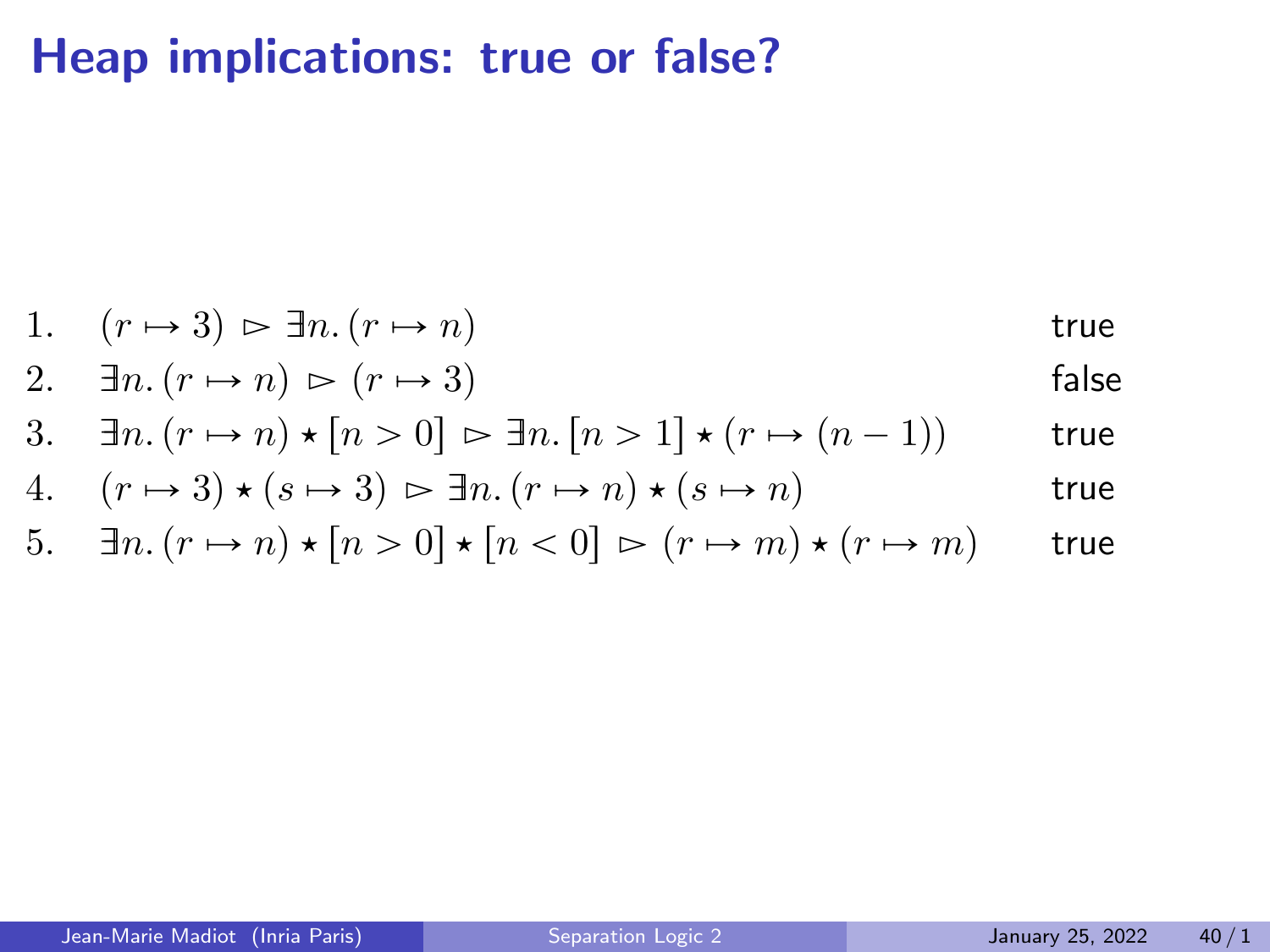# Heap implications: true or false?

| | | |
|---|---|---|
| 1. | $(r \mapsto 3) \rhd \exists n. (r \mapsto n)$ | true |
| 2. | $\exists n. (r \mapsto n) \rhd (r \mapsto 3)$ | false |
| 3. | $\exists n. (r \mapsto n) \star [n > 0] \rhd \exists n. [n > 1] \star (r \mapsto (n-1))$ | true |
| 4. | $(r \mapsto 3) \star (s \mapsto 3) \rhd \exists n. (r \mapsto n) \star (s \mapsto n)$ | true |
| 5. | $\exists n. (r \mapsto n) \star [n > 0] \star [n < 0] \rhd (r \mapsto m) \star (r \mapsto m)$ | true |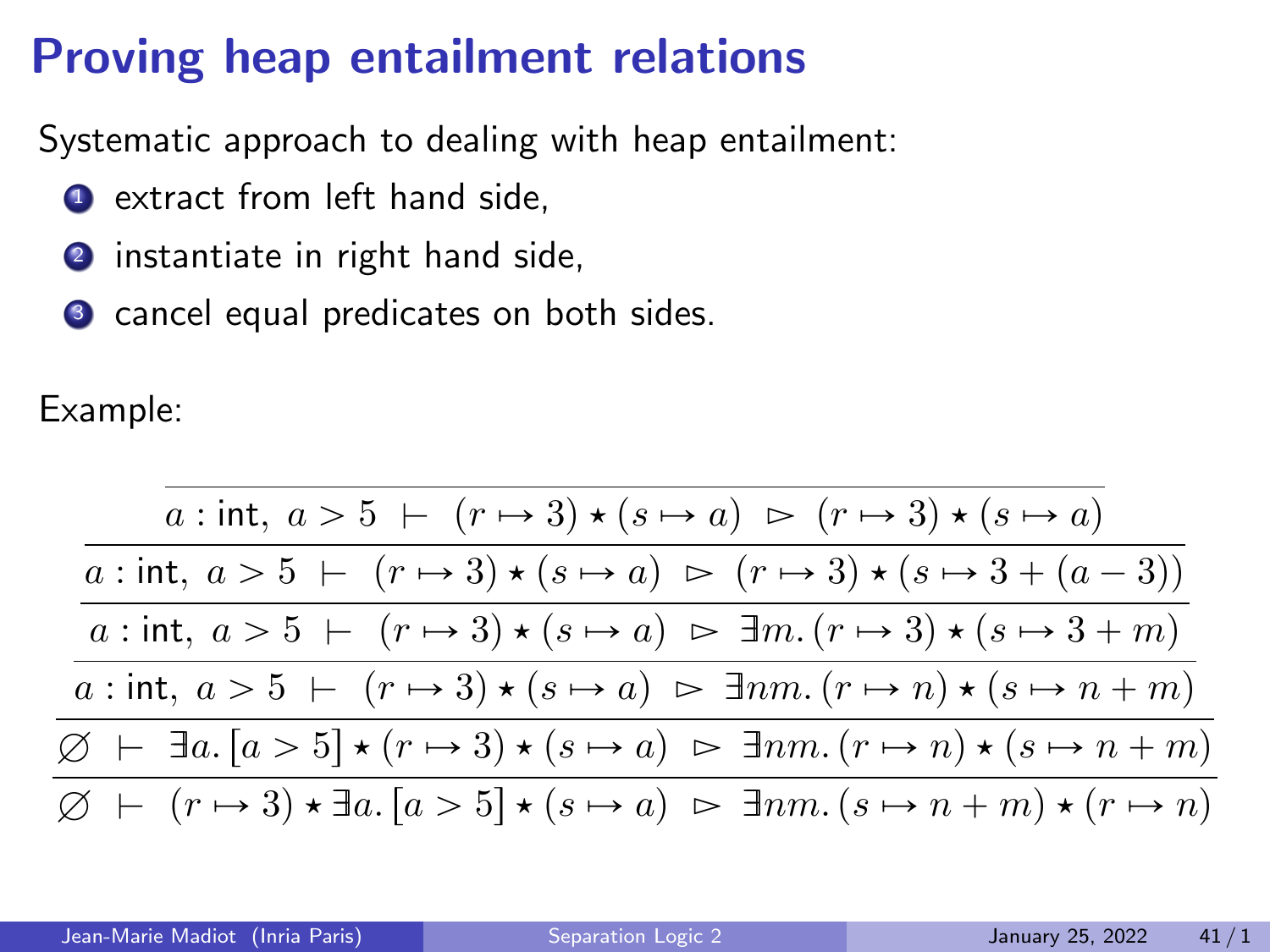# Proving heap entailment relations

Systematic approach to dealing with heap entailment:

1. extract from left hand side,
2. instantiate in right hand side,
3. cancel equal predicates on both sides.

Example:

$$
\dfrac{\dfrac{\dfrac{\dfrac{\dfrac{\dfrac{}{a : \mathsf{int},\ a > 5 \ \vdash\ (r \mapsto 3) \star (s \mapsto a) \ \rhd\ (r \mapsto 3) \star (s \mapsto a)}}{a : \mathsf{int},\ a > 5 \ \vdash\ (r \mapsto 3) \star (s \mapsto a) \ \rhd\ (r \mapsto 3) \star (s \mapsto 3 + (a - 3))}}{a : \mathsf{int},\ a > 5 \ \vdash\ (r \mapsto 3) \star (s \mapsto a) \ \rhd\ \exists m.\, (r \mapsto 3) \star (s \mapsto 3 + m)}}{a : \mathsf{int},\ a > 5 \ \vdash\ (r \mapsto 3) \star (s \mapsto a) \ \rhd\ \exists nm.\, (r \mapsto n) \star (s \mapsto n + m)}}{\varnothing \ \vdash\ \exists a.\, [a > 5] \star (r \mapsto 3) \star (s \mapsto a) \ \rhd\ \exists nm.\, (r \mapsto n) \star (s \mapsto n + m)}}{\varnothing \ \vdash\ (r \mapsto 3) \star \exists a.\, [a > 5] \star (s \mapsto a) \ \rhd\ \exists nm.\, (s \mapsto n + m) \star (r \mapsto n)}
$$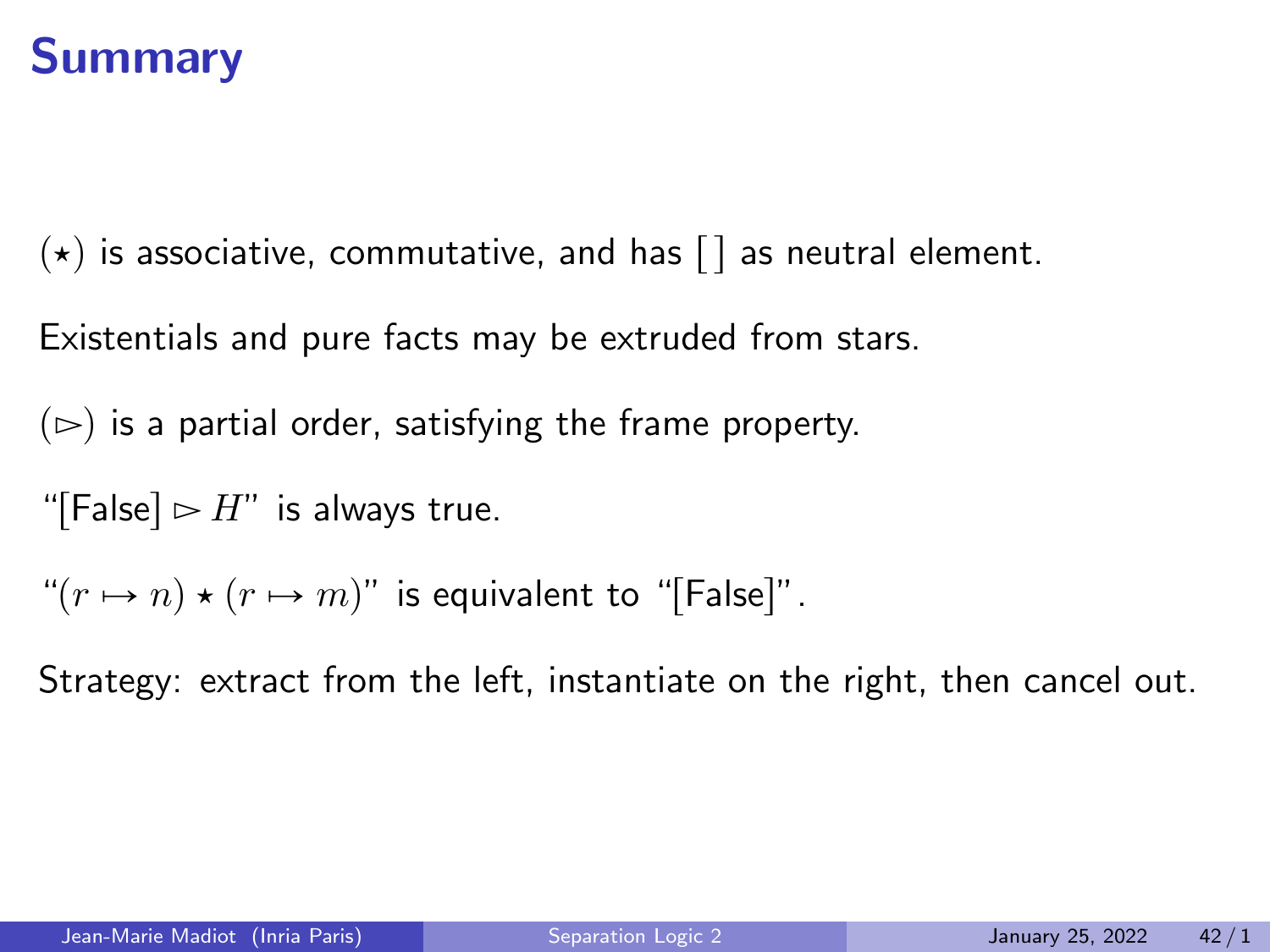# Summary

$(\star)$ is associative, commutative, and has $[\,]$ as neutral element.

Existentials and pure facts may be extruded from stars.

$(\rhd)$ is a partial order, satisfying the frame property.

"$[\text{False}] \rhd H$" is always true.

"$(r \mapsto n) \star (r \mapsto m)$" is equivalent to "$[\text{False}]$".

Strategy: extract from the left, instantiate on the right, then cancel out.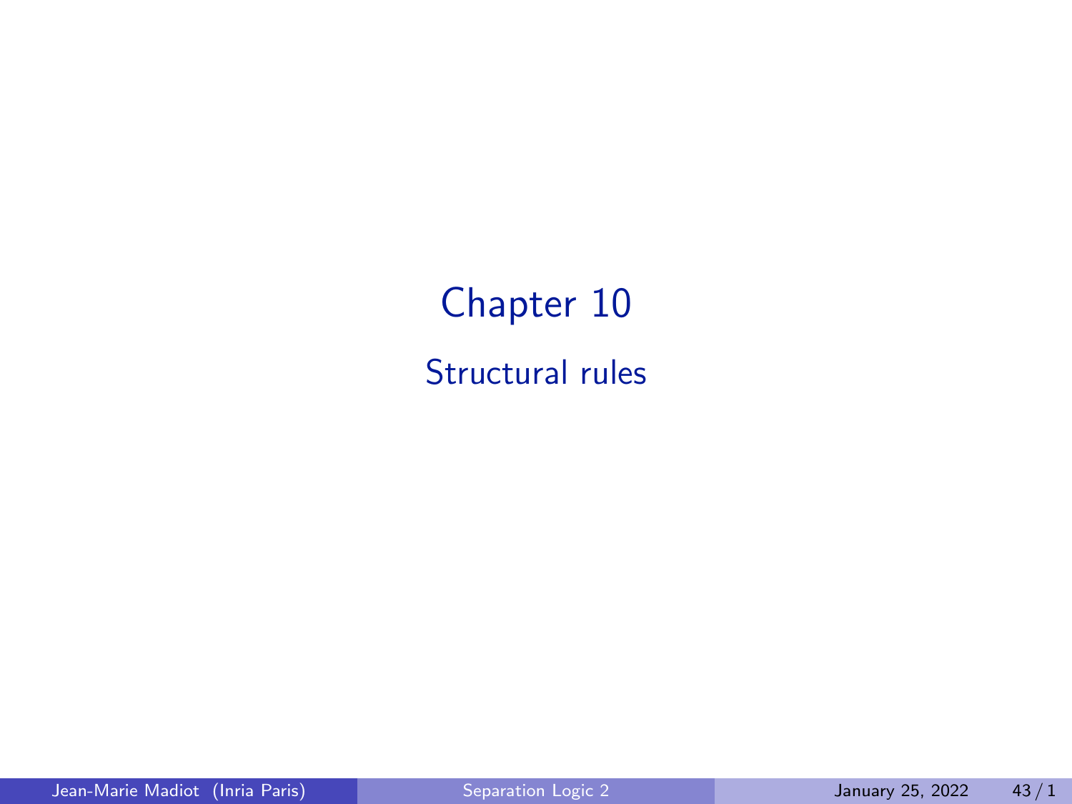# Chapter 10

## Structural rules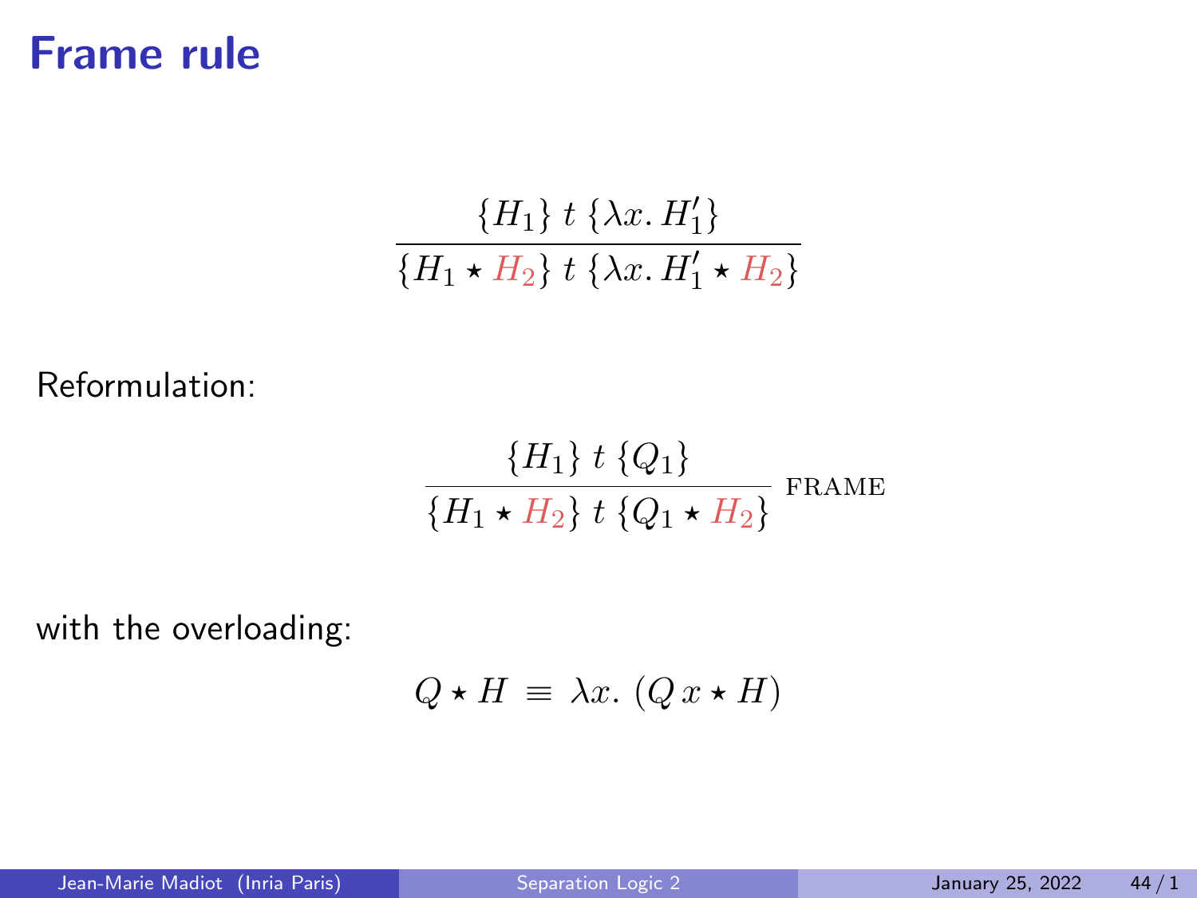# Frame rule

$$\frac{\{H_1\}\ t\ \{\lambda x.\, H_1'\}}{\{H_1 \star H_2\}\ t\ \{\lambda x.\, H_1' \star H_2\}}$$

Reformulation:

$$\frac{\{H_1\}\ t\ \{Q_1\}}{\{H_1 \star H_2\}\ t\ \{Q_1 \star H_2\}}\ \text{FRAME}$$

with the overloading:

$$Q \star H \ \equiv\ \lambda x.\ (Q\, x \star H)$$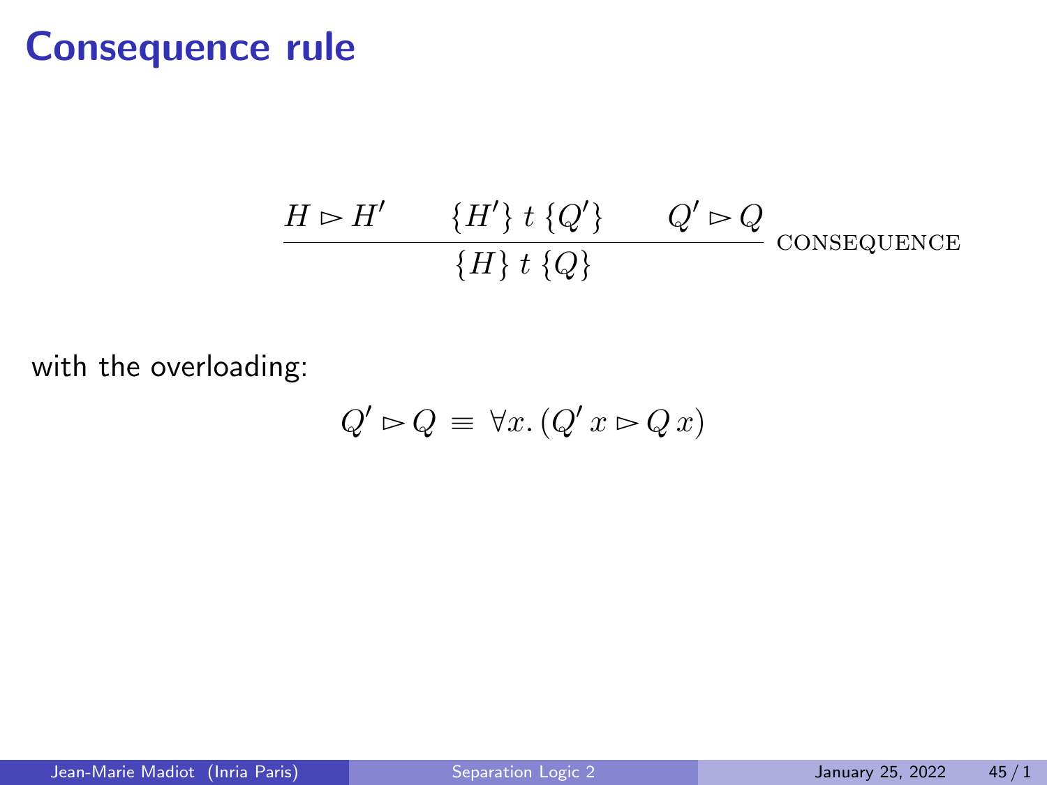# Consequence rule

$$\frac{H \rhd H' \qquad \{H'\}\; t\; \{Q'\} \qquad Q' \rhd Q}{\{H\}\; t\; \{Q\}} \text{ CONSEQUENCE}$$

with the overloading:

$$Q' \rhd Q \;\equiv\; \forall x.\, (Q'\, x \rhd Q\, x)$$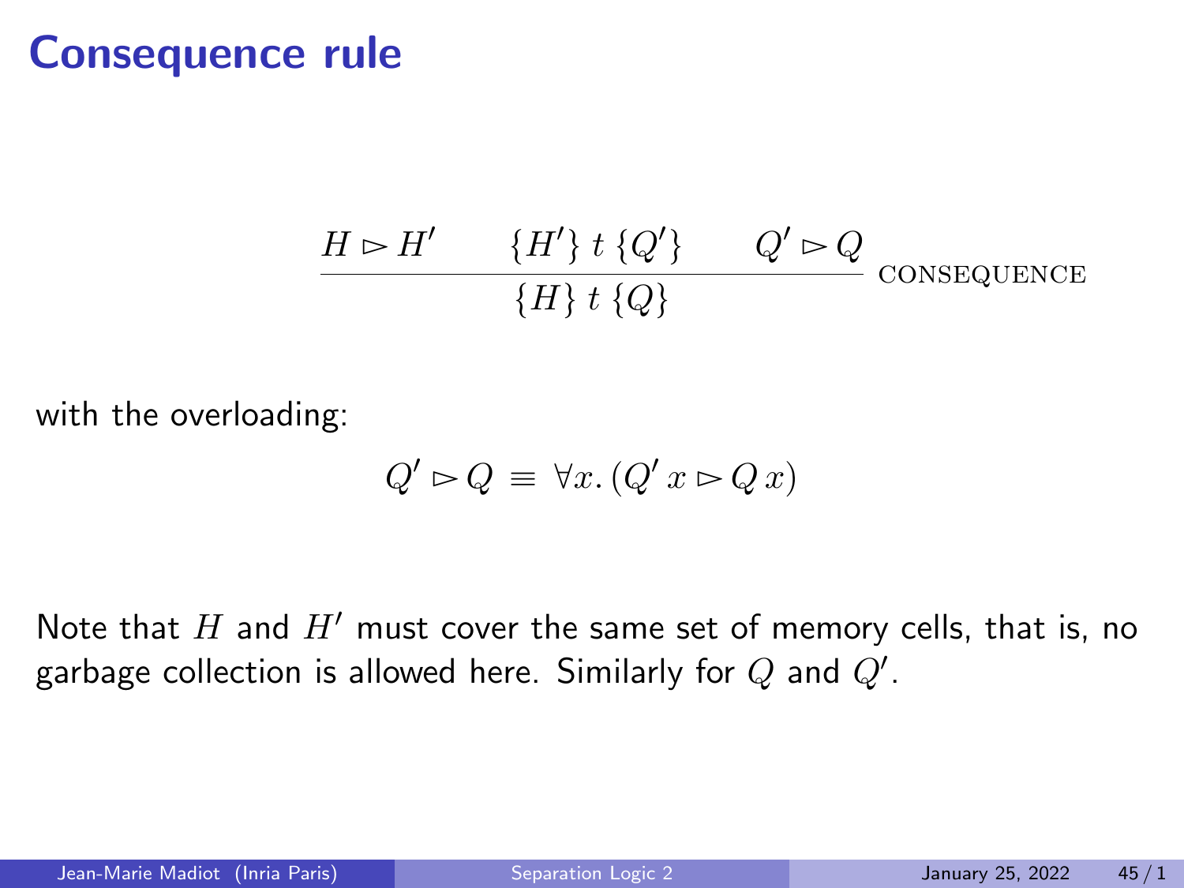# Consequence rule

$$\frac{H \rhd H' \qquad \{H'\}\; t\; \{Q'\} \qquad Q' \rhd Q}{\{H\}\; t\; \{Q\}} \text{ CONSEQUENCE}$$

with the overloading:

$$Q' \rhd Q \;\equiv\; \forall x.\, (Q'\, x \rhd Q\, x)$$

Note that $H$ and $H'$ must cover the same set of memory cells, that is, no garbage collection is allowed here. Similarly for $Q$ and $Q'$.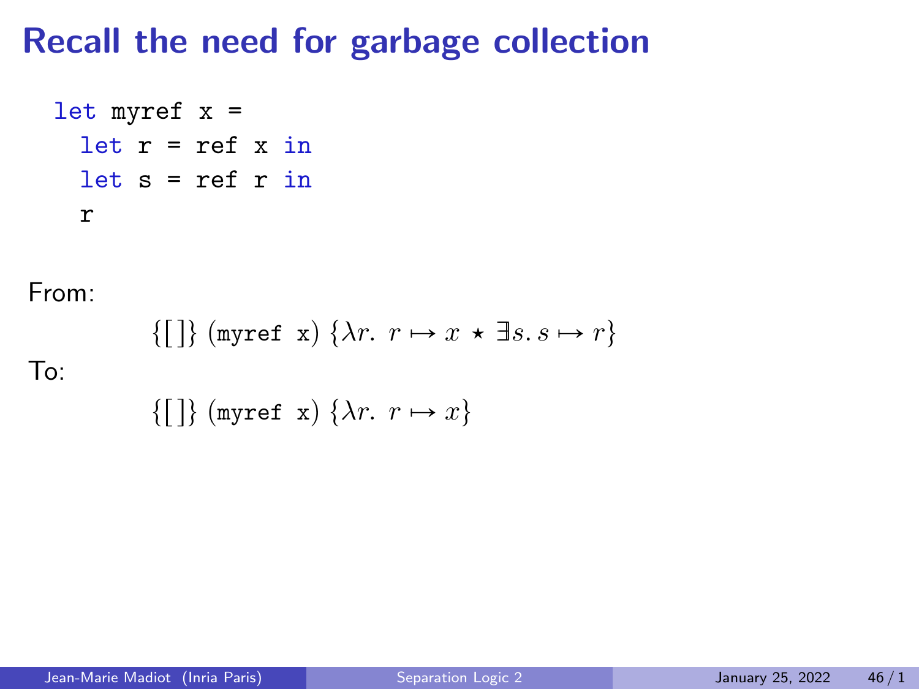# Recall the need for garbage collection

```
let myref x =
  let r = ref x in
  let s = ref r in
  r
```

From:

$$\{[\,]\}\ (\texttt{myref x})\ \{\lambda r.\ r \mapsto x \star \exists s.\, s \mapsto r\}$$

To:

$$\{[\,]\}\ (\texttt{myref x})\ \{\lambda r.\ r \mapsto x\}$$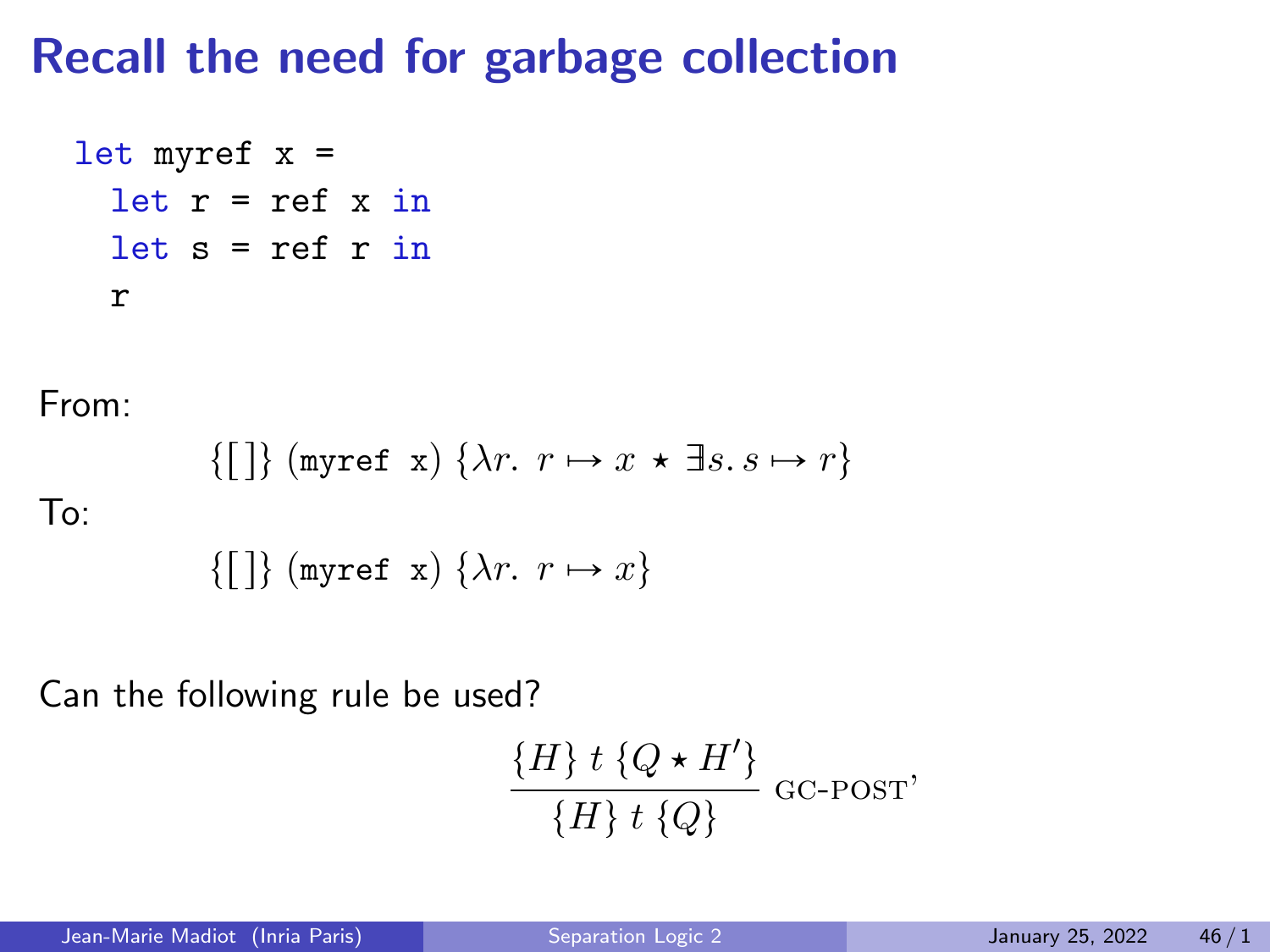# Recall the need for garbage collection

```
let myref x =
  let r = ref x in
  let s = ref r in
  r
```

From:

$$\{[\,]\}\ (\texttt{myref x})\ \{\lambda r.\ r \mapsto x \star \exists s.\, s \mapsto r\}$$

To:

$$\{[\,]\}\ (\texttt{myref x})\ \{\lambda r.\ r \mapsto x\}$$

Can the following rule be used?

$$\frac{\{H\}\ t\ \{Q \star H'\}}{\{H\}\ t\ \{Q\}}\ \text{GC-POST'}$$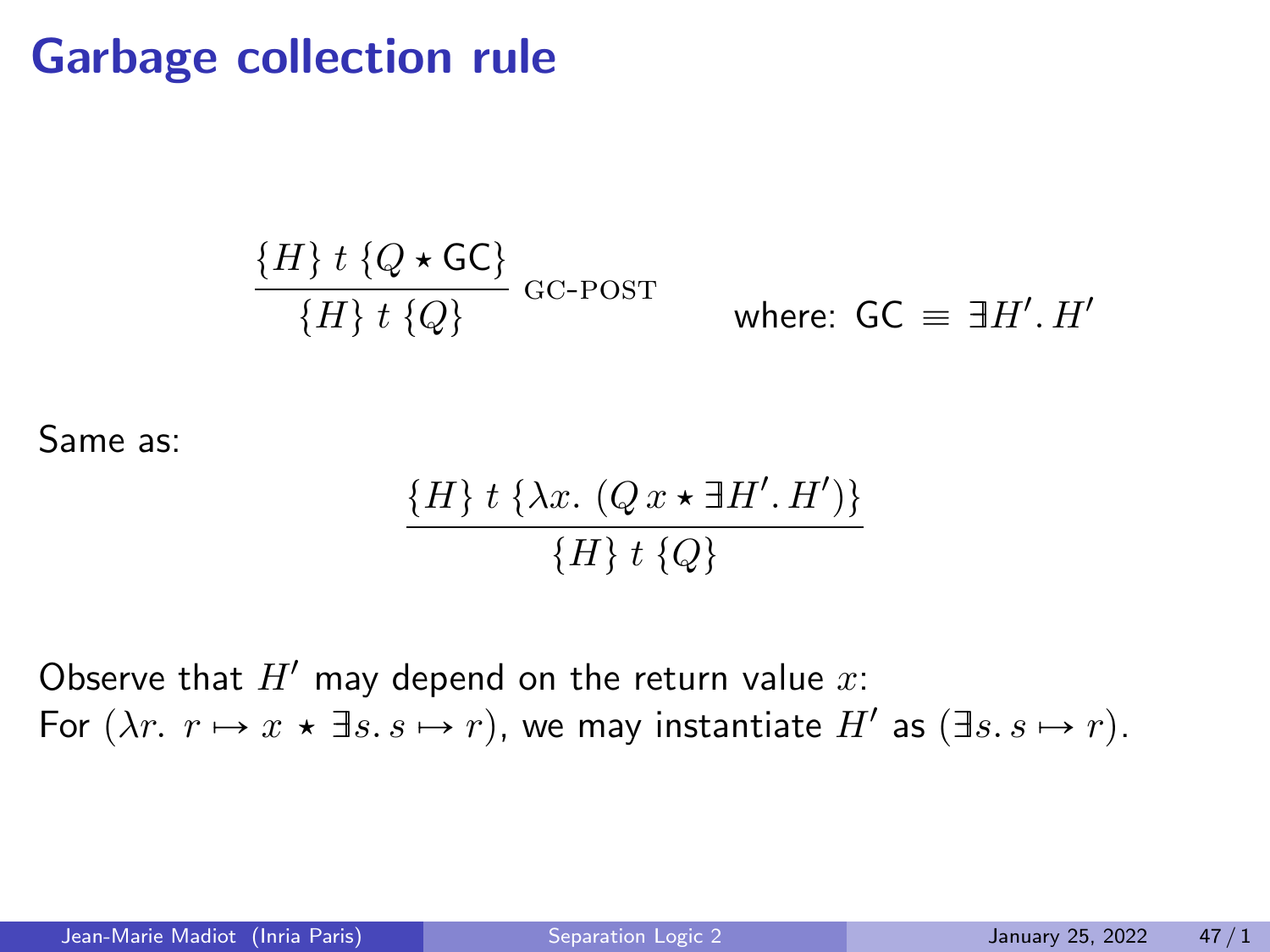# Garbage collection rule

$$\frac{\{H\}\ t\ \{Q \star \mathsf{GC}\}}{\{H\}\ t\ \{Q\}}\ \textsc{gc-post} \qquad \text{where: } \mathsf{GC} \equiv \exists H'.\, H'$$

Same as:

$$\frac{\{H\}\ t\ \{\lambda x.\ (Q\,x \star \exists H'.\, H')\}}{\{H\}\ t\ \{Q\}}$$

Observe that $H'$ may depend on the return value $x$:
For $(\lambda r.\ r \mapsto x \star \exists s.\, s \mapsto r)$, we may instantiate $H'$ as $(\exists s.\, s \mapsto r)$.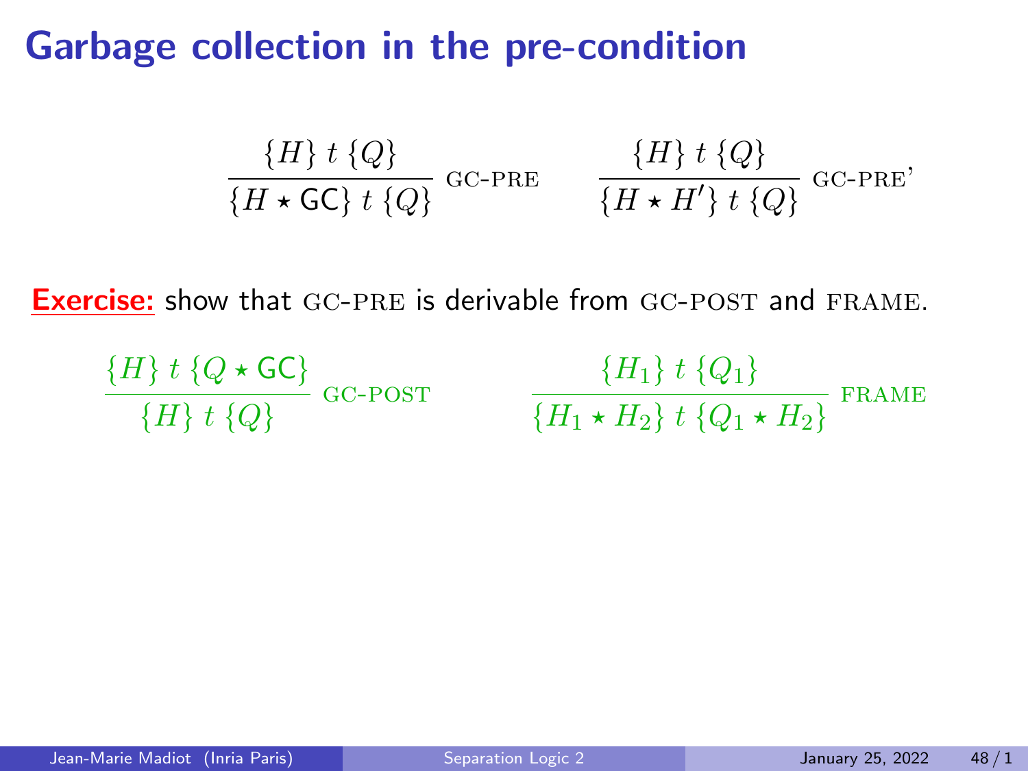# Garbage collection in the pre-condition

$$\frac{\{H\}\ t\ \{Q\}}{\{H \star \mathsf{GC}\}\ t\ \{Q\}}\ \textsc{gc-pre} \qquad \frac{\{H\}\ t\ \{Q\}}{\{H \star H'\}\ t\ \{Q\}}\ \textsc{gc-pre'}$$

**Exercise:** show that GC-PRE is derivable from GC-POST and FRAME.

$$\frac{\{H\}\ t\ \{Q \star \mathsf{GC}\}}{\{H\}\ t\ \{Q\}}\ \textsc{gc-post} \qquad \frac{\{H_1\}\ t\ \{Q_1\}}{\{H_1 \star H_2\}\ t\ \{Q_1 \star H_2\}}\ \textsc{frame}$$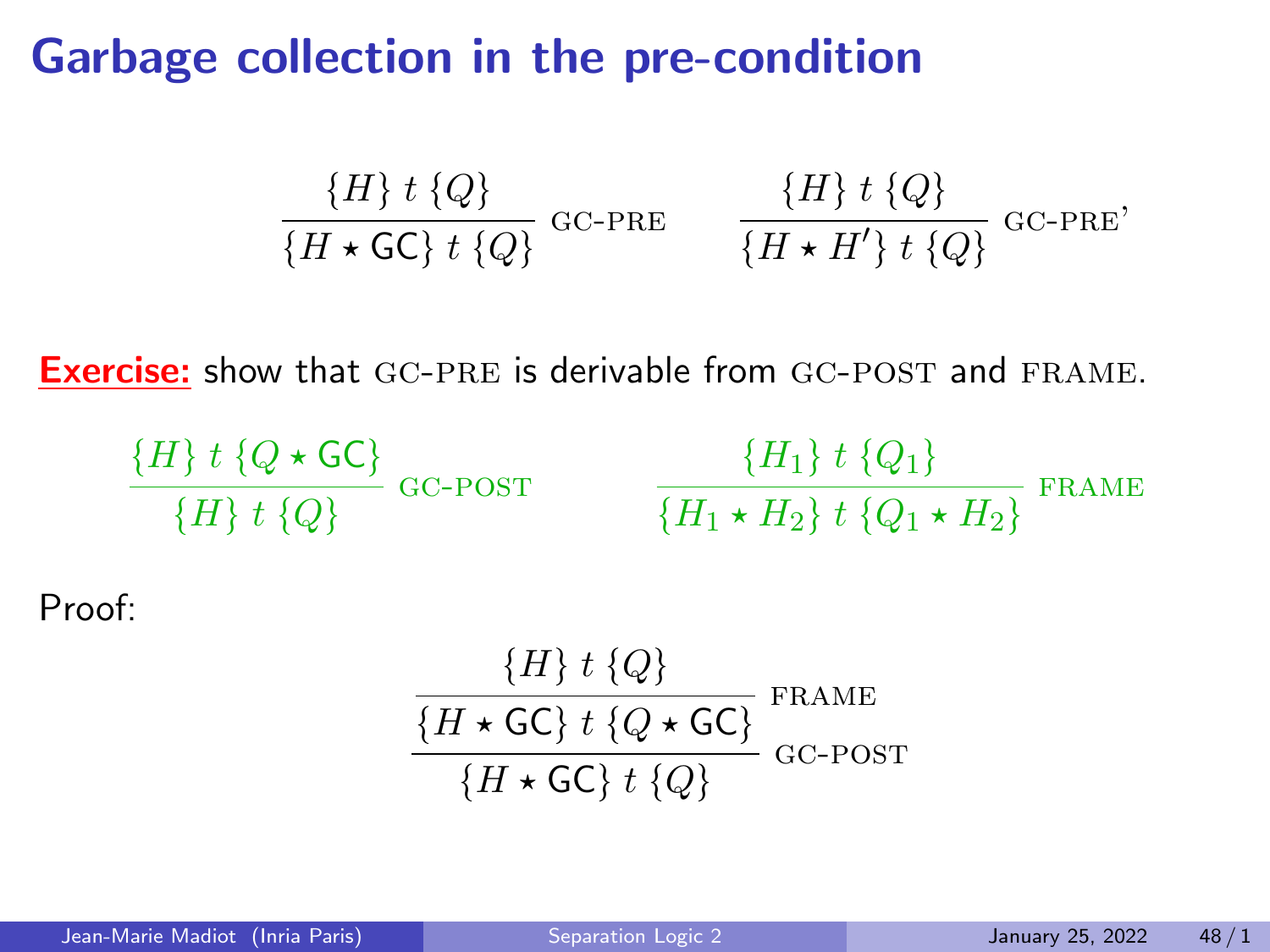# Garbage collection in the pre-condition

$$\frac{\{H\}\ t\ \{Q\}}{\{H \star \mathsf{GC}\}\ t\ \{Q\}}\ \textsc{gc-pre} \qquad \frac{\{H\}\ t\ \{Q\}}{\{H \star H'\}\ t\ \{Q\}}\ \textsc{gc-pre'}$$

**Exercise:** show that GC-PRE is derivable from GC-POST and FRAME.

$$\frac{\{H\}\ t\ \{Q \star \mathsf{GC}\}}{\{H\}\ t\ \{Q\}}\ \textsc{gc-post} \qquad \frac{\{H_1\}\ t\ \{Q_1\}}{\{H_1 \star H_2\}\ t\ \{Q_1 \star H_2\}}\ \textsc{frame}$$

Proof:

$$\cfrac{\cfrac{\{H\}\ t\ \{Q\}}{\{H \star \mathsf{GC}\}\ t\ \{Q \star \mathsf{GC}\}}\ \textsc{frame}}{\{H \star \mathsf{GC}\}\ t\ \{Q\}}\ \textsc{gc-post}$$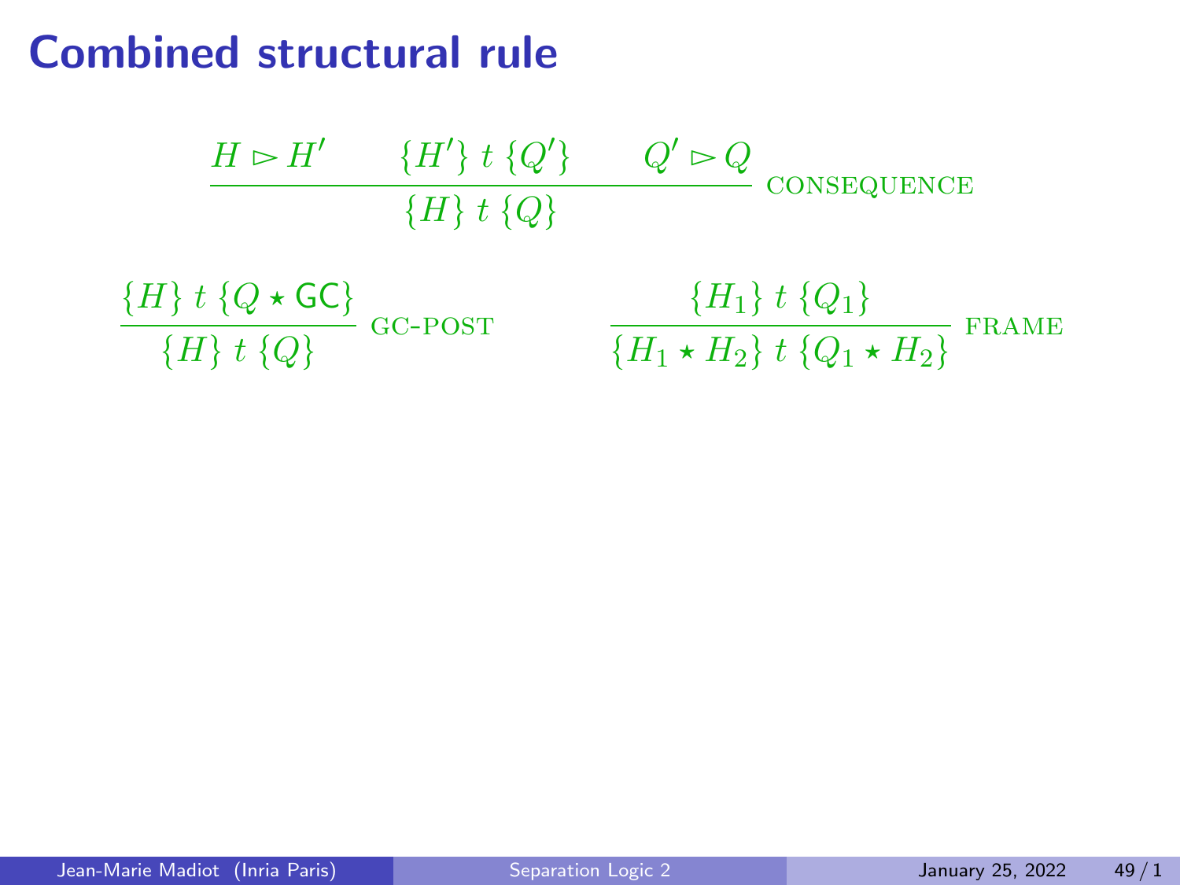# Combined structural rule

$$\frac{H \rhd H' \qquad \{H'\}\ t\ \{Q'\} \qquad Q' \rhd Q}{\{H\}\ t\ \{Q\}}\ \text{CONSEQUENCE}$$

$$\frac{\{H\}\ t\ \{Q \star \mathsf{GC}\}}{\{H\}\ t\ \{Q\}}\ \text{GC-POST} \qquad\qquad \frac{\{H_1\}\ t\ \{Q_1\}}{\{H_1 \star H_2\}\ t\ \{Q_1 \star H_2\}}\ \text{FRAME}$$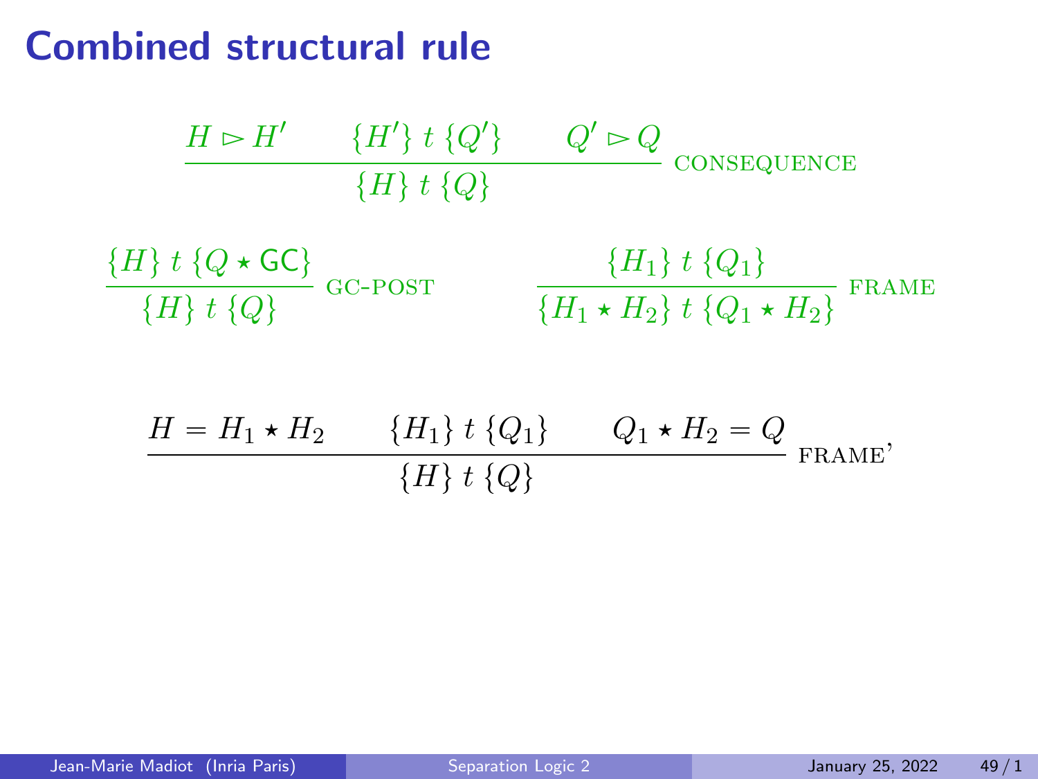# Combined structural rule

$$\frac{H \rhd H' \qquad \{H'\}\ t\ \{Q'\} \qquad Q' \rhd Q}{\{H\}\ t\ \{Q\}}\ \textsc{consequence}$$

$$\frac{\{H\}\ t\ \{Q \star \mathsf{GC}\}}{\{H\}\ t\ \{Q\}}\ \textsc{gc-post} \qquad\qquad \frac{\{H_1\}\ t\ \{Q_1\}}{\{H_1 \star H_2\}\ t\ \{Q_1 \star H_2\}}\ \textsc{frame}$$

$$\frac{H = H_1 \star H_2 \qquad \{H_1\}\ t\ \{Q_1\} \qquad Q_1 \star H_2 = Q}{\{H\}\ t\ \{Q\}}\ \textsc{frame'}$$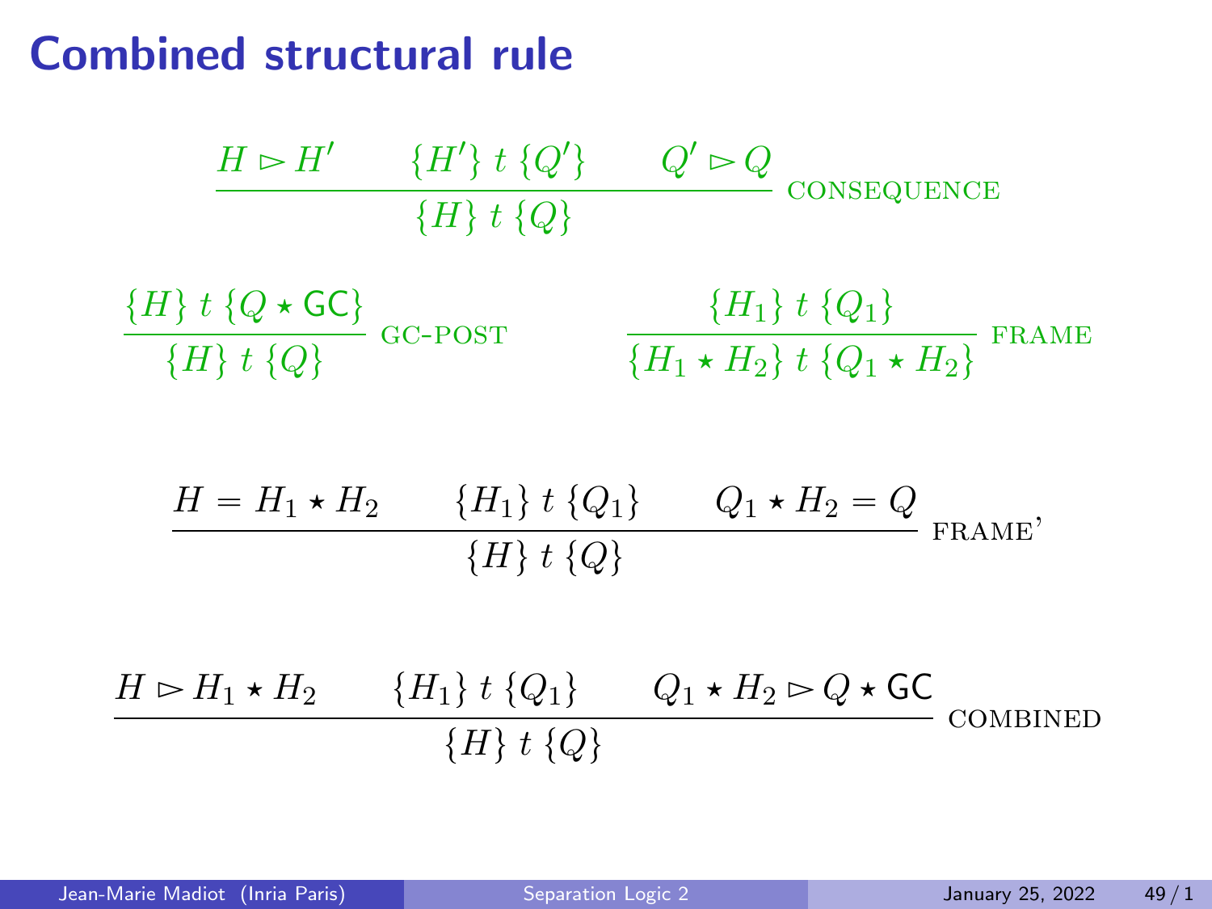# Combined structural rule

$$\frac{H \rhd H' \qquad \{H'\}\ t\ \{Q'\} \qquad Q' \rhd Q}{\{H\}\ t\ \{Q\}}\ \text{CONSEQUENCE}$$

$$\frac{\{H\}\ t\ \{Q \star \mathsf{GC}\}}{\{H\}\ t\ \{Q\}}\ \text{GC-POST} \qquad\qquad \frac{\{H_1\}\ t\ \{Q_1\}}{\{H_1 \star H_2\}\ t\ \{Q_1 \star H_2\}}\ \text{FRAME}$$

$$\frac{H = H_1 \star H_2 \qquad \{H_1\}\ t\ \{Q_1\} \qquad Q_1 \star H_2 = Q}{\{H\}\ t\ \{Q\}}\ \text{FRAME'}$$

$$\frac{H \rhd H_1 \star H_2 \qquad \{H_1\}\ t\ \{Q_1\} \qquad Q_1 \star H_2 \rhd Q \star \mathsf{GC}}{\{H\}\ t\ \{Q\}}\ \text{COMBINED}$$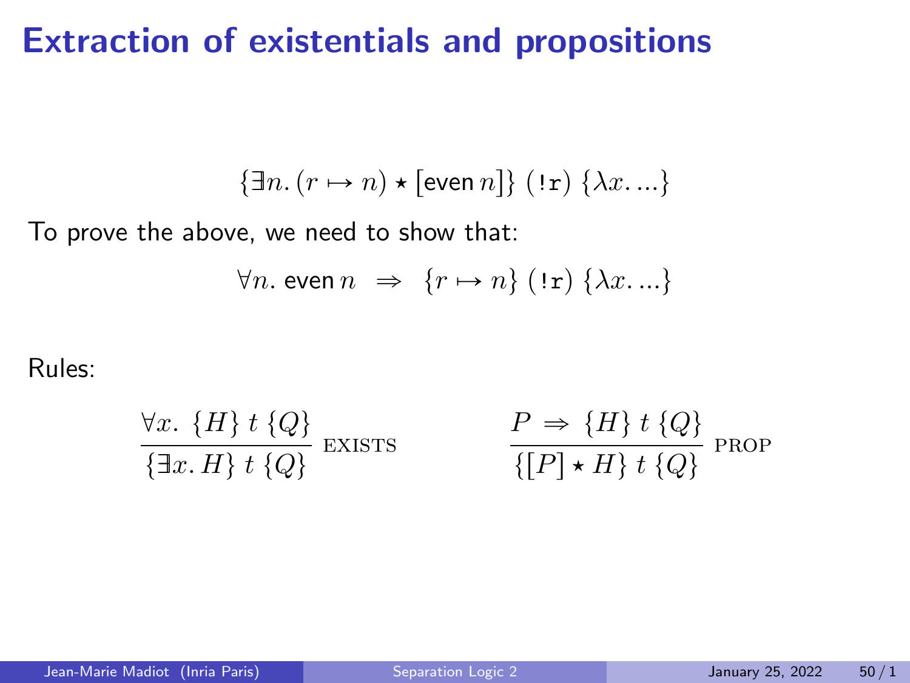# Extraction of existentials and propositions

$$\{\exists n.\, (r \mapsto n) \star [\mathsf{even}\, n]\}\ (\texttt{!r})\ \{\lambda x. \ldots\}$$

To prove the above, we need to show that:

$$\forall n.\ \mathsf{even}\, n\ \ \Rightarrow\ \ \{r \mapsto n\}\ (\texttt{!r})\ \{\lambda x. \ldots\}$$

Rules:

$$\frac{\forall x.\ \{H\}\ t\ \{Q\}}{\{\exists x.\, H\}\ t\ \{Q\}}\ \textsc{exists} \qquad\qquad \frac{P\ \Rightarrow\ \{H\}\ t\ \{Q\}}{\{[P] \star H\}\ t\ \{Q\}}\ \textsc{prop}$$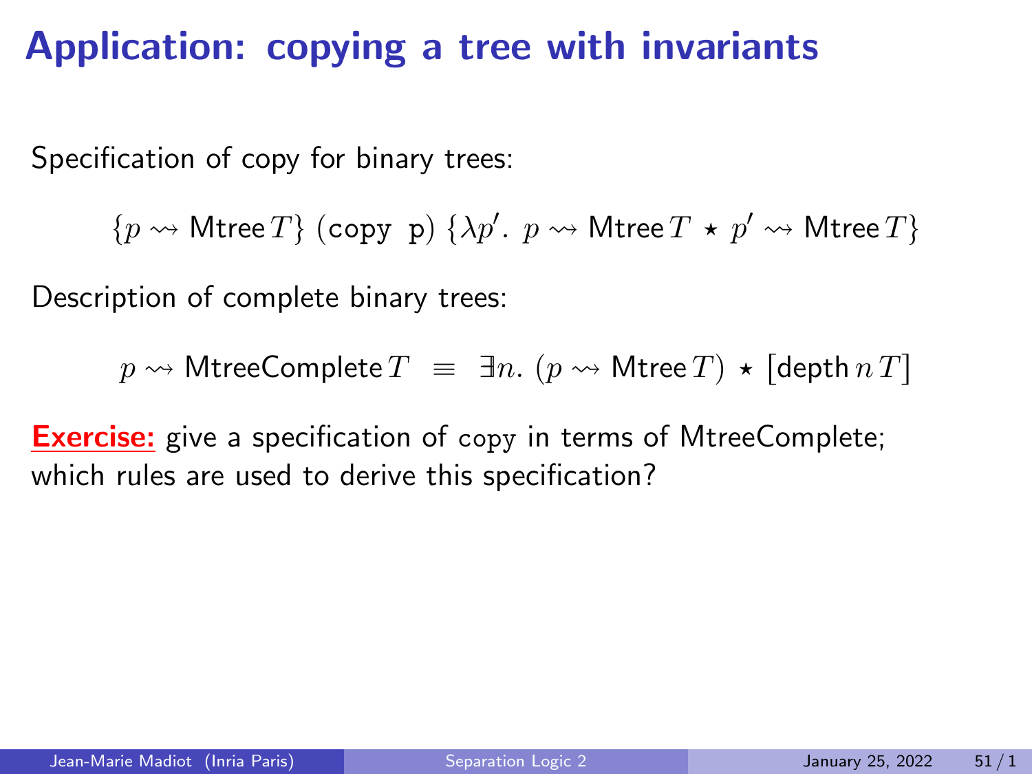# Application: copying a tree with invariants

Specification of copy for binary trees:

$$\{p \rightsquigarrow \mathsf{Mtree}\, T\}\ (\texttt{copy p})\ \{\lambda p'.\ p \rightsquigarrow \mathsf{Mtree}\, T \star p' \rightsquigarrow \mathsf{Mtree}\, T\}$$

Description of complete binary trees:

$$p \rightsquigarrow \mathsf{MtreeComplete}\, T \ \equiv\ \exists n.\ (p \rightsquigarrow \mathsf{Mtree}\, T) \star [\mathsf{depth}\, n\, T]$$

**Exercise:** give a specification of copy in terms of MtreeComplete; which rules are used to derive this specification?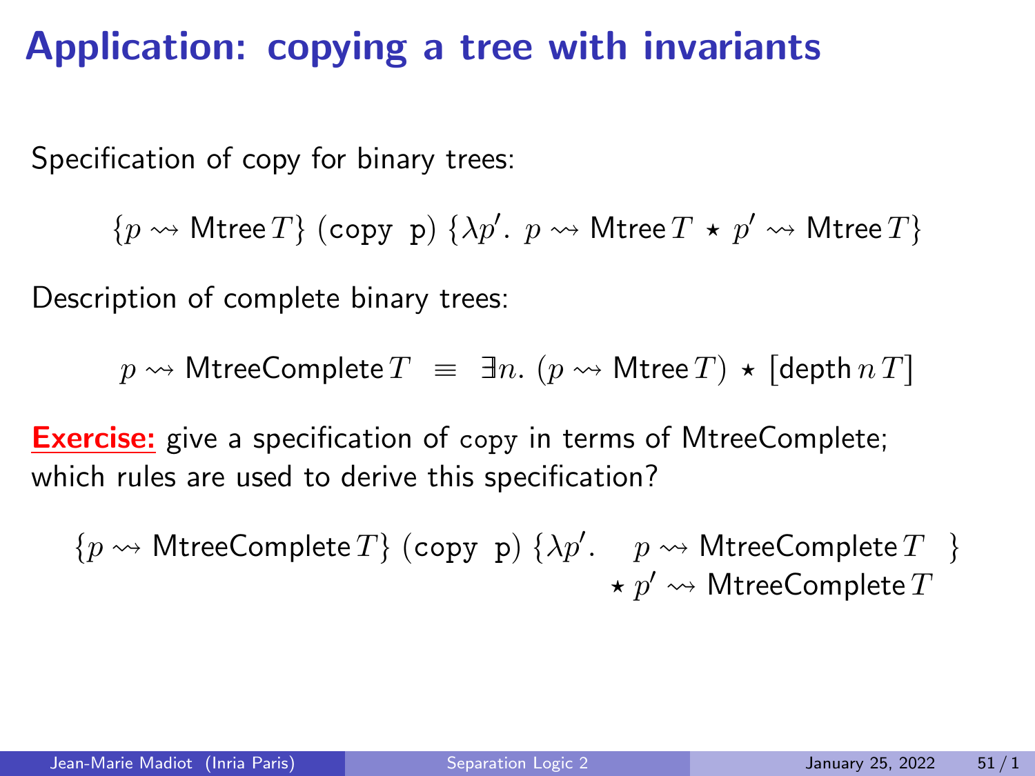# Application: copying a tree with invariants

Specification of copy for binary trees:

$$\{p \rightsquigarrow \mathsf{Mtree}\,T\}\ (\texttt{copy p})\ \{\lambda p'.\ p \rightsquigarrow \mathsf{Mtree}\,T \star p' \rightsquigarrow \mathsf{Mtree}\,T\}$$

Description of complete binary trees:

$$p \rightsquigarrow \mathsf{MtreeComplete}\,T \ \equiv\ \exists n.\ (p \rightsquigarrow \mathsf{Mtree}\,T) \star [\mathsf{depth}\,n\,T]$$

**Exercise:** give a specification of copy in terms of MtreeComplete; which rules are used to derive this specification?

$$\{p \rightsquigarrow \mathsf{MtreeComplete}\,T\}\ (\texttt{copy p})\ \{\lambda p'.\ \ p \rightsquigarrow \mathsf{MtreeComplete}\,T \star p' \rightsquigarrow \mathsf{MtreeComplete}\,T\}$$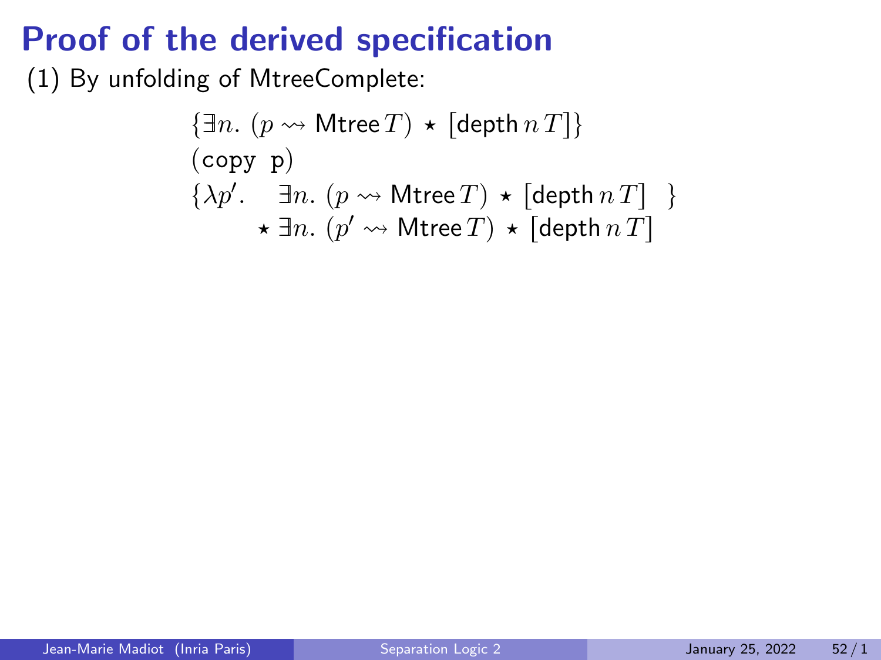# Proof of the derived specification

(1) By unfolding of MtreeComplete:

$$
\begin{array}{l}
\{\exists n.\ (p \rightsquigarrow \mathsf{Mtree}\, T) \star [\mathsf{depth}\, n\, T]\} \\
(\texttt{copy p}) \\
\{\lambda p'. \quad \exists n.\ (p \rightsquigarrow \mathsf{Mtree}\, T) \star [\mathsf{depth}\, n\, T] \quad \} \\
\qquad \star\ \exists n.\ (p' \rightsquigarrow \mathsf{Mtree}\, T) \star [\mathsf{depth}\, n\, T]
\end{array}
$$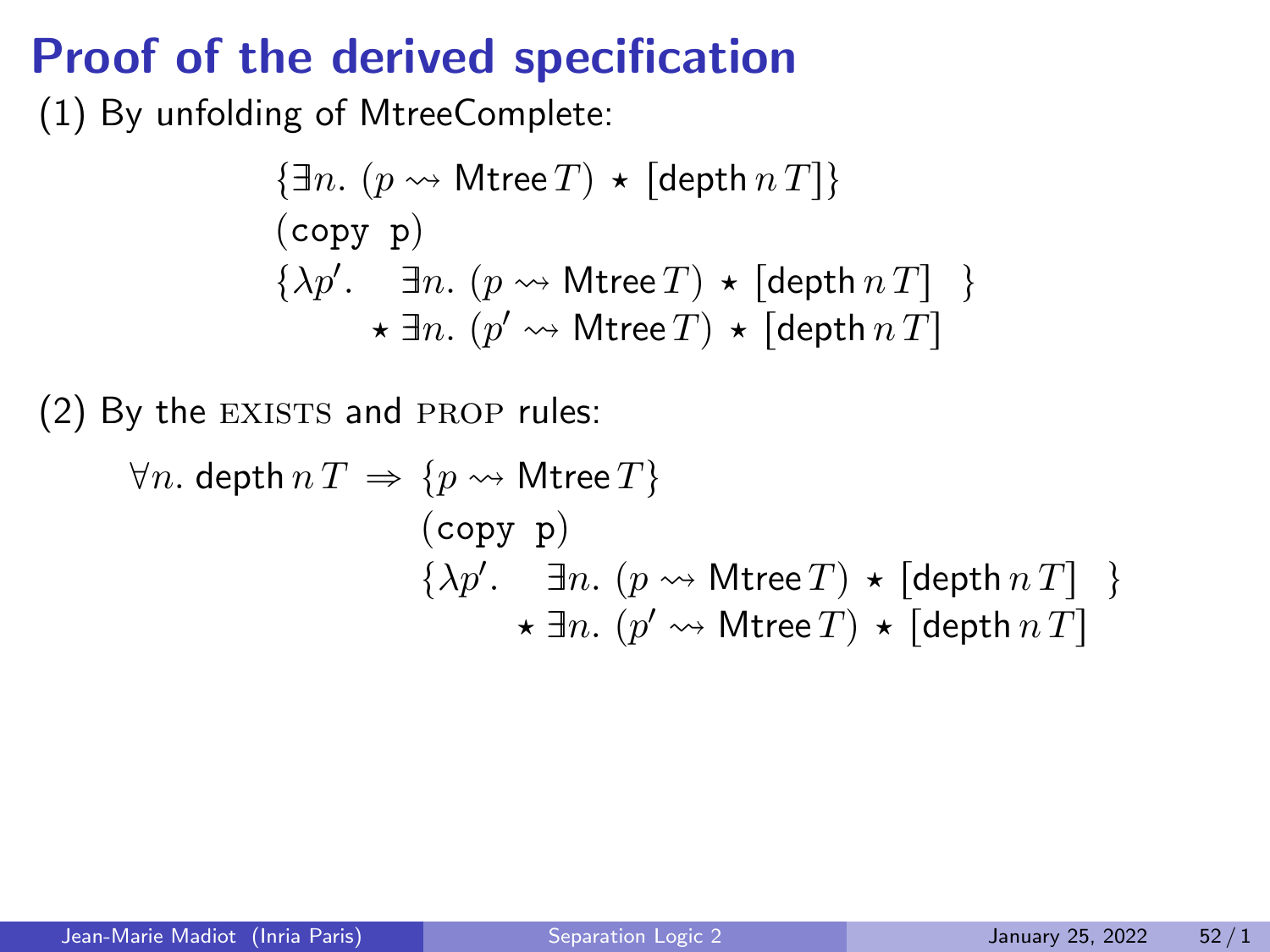# Proof of the derived specification

(1) By unfolding of MtreeComplete:

$$
\begin{array}{l}
\{\exists n.\ (p \rightsquigarrow \mathsf{Mtree}\, T) \star [\mathsf{depth}\, n\, T]\} \\
(\texttt{copy p}) \\
\{\lambda p'.\quad \exists n.\ (p \rightsquigarrow \mathsf{Mtree}\, T) \star [\mathsf{depth}\, n\, T] \quad \} \\
\qquad\quad \star\ \exists n.\ (p' \rightsquigarrow \mathsf{Mtree}\, T) \star [\mathsf{depth}\, n\, T]
\end{array}
$$

(2) By the EXISTS and PROP rules:

$$
\begin{array}{ll}
\forall n.\ \mathsf{depth}\, n\, T \ \Rightarrow & \{p \rightsquigarrow \mathsf{Mtree}\, T\} \\
& (\texttt{copy p}) \\
& \{\lambda p'.\quad \exists n.\ (p \rightsquigarrow \mathsf{Mtree}\, T) \star [\mathsf{depth}\, n\, T] \quad \} \\
& \qquad\quad \star\ \exists n.\ (p' \rightsquigarrow \mathsf{Mtree}\, T) \star [\mathsf{depth}\, n\, T]
\end{array}
$$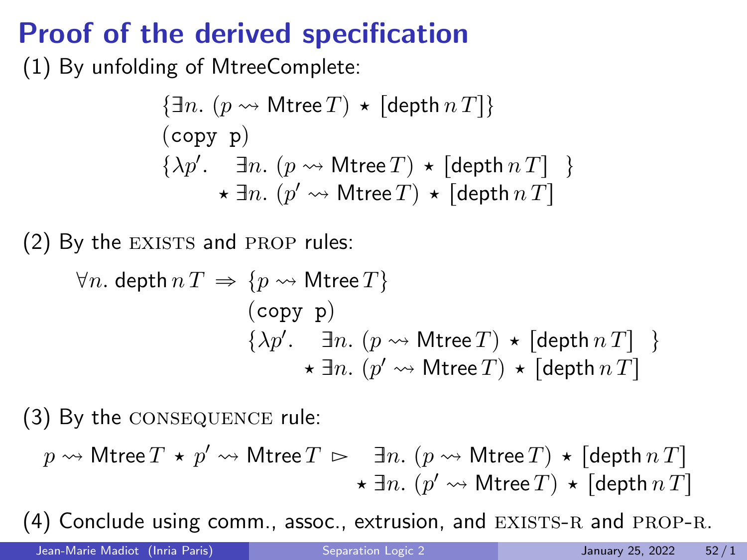# Proof of the derived specification

(1) By unfolding of MtreeComplete:

$$
\begin{array}{l}
\{\exists n.\ (p \rightsquigarrow \mathsf{Mtree}\, T) \star [\mathsf{depth}\, n\, T]\} \\
(\texttt{copy p}) \\
\{\lambda p'.\quad \exists n.\ (p \rightsquigarrow \mathsf{Mtree}\, T) \star [\mathsf{depth}\, n\, T] \quad \} \\
\qquad\quad \star\ \exists n.\ (p' \rightsquigarrow \mathsf{Mtree}\, T) \star [\mathsf{depth}\, n\, T]
\end{array}
$$

(2) By the EXISTS and PROP rules:

$$
\begin{array}{ll}
\forall n.\ \mathsf{depth}\, n\, T \Rightarrow & \{p \rightsquigarrow \mathsf{Mtree}\, T\} \\
& (\texttt{copy p}) \\
& \{\lambda p'.\quad \exists n.\ (p \rightsquigarrow \mathsf{Mtree}\, T) \star [\mathsf{depth}\, n\, T] \quad \} \\
& \qquad\quad \star\ \exists n.\ (p' \rightsquigarrow \mathsf{Mtree}\, T) \star [\mathsf{depth}\, n\, T]
\end{array}
$$

(3) By the CONSEQUENCE rule:

$$
\begin{array}{ll}
p \rightsquigarrow \mathsf{Mtree}\, T \star p' \rightsquigarrow \mathsf{Mtree}\, T \vartriangleright & \exists n.\ (p \rightsquigarrow \mathsf{Mtree}\, T) \star [\mathsf{depth}\, n\, T] \\
& \star\ \exists n.\ (p' \rightsquigarrow \mathsf{Mtree}\, T) \star [\mathsf{depth}\, n\, T]
\end{array}
$$

(4) Conclude using comm., assoc., extrusion, and EXISTS-R and PROP-R.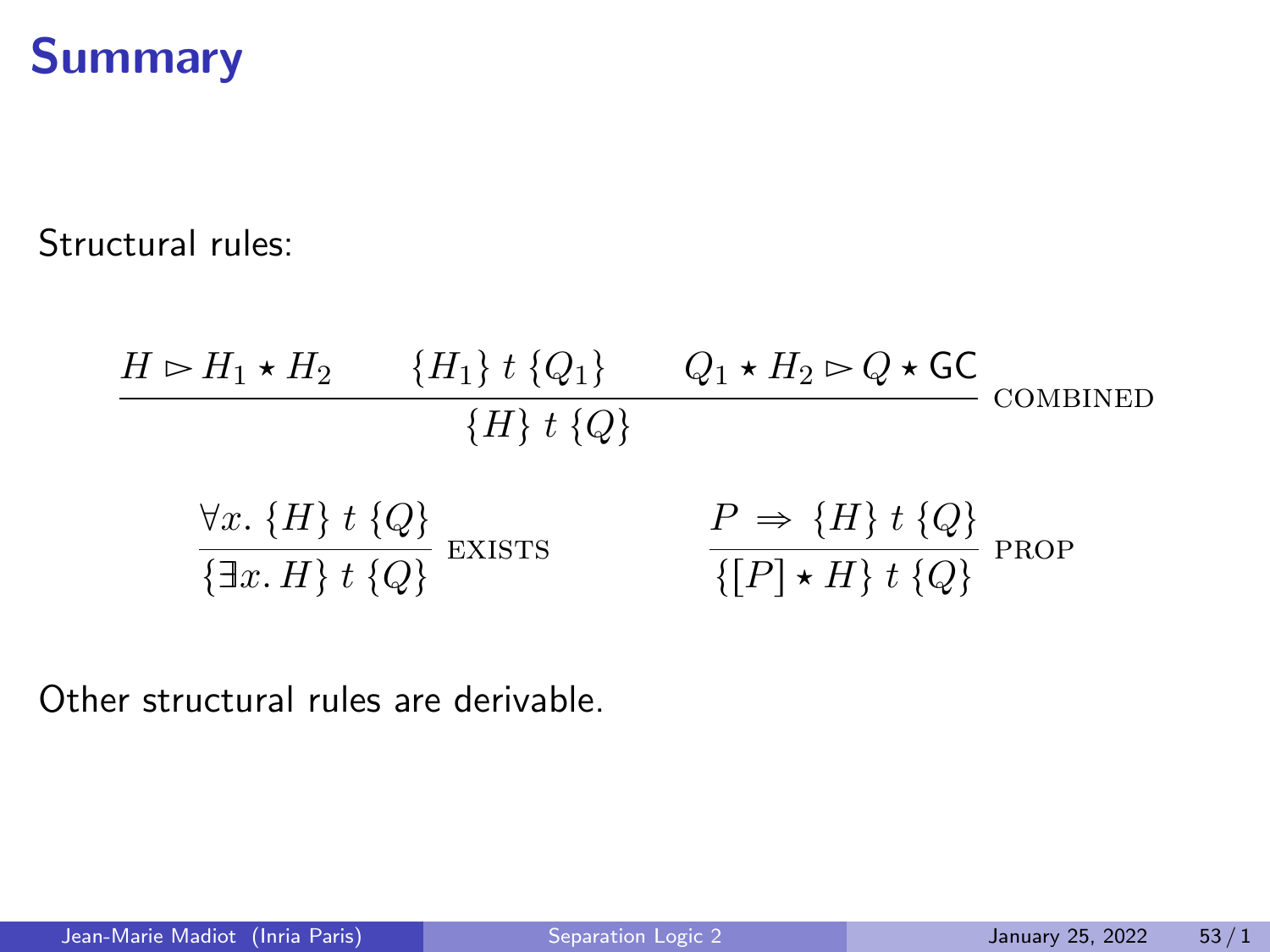# Summary

Structural rules:

$$\frac{H \rhd H_1 \star H_2 \qquad \{H_1\}\ t\ \{Q_1\} \qquad Q_1 \star H_2 \rhd Q \star \mathsf{GC}}{\{H\}\ t\ \{Q\}}\ \text{COMBINED}$$

$$\frac{\forall x.\ \{H\}\ t\ \{Q\}}{\{\exists x.\ H\}\ t\ \{Q\}}\ \text{EXISTS} \qquad\qquad \frac{P\ \Rightarrow\ \{H\}\ t\ \{Q\}}{\{[P] \star H\}\ t\ \{Q\}}\ \text{PROP}$$

Other structural rules are derivable.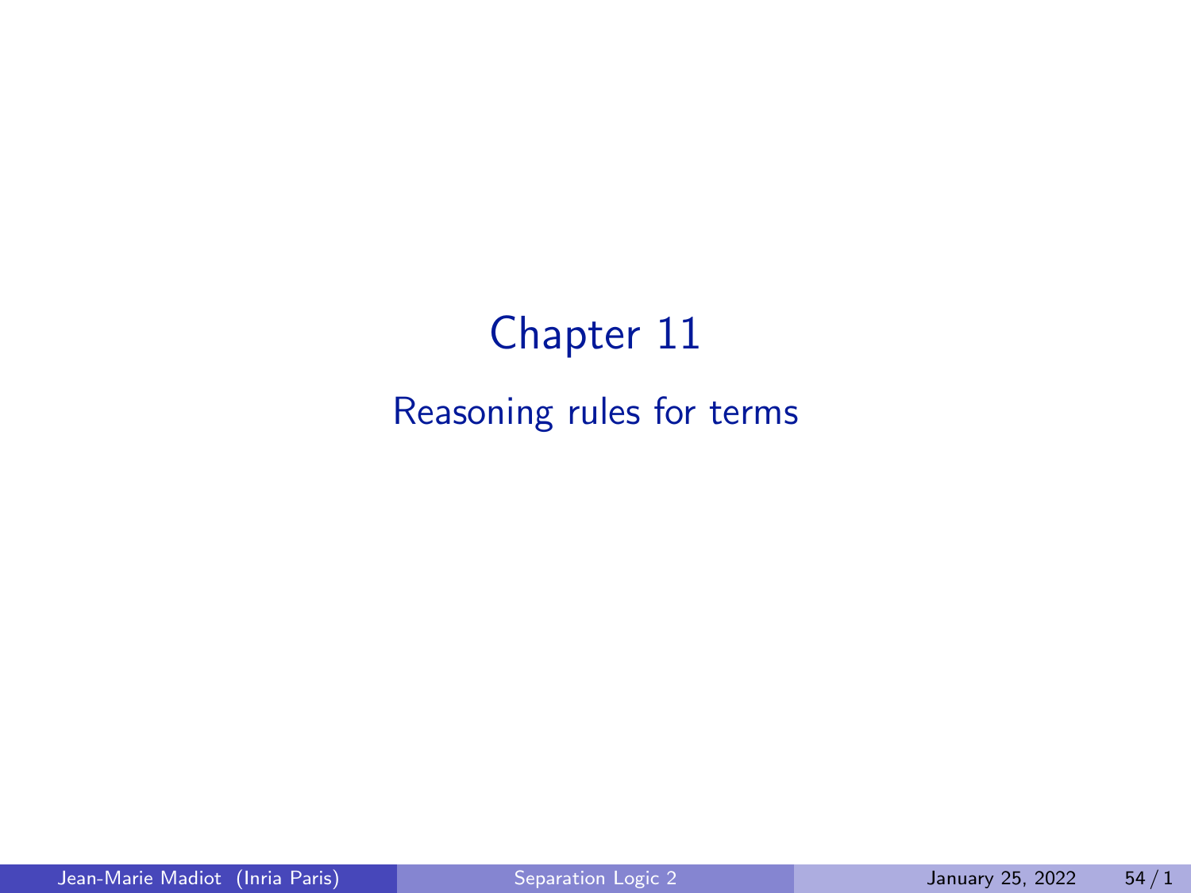# Chapter 11

## Reasoning rules for terms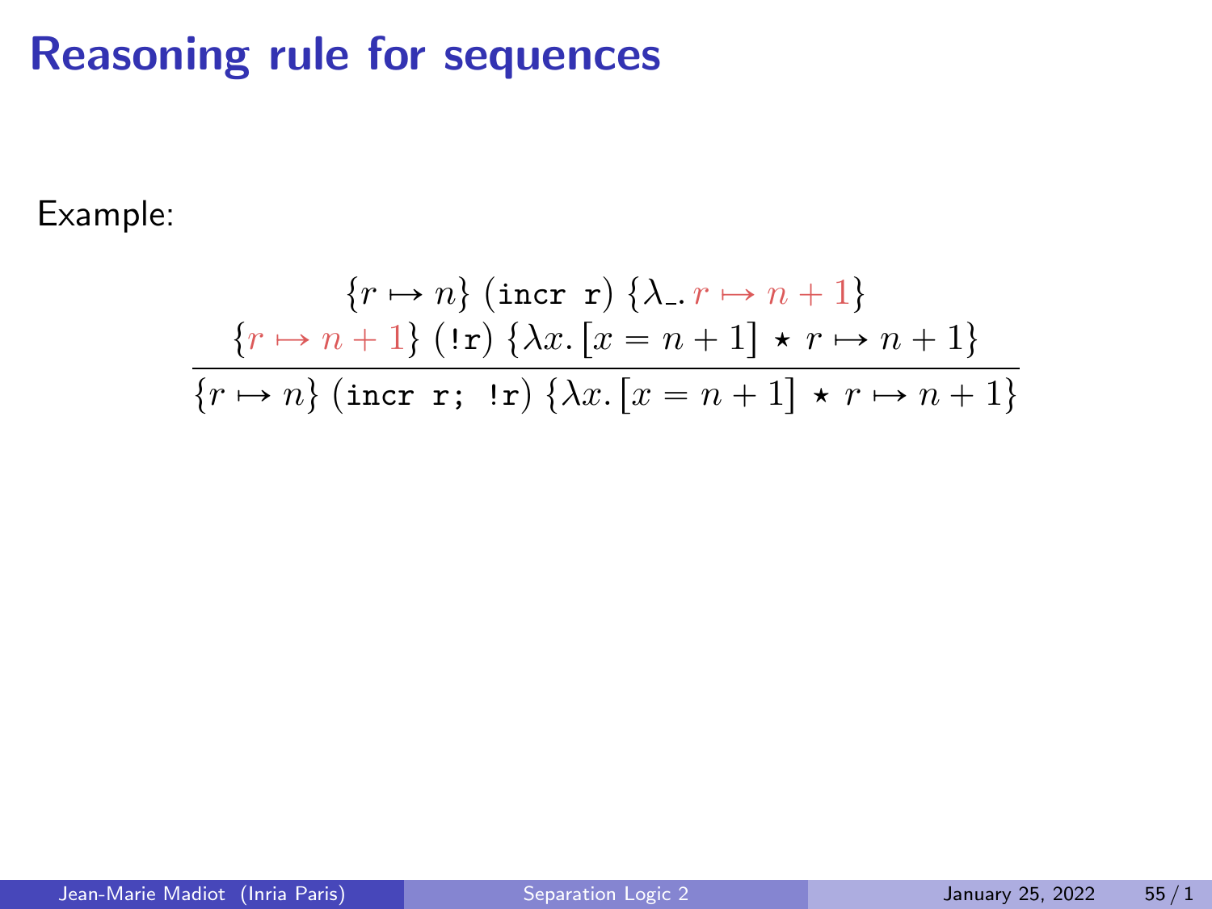# Reasoning rule for sequences

Example:

$$\frac{\{r \mapsto n\}\ (\texttt{incr r})\ \{\lambda\_.\, r \mapsto n+1\} \qquad \{r \mapsto n+1\}\ (\texttt{!r})\ \{\lambda x.\, [x = n+1] \star r \mapsto n+1\}}{\{r \mapsto n\}\ (\texttt{incr r; !r})\ \{\lambda x.\, [x = n+1] \star r \mapsto n+1\}}$$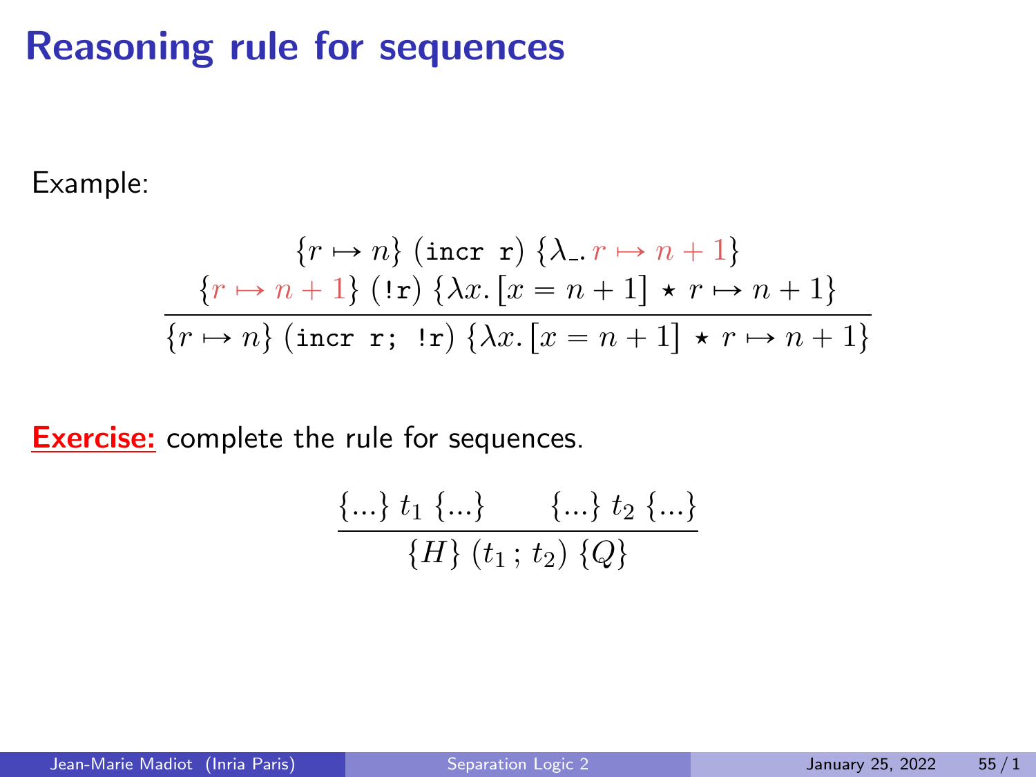# Reasoning rule for sequences

Example:

$$
\frac{\{r \mapsto n\}\ (\texttt{incr r})\ \{\lambda\_.\, r \mapsto n+1\} \qquad \{r \mapsto n+1\}\ (\texttt{!r})\ \{\lambda x.\, [x = n+1] \star r \mapsto n+1\}}{\{r \mapsto n\}\ (\texttt{incr r; !r})\ \{\lambda x.\, [x = n+1] \star r \mapsto n+1\}}
$$

**Exercise:** complete the rule for sequences.

$$
\frac{\{...\}\ t_1\ \{...\} \qquad \{...\}\ t_2\ \{...\}}{\{H\}\ (t_1\, ;\, t_2)\ \{Q\}}
$$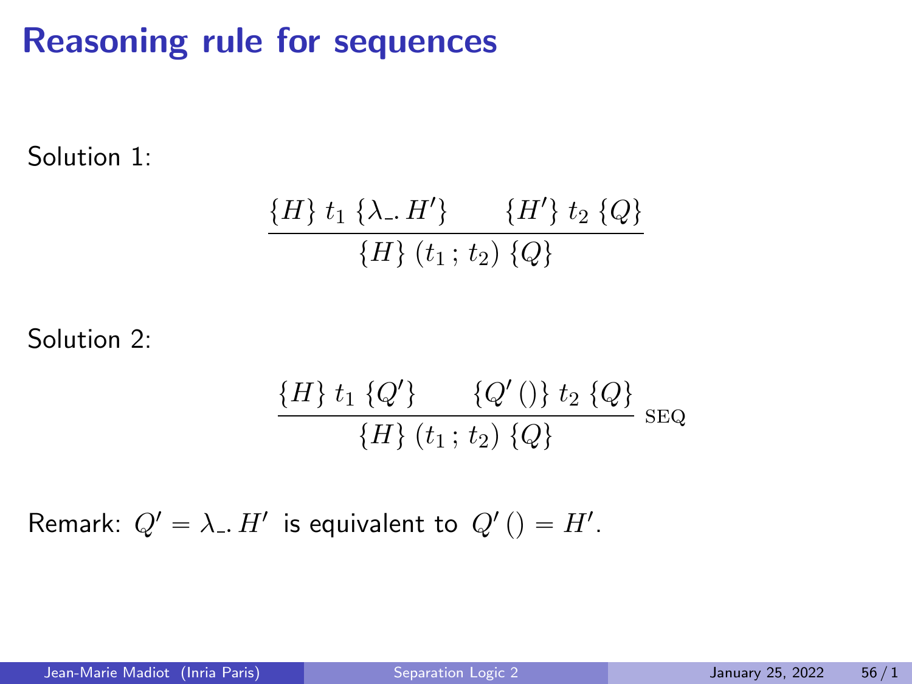# Reasoning rule for sequences

Solution 1:

$$\frac{\{H\}\ t_1\ \{\lambda\_.\, H'\} \qquad \{H'\}\ t_2\ \{Q\}}{\{H\}\ (t_1\,;\, t_2)\ \{Q\}}$$

Solution 2:

$$\frac{\{H\}\ t_1\ \{Q'\} \qquad \{Q'\,()\}\ t_2\ \{Q\}}{\{H\}\ (t_1\,;\, t_2)\ \{Q\}}\ \text{SEQ}$$

Remark: $Q' = \lambda\_.\, H'$ is equivalent to $Q'\,() = H'$.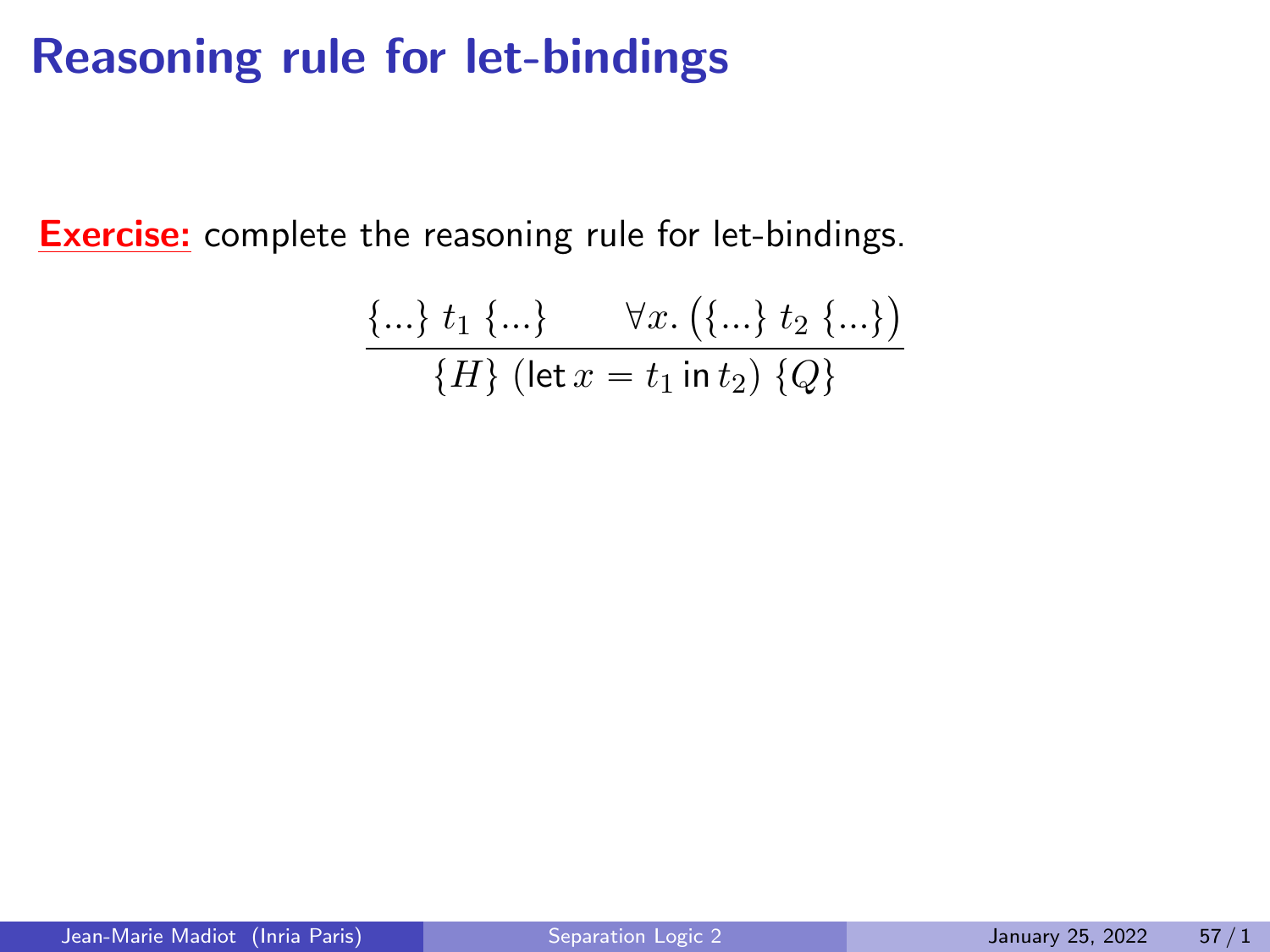# Reasoning rule for let-bindings

**Exercise:** complete the reasoning rule for let-bindings.

$$\frac{\{...\}\ t_1\ \{...\} \qquad \forall x.\ \big(\{...\}\ t_2\ \{...\}\big)}{\{H\}\ (\mathsf{let}\, x = t_1\, \mathsf{in}\, t_2)\ \{Q\}}$$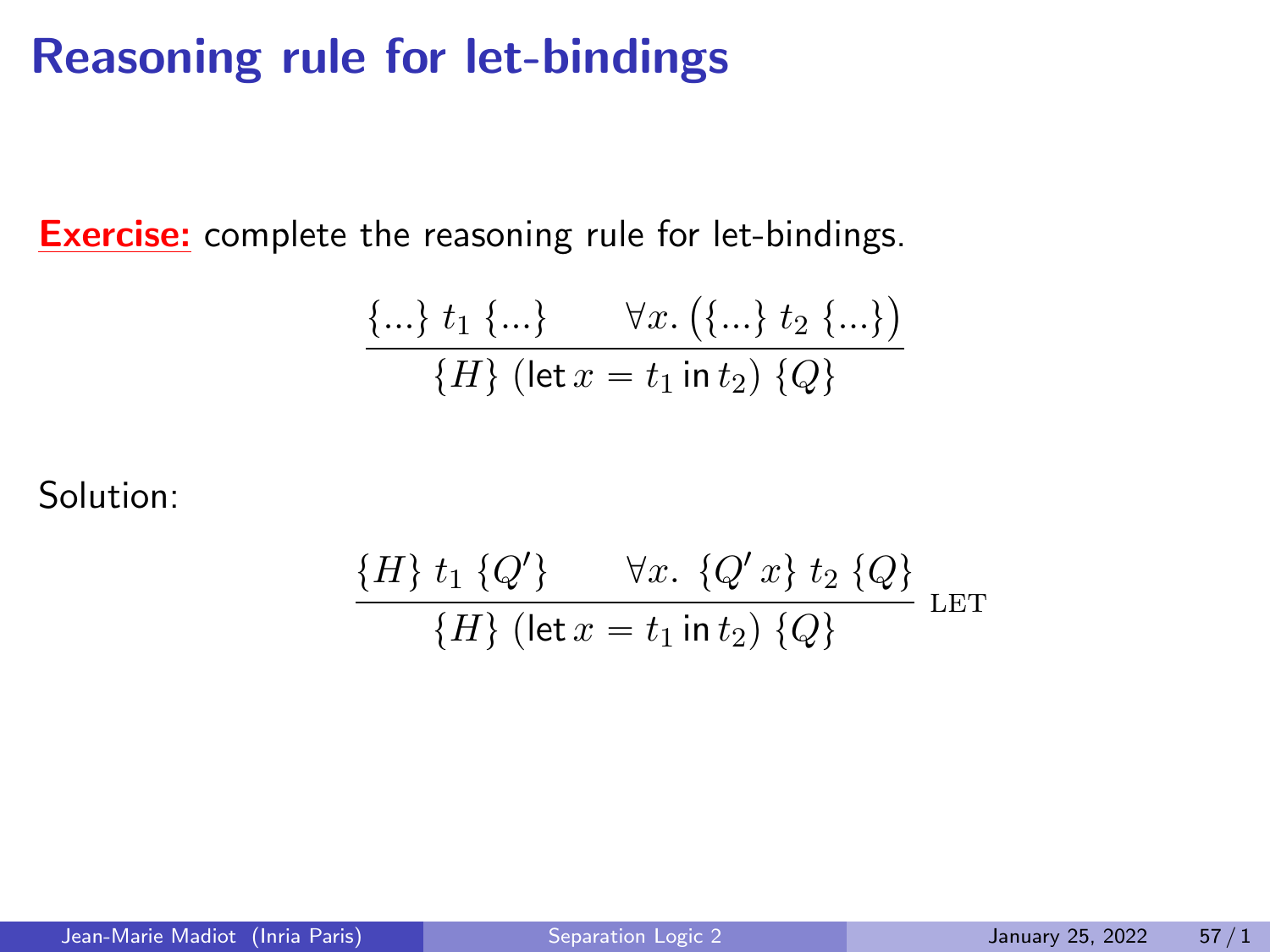# Reasoning rule for let-bindings

**Exercise:** complete the reasoning rule for let-bindings.

$$\frac{\{...\}\ t_1\ \{...\} \qquad \forall x.\ \big(\{...\}\ t_2\ \{...\}\big)}{\{H\}\ (\mathsf{let}\, x = t_1 \,\mathsf{in}\, t_2)\ \{Q\}}$$

Solution:

$$\frac{\{H\}\ t_1\ \{Q'\} \qquad \forall x.\ \{Q'\,x\}\ t_2\ \{Q\}}{\{H\}\ (\mathsf{let}\, x = t_1 \,\mathsf{in}\, t_2)\ \{Q\}}\ \textsc{let}$$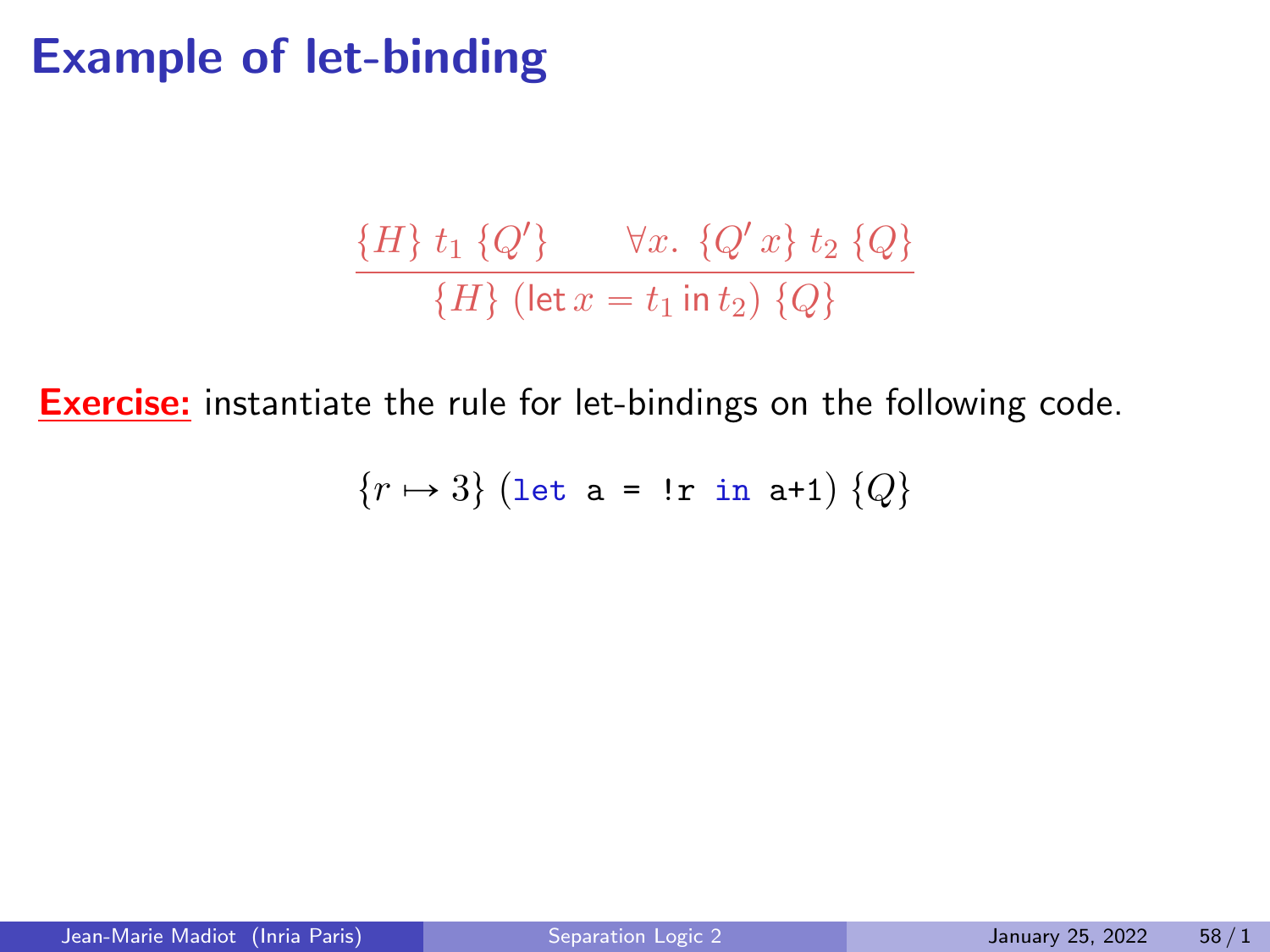# Example of let-binding

$$\frac{\{H\}\ t_1\ \{Q'\} \qquad \forall x.\ \{Q'\,x\}\ t_2\ \{Q\}}{\{H\}\ (\mathsf{let}\, x = t_1\, \mathsf{in}\, t_2)\ \{Q\}}$$

**Exercise:** instantiate the rule for let-bindings on the following code.

$$\{r \mapsto 3\}\ (\texttt{let a = !r in a+1})\ \{Q\}$$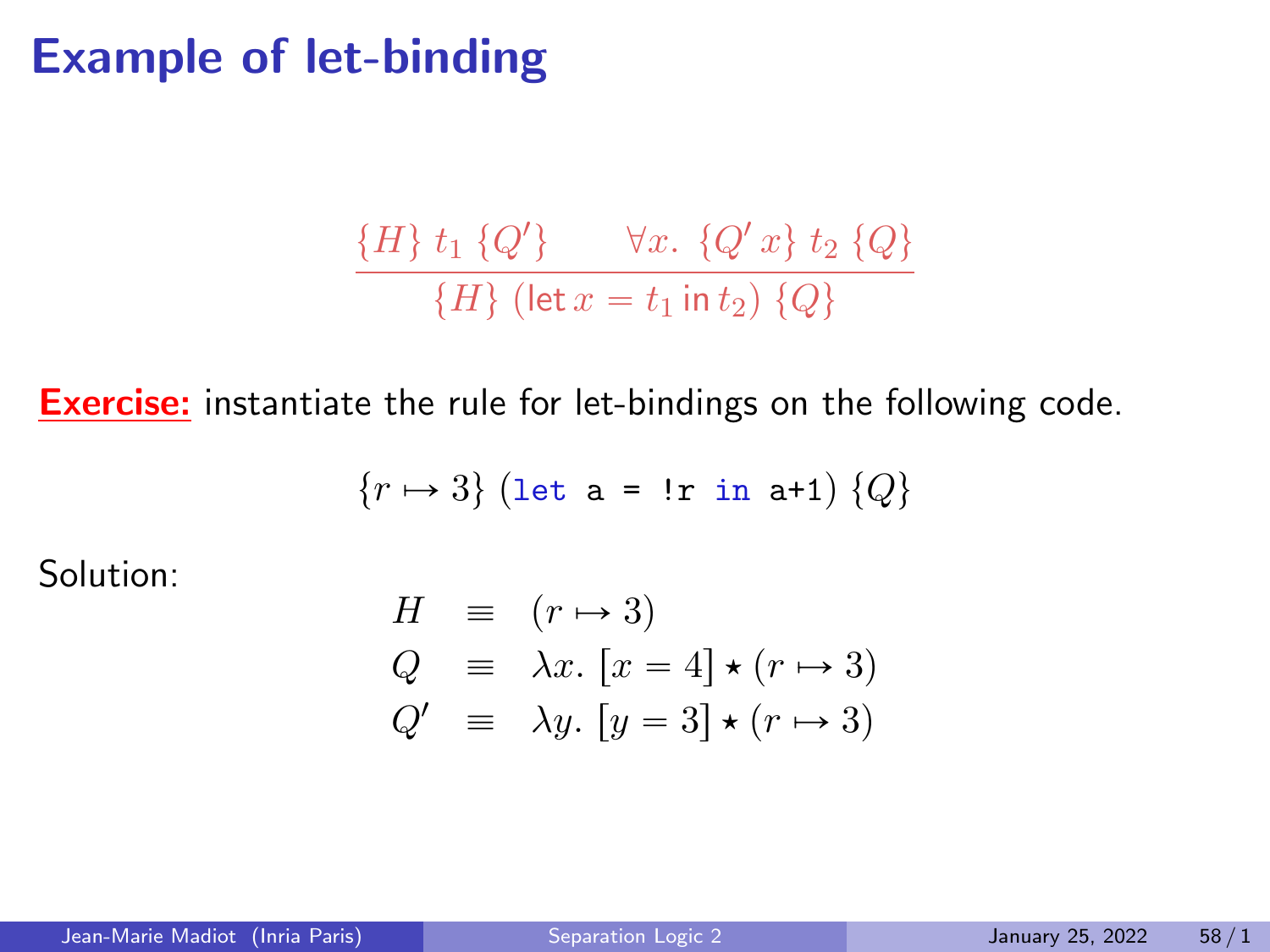# Example of let-binding

$$\frac{\{H\}\ t_1\ \{Q'\} \qquad \forall x.\ \{Q'\,x\}\ t_2\ \{Q\}}{\{H\}\ (\mathsf{let}\, x = t_1\, \mathsf{in}\, t_2)\ \{Q\}}$$

**Exercise:** instantiate the rule for let-bindings on the following code.

$$\{r \mapsto 3\}\ (\texttt{let a = !r in a+1})\ \{Q\}$$

Solution:

$$\begin{array}{rcl} H & \equiv & (r \mapsto 3) \\ Q & \equiv & \lambda x.\ [x = 4] \star (r \mapsto 3) \\ Q' & \equiv & \lambda y.\ [y = 3] \star (r \mapsto 3) \end{array}$$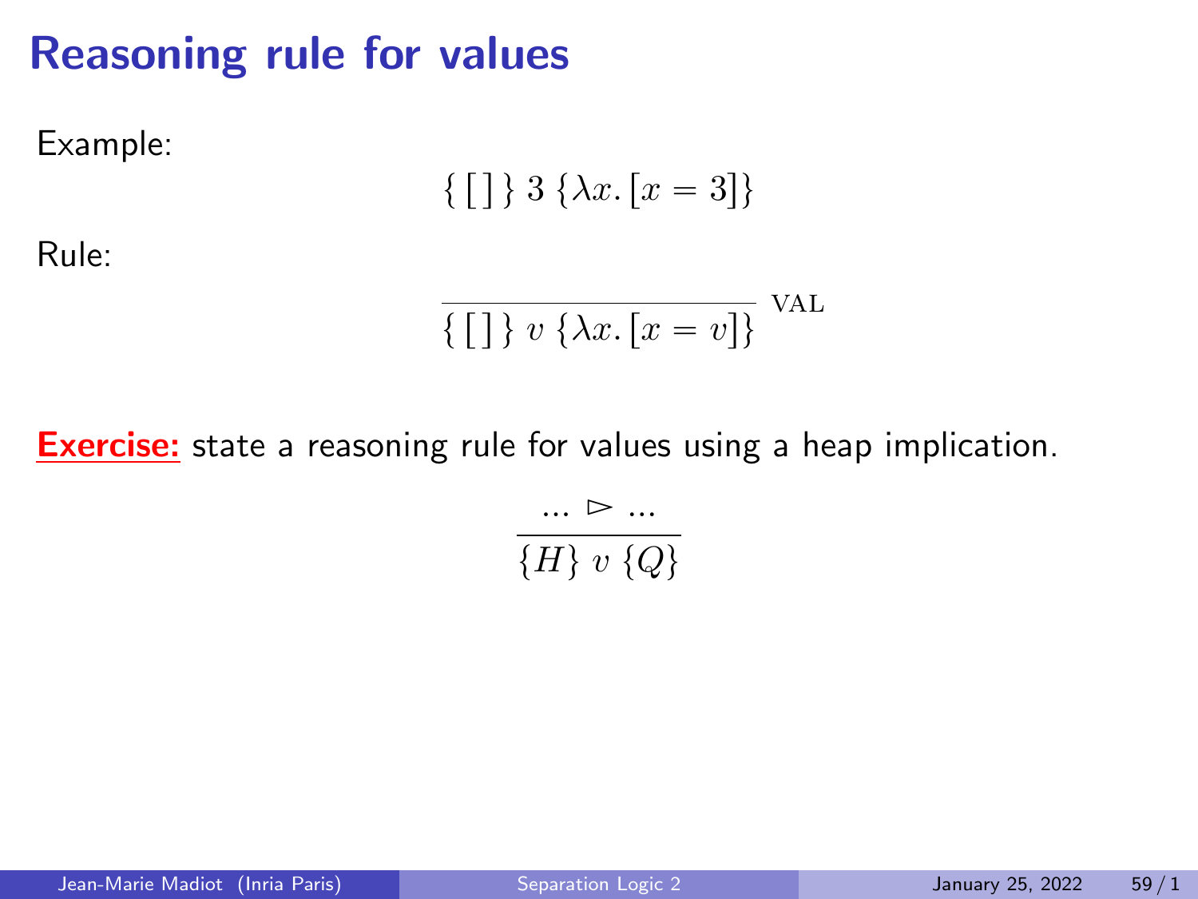# Reasoning rule for values

Example:

$$\{\,[\,]\,\}\ 3\ \{\lambda x.\,[x = 3]\}$$

Rule:

$$\frac{}{\{\,[\,]\,\}\ v\ \{\lambda x.\,[x = v]\}}\ \text{VAL}$$

**Exercise:** state a reasoning rule for values using a heap implication.

$$\frac{\ldots\ \rhd\ \ldots}{\{H\}\ v\ \{Q\}}$$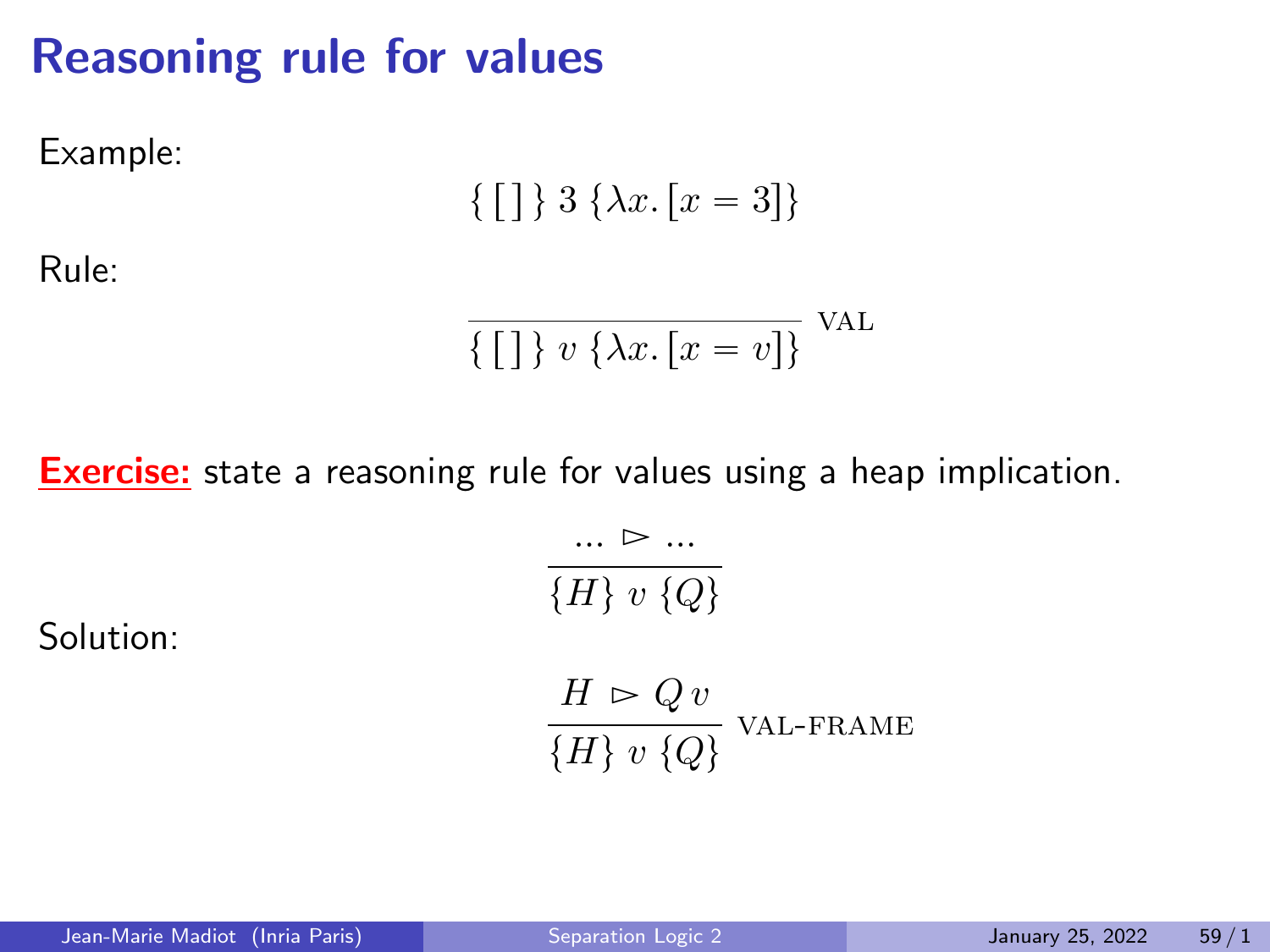# Reasoning rule for values

Example:

$$\{\,[\,]\,\}\ 3\ \{\lambda x.\,[x = 3]\}$$

Rule:

$$\frac{}{\{\,[\,]\,\}\ v\ \{\lambda x.\,[x = v]\}}\ \text{VAL}$$

**Exercise:** state a reasoning rule for values using a heap implication.

$$\frac{\ldots \rhd \ldots}{\{H\}\ v\ \{Q\}}$$

Solution:

$$\frac{H\ \rhd Q\,v}{\{H\}\ v\ \{Q\}}\ \text{VAL-FRAME}$$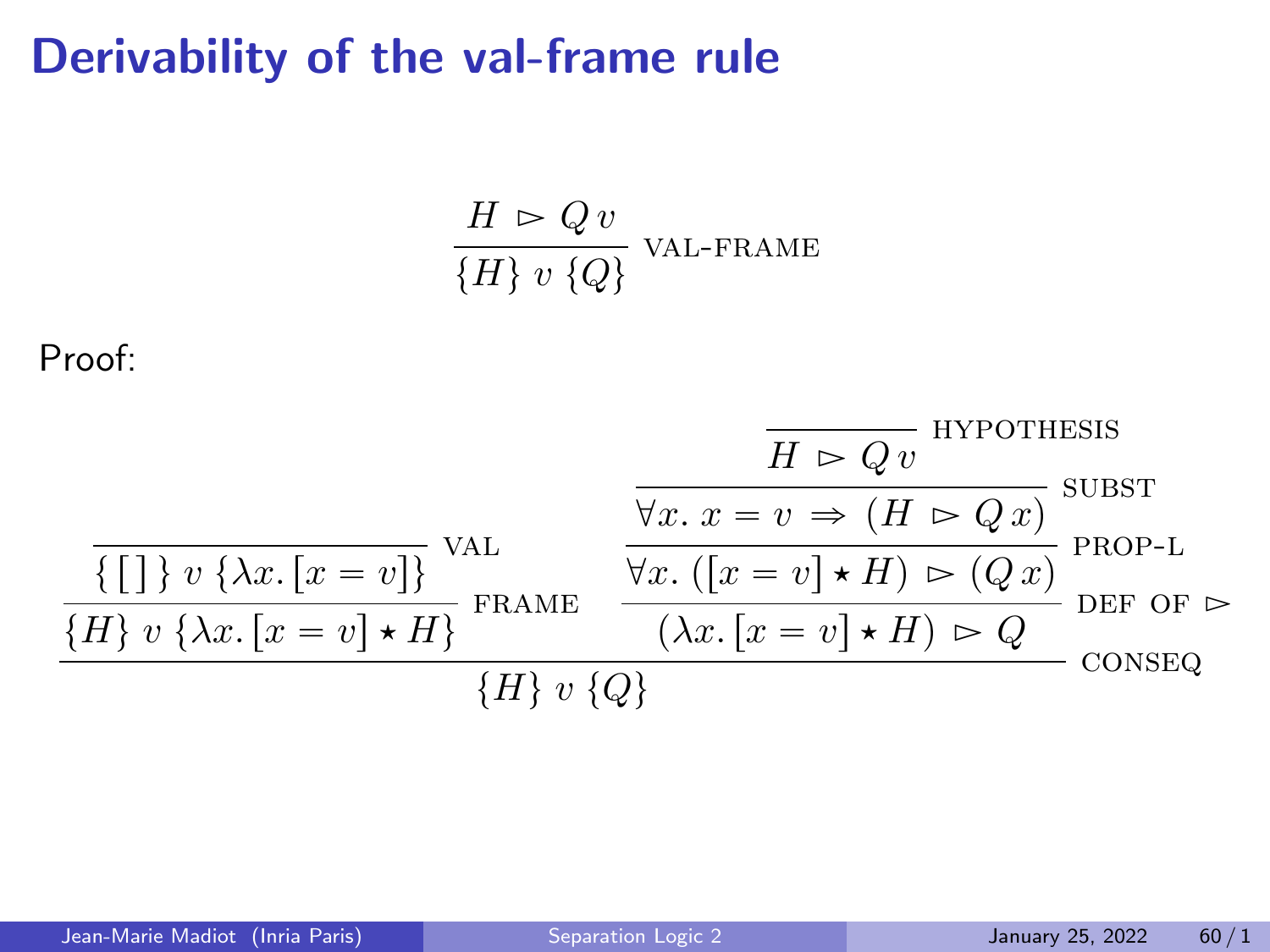# Derivability of the val-frame rule

$$\frac{H \rhd Q\,v}{\{H\}\ v\ \{Q\}}\ \text{VAL-FRAME}$$

Proof:

$$\dfrac{\dfrac{\dfrac{}{\{\,[\,]\,\}\ v\ \{\lambda x.\,[x = v]\}}\ \text{VAL}}{\{H\}\ v\ \{\lambda x.\,[x = v] \star H\}}\ \text{FRAME} \qquad \dfrac{\dfrac{\dfrac{\dfrac{}{H \rhd Q\,v}\ \text{HYPOTHESIS}}{\forall x.\ x = v \Rightarrow (H \rhd Q\,x)}\ \text{SUBST}}{\forall x.\ ([x = v] \star H) \rhd (Q\,x)}\ \text{PROP-L}}{(\lambda x.\,[x = v] \star H) \rhd Q}\ \text{DEF OF} \rhd}{\{H\}\ v\ \{Q\}}\ \text{CONSEQ}$$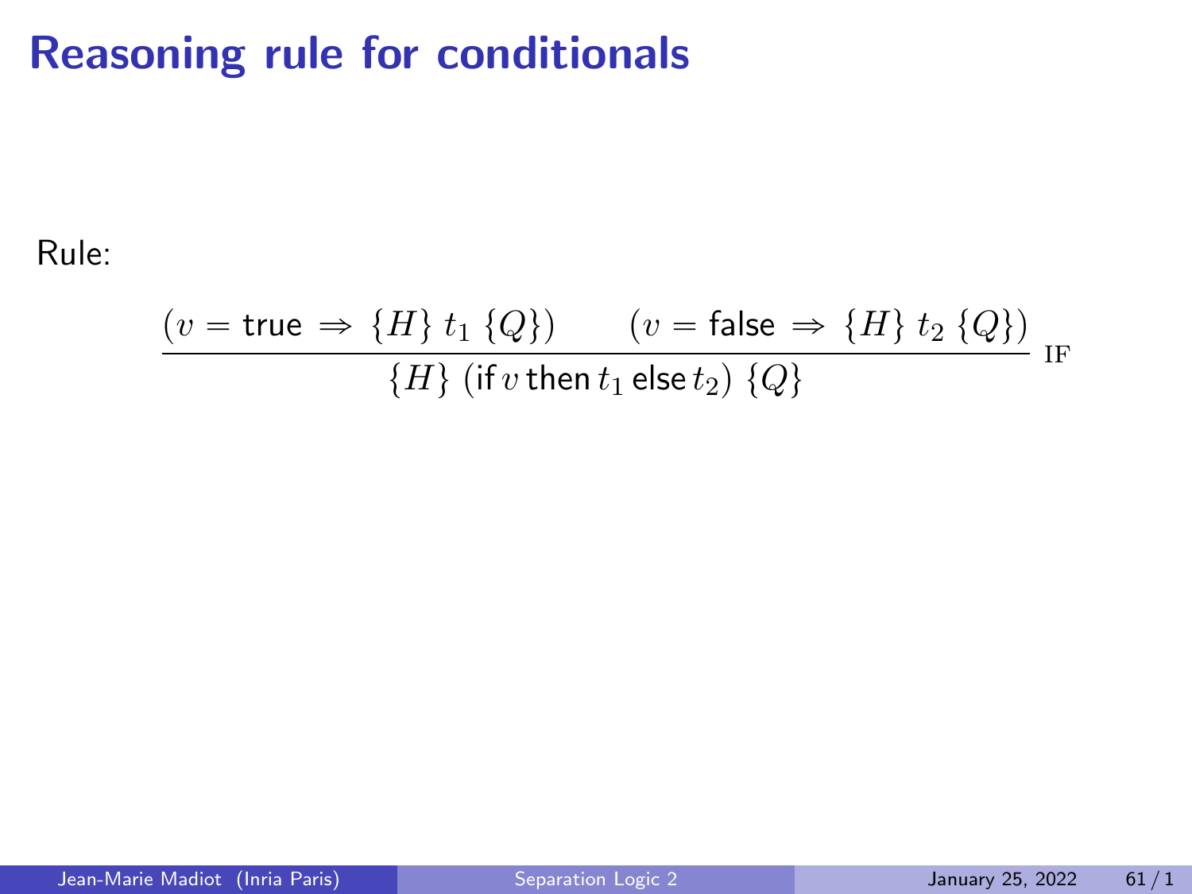# Reasoning rule for conditionals

Rule:

$$\frac{(v = \mathsf{true} \Rightarrow \{H\}\ t_1\ \{Q\}) \qquad (v = \mathsf{false} \Rightarrow \{H\}\ t_2\ \{Q\})}{\{H\}\ (\mathsf{if}\, v\, \mathsf{then}\, t_1\, \mathsf{else}\, t_2)\ \{Q\}}\ \text{IF}$$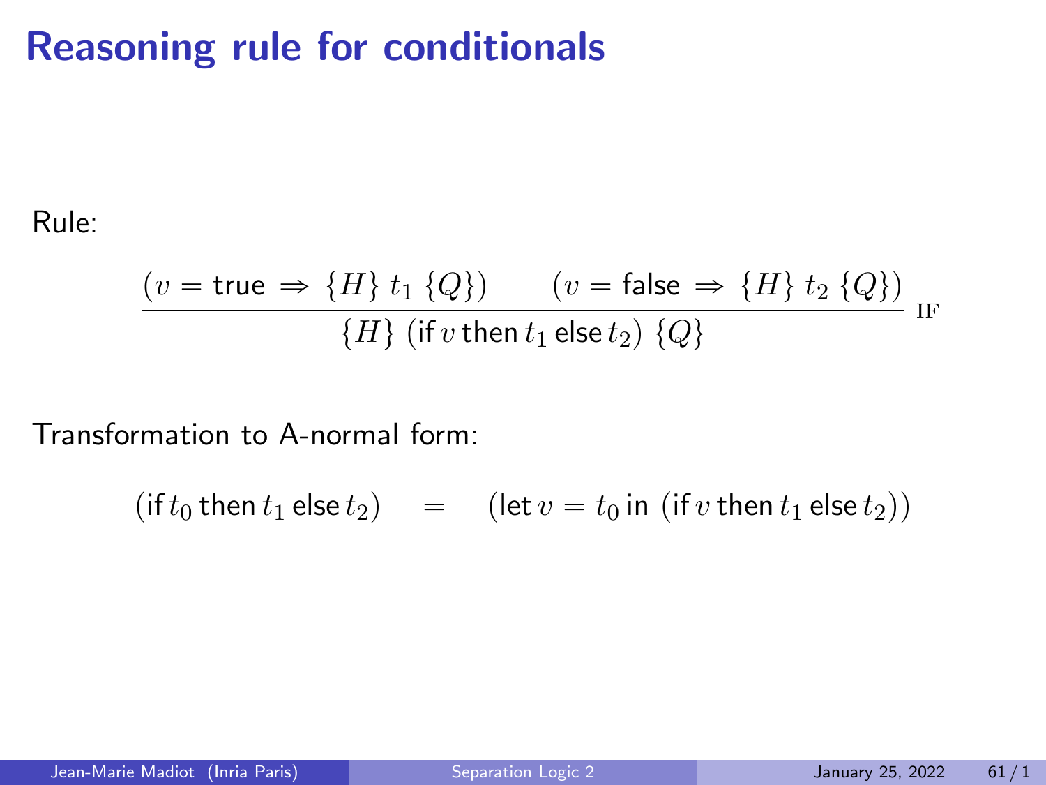# Reasoning rule for conditionals

Rule:

$$\frac{(v = \mathsf{true} \Rightarrow \{H\}\ t_1\ \{Q\}) \qquad (v = \mathsf{false} \Rightarrow \{H\}\ t_2\ \{Q\})}{\{H\}\ (\mathsf{if}\, v\, \mathsf{then}\, t_1\, \mathsf{else}\, t_2)\ \{Q\}}\ \text{IF}$$

Transformation to A-normal form:

$$(\mathsf{if}\, t_0\, \mathsf{then}\, t_1\, \mathsf{else}\, t_2) \quad = \quad (\mathsf{let}\, v = t_0\, \mathsf{in}\ (\mathsf{if}\, v\, \mathsf{then}\, t_1\, \mathsf{else}\, t_2))$$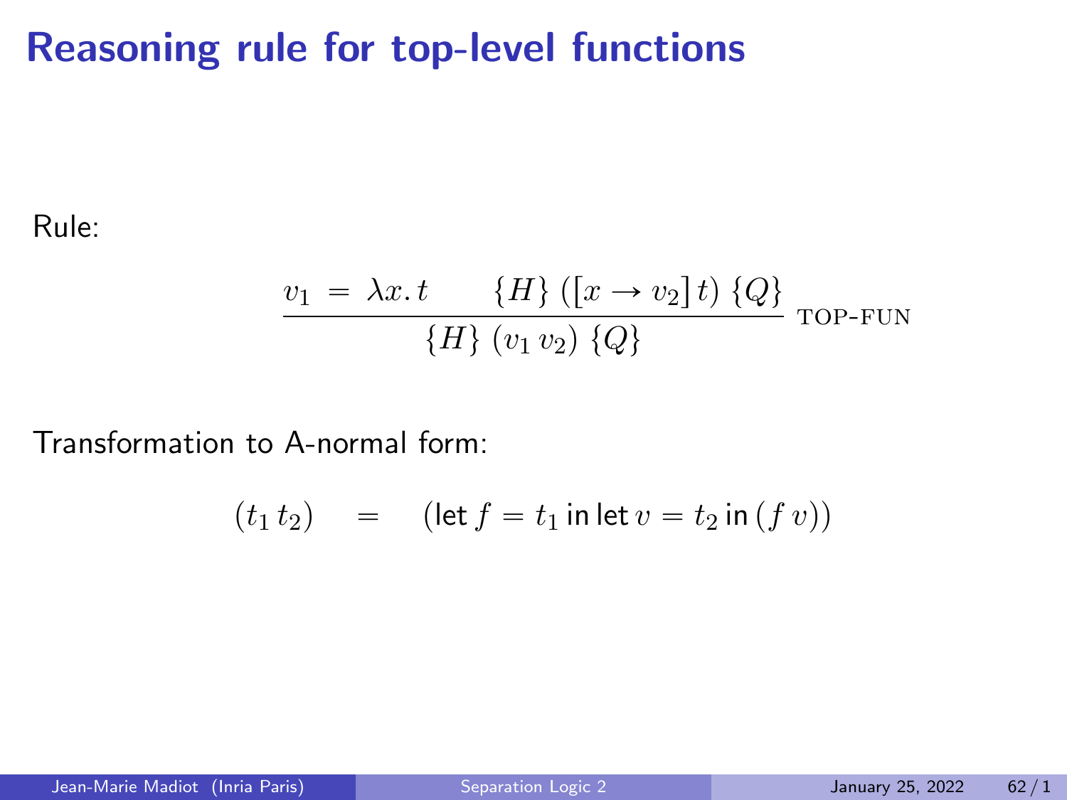# Reasoning rule for top-level functions

Rule:

$$\frac{v_1 \;=\; \lambda x.\, t \qquad \{H\}\;([x \to v_2]\, t)\;\{Q\}}{\{H\}\;(v_1\, v_2)\;\{Q\}}\;\text{TOP-FUN}$$

Transformation to A-normal form:

$$(t_1\, t_2) \quad = \quad (\mathsf{let}\, f = t_1 \,\mathsf{in}\,\mathsf{let}\, v = t_2 \,\mathsf{in}\,(f\; v))$$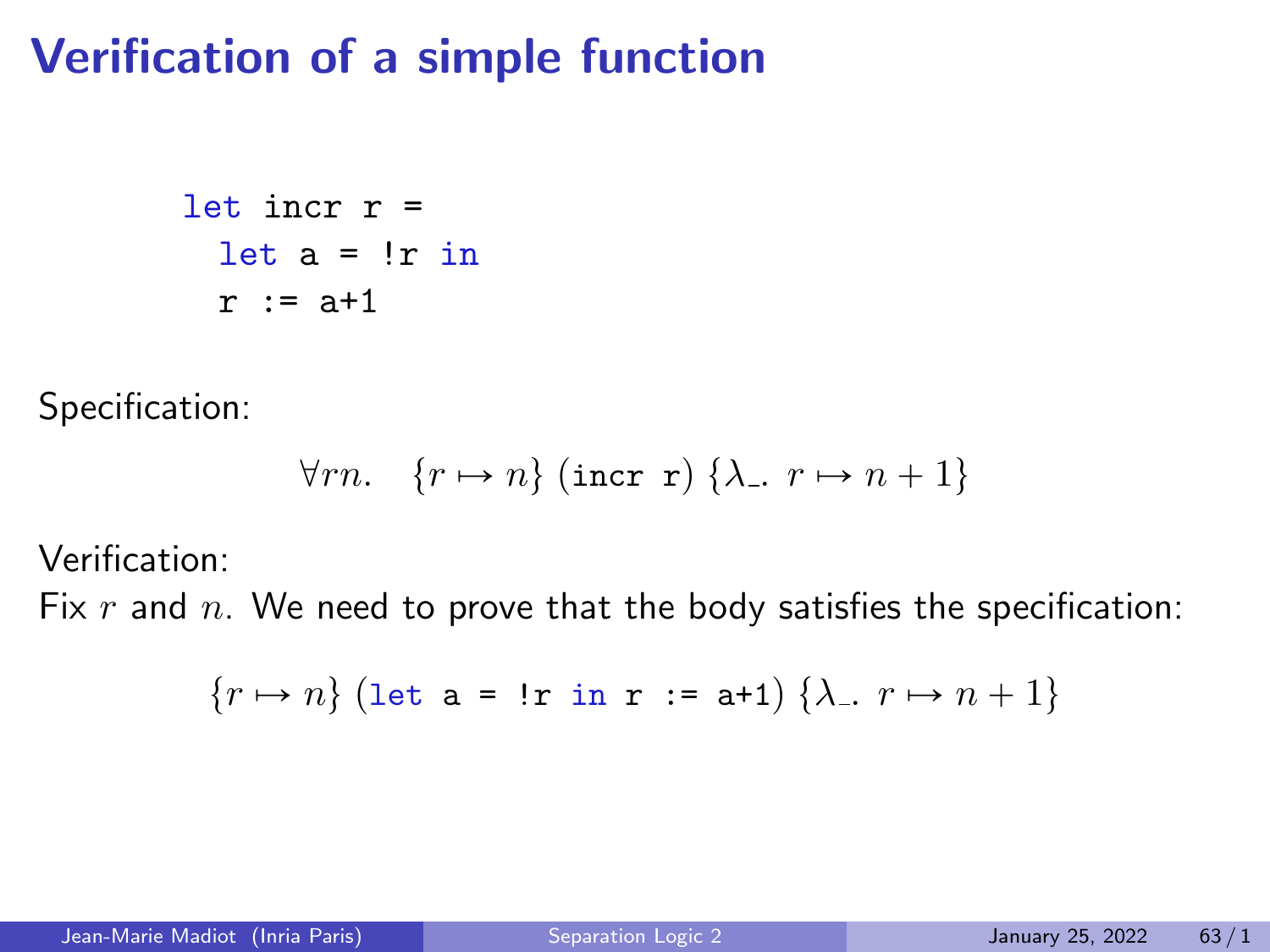# Verification of a simple function

```
let incr r =
  let a = !r in
  r := a+1
```

Specification:

$$\forall r n. \quad \{r \mapsto n\}\ (\texttt{incr r})\ \{\lambda\_.\ r \mapsto n+1\}$$

Verification:
Fix $r$ and $n$. We need to prove that the body satisfies the specification:

$$\{r \mapsto n\}\ (\texttt{let a = !r in r := a+1})\ \{\lambda\_.\ r \mapsto n+1\}$$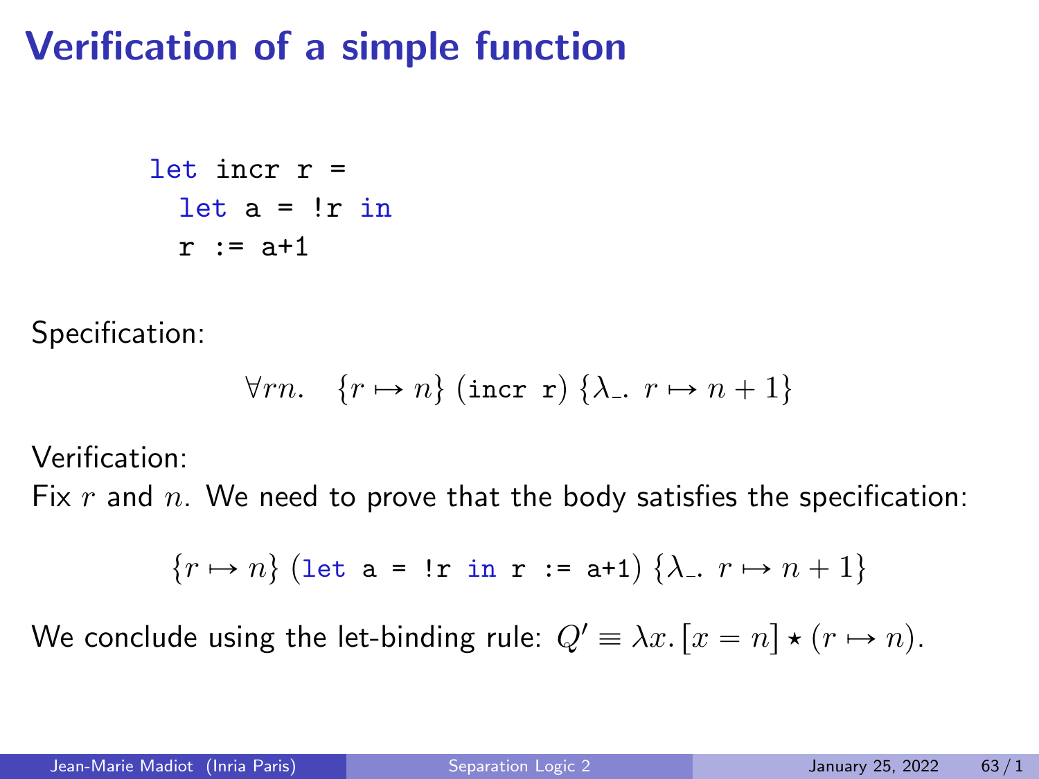# Verification of a simple function

```
let incr r =
  let a = !r in
  r := a+1
```

Specification:

$$\forall rn. \quad \{r \mapsto n\}\,(\texttt{incr r})\,\{\lambda\_.\ r \mapsto n+1\}$$

Verification:
Fix $r$ and $n$. We need to prove that the body satisfies the specification:

$$\{r \mapsto n\}\,(\texttt{let a = !r in r := a+1})\,\{\lambda\_.\ r \mapsto n+1\}$$

We conclude using the let-binding rule: $Q' \equiv \lambda x.\,[x = n] \star (r \mapsto n)$.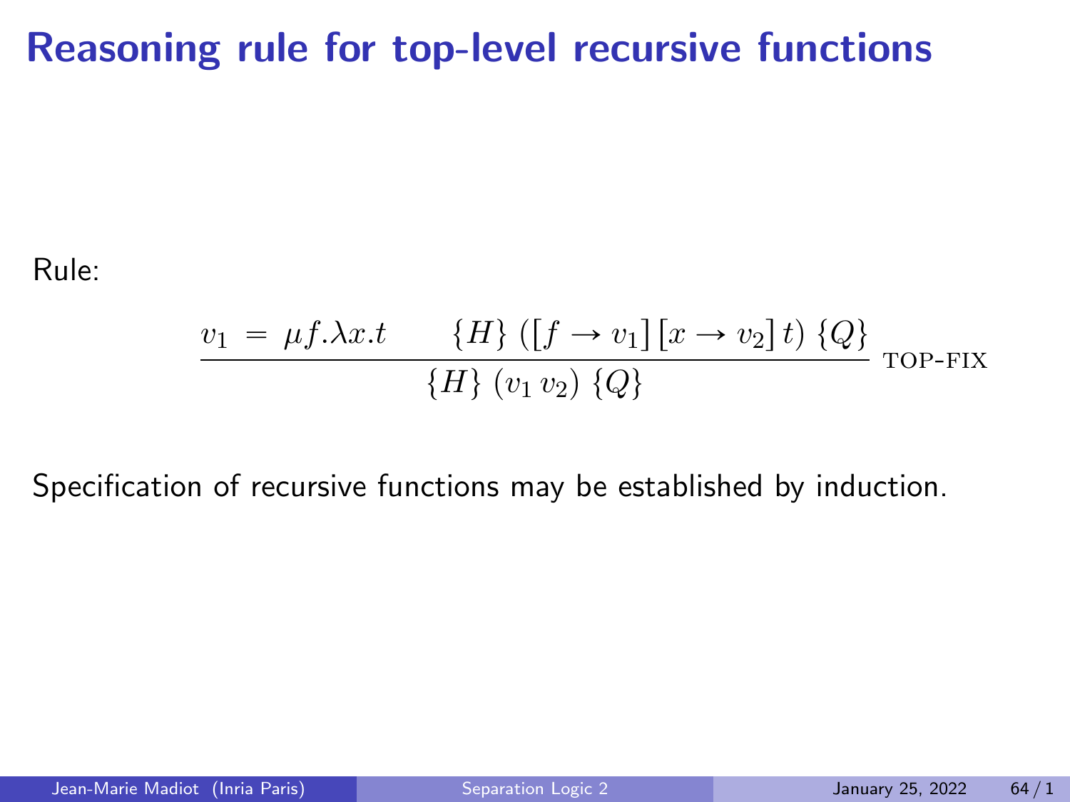# Reasoning rule for top-level recursive functions

Rule:

$$\frac{v_1 \;=\; \mu f.\lambda x.t \qquad \{H\}\;([f \to v_1]\,[x \to v_2]\,t)\;\{Q\}}{\{H\}\;(v_1\,v_2)\;\{Q\}}\;\text{TOP-FIX}$$

Specification of recursive functions may be established by induction.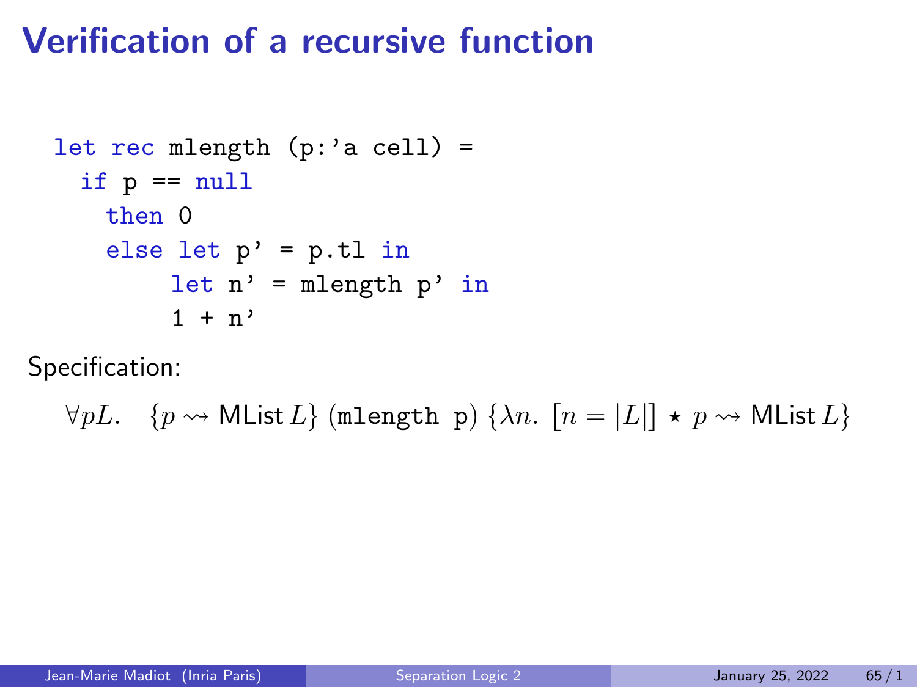# Verification of a recursive function

```
let rec mlength (p:'a cell) =
  if p == null
    then 0
    else let p' = p.tl in
         let n' = mlength p' in
         1 + n'
```

Specification:

$$\forall pL. \quad \{p \rightsquigarrow \mathsf{MList}\, L\}\ (\texttt{mlength p})\ \{\lambda n.\ [n = |L|] \star p \rightsquigarrow \mathsf{MList}\, L\}$$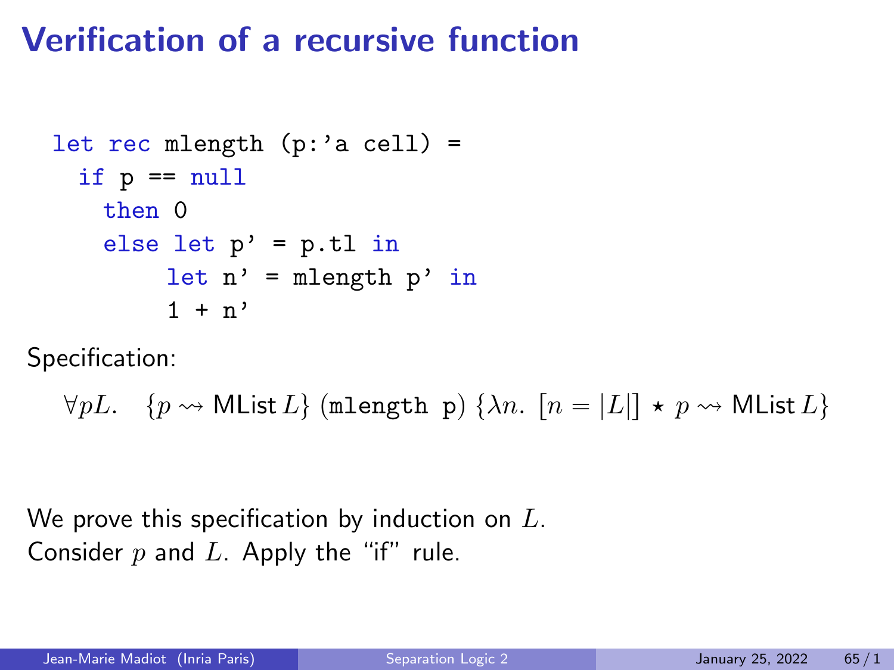# Verification of a recursive function

```
let rec mlength (p:'a cell) =
  if p == null
    then 0
    else let p' = p.tl in
         let n' = mlength p' in
         1 + n'
```

Specification:

$$\forall pL. \quad \{p \rightsquigarrow \mathsf{MList}\, L\}\ (\texttt{mlength p})\ \{\lambda n.\ [n = |L|] \star p \rightsquigarrow \mathsf{MList}\, L\}$$

We prove this specification by induction on $L$.
Consider $p$ and $L$. Apply the "if" rule.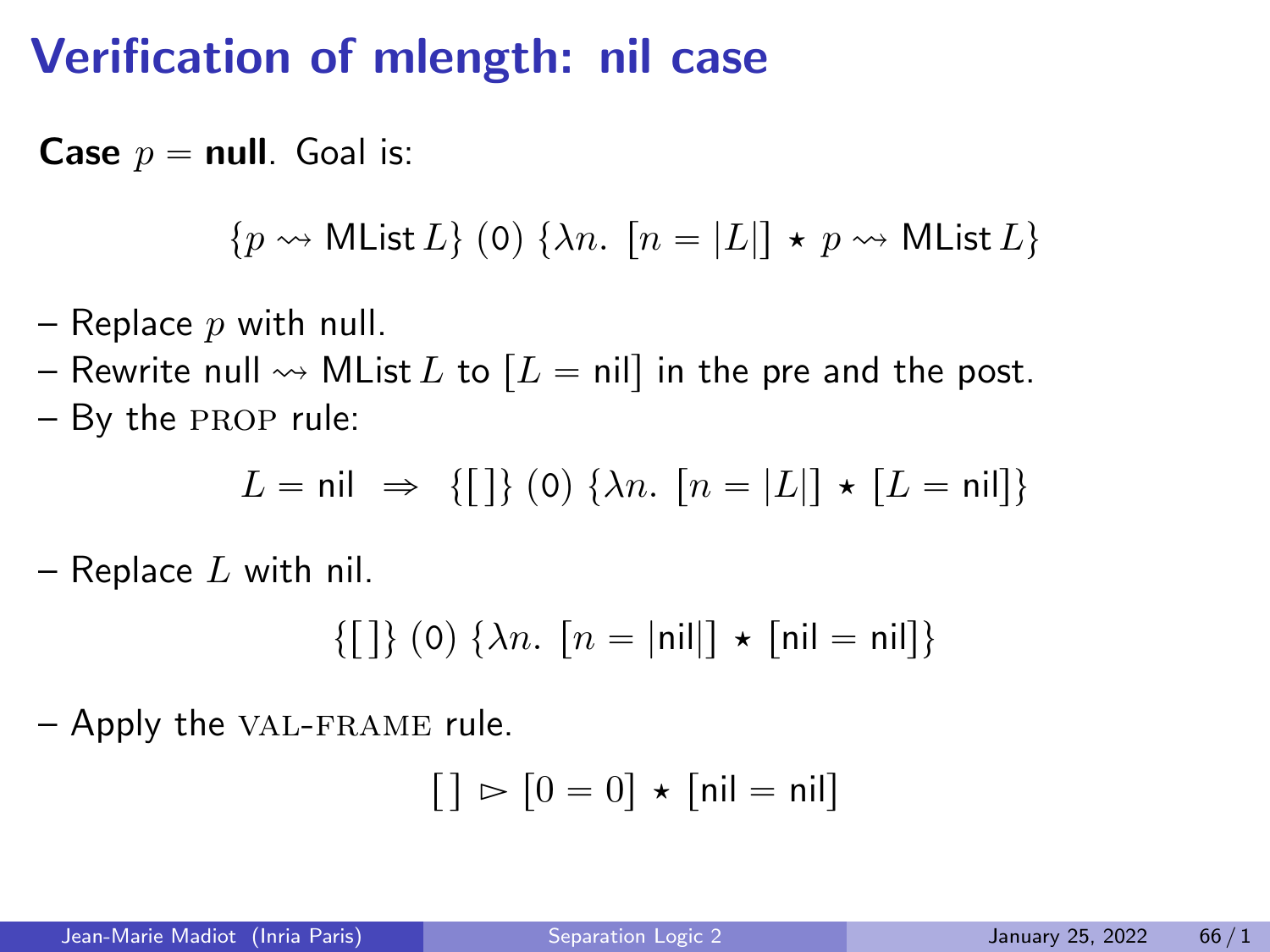# Verification of mlength: nil case

**Case** $p = \textbf{null}$. Goal is:

$$\{p \rightsquigarrow \mathsf{MList}\, L\}\ (\mathsf{0})\ \{\lambda n.\ [n = |L|] \star p \rightsquigarrow \mathsf{MList}\, L\}$$

– Replace $p$ with null.

– Rewrite null $\rightsquigarrow$ MList $L$ to $[L = \mathsf{nil}]$ in the pre and the post.

– By the PROP rule:

$$L = \mathsf{nil} \;\Rightarrow\; \{[\,]\}\ (\mathsf{0})\ \{\lambda n.\ [n = |L|] \star [L = \mathsf{nil}]\}$$

– Replace $L$ with nil.

$$\{[\,]\}\ (\mathsf{0})\ \{\lambda n.\ [n = |\mathsf{nil}|] \star [\mathsf{nil} = \mathsf{nil}]\}$$

– Apply the VAL-FRAME rule.

$$[\,] \rhd [0 = 0] \star [\mathsf{nil} = \mathsf{nil}]$$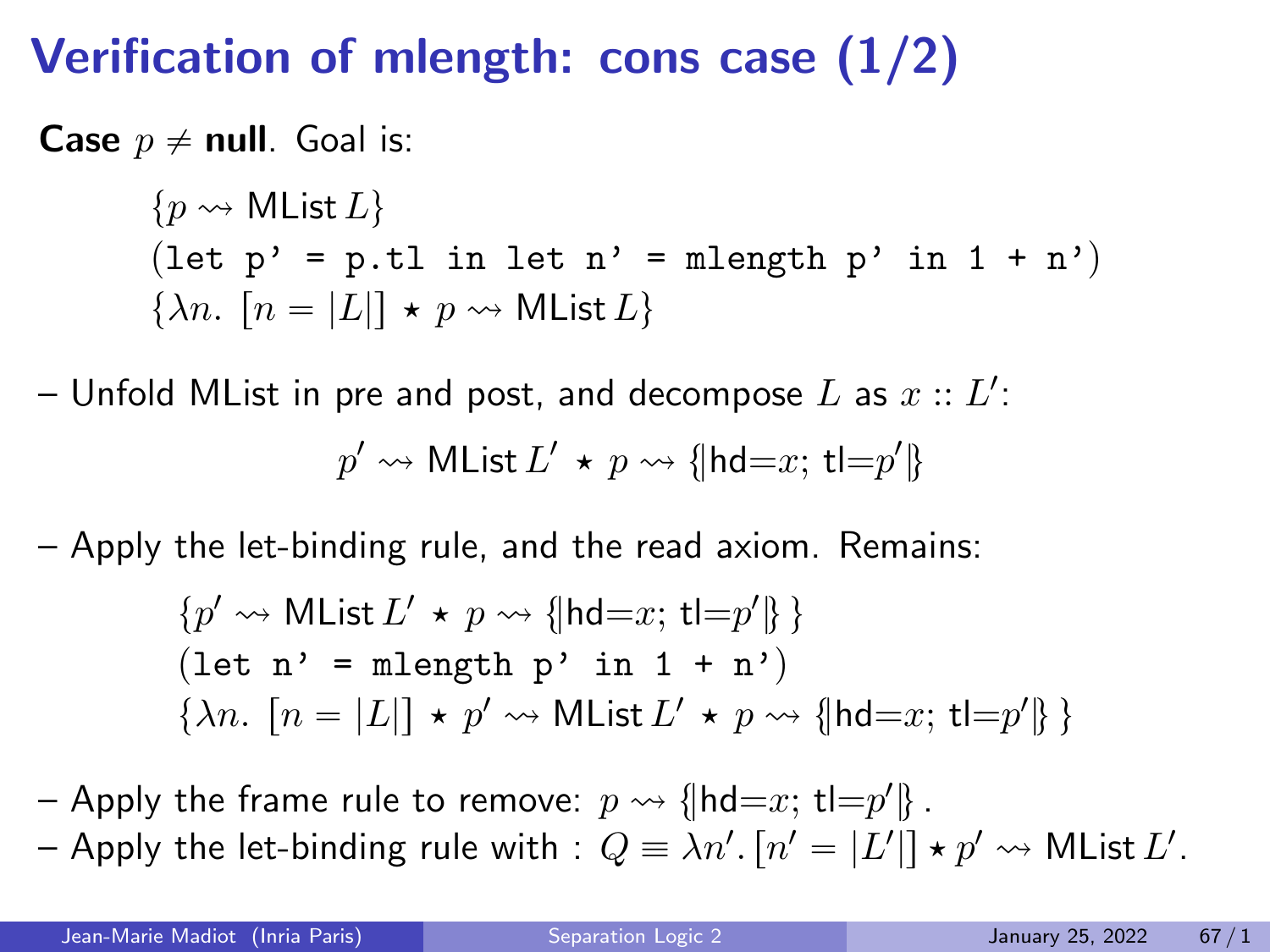# Verification of mlength: cons case (1/2)

**Case** $p \neq \textbf{null}$. Goal is:

$$\{p \rightsquigarrow \mathsf{MList}\, L\}$$
$$(\texttt{let p' = p.tl in let n' = mlength p' in 1 + n'})$$
$$\{\lambda n.\ [n = |L|] \star p \rightsquigarrow \mathsf{MList}\, L\}$$

– Unfold MList in pre and post, and decompose $L$ as $x :: L'$:

$$p' \rightsquigarrow \mathsf{MList}\, L' \star p \rightsquigarrow \{\!|\mathsf{hd}{=}x;\ \mathsf{tl}{=}p'|\!\}$$

– Apply the let-binding rule, and the read axiom. Remains:

$$\{p' \rightsquigarrow \mathsf{MList}\, L' \star p \rightsquigarrow \{\!|\mathsf{hd}{=}x;\ \mathsf{tl}{=}p'|\!\}\,\}$$
$$(\texttt{let n' = mlength p' in 1 + n'})$$
$$\{\lambda n.\ [n = |L|] \star p' \rightsquigarrow \mathsf{MList}\, L' \star p \rightsquigarrow \{\!|\mathsf{hd}{=}x;\ \mathsf{tl}{=}p'|\!\}\,\}$$

– Apply the frame rule to remove: $p \rightsquigarrow \{\!|\mathsf{hd}{=}x;\ \mathsf{tl}{=}p'|\!\}$.

– Apply the let-binding rule with : $Q \equiv \lambda n'.\, [n' = |L'|] \star p' \rightsquigarrow \mathsf{MList}\, L'$.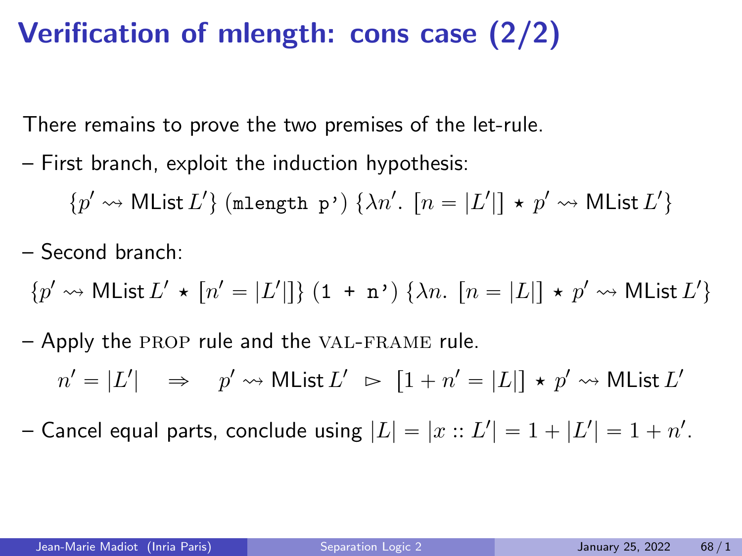# Verification of mlength: cons case (2/2)

There remains to prove the two premises of the let-rule.

– First branch, exploit the induction hypothesis:

$$\{p' \rightsquigarrow \mathsf{MList}\, L'\}\ (\texttt{mlength p'})\ \{\lambda n'.\ [n = |L'|] \star p' \rightsquigarrow \mathsf{MList}\, L'\}$$

– Second branch:

$$\{p' \rightsquigarrow \mathsf{MList}\, L' \star [n' = |L'|]\}\ (\texttt{1 + n'})\ \{\lambda n.\ [n = |L|] \star p' \rightsquigarrow \mathsf{MList}\, L'\}$$

– Apply the PROP rule and the VAL-FRAME rule.

$$n' = |L'| \quad \Rightarrow \quad p' \rightsquigarrow \mathsf{MList}\, L' \ \rhd\ [1 + n' = |L|] \star p' \rightsquigarrow \mathsf{MList}\, L'$$

– Cancel equal parts, conclude using $|L| = |x :: L'| = 1 + |L'| = 1 + n'$.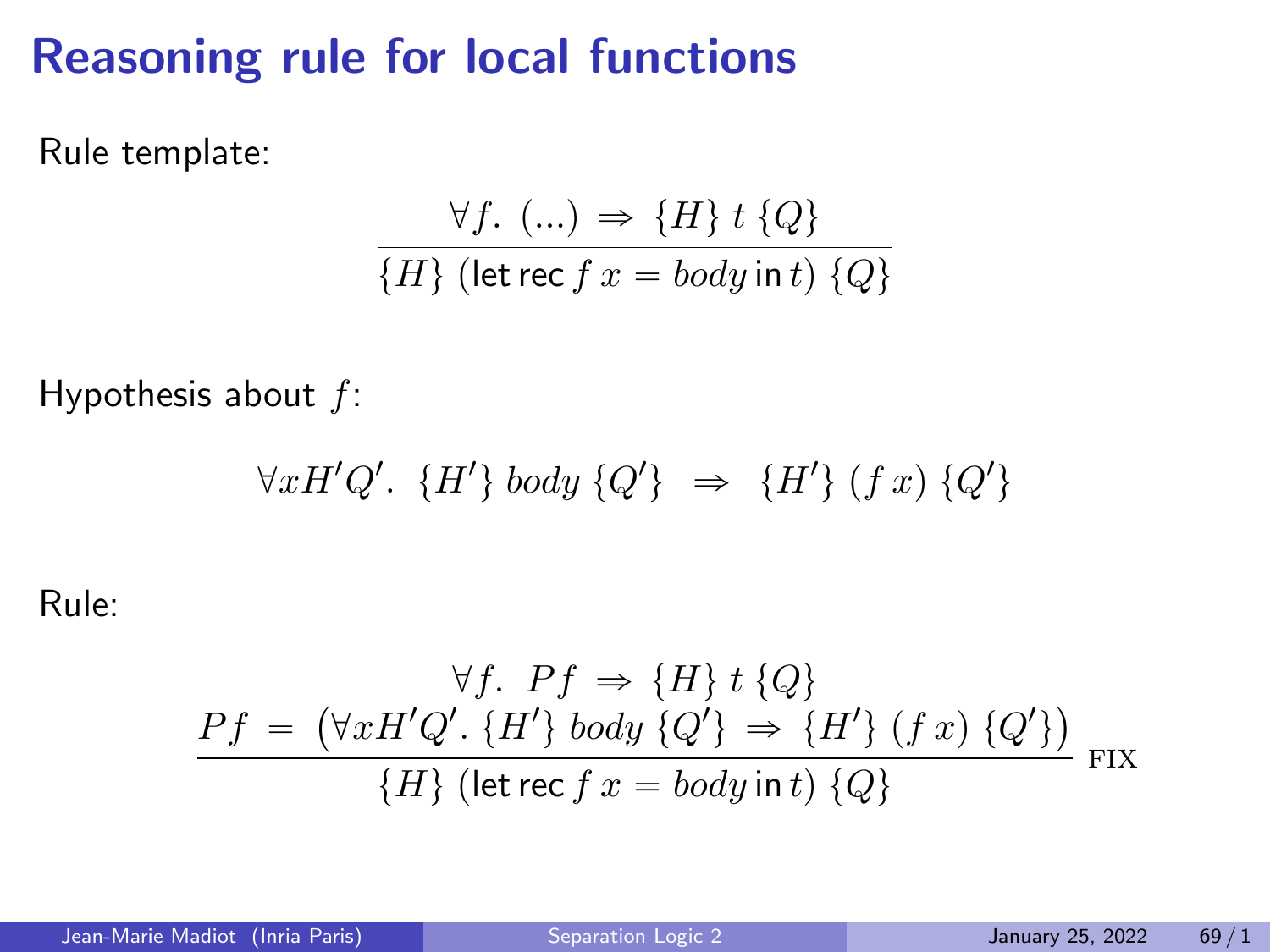# Reasoning rule for local functions

Rule template:

$$\frac{\forall f.\ (\ldots) \Rightarrow \{H\}\ t\ \{Q\}}{\{H\}\ (\mathsf{let\,rec}\, f\, x = \mathit{body}\, \mathsf{in}\, t)\ \{Q\}}$$

Hypothesis about $f$:

$$\forall x H' Q'.\ \{H'\}\ \mathit{body}\ \{Q'\} \ \Rightarrow\ \{H'\}\ (f\, x)\ \{Q'\}$$

Rule:

$$\frac{\begin{array}{c}\forall f.\ P f \Rightarrow \{H\}\ t\ \{Q\} \\ P f\ =\ \left(\forall x H' Q'.\ \{H'\}\ \mathit{body}\ \{Q'\} \Rightarrow \{H'\}\ (f\, x)\ \{Q'\}\right)\end{array}}{\{H\}\ (\mathsf{let\,rec}\, f\, x = \mathit{body}\, \mathsf{in}\, t)\ \{Q\}}\ \textsc{fix}$$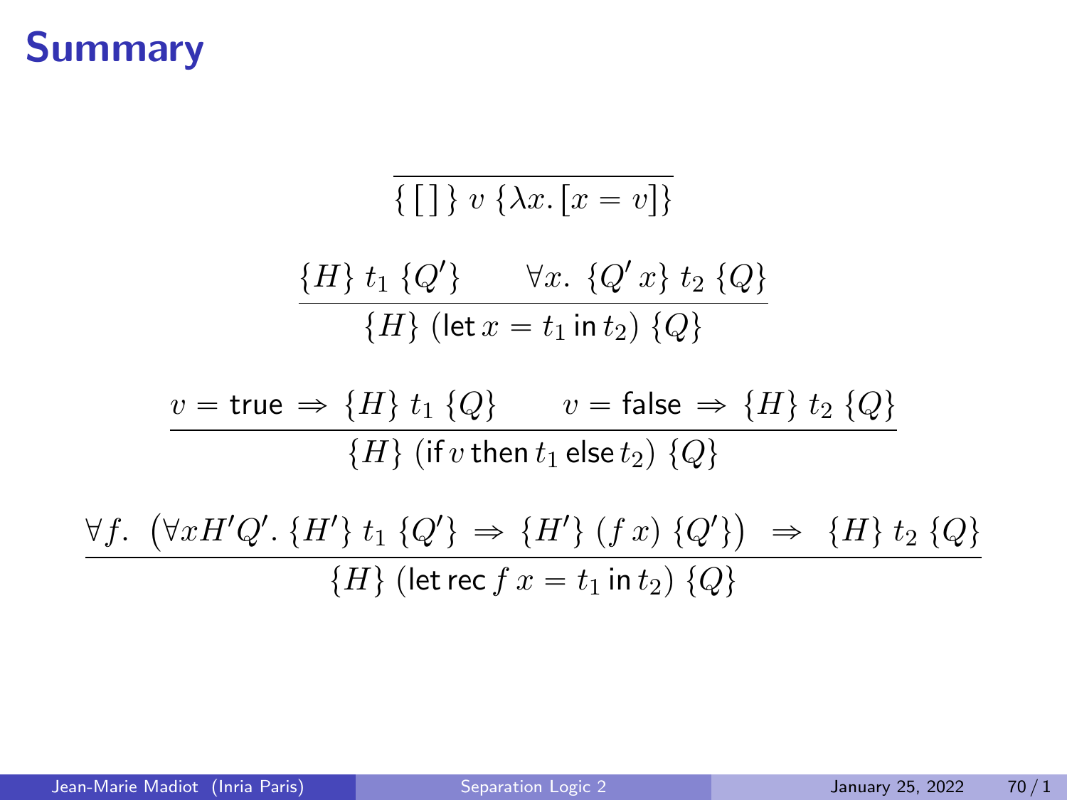# Summary

$$\frac{}{\{\,[\,]\,\}\ v\ \{\lambda x.\,[x = v]\}}$$

$$\frac{\{H\}\ t_1\ \{Q'\} \qquad \forall x.\ \{Q'\,x\}\ t_2\ \{Q\}}{\{H\}\ (\mathsf{let}\,x = t_1\,\mathsf{in}\,t_2)\ \{Q\}}$$

$$\frac{v = \mathsf{true} \Rightarrow \{H\}\ t_1\ \{Q\} \qquad v = \mathsf{false} \Rightarrow \{H\}\ t_2\ \{Q\}}{\{H\}\ (\mathsf{if}\,v\,\mathsf{then}\,t_1\,\mathsf{else}\,t_2)\ \{Q\}}$$

$$\frac{\forall f.\ \left(\forall x H' Q'.\ \{H'\}\ t_1\ \{Q'\} \Rightarrow \{H'\}\ (f\,x)\ \{Q'\}\right)\ \Rightarrow\ \{H\}\ t_2\ \{Q\}}{\{H\}\ (\mathsf{let\,rec}\,f\,x = t_1\,\mathsf{in}\,t_2)\ \{Q\}}$$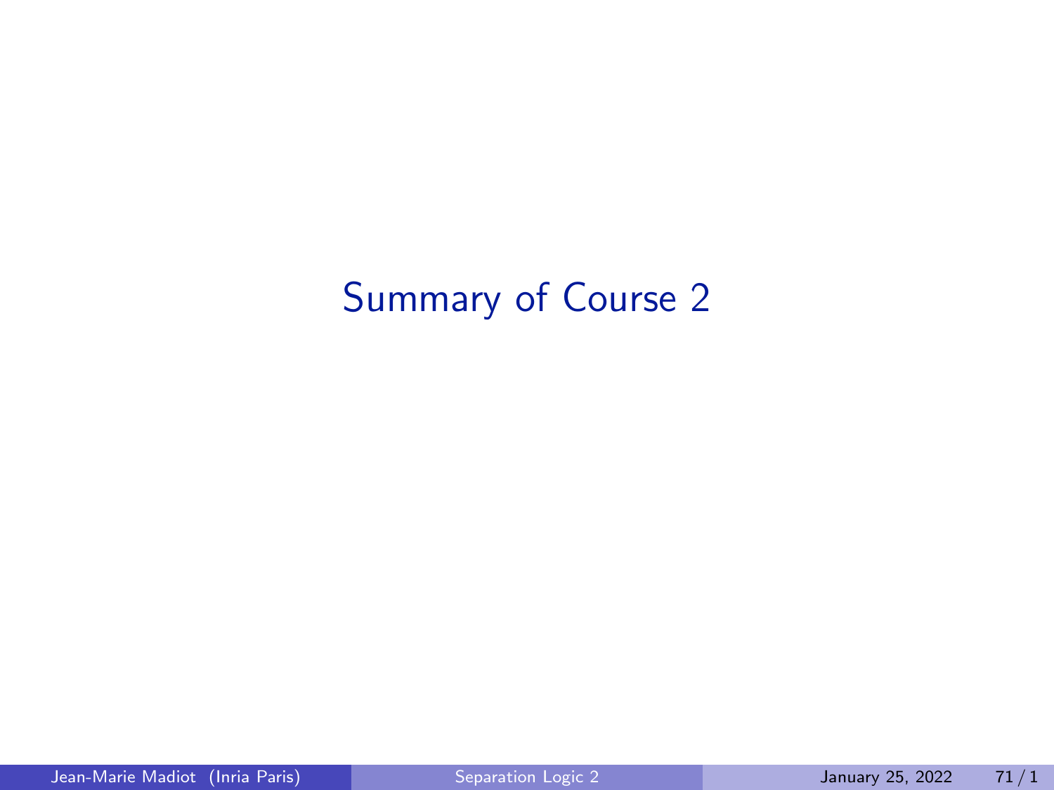# Summary of Course 2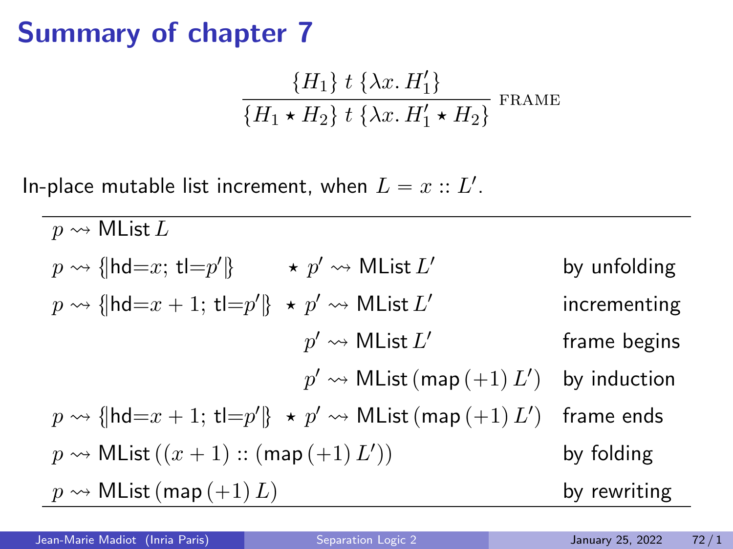# Summary of chapter 7

$$\frac{\{H_1\}\ t\ \{\lambda x.\ H_1'\}}{\{H_1 \star H_2\}\ t\ \{\lambda x.\ H_1' \star H_2\}}\ \text{FRAME}$$

In-place mutable list increment, when $L = x :: L'$.

| | | |
|---|---|---|
| $p \rightsquigarrow \mathsf{MList}\, L$ | | |
| $p \rightsquigarrow \{\!|\mathsf{hd}{=}x;\ \mathsf{tl}{=}p'|\!\}$ | $\star\ p' \rightsquigarrow \mathsf{MList}\, L'$ | by unfolding |
| $p \rightsquigarrow \{\!|\mathsf{hd}{=}x+1;\ \mathsf{tl}{=}p'|\!\}$ | $\star\ p' \rightsquigarrow \mathsf{MList}\, L'$ | incrementing |
| | $p' \rightsquigarrow \mathsf{MList}\, L'$ | frame begins |
| | $p' \rightsquigarrow \mathsf{MList}\,(\mathsf{map}\,(+1)\, L')$ | by induction |
| $p \rightsquigarrow \{\!|\mathsf{hd}{=}x+1;\ \mathsf{tl}{=}p'|\!\}$ | $\star\ p' \rightsquigarrow \mathsf{MList}\,(\mathsf{map}\,(+1)\, L')$ | frame ends |
| $p \rightsquigarrow \mathsf{MList}\,((x+1) :: (\mathsf{map}\,(+1)\, L'))$ | | by folding |
| $p \rightsquigarrow \mathsf{MList}\,(\mathsf{map}\,(+1)\, L)$ | | by rewriting |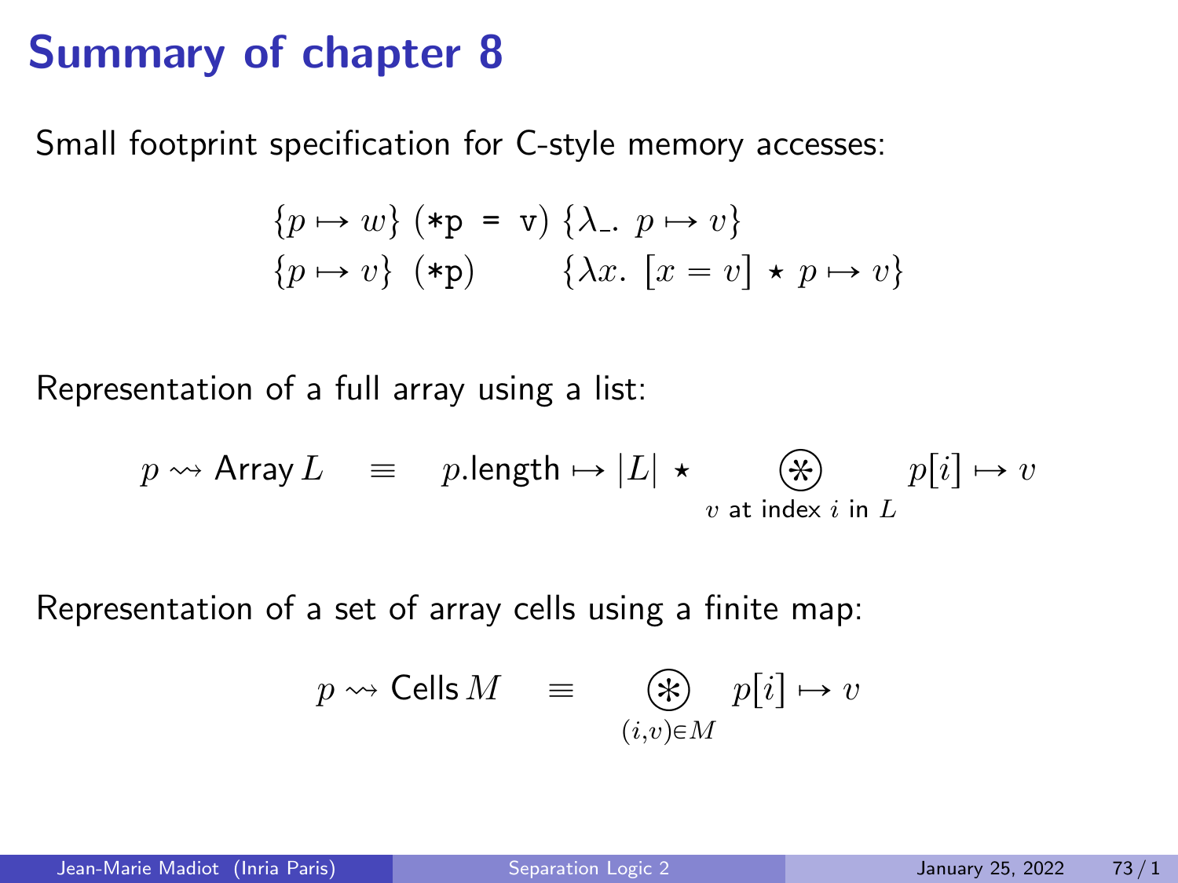# Summary of chapter 8

Small footprint specification for C-style memory accesses:

$$\{p \mapsto w\}\ (\texttt{*p = v})\ \{\lambda\_.\ p \mapsto v\}$$
$$\{p \mapsto v\}\ \ (\texttt{*p})\qquad\ \ \{\lambda x.\ [x = v] \star p \mapsto v\}$$

Representation of a full array using a list:

$$p \rightsquigarrow \mathsf{Array}\, L \quad \equiv \quad p.\mathsf{length} \mapsto |L| \star \bigcircledast_{v \text{ at index } i \text{ in } L} p[i] \mapsto v$$

Representation of a set of array cells using a finite map:

$$p \rightsquigarrow \mathsf{Cells}\, M \quad \equiv \quad \bigcircledast_{(i,v) \in M} p[i] \mapsto v$$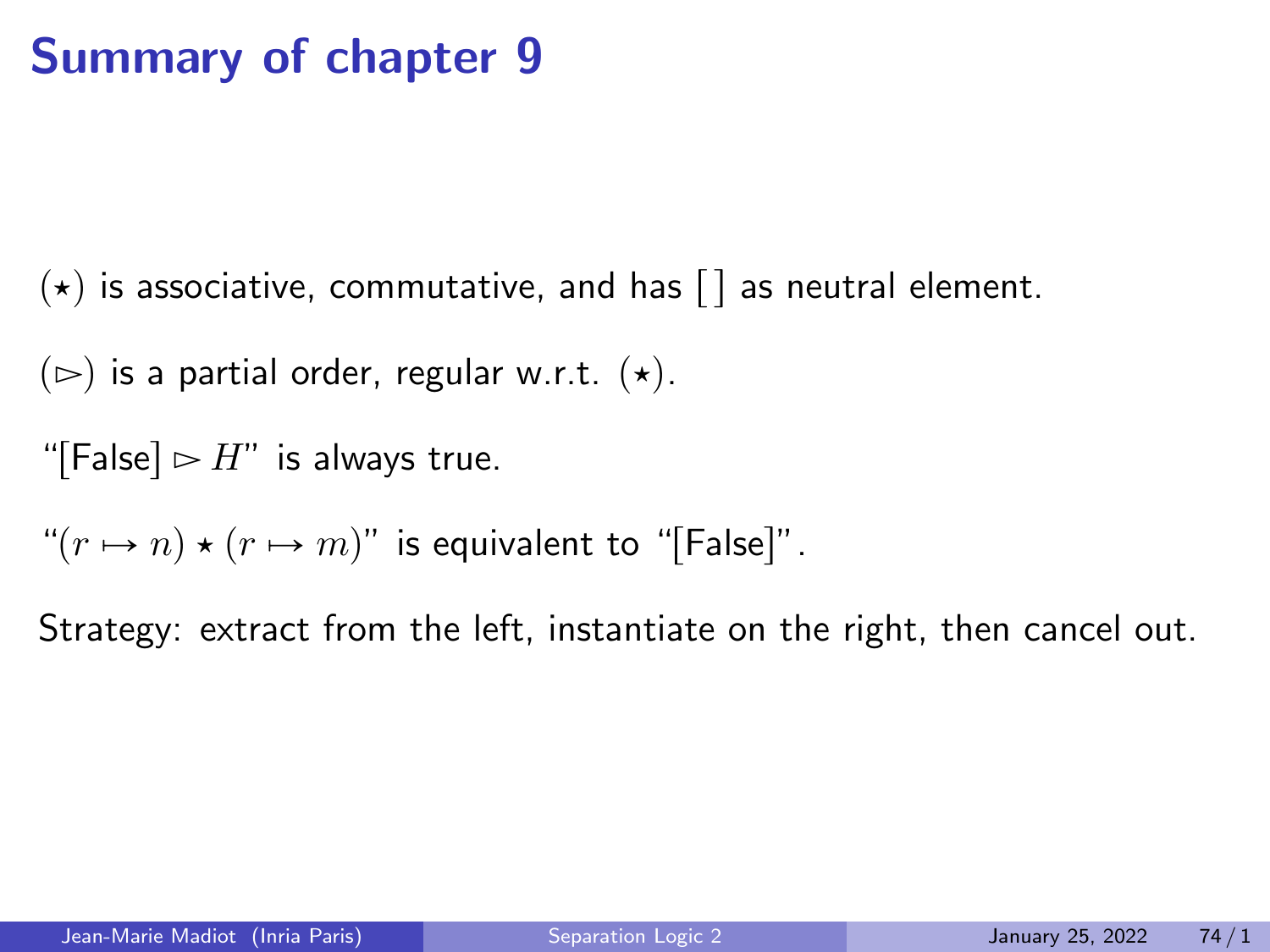# Summary of chapter 9

$(\star)$ is associative, commutative, and has $[\,]$ as neutral element.

$(\rhd)$ is a partial order, regular w.r.t. $(\star)$.

"$[\mathsf{False}] \rhd H$" is always true.

"$(r \mapsto n) \star (r \mapsto m)$" is equivalent to "$[\mathsf{False}]$".

Strategy: extract from the left, instantiate on the right, then cancel out.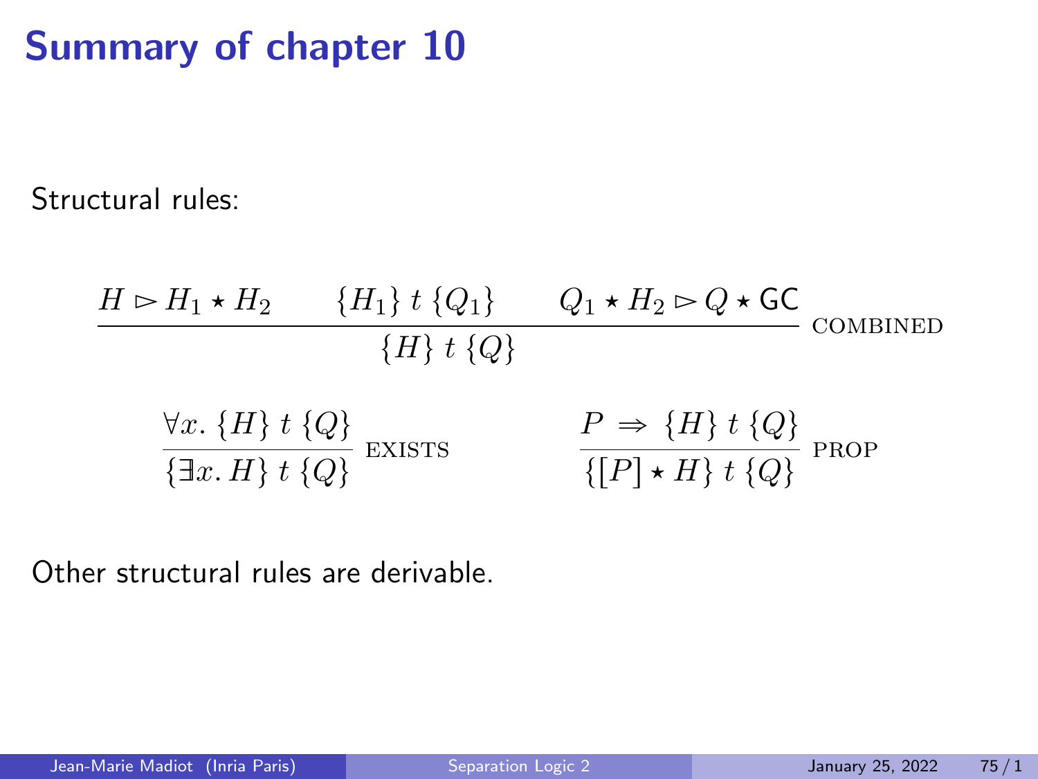# Summary of chapter 10

Structural rules:

$$\frac{H \rhd H_1 \star H_2 \qquad \{H_1\}\ t\ \{Q_1\} \qquad Q_1 \star H_2 \rhd Q \star \mathsf{GC}}{\{H\}\ t\ \{Q\}}\ \text{COMBINED}$$

$$\frac{\forall x.\ \{H\}\ t\ \{Q\}}{\{\exists x.\ H\}\ t\ \{Q\}}\ \text{EXISTS} \qquad\qquad \frac{P \Rightarrow \{H\}\ t\ \{Q\}}{\{[P] \star H\}\ t\ \{Q\}}\ \text{PROP}$$

Other structural rules are derivable.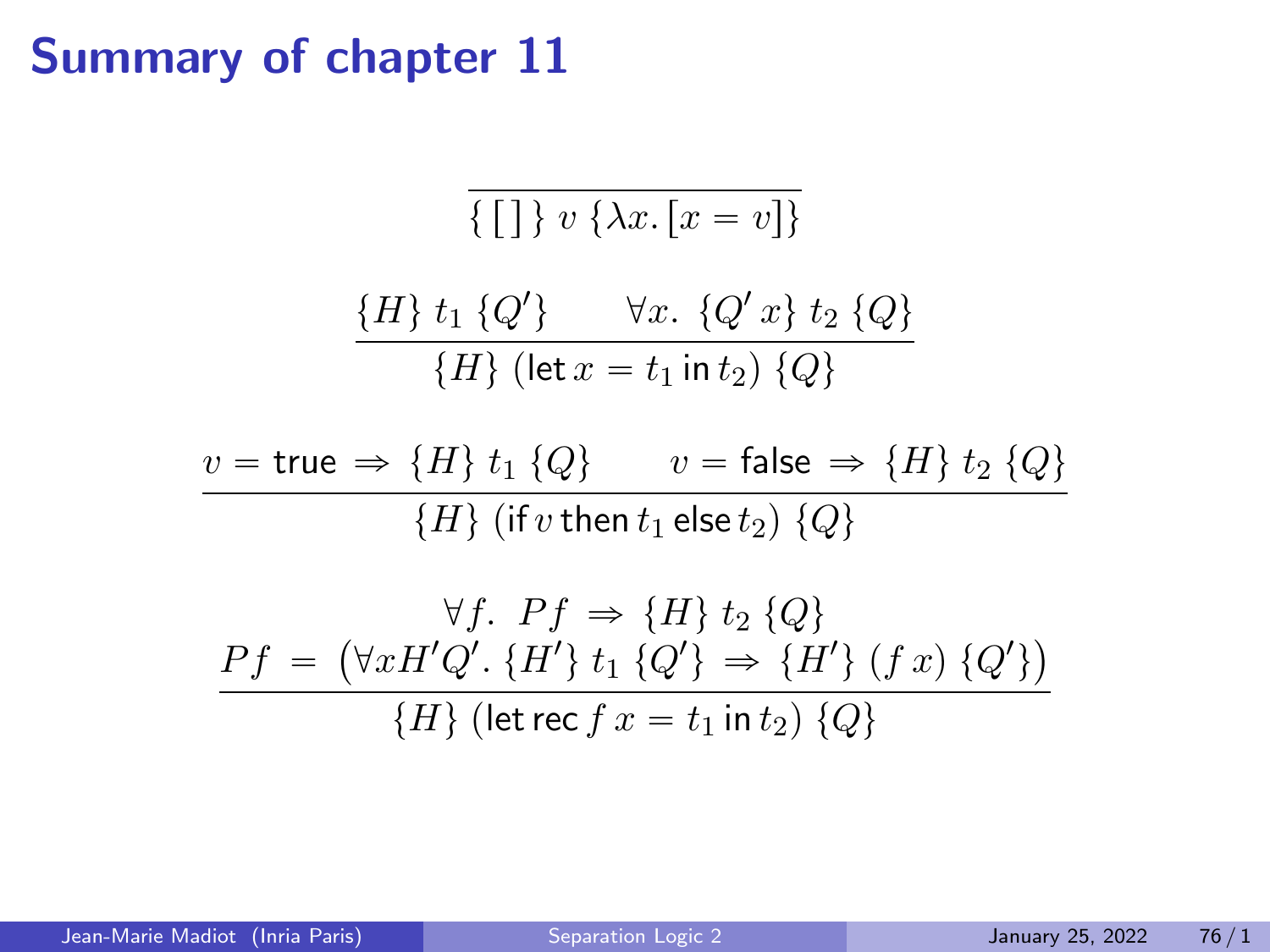# Summary of chapter 11

$$\frac{}{\{\,[\,]\,\}\ v\ \{\lambda x.\,[x = v]\}}$$

$$\frac{\{H\}\ t_1\ \{Q'\} \qquad \forall x.\ \{Q'\,x\}\ t_2\ \{Q\}}{\{H\}\ (\mathsf{let}\,x = t_1\,\mathsf{in}\,t_2)\ \{Q\}}$$

$$\frac{v = \mathsf{true} \Rightarrow \{H\}\ t_1\ \{Q\} \qquad v = \mathsf{false} \Rightarrow \{H\}\ t_2\ \{Q\}}{\{H\}\ (\mathsf{if}\,v\,\mathsf{then}\,t_1\,\mathsf{else}\,t_2)\ \{Q\}}$$

$$\frac{\begin{array}{c}\forall f.\ P f \Rightarrow \{H\}\ t_2\ \{Q\} \\ P f\ =\ \big(\forall x H' Q'.\ \{H'\}\ t_1\ \{Q'\} \Rightarrow \{H'\}\ (f\,x)\ \{Q'\}\big)\end{array}}{\{H\}\ (\mathsf{let\,rec}\,f\,x = t_1\,\mathsf{in}\,t_2)\ \{Q\}}$$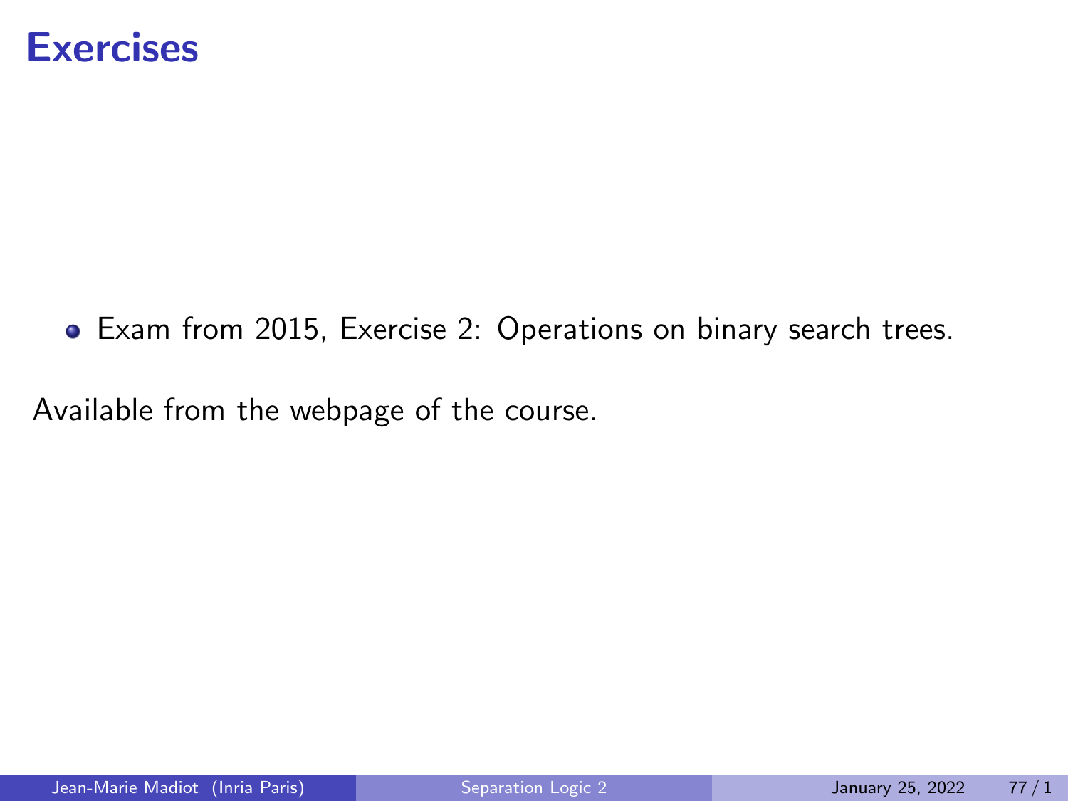# Exercises

- Exam from 2015, Exercise 2: Operations on binary search trees.

Available from the webpage of the course.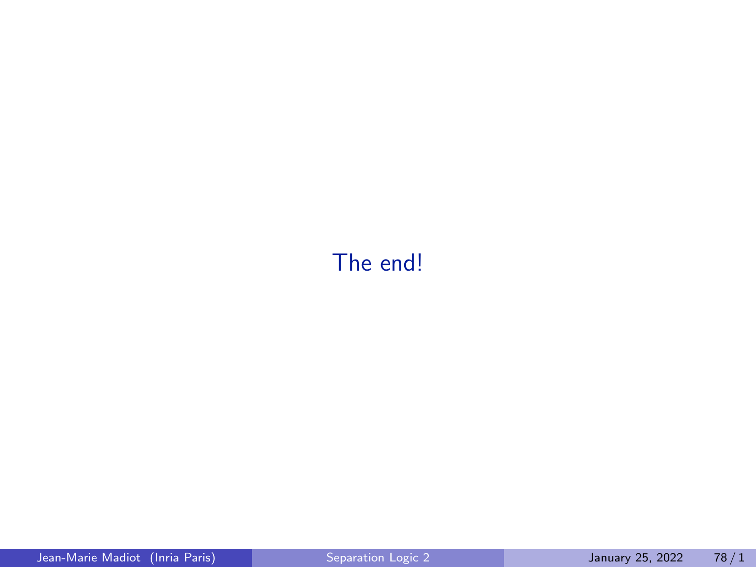The end!